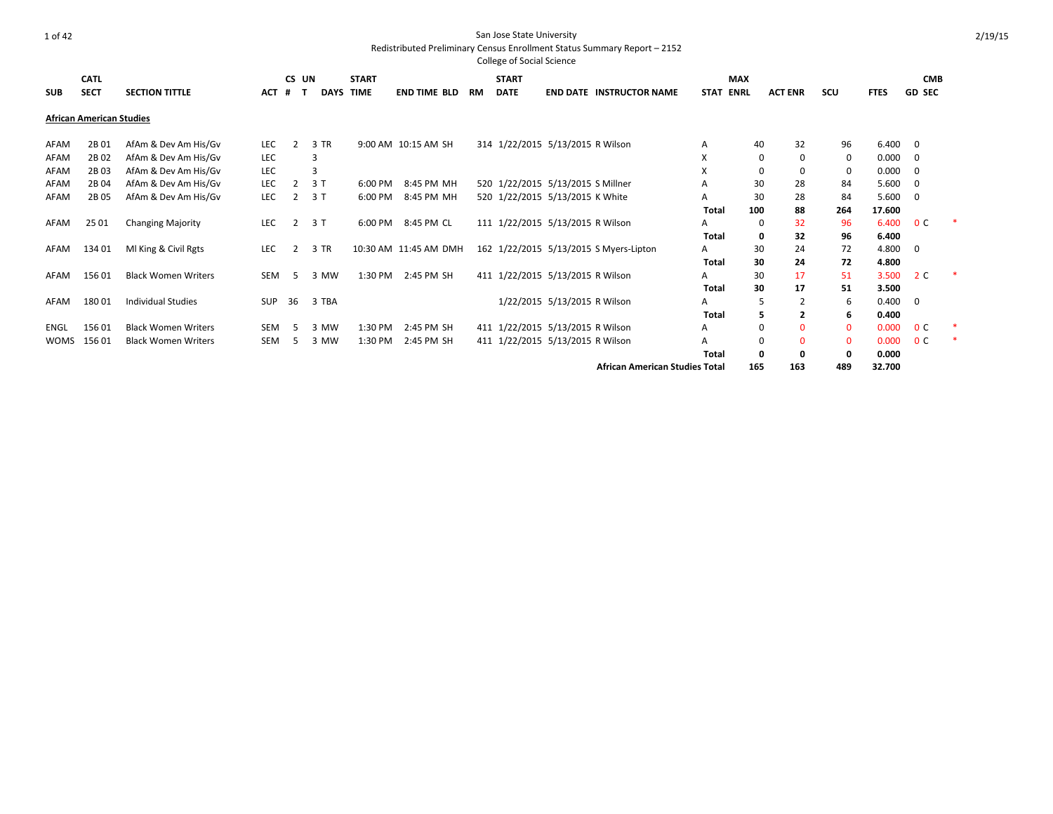San Jose State University
Redistributed Preliminary Census Enrollment Status Summary Report – 2152
College of Social Science

2/19/15

## African American Studies

| SUB | CATL SECT | SECTION TITTLE | ACT | CS # | UN T | DAYS | START TIME | END TIME | BLD | RM | START DATE | END DATE | INSTRUCTOR NAME | STAT | MAX ENRL | ACT ENR | SCU | FTES | GD | CMB SEC | |
|---|---|---|---|---|---|---|---|---|---|---|---|---|---|---|---|---|---|---|---|---|---|
| AFAM | 2B 01 | AfAm & Dev Am His/Gv | LEC | 2 | 3 | TR | 9:00 AM | 10:15 AM | SH | 314 | 1/22/2015 | 5/13/2015 | R Wilson | A | 40 | 32 | 96 | 6.400 | 0 | | |
| AFAM | 2B 02 | AfAm & Dev Am His/Gv | LEC | | 3 | | | | | | | | | X | 0 | 0 | 0 | 0.000 | 0 | | |
| AFAM | 2B 03 | AfAm & Dev Am His/Gv | LEC | | 3 | | | | | | | | | X | 0 | 0 | 0 | 0.000 | 0 | | |
| AFAM | 2B 04 | AfAm & Dev Am His/Gv | LEC | 2 | 3 | T | 6:00 PM | 8:45 PM | MH | 520 | 1/22/2015 | 5/13/2015 | S Millner | A | 30 | 28 | 84 | 5.600 | 0 | | |
| AFAM | 2B 05 | AfAm & Dev Am His/Gv | LEC | 2 | 3 | T | 6:00 PM | 8:45 PM | MH | 520 | 1/22/2015 | 5/13/2015 | K White | A | 30 | 28 | 84 | 5.600 | 0 | | |
| | | | | | | | | | | | | | | **Total** | **100** | **88** | **264** | **17.600** | | | |
| AFAM | 25 01 | Changing Majority | LEC | 2 | 3 | T | 6:00 PM | 8:45 PM | CL | 111 | 1/22/2015 | 5/13/2015 | R Wilson | A | 0 | 32 | 96 | 6.400 | 0 | C | * |
| | | | | | | | | | | | | | | **Total** | **0** | **32** | **96** | **6.400** | | | |
| AFAM | 134 01 | Ml King & Civil Rgts | LEC | 2 | 3 | TR | 10:30 AM | 11:45 AM | DMH | 162 | 1/22/2015 | 5/13/2015 | S Myers-Lipton | A | 30 | 24 | 72 | 4.800 | 0 | | |
| | | | | | | | | | | | | | | **Total** | **30** | **24** | **72** | **4.800** | | | |
| AFAM | 156 01 | Black Women Writers | SEM | 5 | 3 | MW | 1:30 PM | 2:45 PM | SH | 411 | 1/22/2015 | 5/13/2015 | R Wilson | A | 30 | 17 | 51 | 3.500 | 2 | C | * |
| | | | | | | | | | | | | | | **Total** | **30** | **17** | **51** | **3.500** | | | |
| AFAM | 180 01 | Individual Studies | SUP | 36 | 3 | TBA | | | | | 1/22/2015 | 5/13/2015 | R Wilson | A | 5 | 2 | 6 | 0.400 | 0 | | |
| | | | | | | | | | | | | | | **Total** | **5** | **2** | **6** | **0.400** | | | |
| ENGL | 156 01 | Black Women Writers | SEM | 5 | 3 | MW | 1:30 PM | 2:45 PM | SH | 411 | 1/22/2015 | 5/13/2015 | R Wilson | A | 0 | 0 | 0 | 0.000 | 0 | C | * |
| WOMS | 156 01 | Black Women Writers | SEM | 5 | 3 | MW | 1:30 PM | 2:45 PM | SH | 411 | 1/22/2015 | 5/13/2015 | R Wilson | A | 0 | 0 | 0 | 0.000 | 0 | C | * |
| | | | | | | | | | | | | | | **Total** | **0** | **0** | **0** | **0.000** | | | |
| | | | | | | | | | | | | | **African American Studies Total** | | **165** | **163** | **489** | **32.700** | | | |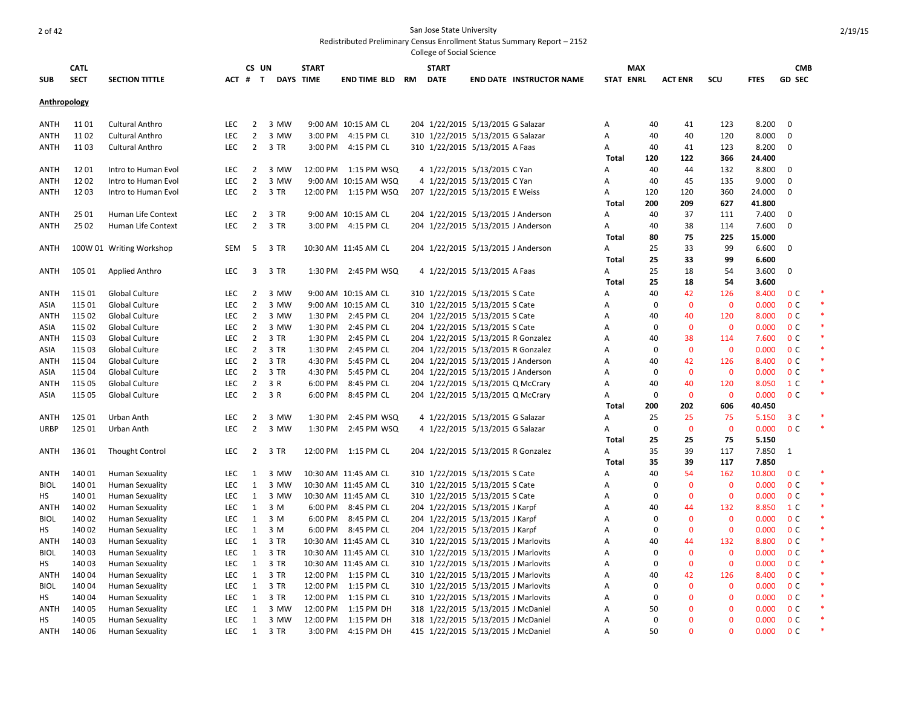San Jose State University

Redistributed Preliminary Census Enrollment Status Summary Report – 2152

College of Social Science

| SUB | CATL SECT | SECTION TITTLE | ACT | CS # | UN T | DAYS | START TIME | END TIME | BLD | RM | START DATE | END DATE | INSTRUCTOR NAME | STAT | MAX ENRL | ACT ENR | SCU | FTES | GD | CMB SEC | |
|---|---|---|---|---|---|---|---|---|---|---|---|---|---|---|---|---|---|---|---|---|---|
| **Anthropology** | | | | | | | | | | | | | | | | | | | | | |
| ANTH | 11 01 | Cultural Anthro | LEC | 2 | 3 | MW | 9:00 AM | 10:15 AM | CL | 204 | 1/22/2015 | 5/13/2015 | G Salazar | A | 40 | 41 | 123 | 8.200 | 0 | | |
| ANTH | 11 02 | Cultural Anthro | LEC | 2 | 3 | MW | 3:00 PM | 4:15 PM | CL | 310 | 1/22/2015 | 5/13/2015 | G Salazar | A | 40 | 40 | 120 | 8.000 | 0 | | |
| ANTH | 11 03 | Cultural Anthro | LEC | 2 | 3 | TR | 3:00 PM | 4:15 PM | CL | 310 | 1/22/2015 | 5/13/2015 | A Faas | A | 40 | 41 | 123 | 8.200 | 0 | | |
| | | | | | | | | | | | | | | **Total** | **120** | **122** | **366** | **24.400** | | | |
| ANTH | 12 01 | Intro to Human Evol | LEC | 2 | 3 | MW | 12:00 PM | 1:15 PM | WSQ | 4 | 1/22/2015 | 5/13/2015 | C Yan | A | 40 | 44 | 132 | 8.800 | 0 | | |
| ANTH | 12 02 | Intro to Human Evol | LEC | 2 | 3 | MW | 9:00 AM | 10:15 AM | WSQ | 4 | 1/22/2015 | 5/13/2015 | C Yan | A | 40 | 45 | 135 | 9.000 | 0 | | |
| ANTH | 12 03 | Intro to Human Evol | LEC | 2 | 3 | TR | 12:00 PM | 1:15 PM | WSQ | 207 | 1/22/2015 | 5/13/2015 | E Weiss | A | 120 | 120 | 360 | 24.000 | 0 | | |
| | | | | | | | | | | | | | | **Total** | **200** | **209** | **627** | **41.800** | | | |
| ANTH | 25 01 | Human Life Context | LEC | 2 | 3 | TR | 9:00 AM | 10:15 AM | CL | 204 | 1/22/2015 | 5/13/2015 | J Anderson | A | 40 | 37 | 111 | 7.400 | 0 | | |
| ANTH | 25 02 | Human Life Context | LEC | 2 | 3 | TR | 3:00 PM | 4:15 PM | CL | 204 | 1/22/2015 | 5/13/2015 | J Anderson | A | 40 | 38 | 114 | 7.600 | 0 | | |
| | | | | | | | | | | | | | | **Total** | **80** | **75** | **225** | **15.000** | | | |
| ANTH | 100W 01 | Writing Workshop | SEM | 5 | 3 | TR | 10:30 AM | 11:45 AM | CL | 204 | 1/22/2015 | 5/13/2015 | J Anderson | A | 25 | 33 | 99 | 6.600 | 0 | | |
| | | | | | | | | | | | | | | **Total** | **25** | **33** | **99** | **6.600** | | | |
| ANTH | 105 01 | Applied Anthro | LEC | 3 | 3 | TR | 1:30 PM | 2:45 PM | WSQ | 4 | 1/22/2015 | 5/13/2015 | A Faas | A | 25 | 18 | 54 | 3.600 | 0 | | |
| | | | | | | | | | | | | | | **Total** | **25** | **18** | **54** | **3.600** | | | |
| ANTH | 115 01 | Global Culture | LEC | 2 | 3 | MW | 9:00 AM | 10:15 AM | CL | 310 | 1/22/2015 | 5/13/2015 | S Cate | A | 40 | 42 | 126 | 8.400 | 0 | C | * |
| ASIA | 115 01 | Global Culture | LEC | 2 | 3 | MW | 9:00 AM | 10:15 AM | CL | 310 | 1/22/2015 | 5/13/2015 | S Cate | A | 0 | 0 | 0 | 0.000 | 0 | C | * |
| ANTH | 115 02 | Global Culture | LEC | 2 | 3 | MW | 1:30 PM | 2:45 PM | CL | 204 | 1/22/2015 | 5/13/2015 | S Cate | A | 40 | 40 | 120 | 8.000 | 0 | C | * |
| ASIA | 115 02 | Global Culture | LEC | 2 | 3 | MW | 1:30 PM | 2:45 PM | CL | 204 | 1/22/2015 | 5/13/2015 | S Cate | A | 0 | 0 | 0 | 0.000 | 0 | C | * |
| ANTH | 115 03 | Global Culture | LEC | 2 | 3 | TR | 1:30 PM | 2:45 PM | CL | 204 | 1/22/2015 | 5/13/2015 | R Gonzalez | A | 40 | 38 | 114 | 7.600 | 0 | C | * |
| ASIA | 115 03 | Global Culture | LEC | 2 | 3 | TR | 1:30 PM | 2:45 PM | CL | 204 | 1/22/2015 | 5/13/2015 | R Gonzalez | A | 0 | 0 | 0 | 0.000 | 0 | C | * |
| ANTH | 115 04 | Global Culture | LEC | 2 | 3 | TR | 4:30 PM | 5:45 PM | CL | 204 | 1/22/2015 | 5/13/2015 | J Anderson | A | 40 | 42 | 126 | 8.400 | 0 | C | * |
| ASIA | 115 04 | Global Culture | LEC | 2 | 3 | TR | 4:30 PM | 5:45 PM | CL | 204 | 1/22/2015 | 5/13/2015 | J Anderson | A | 0 | 0 | 0 | 0.000 | 0 | C | * |
| ANTH | 115 05 | Global Culture | LEC | 2 | 3 | R | 6:00 PM | 8:45 PM | CL | 204 | 1/22/2015 | 5/13/2015 | Q McCrary | A | 40 | 40 | 120 | 8.050 | 1 | C | * |
| ASIA | 115 05 | Global Culture | LEC | 2 | 3 | R | 6:00 PM | 8:45 PM | CL | 204 | 1/22/2015 | 5/13/2015 | Q McCrary | A | 0 | 0 | 0 | 0.000 | 0 | C | * |
| | | | | | | | | | | | | | | **Total** | **200** | **202** | **606** | **40.450** | | | |
| ANTH | 125 01 | Urban Anth | LEC | 2 | 3 | MW | 1:30 PM | 2:45 PM | WSQ | 4 | 1/22/2015 | 5/13/2015 | G Salazar | A | 25 | 25 | 75 | 5.150 | 3 | C | * |
| URBP | 125 01 | Urban Anth | LEC | 2 | 3 | MW | 1:30 PM | 2:45 PM | WSQ | 4 | 1/22/2015 | 5/13/2015 | G Salazar | A | 0 | 0 | 0 | 0.000 | 0 | C | * |
| | | | | | | | | | | | | | | **Total** | **25** | **25** | **75** | **5.150** | | | |
| ANTH | 136 01 | Thought Control | LEC | 2 | 3 | TR | 12:00 PM | 1:15 PM | CL | 204 | 1/22/2015 | 5/13/2015 | R Gonzalez | A | 35 | 39 | 117 | 7.850 | 1 | | |
| | | | | | | | | | | | | | | **Total** | **35** | **39** | **117** | **7.850** | | | |
| ANTH | 140 01 | Human Sexuality | LEC | 1 | 3 | MW | 10:30 AM | 11:45 AM | CL | 310 | 1/22/2015 | 5/13/2015 | S Cate | A | 40 | 54 | 162 | 10.800 | 0 | C | * |
| BIOL | 140 01 | Human Sexuality | LEC | 1 | 3 | MW | 10:30 AM | 11:45 AM | CL | 310 | 1/22/2015 | 5/13/2015 | S Cate | A | 0 | 0 | 0 | 0.000 | 0 | C | * |
| HS | 140 01 | Human Sexuality | LEC | 1 | 3 | MW | 10:30 AM | 11:45 AM | CL | 310 | 1/22/2015 | 5/13/2015 | S Cate | A | 0 | 0 | 0 | 0.000 | 0 | C | * |
| ANTH | 140 02 | Human Sexuality | LEC | 1 | 3 | M | 6:00 PM | 8:45 PM | CL | 204 | 1/22/2015 | 5/13/2015 | J Karpf | A | 40 | 44 | 132 | 8.850 | 1 | C | * |
| BIOL | 140 02 | Human Sexuality | LEC | 1 | 3 | M | 6:00 PM | 8:45 PM | CL | 204 | 1/22/2015 | 5/13/2015 | J Karpf | A | 0 | 0 | 0 | 0.000 | 0 | C | * |
| HS | 140 02 | Human Sexuality | LEC | 1 | 3 | M | 6:00 PM | 8:45 PM | CL | 204 | 1/22/2015 | 5/13/2015 | J Karpf | A | 0 | 0 | 0 | 0.000 | 0 | C | * |
| ANTH | 140 03 | Human Sexuality | LEC | 1 | 3 | TR | 10:30 AM | 11:45 AM | CL | 310 | 1/22/2015 | 5/13/2015 | J Marlovits | A | 40 | 44 | 132 | 8.800 | 0 | C | * |
| BIOL | 140 03 | Human Sexuality | LEC | 1 | 3 | TR | 10:30 AM | 11:45 AM | CL | 310 | 1/22/2015 | 5/13/2015 | J Marlovits | A | 0 | 0 | 0 | 0.000 | 0 | C | * |
| HS | 140 03 | Human Sexuality | LEC | 1 | 3 | TR | 10:30 AM | 11:45 AM | CL | 310 | 1/22/2015 | 5/13/2015 | J Marlovits | A | 0 | 0 | 0 | 0.000 | 0 | C | * |
| ANTH | 140 04 | Human Sexuality | LEC | 1 | 3 | TR | 12:00 PM | 1:15 PM | CL | 310 | 1/22/2015 | 5/13/2015 | J Marlovits | A | 40 | 42 | 126 | 8.400 | 0 | C | * |
| BIOL | 140 04 | Human Sexuality | LEC | 1 | 3 | TR | 12:00 PM | 1:15 PM | CL | 310 | 1/22/2015 | 5/13/2015 | J Marlovits | A | 0 | 0 | 0 | 0.000 | 0 | C | * |
| HS | 140 04 | Human Sexuality | LEC | 1 | 3 | TR | 12:00 PM | 1:15 PM | CL | 310 | 1/22/2015 | 5/13/2015 | J Marlovits | A | 0 | 0 | 0 | 0.000 | 0 | C | * |
| ANTH | 140 05 | Human Sexuality | LEC | 1 | 3 | MW | 12:00 PM | 1:15 PM | DH | 318 | 1/22/2015 | 5/13/2015 | J McDaniel | A | 50 | 0 | 0 | 0.000 | 0 | C | * |
| HS | 140 05 | Human Sexuality | LEC | 1 | 3 | MW | 12:00 PM | 1:15 PM | DH | 318 | 1/22/2015 | 5/13/2015 | J McDaniel | A | 0 | 0 | 0 | 0.000 | 0 | C | * |
| ANTH | 140 06 | Human Sexuality | LEC | 1 | 3 | TR | 3:00 PM | 4:15 PM | DH | 415 | 1/22/2015 | 5/13/2015 | J McDaniel | A | 50 | 0 | 0 | 0.000 | 0 | C | * |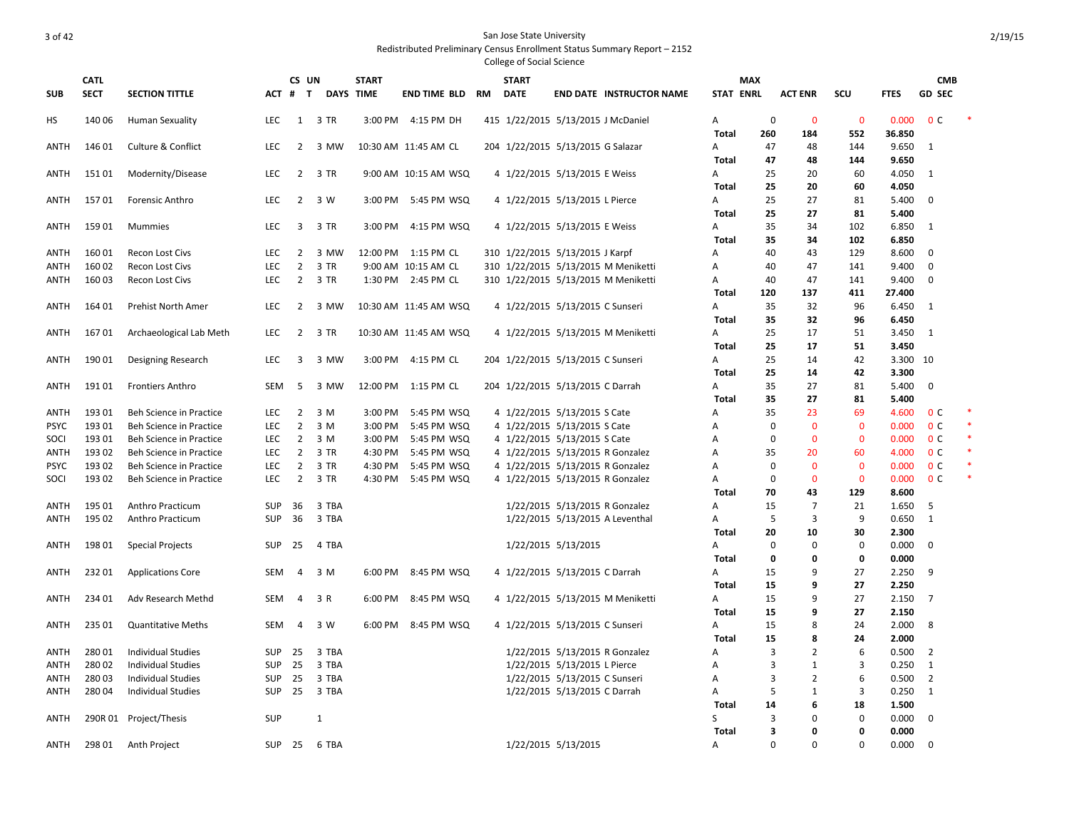San Jose State University
Redistributed Preliminary Census Enrollment Status Summary Report – 2152
College of Social Science

| SUB | CATL SECT | SECTION TITTLE | ACT | CS # | UN T | DAYS | START TIME | END TIME | BLD | RM | START DATE | END DATE | INSTRUCTOR NAME | STAT | MAX ENRL | ACT ENR | SCU | FTES | GD | CMB SEC | |
|---|---|---|---|---|---|---|---|---|---|---|---|---|---|---|---|---|---|---|---|---|---|
| HS | 140 06 | Human Sexuality | LEC | 1 | 3 | TR | 3:00 PM | 4:15 PM | DH | 415 | 1/22/2015 | 5/13/2015 | J McDaniel | A | 0 | 0 | 0 | 0.000 | 0 | C | * |
| | | | | | | | | | | | | | | Total | 260 | 184 | 552 | 36.850 | | | |
| ANTH | 146 01 | Culture & Conflict | LEC | 2 | 3 | MW | 10:30 AM | 11:45 AM | CL | 204 | 1/22/2015 | 5/13/2015 | G Salazar | A | 47 | 48 | 144 | 9.650 | 1 | | |
| | | | | | | | | | | | | | | Total | 47 | 48 | 144 | 9.650 | | | |
| ANTH | 151 01 | Modernity/Disease | LEC | 2 | 3 | TR | 9:00 AM | 10:15 AM | WSQ | 4 | 1/22/2015 | 5/13/2015 | E Weiss | A | 25 | 20 | 60 | 4.050 | 1 | | |
| | | | | | | | | | | | | | | Total | 25 | 20 | 60 | 4.050 | | | |
| ANTH | 157 01 | Forensic Anthro | LEC | 2 | 3 | W | 3:00 PM | 5:45 PM | WSQ | 4 | 1/22/2015 | 5/13/2015 | L Pierce | A | 25 | 27 | 81 | 5.400 | 0 | | |
| | | | | | | | | | | | | | | Total | 25 | 27 | 81 | 5.400 | | | |
| ANTH | 159 01 | Mummies | LEC | 3 | 3 | TR | 3:00 PM | 4:15 PM | WSQ | 4 | 1/22/2015 | 5/13/2015 | E Weiss | A | 35 | 34 | 102 | 6.850 | 1 | | |
| | | | | | | | | | | | | | | Total | 35 | 34 | 102 | 6.850 | | | |
| ANTH | 160 01 | Recon Lost Civs | LEC | 2 | 3 | MW | 12:00 PM | 1:15 PM | CL | 310 | 1/22/2015 | 5/13/2015 | J Karpf | A | 40 | 43 | 129 | 8.600 | 0 | | |
| ANTH | 160 02 | Recon Lost Civs | LEC | 2 | 3 | TR | 9:00 AM | 10:15 AM | CL | 310 | 1/22/2015 | 5/13/2015 | M Meniketti | A | 40 | 47 | 141 | 9.400 | 0 | | |
| ANTH | 160 03 | Recon Lost Civs | LEC | 2 | 3 | TR | 1:30 PM | 2:45 PM | CL | 310 | 1/22/2015 | 5/13/2015 | M Meniketti | A | 40 | 47 | 141 | 9.400 | 0 | | |
| | | | | | | | | | | | | | | Total | 120 | 137 | 411 | 27.400 | | | |
| ANTH | 164 01 | Prehist North Amer | LEC | 2 | 3 | MW | 10:30 AM | 11:45 AM | WSQ | 4 | 1/22/2015 | 5/13/2015 | C Sunseri | A | 35 | 32 | 96 | 6.450 | 1 | | |
| | | | | | | | | | | | | | | Total | 35 | 32 | 96 | 6.450 | | | |
| ANTH | 167 01 | Archaeological Lab Meth | LEC | 2 | 3 | TR | 10:30 AM | 11:45 AM | WSQ | 4 | 1/22/2015 | 5/13/2015 | M Meniketti | A | 25 | 17 | 51 | 3.450 | 1 | | |
| | | | | | | | | | | | | | | Total | 25 | 17 | 51 | 3.450 | | | |
| ANTH | 190 01 | Designing Research | LEC | 3 | 3 | MW | 3:00 PM | 4:15 PM | CL | 204 | 1/22/2015 | 5/13/2015 | C Sunseri | A | 25 | 14 | 42 | 3.300 | 10 | | |
| | | | | | | | | | | | | | | Total | 25 | 14 | 42 | 3.300 | | | |
| ANTH | 191 01 | Frontiers Anthro | SEM | 5 | 3 | MW | 12:00 PM | 1:15 PM | CL | 204 | 1/22/2015 | 5/13/2015 | C Darrah | A | 35 | 27 | 81 | 5.400 | 0 | | |
| | | | | | | | | | | | | | | Total | 35 | 27 | 81 | 5.400 | | | |
| ANTH | 193 01 | Beh Science in Practice | LEC | 2 | 3 | M | 3:00 PM | 5:45 PM | WSQ | 4 | 1/22/2015 | 5/13/2015 | S Cate | A | 35 | 23 | 69 | 4.600 | 0 | C | * |
| PSYC | 193 01 | Beh Science in Practice | LEC | 2 | 3 | M | 3:00 PM | 5:45 PM | WSQ | 4 | 1/22/2015 | 5/13/2015 | S Cate | A | 0 | 0 | 0 | 0.000 | 0 | C | * |
| SOCI | 193 01 | Beh Science in Practice | LEC | 2 | 3 | M | 3:00 PM | 5:45 PM | WSQ | 4 | 1/22/2015 | 5/13/2015 | S Cate | A | 0 | 0 | 0 | 0.000 | 0 | C | * |
| ANTH | 193 02 | Beh Science in Practice | LEC | 2 | 3 | TR | 4:30 PM | 5:45 PM | WSQ | 4 | 1/22/2015 | 5/13/2015 | R Gonzalez | A | 35 | 20 | 60 | 4.000 | 0 | C | * |
| PSYC | 193 02 | Beh Science in Practice | LEC | 2 | 3 | TR | 4:30 PM | 5:45 PM | WSQ | 4 | 1/22/2015 | 5/13/2015 | R Gonzalez | A | 0 | 0 | 0 | 0.000 | 0 | C | * |
| SOCI | 193 02 | Beh Science in Practice | LEC | 2 | 3 | TR | 4:30 PM | 5:45 PM | WSQ | 4 | 1/22/2015 | 5/13/2015 | R Gonzalez | A | 0 | 0 | 0 | 0.000 | 0 | C | * |
| | | | | | | | | | | | | | | Total | 70 | 43 | 129 | 8.600 | | | |
| ANTH | 195 01 | Anthro Practicum | SUP | 36 | 3 | TBA | | | | | 1/22/2015 | 5/13/2015 | R Gonzalez | A | 15 | 7 | 21 | 1.650 | 5 | | |
| ANTH | 195 02 | Anthro Practicum | SUP | 36 | 3 | TBA | | | | | 1/22/2015 | 5/13/2015 | A Leventhal | A | 5 | 3 | 9 | 0.650 | 1 | | |
| | | | | | | | | | | | | | | Total | 20 | 10 | 30 | 2.300 | | | |
| ANTH | 198 01 | Special Projects | SUP | 25 | 4 | TBA | | | | | 1/22/2015 | 5/13/2015 | | A | 0 | 0 | 0 | 0.000 | 0 | | |
| | | | | | | | | | | | | | | Total | 0 | 0 | 0 | 0.000 | | | |
| ANTH | 232 01 | Applications Core | SEM | 4 | 3 | M | 6:00 PM | 8:45 PM | WSQ | 4 | 1/22/2015 | 5/13/2015 | C Darrah | A | 15 | 9 | 27 | 2.250 | 9 | | |
| | | | | | | | | | | | | | | Total | 15 | 9 | 27 | 2.250 | | | |
| ANTH | 234 01 | Adv Research Methd | SEM | 4 | 3 | R | 6:00 PM | 8:45 PM | WSQ | 4 | 1/22/2015 | 5/13/2015 | M Meniketti | A | 15 | 9 | 27 | 2.150 | 7 | | |
| | | | | | | | | | | | | | | Total | 15 | 9 | 27 | 2.150 | | | |
| ANTH | 235 01 | Quantitative Meths | SEM | 4 | 3 | W | 6:00 PM | 8:45 PM | WSQ | 4 | 1/22/2015 | 5/13/2015 | C Sunseri | A | 15 | 8 | 24 | 2.000 | 8 | | |
| | | | | | | | | | | | | | | Total | 15 | 8 | 24 | 2.000 | | | |
| ANTH | 280 01 | Individual Studies | SUP | 25 | 3 | TBA | | | | | 1/22/2015 | 5/13/2015 | R Gonzalez | A | 3 | 2 | 6 | 0.500 | 2 | | |
| ANTH | 280 02 | Individual Studies | SUP | 25 | 3 | TBA | | | | | 1/22/2015 | 5/13/2015 | L Pierce | A | 3 | 1 | 3 | 0.250 | 1 | | |
| ANTH | 280 03 | Individual Studies | SUP | 25 | 3 | TBA | | | | | 1/22/2015 | 5/13/2015 | C Sunseri | A | 3 | 2 | 6 | 0.500 | 2 | | |
| ANTH | 280 04 | Individual Studies | SUP | 25 | 3 | TBA | | | | | 1/22/2015 | 5/13/2015 | C Darrah | A | 5 | 1 | 3 | 0.250 | 1 | | |
| | | | | | | | | | | | | | | Total | 14 | 6 | 18 | 1.500 | | | |
| ANTH | 290R 01 | Project/Thesis | SUP | | 1 | | | | | | | | | S | 3 | 0 | 0 | 0.000 | 0 | | |
| | | | | | | | | | | | | | | Total | 3 | 0 | 0 | 0.000 | | | |
| ANTH | 298 01 | Anth Project | SUP | 25 | 6 | TBA | | | | | 1/22/2015 | 5/13/2015 | | A | 0 | 0 | 0 | 0.000 | 0 | | |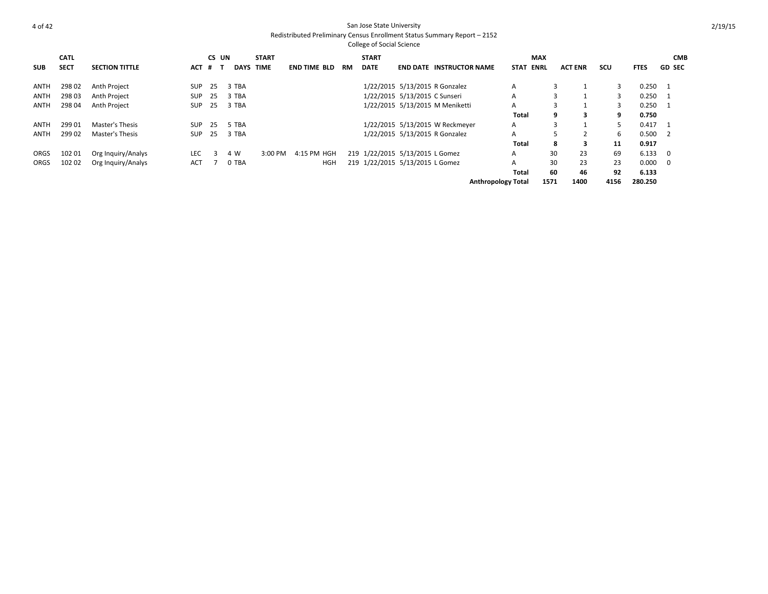San Jose State University

Redistributed Preliminary Census Enrollment Status Summary Report – 2152

College of Social Science

| SUB | CATL SECT | SECTION TITTLE | ACT | CS # | UN T | DAYS | START TIME | END TIME | BLD | RM | START DATE | END DATE | INSTRUCTOR NAME | STAT | MAX ENRL | ACT ENR | SCU | FTES | GD | CMB SEC |
|---|---|---|---|---|---|---|---|---|---|---|---|---|---|---|---|---|---|---|---|---|
| ANTH | 298 02 | Anth Project | SUP | 25 | 3 | TBA | | | | | 1/22/2015 | 5/13/2015 | R Gonzalez | A | 3 | 1 | 3 | 0.250 | 1 | |
| ANTH | 298 03 | Anth Project | SUP | 25 | 3 | TBA | | | | | 1/22/2015 | 5/13/2015 | C Sunseri | A | 3 | 1 | 3 | 0.250 | 1 | |
| ANTH | 298 04 | Anth Project | SUP | 25 | 3 | TBA | | | | | 1/22/2015 | 5/13/2015 | M Meniketti | A | 3 | 1 | 3 | 0.250 | 1 | |
| | | | | | | | | | | | | | | **Total** | **9** | **3** | **9** | **0.750** | | |
| ANTH | 299 01 | Master's Thesis | SUP | 25 | 5 | TBA | | | | | 1/22/2015 | 5/13/2015 | W Reckmeyer | A | 3 | 1 | 5 | 0.417 | 1 | |
| ANTH | 299 02 | Master's Thesis | SUP | 25 | 3 | TBA | | | | | 1/22/2015 | 5/13/2015 | R Gonzalez | A | 5 | 2 | 6 | 0.500 | 2 | |
| | | | | | | | | | | | | | | **Total** | **8** | **3** | **11** | **0.917** | | |
| ORGS | 102 01 | Org Inquiry/Analys | LEC | 3 | 4 | W | 3:00 PM | 4:15 PM | HGH | 219 | 1/22/2015 | 5/13/2015 | L Gomez | A | 30 | 23 | 69 | 6.133 | 0 | |
| ORGS | 102 02 | Org Inquiry/Analys | ACT | 7 | 0 | TBA | | | HGH | 219 | 1/22/2015 | 5/13/2015 | L Gomez | A | 30 | 23 | 23 | 0.000 | 0 | |
| | | | | | | | | | | | | | | **Total** | **60** | **46** | **92** | **6.133** | | |
| | | | | | | | | | | | | | | **Anthropology Total** | **1571** | **1400** | **4156** | **280.250** | | |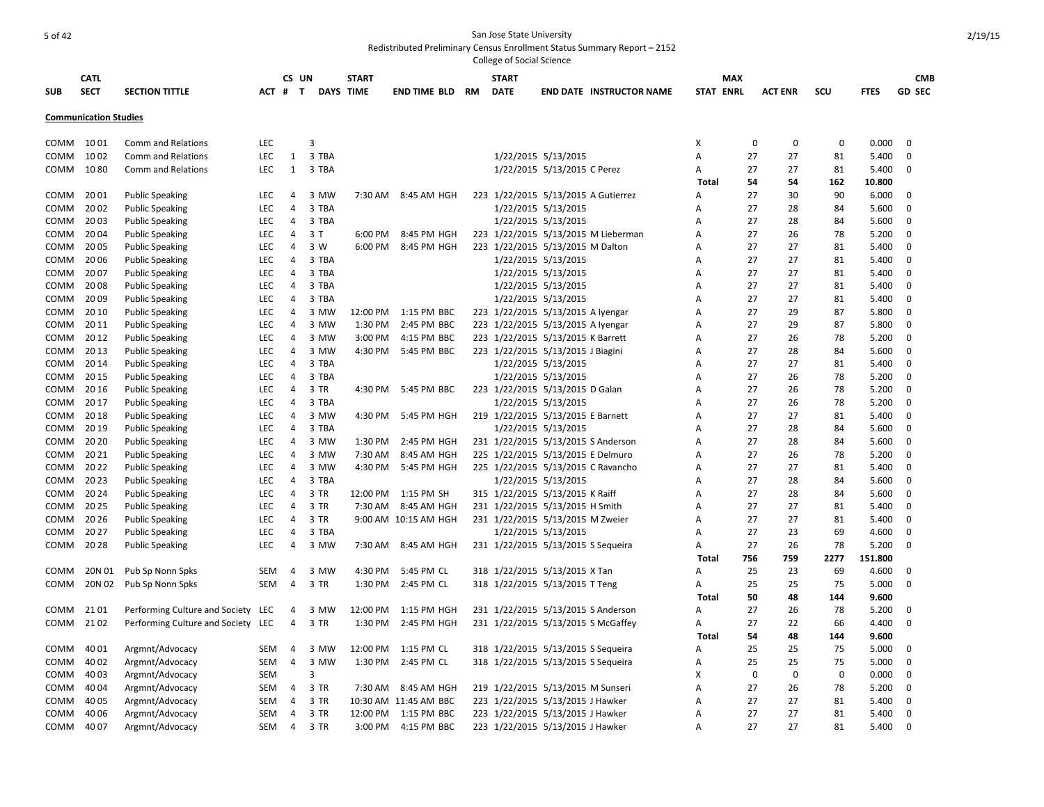San Jose State University

Redistributed Preliminary Census Enrollment Status Summary Report – 2152

College of Social Science

| SUB | CATL SECT | SECTION TITTLE | ACT | CS # | UN T | DAYS | START TIME | END TIME | BLD | RM | START DATE | END DATE | INSTRUCTOR NAME | STAT | MAX ENRL | ACT ENR | SCU | FTES | GD | CMB SEC |
|---|---|---|---|---|---|---|---|---|---|---|---|---|---|---|---|---|---|---|---|---|
| **Communication Studies** | | | | | | | | | | | | | | | | | | | | |
| COMM | 10 01 | Comm and Relations | LEC | | 3 | | | | | | | | | X | 0 | 0 | 0 | 0.000 | 0 | |
| COMM | 10 02 | Comm and Relations | LEC | 1 | 3 | TBA | | | | | 1/22/2015 | 5/13/2015 | | A | 27 | 27 | 81 | 5.400 | 0 | |
| COMM | 10 80 | Comm and Relations | LEC | 1 | 3 | TBA | | | | | 1/22/2015 | 5/13/2015 | C Perez | A | 27 | 27 | 81 | 5.400 | 0 | |
| | | | | | | | | | | | | | | **Total** | **54** | **54** | **162** | **10.800** | | |
| COMM | 20 01 | Public Speaking | LEC | 4 | 3 | MW | 7:30 AM | 8:45 AM | HGH | 223 | 1/22/2015 | 5/13/2015 | A Gutierrez | A | 27 | 30 | 90 | 6.000 | 0 | |
| COMM | 20 02 | Public Speaking | LEC | 4 | 3 | TBA | | | | | 1/22/2015 | 5/13/2015 | | A | 27 | 28 | 84 | 5.600 | 0 | |
| COMM | 20 03 | Public Speaking | LEC | 4 | 3 | TBA | | | | | 1/22/2015 | 5/13/2015 | | A | 27 | 28 | 84 | 5.600 | 0 | |
| COMM | 20 04 | Public Speaking | LEC | 4 | 3 | T | 6:00 PM | 8:45 PM | HGH | 223 | 1/22/2015 | 5/13/2015 | M Lieberman | A | 27 | 26 | 78 | 5.200 | 0 | |
| COMM | 20 05 | Public Speaking | LEC | 4 | 3 | W | 6:00 PM | 8:45 PM | HGH | 223 | 1/22/2015 | 5/13/2015 | M Dalton | A | 27 | 27 | 81 | 5.400 | 0 | |
| COMM | 20 06 | Public Speaking | LEC | 4 | 3 | TBA | | | | | 1/22/2015 | 5/13/2015 | | A | 27 | 27 | 81 | 5.400 | 0 | |
| COMM | 20 07 | Public Speaking | LEC | 4 | 3 | TBA | | | | | 1/22/2015 | 5/13/2015 | | A | 27 | 27 | 81 | 5.400 | 0 | |
| COMM | 20 08 | Public Speaking | LEC | 4 | 3 | TBA | | | | | 1/22/2015 | 5/13/2015 | | A | 27 | 27 | 81 | 5.400 | 0 | |
| COMM | 20 09 | Public Speaking | LEC | 4 | 3 | TBA | | | | | 1/22/2015 | 5/13/2015 | | A | 27 | 27 | 81 | 5.400 | 0 | |
| COMM | 20 10 | Public Speaking | LEC | 4 | 3 | MW | 12:00 PM | 1:15 PM | BBC | 223 | 1/22/2015 | 5/13/2015 | A Iyengar | A | 27 | 29 | 87 | 5.800 | 0 | |
| COMM | 20 11 | Public Speaking | LEC | 4 | 3 | MW | 1:30 PM | 2:45 PM | BBC | 223 | 1/22/2015 | 5/13/2015 | A Iyengar | A | 27 | 29 | 87 | 5.800 | 0 | |
| COMM | 20 12 | Public Speaking | LEC | 4 | 3 | MW | 3:00 PM | 4:15 PM | BBC | 223 | 1/22/2015 | 5/13/2015 | K Barrett | A | 27 | 26 | 78 | 5.200 | 0 | |
| COMM | 20 13 | Public Speaking | LEC | 4 | 3 | MW | 4:30 PM | 5:45 PM | BBC | 223 | 1/22/2015 | 5/13/2015 | J Biagini | A | 27 | 28 | 84 | 5.600 | 0 | |
| COMM | 20 14 | Public Speaking | LEC | 4 | 3 | TBA | | | | | 1/22/2015 | 5/13/2015 | | A | 27 | 27 | 81 | 5.400 | 0 | |
| COMM | 20 15 | Public Speaking | LEC | 4 | 3 | TBA | | | | | 1/22/2015 | 5/13/2015 | | A | 27 | 26 | 78 | 5.200 | 0 | |
| COMM | 20 16 | Public Speaking | LEC | 4 | 3 | TR | 4:30 PM | 5:45 PM | BBC | 223 | 1/22/2015 | 5/13/2015 | D Galan | A | 27 | 26 | 78 | 5.200 | 0 | |
| COMM | 20 17 | Public Speaking | LEC | 4 | 3 | TBA | | | | | 1/22/2015 | 5/13/2015 | | A | 27 | 26 | 78 | 5.200 | 0 | |
| COMM | 20 18 | Public Speaking | LEC | 4 | 3 | MW | 4:30 PM | 5:45 PM | HGH | 219 | 1/22/2015 | 5/13/2015 | E Barnett | A | 27 | 27 | 81 | 5.400 | 0 | |
| COMM | 20 19 | Public Speaking | LEC | 4 | 3 | TBA | | | | | 1/22/2015 | 5/13/2015 | | A | 27 | 28 | 84 | 5.600 | 0 | |
| COMM | 20 20 | Public Speaking | LEC | 4 | 3 | MW | 1:30 PM | 2:45 PM | HGH | 231 | 1/22/2015 | 5/13/2015 | S Anderson | A | 27 | 28 | 84 | 5.600 | 0 | |
| COMM | 20 21 | Public Speaking | LEC | 4 | 3 | MW | 7:30 AM | 8:45 AM | HGH | 225 | 1/22/2015 | 5/13/2015 | E Delmuro | A | 27 | 26 | 78 | 5.200 | 0 | |
| COMM | 20 22 | Public Speaking | LEC | 4 | 3 | MW | 4:30 PM | 5:45 PM | HGH | 225 | 1/22/2015 | 5/13/2015 | C Ravancho | A | 27 | 27 | 81 | 5.400 | 0 | |
| COMM | 20 23 | Public Speaking | LEC | 4 | 3 | TBA | | | | | 1/22/2015 | 5/13/2015 | | A | 27 | 28 | 84 | 5.600 | 0 | |
| COMM | 20 24 | Public Speaking | LEC | 4 | 3 | TR | 12:00 PM | 1:15 PM | SH | 315 | 1/22/2015 | 5/13/2015 | K Raiff | A | 27 | 28 | 84 | 5.600 | 0 | |
| COMM | 20 25 | Public Speaking | LEC | 4 | 3 | TR | 7:30 AM | 8:45 AM | HGH | 231 | 1/22/2015 | 5/13/2015 | H Smith | A | 27 | 27 | 81 | 5.400 | 0 | |
| COMM | 20 26 | Public Speaking | LEC | 4 | 3 | TR | 9:00 AM | 10:15 AM | HGH | 231 | 1/22/2015 | 5/13/2015 | M Zweier | A | 27 | 27 | 81 | 5.400 | 0 | |
| COMM | 20 27 | Public Speaking | LEC | 4 | 3 | TBA | | | | | 1/22/2015 | 5/13/2015 | | A | 27 | 23 | 69 | 4.600 | 0 | |
| COMM | 20 28 | Public Speaking | LEC | 4 | 3 | MW | 7:30 AM | 8:45 AM | HGH | 231 | 1/22/2015 | 5/13/2015 | S Sequeira | A | 27 | 26 | 78 | 5.200 | 0 | |
| | | | | | | | | | | | | | | **Total** | **756** | **759** | **2277** | **151.800** | | |
| COMM | 20N 01 | Pub Sp Nonn Spks | SEM | 4 | 3 | MW | 4:30 PM | 5:45 PM | CL | 318 | 1/22/2015 | 5/13/2015 | X Tan | A | 25 | 23 | 69 | 4.600 | 0 | |
| COMM | 20N 02 | Pub Sp Nonn Spks | SEM | 4 | 3 | TR | 1:30 PM | 2:45 PM | CL | 318 | 1/22/2015 | 5/13/2015 | T Teng | A | 25 | 25 | 75 | 5.000 | 0 | |
| | | | | | | | | | | | | | | **Total** | **50** | **48** | **144** | **9.600** | | |
| COMM | 21 01 | Performing Culture and Society | LEC | 4 | 3 | MW | 12:00 PM | 1:15 PM | HGH | 231 | 1/22/2015 | 5/13/2015 | S Anderson | A | 27 | 26 | 78 | 5.200 | 0 | |
| COMM | 21 02 | Performing Culture and Society | LEC | 4 | 3 | TR | 1:30 PM | 2:45 PM | HGH | 231 | 1/22/2015 | 5/13/2015 | S McGaffey | A | 27 | 22 | 66 | 4.400 | 0 | |
| | | | | | | | | | | | | | | **Total** | **54** | **48** | **144** | **9.600** | | |
| COMM | 40 01 | Argmnt/Advocacy | SEM | 4 | 3 | MW | 12:00 PM | 1:15 PM | CL | 318 | 1/22/2015 | 5/13/2015 | S Sequeira | A | 25 | 25 | 75 | 5.000 | 0 | |
| COMM | 40 02 | Argmnt/Advocacy | SEM | 4 | 3 | MW | 1:30 PM | 2:45 PM | CL | 318 | 1/22/2015 | 5/13/2015 | S Sequeira | A | 25 | 25 | 75 | 5.000 | 0 | |
| COMM | 40 03 | Argmnt/Advocacy | SEM | | 3 | | | | | | | | | X | 0 | 0 | 0 | 0.000 | 0 | |
| COMM | 40 04 | Argmnt/Advocacy | SEM | 4 | 3 | TR | 7:30 AM | 8:45 AM | HGH | 219 | 1/22/2015 | 5/13/2015 | M Sunseri | A | 27 | 26 | 78 | 5.200 | 0 | |
| COMM | 40 05 | Argmnt/Advocacy | SEM | 4 | 3 | TR | 10:30 AM | 11:45 AM | BBC | 223 | 1/22/2015 | 5/13/2015 | J Hawker | A | 27 | 27 | 81 | 5.400 | 0 | |
| COMM | 40 06 | Argmnt/Advocacy | SEM | 4 | 3 | TR | 12:00 PM | 1:15 PM | BBC | 223 | 1/22/2015 | 5/13/2015 | J Hawker | A | 27 | 27 | 81 | 5.400 | 0 | |
| COMM | 40 07 | Argmnt/Advocacy | SEM | 4 | 3 | TR | 3:00 PM | 4:15 PM | BBC | 223 | 1/22/2015 | 5/13/2015 | J Hawker | A | 27 | 27 | 81 | 5.400 | 0 | |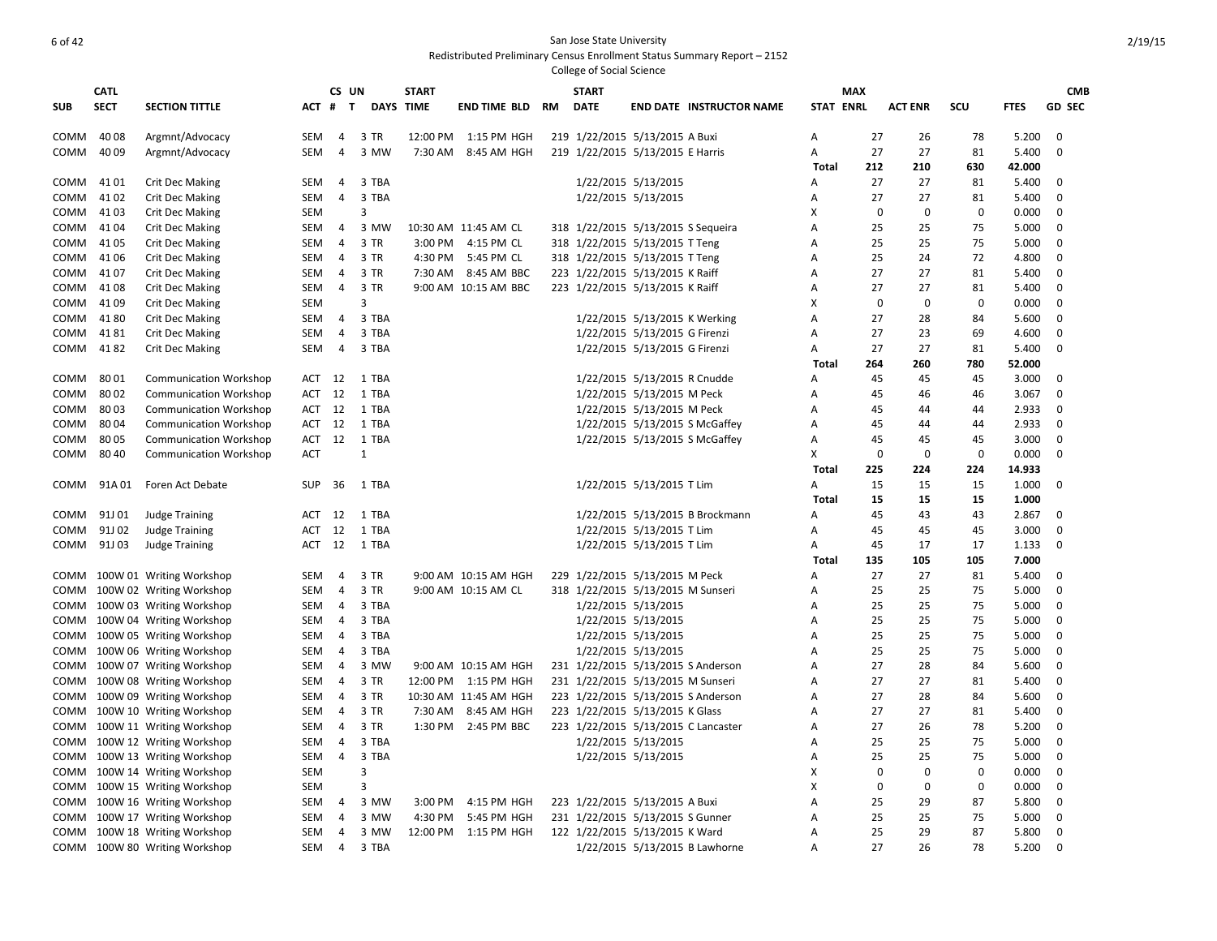San Jose State University

Redistributed Preliminary Census Enrollment Status Summary Report – 2152

College of Social Science

| SUB | CATL SECT | SECTION TITTLE | ACT | CS # | UN T | DAYS | START TIME | END TIME | BLD | RM | START DATE | END DATE | INSTRUCTOR NAME | STAT | MAX ENRL | ACT ENR | SCU | FTES | GD | CMB SEC |
|---|---|---|---|---|---|---|---|---|---|---|---|---|---|---|---|---|---|---|---|---|
| COMM | 40 08 | Argmnt/Advocacy | SEM | 4 | 3 | TR | 12:00 PM | 1:15 PM | HGH | 219 | 1/22/2015 | 5/13/2015 | A Buxi | A | 27 | 26 | 78 | 5.200 | 0 | |
| COMM | 40 09 | Argmnt/Advocacy | SEM | 4 | 3 | MW | 7:30 AM | 8:45 AM | HGH | 219 | 1/22/2015 | 5/13/2015 | E Harris | A | 27 | 27 | 81 | 5.400 | 0 | |
| | | | | | | | | | | | | | | **Total** | **212** | **210** | **630** | **42.000** | | |
| COMM | 41 01 | Crit Dec Making | SEM | 4 | 3 | TBA | | | | | 1/22/2015 | 5/13/2015 | | A | 27 | 27 | 81 | 5.400 | 0 | |
| COMM | 41 02 | Crit Dec Making | SEM | 4 | 3 | TBA | | | | | 1/22/2015 | 5/13/2015 | | A | 27 | 27 | 81 | 5.400 | 0 | |
| COMM | 41 03 | Crit Dec Making | SEM | | 3 | | | | | | | | | X | 0 | 0 | 0 | 0.000 | 0 | |
| COMM | 41 04 | Crit Dec Making | SEM | 4 | 3 | MW | 10:30 AM | 11:45 AM | CL | 318 | 1/22/2015 | 5/13/2015 | S Sequeira | A | 25 | 25 | 75 | 5.000 | 0 | |
| COMM | 41 05 | Crit Dec Making | SEM | 4 | 3 | TR | 3:00 PM | 4:15 PM | CL | 318 | 1/22/2015 | 5/13/2015 | T Teng | A | 25 | 25 | 75 | 5.000 | 0 | |
| COMM | 41 06 | Crit Dec Making | SEM | 4 | 3 | TR | 4:30 PM | 5:45 PM | CL | 318 | 1/22/2015 | 5/13/2015 | T Teng | A | 25 | 24 | 72 | 4.800 | 0 | |
| COMM | 41 07 | Crit Dec Making | SEM | 4 | 3 | TR | 7:30 AM | 8:45 AM | BBC | 223 | 1/22/2015 | 5/13/2015 | K Raiff | A | 27 | 27 | 81 | 5.400 | 0 | |
| COMM | 41 08 | Crit Dec Making | SEM | 4 | 3 | TR | 9:00 AM | 10:15 AM | BBC | 223 | 1/22/2015 | 5/13/2015 | K Raiff | A | 27 | 27 | 81 | 5.400 | 0 | |
| COMM | 41 09 | Crit Dec Making | SEM | | 3 | | | | | | | | | X | 0 | 0 | 0 | 0.000 | 0 | |
| COMM | 41 80 | Crit Dec Making | SEM | 4 | 3 | TBA | | | | | 1/22/2015 | 5/13/2015 | K Werking | A | 27 | 28 | 84 | 5.600 | 0 | |
| COMM | 41 81 | Crit Dec Making | SEM | 4 | 3 | TBA | | | | | 1/22/2015 | 5/13/2015 | G Firenzi | A | 27 | 23 | 69 | 4.600 | 0 | |
| COMM | 41 82 | Crit Dec Making | SEM | 4 | 3 | TBA | | | | | 1/22/2015 | 5/13/2015 | G Firenzi | A | 27 | 27 | 81 | 5.400 | 0 | |
| | | | | | | | | | | | | | | **Total** | **264** | **260** | **780** | **52.000** | | |
| COMM | 80 01 | Communication Workshop | ACT | 12 | 1 | TBA | | | | | 1/22/2015 | 5/13/2015 | R Cnudde | A | 45 | 45 | 45 | 3.000 | 0 | |
| COMM | 80 02 | Communication Workshop | ACT | 12 | 1 | TBA | | | | | 1/22/2015 | 5/13/2015 | M Peck | A | 45 | 46 | 46 | 3.067 | 0 | |
| COMM | 80 03 | Communication Workshop | ACT | 12 | 1 | TBA | | | | | 1/22/2015 | 5/13/2015 | M Peck | A | 45 | 44 | 44 | 2.933 | 0 | |
| COMM | 80 04 | Communication Workshop | ACT | 12 | 1 | TBA | | | | | 1/22/2015 | 5/13/2015 | S McGaffey | A | 45 | 44 | 44 | 2.933 | 0 | |
| COMM | 80 05 | Communication Workshop | ACT | 12 | 1 | TBA | | | | | 1/22/2015 | 5/13/2015 | S McGaffey | A | 45 | 45 | 45 | 3.000 | 0 | |
| COMM | 80 40 | Communication Workshop | ACT | | 1 | | | | | | | | | X | 0 | 0 | 0 | 0.000 | 0 | |
| | | | | | | | | | | | | | | **Total** | **225** | **224** | **224** | **14.933** | | |
| COMM | 91A 01 | Foren Act Debate | SUP | 36 | 1 | TBA | | | | | 1/22/2015 | 5/13/2015 | T Lim | A | 15 | 15 | 15 | 1.000 | 0 | |
| | | | | | | | | | | | | | | **Total** | **15** | **15** | **15** | **1.000** | | |
| COMM | 91J 01 | Judge Training | ACT | 12 | 1 | TBA | | | | | 1/22/2015 | 5/13/2015 | B Brockmann | A | 45 | 43 | 43 | 2.867 | 0 | |
| COMM | 91J 02 | Judge Training | ACT | 12 | 1 | TBA | | | | | 1/22/2015 | 5/13/2015 | T Lim | A | 45 | 45 | 45 | 3.000 | 0 | |
| COMM | 91J 03 | Judge Training | ACT | 12 | 1 | TBA | | | | | 1/22/2015 | 5/13/2015 | T Lim | A | 45 | 17 | 17 | 1.133 | 0 | |
| | | | | | | | | | | | | | | **Total** | **135** | **105** | **105** | **7.000** | | |
| COMM | 100W 01 | Writing Workshop | SEM | 4 | 3 | TR | 9:00 AM | 10:15 AM | HGH | 229 | 1/22/2015 | 5/13/2015 | M Peck | A | 27 | 27 | 81 | 5.400 | 0 | |
| COMM | 100W 02 | Writing Workshop | SEM | 4 | 3 | TR | 9:00 AM | 10:15 AM | CL | 318 | 1/22/2015 | 5/13/2015 | M Sunseri | A | 25 | 25 | 75 | 5.000 | 0 | |
| COMM | 100W 03 | Writing Workshop | SEM | 4 | 3 | TBA | | | | | 1/22/2015 | 5/13/2015 | | A | 25 | 25 | 75 | 5.000 | 0 | |
| COMM | 100W 04 | Writing Workshop | SEM | 4 | 3 | TBA | | | | | 1/22/2015 | 5/13/2015 | | A | 25 | 25 | 75 | 5.000 | 0 | |
| COMM | 100W 05 | Writing Workshop | SEM | 4 | 3 | TBA | | | | | 1/22/2015 | 5/13/2015 | | A | 25 | 25 | 75 | 5.000 | 0 | |
| COMM | 100W 06 | Writing Workshop | SEM | 4 | 3 | TBA | | | | | 1/22/2015 | 5/13/2015 | | A | 25 | 25 | 75 | 5.000 | 0 | |
| COMM | 100W 07 | Writing Workshop | SEM | 4 | 3 | MW | 9:00 AM | 10:15 AM | HGH | 231 | 1/22/2015 | 5/13/2015 | S Anderson | A | 27 | 28 | 84 | 5.600 | 0 | |
| COMM | 100W 08 | Writing Workshop | SEM | 4 | 3 | TR | 12:00 PM | 1:15 PM | HGH | 231 | 1/22/2015 | 5/13/2015 | M Sunseri | A | 27 | 27 | 81 | 5.400 | 0 | |
| COMM | 100W 09 | Writing Workshop | SEM | 4 | 3 | TR | 10:30 AM | 11:45 AM | HGH | 223 | 1/22/2015 | 5/13/2015 | S Anderson | A | 27 | 28 | 84 | 5.600 | 0 | |
| COMM | 100W 10 | Writing Workshop | SEM | 4 | 3 | TR | 7:30 AM | 8:45 AM | HGH | 223 | 1/22/2015 | 5/13/2015 | K Glass | A | 27 | 27 | 81 | 5.400 | 0 | |
| COMM | 100W 11 | Writing Workshop | SEM | 4 | 3 | TR | 1:30 PM | 2:45 PM | BBC | 223 | 1/22/2015 | 5/13/2015 | C Lancaster | A | 27 | 26 | 78 | 5.200 | 0 | |
| COMM | 100W 12 | Writing Workshop | SEM | 4 | 3 | TBA | | | | | 1/22/2015 | 5/13/2015 | | A | 25 | 25 | 75 | 5.000 | 0 | |
| COMM | 100W 13 | Writing Workshop | SEM | 4 | 3 | TBA | | | | | 1/22/2015 | 5/13/2015 | | A | 25 | 25 | 75 | 5.000 | 0 | |
| COMM | 100W 14 | Writing Workshop | SEM | | 3 | | | | | | | | | X | 0 | 0 | 0 | 0.000 | 0 | |
| COMM | 100W 15 | Writing Workshop | SEM | | 3 | | | | | | | | | X | 0 | 0 | 0 | 0.000 | 0 | |
| COMM | 100W 16 | Writing Workshop | SEM | 4 | 3 | MW | 3:00 PM | 4:15 PM | HGH | 223 | 1/22/2015 | 5/13/2015 | A Buxi | A | 25 | 29 | 87 | 5.800 | 0 | |
| COMM | 100W 17 | Writing Workshop | SEM | 4 | 3 | MW | 4:30 PM | 5:45 PM | HGH | 231 | 1/22/2015 | 5/13/2015 | S Gunner | A | 25 | 25 | 75 | 5.000 | 0 | |
| COMM | 100W 18 | Writing Workshop | SEM | 4 | 3 | MW | 12:00 PM | 1:15 PM | HGH | 122 | 1/22/2015 | 5/13/2015 | K Ward | A | 25 | 29 | 87 | 5.800 | 0 | |
| COMM | 100W 80 | Writing Workshop | SEM | 4 | 3 | TBA | | | | | 1/22/2015 | 5/13/2015 | B Lawhorne | A | 27 | 26 | 78 | 5.200 | 0 | |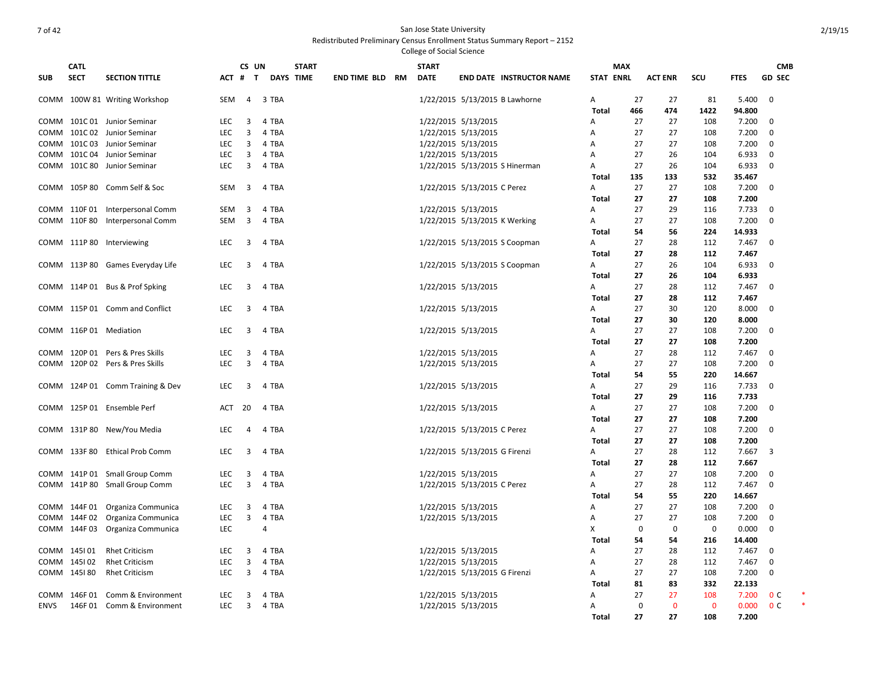San Jose State University
Redistributed Preliminary Census Enrollment Status Summary Report – 2152
College of Social Science

| SUB | CATL SECT | SECTION TITTLE | ACT | CS # | UN T | DAYS | START TIME | END TIME | BLD | RM | START DATE | END DATE | INSTRUCTOR NAME | STAT | MAX ENRL | ACT ENR | SCU | FTES | GD | CMB SEC | |
|---|---|---|---|---|---|---|---|---|---|---|---|---|---|---|---|---|---|---|---|---|---|
| COMM | 100W 81 | Writing Workshop | SEM | 4 | 3 | TBA | | | | | 1/22/2015 | 5/13/2015 | B Lawhorne | A | 27 | 27 | 81 | 5.400 | 0 | | |
| | | | | | | | | | | | | | | **Total** | **466** | **474** | **1422** | **94.800** | | | |
| COMM | 101C 01 | Junior Seminar | LEC | 3 | 4 | TBA | | | | | 1/22/2015 | 5/13/2015 | | A | 27 | 27 | 108 | 7.200 | 0 | | |
| COMM | 101C 02 | Junior Seminar | LEC | 3 | 4 | TBA | | | | | 1/22/2015 | 5/13/2015 | | A | 27 | 27 | 108 | 7.200 | 0 | | |
| COMM | 101C 03 | Junior Seminar | LEC | 3 | 4 | TBA | | | | | 1/22/2015 | 5/13/2015 | | A | 27 | 27 | 108 | 7.200 | 0 | | |
| COMM | 101C 04 | Junior Seminar | LEC | 3 | 4 | TBA | | | | | 1/22/2015 | 5/13/2015 | | A | 27 | 26 | 104 | 6.933 | 0 | | |
| COMM | 101C 80 | Junior Seminar | LEC | 3 | 4 | TBA | | | | | 1/22/2015 | 5/13/2015 | S Hinerman | A | 27 | 26 | 104 | 6.933 | 0 | | |
| | | | | | | | | | | | | | | **Total** | **135** | **133** | **532** | **35.467** | | | |
| COMM | 105P 80 | Comm Self & Soc | SEM | 3 | 4 | TBA | | | | | 1/22/2015 | 5/13/2015 | C Perez | A | 27 | 27 | 108 | 7.200 | 0 | | |
| | | | | | | | | | | | | | | **Total** | **27** | **27** | **108** | **7.200** | | | |
| COMM | 110F 01 | Interpersonal Comm | SEM | 3 | 4 | TBA | | | | | 1/22/2015 | 5/13/2015 | | A | 27 | 29 | 116 | 7.733 | 0 | | |
| COMM | 110F 80 | Interpersonal Comm | SEM | 3 | 4 | TBA | | | | | 1/22/2015 | 5/13/2015 | K Werking | A | 27 | 27 | 108 | 7.200 | 0 | | |
| | | | | | | | | | | | | | | **Total** | **54** | **56** | **224** | **14.933** | | | |
| COMM | 111P 80 | Interviewing | LEC | 3 | 4 | TBA | | | | | 1/22/2015 | 5/13/2015 | S Coopman | A | 27 | 28 | 112 | 7.467 | 0 | | |
| | | | | | | | | | | | | | | **Total** | **27** | **28** | **112** | **7.467** | | | |
| COMM | 113P 80 | Games Everyday Life | LEC | 3 | 4 | TBA | | | | | 1/22/2015 | 5/13/2015 | S Coopman | A | 27 | 26 | 104 | 6.933 | 0 | | |
| | | | | | | | | | | | | | | **Total** | **27** | **26** | **104** | **6.933** | | | |
| COMM | 114P 01 | Bus & Prof Spking | LEC | 3 | 4 | TBA | | | | | 1/22/2015 | 5/13/2015 | | A | 27 | 28 | 112 | 7.467 | 0 | | |
| | | | | | | | | | | | | | | **Total** | **27** | **28** | **112** | **7.467** | | | |
| COMM | 115P 01 | Comm and Conflict | LEC | 3 | 4 | TBA | | | | | 1/22/2015 | 5/13/2015 | | A | 27 | 30 | 120 | 8.000 | 0 | | |
| | | | | | | | | | | | | | | **Total** | **27** | **30** | **120** | **8.000** | | | |
| COMM | 116P 01 | Mediation | LEC | 3 | 4 | TBA | | | | | 1/22/2015 | 5/13/2015 | | A | 27 | 27 | 108 | 7.200 | 0 | | |
| | | | | | | | | | | | | | | **Total** | **27** | **27** | **108** | **7.200** | | | |
| COMM | 120P 01 | Pers & Pres Skills | LEC | 3 | 4 | TBA | | | | | 1/22/2015 | 5/13/2015 | | A | 27 | 28 | 112 | 7.467 | 0 | | |
| COMM | 120P 02 | Pers & Pres Skills | LEC | 3 | 4 | TBA | | | | | 1/22/2015 | 5/13/2015 | | A | 27 | 27 | 108 | 7.200 | 0 | | |
| | | | | | | | | | | | | | | **Total** | **54** | **55** | **220** | **14.667** | | | |
| COMM | 124P 01 | Comm Training & Dev | LEC | 3 | 4 | TBA | | | | | 1/22/2015 | 5/13/2015 | | A | 27 | 29 | 116 | 7.733 | 0 | | |
| | | | | | | | | | | | | | | **Total** | **27** | **29** | **116** | **7.733** | | | |
| COMM | 125P 01 | Ensemble Perf | ACT | 20 | 4 | TBA | | | | | 1/22/2015 | 5/13/2015 | | A | 27 | 27 | 108 | 7.200 | 0 | | |
| | | | | | | | | | | | | | | **Total** | **27** | **27** | **108** | **7.200** | | | |
| COMM | 131P 80 | New/You Media | LEC | 4 | 4 | TBA | | | | | 1/22/2015 | 5/13/2015 | C Perez | A | 27 | 27 | 108 | 7.200 | 0 | | |
| | | | | | | | | | | | | | | **Total** | **27** | **27** | **108** | **7.200** | | | |
| COMM | 133F 80 | Ethical Prob Comm | LEC | 3 | 4 | TBA | | | | | 1/22/2015 | 5/13/2015 | G Firenzi | A | 27 | 28 | 112 | 7.667 | 3 | | |
| | | | | | | | | | | | | | | **Total** | **27** | **28** | **112** | **7.667** | | | |
| COMM | 141P 01 | Small Group Comm | LEC | 3 | 4 | TBA | | | | | 1/22/2015 | 5/13/2015 | | A | 27 | 27 | 108 | 7.200 | 0 | | |
| COMM | 141P 80 | Small Group Comm | LEC | 3 | 4 | TBA | | | | | 1/22/2015 | 5/13/2015 | C Perez | A | 27 | 28 | 112 | 7.467 | 0 | | |
| | | | | | | | | | | | | | | **Total** | **54** | **55** | **220** | **14.667** | | | |
| COMM | 144F 01 | Organiza Communica | LEC | 3 | 4 | TBA | | | | | 1/22/2015 | 5/13/2015 | | A | 27 | 27 | 108 | 7.200 | 0 | | |
| COMM | 144F 02 | Organiza Communica | LEC | 3 | 4 | TBA | | | | | 1/22/2015 | 5/13/2015 | | A | 27 | 27 | 108 | 7.200 | 0 | | |
| COMM | 144F 03 | Organiza Communica | LEC | | 4 | | | | | | | | | X | 0 | 0 | 0 | 0.000 | 0 | | |
| | | | | | | | | | | | | | | **Total** | **54** | **54** | **216** | **14.400** | | | |
| COMM | 145I 01 | Rhet Criticism | LEC | 3 | 4 | TBA | | | | | 1/22/2015 | 5/13/2015 | | A | 27 | 28 | 112 | 7.467 | 0 | | |
| COMM | 145I 02 | Rhet Criticism | LEC | 3 | 4 | TBA | | | | | 1/22/2015 | 5/13/2015 | | A | 27 | 28 | 112 | 7.467 | 0 | | |
| COMM | 145I 80 | Rhet Criticism | LEC | 3 | 4 | TBA | | | | | 1/22/2015 | 5/13/2015 | G Firenzi | A | 27 | 27 | 108 | 7.200 | 0 | | |
| | | | | | | | | | | | | | | **Total** | **81** | **83** | **332** | **22.133** | | | |
| COMM | 146F 01 | Comm & Environment | LEC | 3 | 4 | TBA | | | | | 1/22/2015 | 5/13/2015 | | A | 27 | 27 | 108 | 7.200 | 0 | C | * |
| ENVS | 146F 01 | Comm & Environment | LEC | 3 | 4 | TBA | | | | | 1/22/2015 | 5/13/2015 | | A | 0 | 0 | 0 | 0.000 | 0 | C | * |
| | | | | | | | | | | | | | | **Total** | **27** | **27** | **108** | **7.200** | | | |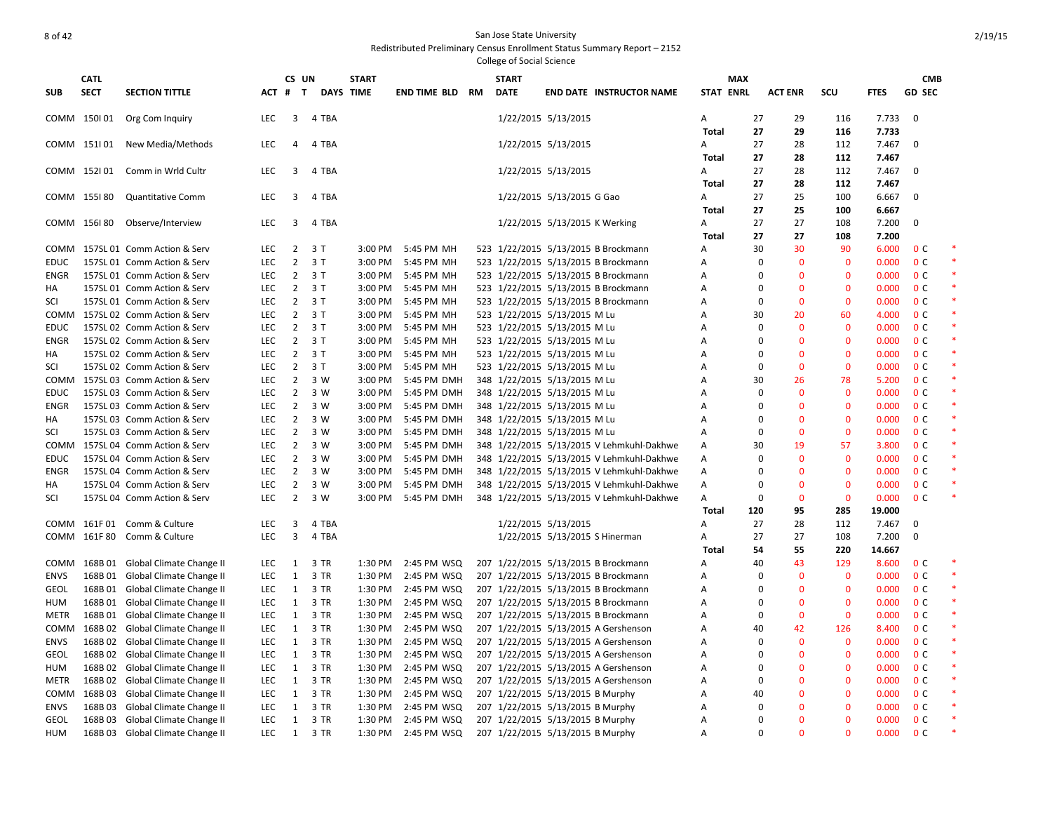San Jose State University
Redistributed Preliminary Census Enrollment Status Summary Report – 2152
College of Social Science

| SUB | CATL SECT | SECTION TITTLE | ACT | CS # | UN T | DAYS | START TIME | END TIME | BLD | RM | START DATE | END DATE | INSTRUCTOR NAME | STAT | MAX ENRL | ACT ENR | SCU | FTES | GD | CMB SEC | |
|---|---|---|---|---|---|---|---|---|---|---|---|---|---|---|---|---|---|---|---|---|---|
| COMM | 150I 01 | Org Com Inquiry | LEC | 3 | 4 | TBA | | | | | 1/22/2015 | 5/13/2015 | | A | 27 | 29 | 116 | 7.733 | 0 | | |
| | | | | | | | | | | | | | | Total | 27 | 29 | 116 | 7.733 | | | |
| COMM | 151I 01 | New Media/Methods | LEC | 4 | 4 | TBA | | | | | 1/22/2015 | 5/13/2015 | | A | 27 | 28 | 112 | 7.467 | 0 | | |
| | | | | | | | | | | | | | | Total | 27 | 28 | 112 | 7.467 | | | |
| COMM | 152I 01 | Comm in Wrld Cultr | LEC | 3 | 4 | TBA | | | | | 1/22/2015 | 5/13/2015 | | A | 27 | 28 | 112 | 7.467 | 0 | | |
| | | | | | | | | | | | | | | Total | 27 | 28 | 112 | 7.467 | | | |
| COMM | 155I 80 | Quantitative Comm | LEC | 3 | 4 | TBA | | | | | 1/22/2015 | 5/13/2015 | G Gao | A | 27 | 25 | 100 | 6.667 | 0 | | |
| | | | | | | | | | | | | | | Total | 27 | 25 | 100 | 6.667 | | | |
| COMM | 156I 80 | Observe/Interview | LEC | 3 | 4 | TBA | | | | | 1/22/2015 | 5/13/2015 | K Werking | A | 27 | 27 | 108 | 7.200 | 0 | | |
| | | | | | | | | | | | | | | Total | 27 | 27 | 108 | 7.200 | | | |
| COMM | 157SL 01 | Comm Action & Serv | LEC | 2 | 3 | T | 3:00 PM | 5:45 PM | MH | 523 | 1/22/2015 | 5/13/2015 | B Brockmann | A | 30 | 30 | 90 | 6.000 | 0 | C | * |
| EDUC | 157SL 01 | Comm Action & Serv | LEC | 2 | 3 | T | 3:00 PM | 5:45 PM | MH | 523 | 1/22/2015 | 5/13/2015 | B Brockmann | A | 0 | 0 | 0 | 0.000 | 0 | C | * |
| ENGR | 157SL 01 | Comm Action & Serv | LEC | 2 | 3 | T | 3:00 PM | 5:45 PM | MH | 523 | 1/22/2015 | 5/13/2015 | B Brockmann | A | 0 | 0 | 0 | 0.000 | 0 | C | * |
| HA | 157SL 01 | Comm Action & Serv | LEC | 2 | 3 | T | 3:00 PM | 5:45 PM | MH | 523 | 1/22/2015 | 5/13/2015 | B Brockmann | A | 0 | 0 | 0 | 0.000 | 0 | C | * |
| SCI | 157SL 01 | Comm Action & Serv | LEC | 2 | 3 | T | 3:00 PM | 5:45 PM | MH | 523 | 1/22/2015 | 5/13/2015 | B Brockmann | A | 0 | 0 | 0 | 0.000 | 0 | C | * |
| COMM | 157SL 02 | Comm Action & Serv | LEC | 2 | 3 | T | 3:00 PM | 5:45 PM | MH | 523 | 1/22/2015 | 5/13/2015 | M Lu | A | 30 | 20 | 60 | 4.000 | 0 | C | * |
| EDUC | 157SL 02 | Comm Action & Serv | LEC | 2 | 3 | T | 3:00 PM | 5:45 PM | MH | 523 | 1/22/2015 | 5/13/2015 | M Lu | A | 0 | 0 | 0 | 0.000 | 0 | C | * |
| ENGR | 157SL 02 | Comm Action & Serv | LEC | 2 | 3 | T | 3:00 PM | 5:45 PM | MH | 523 | 1/22/2015 | 5/13/2015 | M Lu | A | 0 | 0 | 0 | 0.000 | 0 | C | * |
| HA | 157SL 02 | Comm Action & Serv | LEC | 2 | 3 | T | 3:00 PM | 5:45 PM | MH | 523 | 1/22/2015 | 5/13/2015 | M Lu | A | 0 | 0 | 0 | 0.000 | 0 | C | * |
| SCI | 157SL 02 | Comm Action & Serv | LEC | 2 | 3 | T | 3:00 PM | 5:45 PM | MH | 523 | 1/22/2015 | 5/13/2015 | M Lu | A | 0 | 0 | 0 | 0.000 | 0 | C | * |
| COMM | 157SL 03 | Comm Action & Serv | LEC | 2 | 3 | W | 3:00 PM | 5:45 PM | DMH | 348 | 1/22/2015 | 5/13/2015 | M Lu | A | 30 | 26 | 78 | 5.200 | 0 | C | * |
| EDUC | 157SL 03 | Comm Action & Serv | LEC | 2 | 3 | W | 3:00 PM | 5:45 PM | DMH | 348 | 1/22/2015 | 5/13/2015 | M Lu | A | 0 | 0 | 0 | 0.000 | 0 | C | * |
| ENGR | 157SL 03 | Comm Action & Serv | LEC | 2 | 3 | W | 3:00 PM | 5:45 PM | DMH | 348 | 1/22/2015 | 5/13/2015 | M Lu | A | 0 | 0 | 0 | 0.000 | 0 | C | * |
| HA | 157SL 03 | Comm Action & Serv | LEC | 2 | 3 | W | 3:00 PM | 5:45 PM | DMH | 348 | 1/22/2015 | 5/13/2015 | M Lu | A | 0 | 0 | 0 | 0.000 | 0 | C | * |
| SCI | 157SL 03 | Comm Action & Serv | LEC | 2 | 3 | W | 3:00 PM | 5:45 PM | DMH | 348 | 1/22/2015 | 5/13/2015 | M Lu | A | 0 | 0 | 0 | 0.000 | 0 | C | * |
| COMM | 157SL 04 | Comm Action & Serv | LEC | 2 | 3 | W | 3:00 PM | 5:45 PM | DMH | 348 | 1/22/2015 | 5/13/2015 | V Lehmkuhl-Dakhwe | A | 30 | 19 | 57 | 3.800 | 0 | C | * |
| EDUC | 157SL 04 | Comm Action & Serv | LEC | 2 | 3 | W | 3:00 PM | 5:45 PM | DMH | 348 | 1/22/2015 | 5/13/2015 | V Lehmkuhl-Dakhwe | A | 0 | 0 | 0 | 0.000 | 0 | C | * |
| ENGR | 157SL 04 | Comm Action & Serv | LEC | 2 | 3 | W | 3:00 PM | 5:45 PM | DMH | 348 | 1/22/2015 | 5/13/2015 | V Lehmkuhl-Dakhwe | A | 0 | 0 | 0 | 0.000 | 0 | C | * |
| HA | 157SL 04 | Comm Action & Serv | LEC | 2 | 3 | W | 3:00 PM | 5:45 PM | DMH | 348 | 1/22/2015 | 5/13/2015 | V Lehmkuhl-Dakhwe | A | 0 | 0 | 0 | 0.000 | 0 | C | * |
| SCI | 157SL 04 | Comm Action & Serv | LEC | 2 | 3 | W | 3:00 PM | 5:45 PM | DMH | 348 | 1/22/2015 | 5/13/2015 | V Lehmkuhl-Dakhwe | A | 0 | 0 | 0 | 0.000 | 0 | C | * |
| | | | | | | | | | | | | | | Total | 120 | 95 | 285 | 19.000 | | | |
| COMM | 161F 01 | Comm & Culture | LEC | 3 | 4 | TBA | | | | | 1/22/2015 | 5/13/2015 | | A | 27 | 28 | 112 | 7.467 | 0 | | |
| COMM | 161F 80 | Comm & Culture | LEC | 3 | 4 | TBA | | | | | 1/22/2015 | 5/13/2015 | S Hinerman | A | 27 | 27 | 108 | 7.200 | 0 | | |
| | | | | | | | | | | | | | | Total | 54 | 55 | 220 | 14.667 | | | |
| COMM | 168B 01 | Global Climate Change II | LEC | 1 | 3 | TR | 1:30 PM | 2:45 PM | WSQ | 207 | 1/22/2015 | 5/13/2015 | B Brockmann | A | 40 | 43 | 129 | 8.600 | 0 | C | * |
| ENVS | 168B 01 | Global Climate Change II | LEC | 1 | 3 | TR | 1:30 PM | 2:45 PM | WSQ | 207 | 1/22/2015 | 5/13/2015 | B Brockmann | A | 0 | 0 | 0 | 0.000 | 0 | C | * |
| GEOL | 168B 01 | Global Climate Change II | LEC | 1 | 3 | TR | 1:30 PM | 2:45 PM | WSQ | 207 | 1/22/2015 | 5/13/2015 | B Brockmann | A | 0 | 0 | 0 | 0.000 | 0 | C | * |
| HUM | 168B 01 | Global Climate Change II | LEC | 1 | 3 | TR | 1:30 PM | 2:45 PM | WSQ | 207 | 1/22/2015 | 5/13/2015 | B Brockmann | A | 0 | 0 | 0 | 0.000 | 0 | C | * |
| METR | 168B 01 | Global Climate Change II | LEC | 1 | 3 | TR | 1:30 PM | 2:45 PM | WSQ | 207 | 1/22/2015 | 5/13/2015 | B Brockmann | A | 0 | 0 | 0 | 0.000 | 0 | C | * |
| COMM | 168B 02 | Global Climate Change II | LEC | 1 | 3 | TR | 1:30 PM | 2:45 PM | WSQ | 207 | 1/22/2015 | 5/13/2015 | A Gershenson | A | 40 | 42 | 126 | 8.400 | 0 | C | * |
| ENVS | 168B 02 | Global Climate Change II | LEC | 1 | 3 | TR | 1:30 PM | 2:45 PM | WSQ | 207 | 1/22/2015 | 5/13/2015 | A Gershenson | A | 0 | 0 | 0 | 0.000 | 0 | C | * |
| GEOL | 168B 02 | Global Climate Change II | LEC | 1 | 3 | TR | 1:30 PM | 2:45 PM | WSQ | 207 | 1/22/2015 | 5/13/2015 | A Gershenson | A | 0 | 0 | 0 | 0.000 | 0 | C | * |
| HUM | 168B 02 | Global Climate Change II | LEC | 1 | 3 | TR | 1:30 PM | 2:45 PM | WSQ | 207 | 1/22/2015 | 5/13/2015 | A Gershenson | A | 0 | 0 | 0 | 0.000 | 0 | C | * |
| METR | 168B 02 | Global Climate Change II | LEC | 1 | 3 | TR | 1:30 PM | 2:45 PM | WSQ | 207 | 1/22/2015 | 5/13/2015 | A Gershenson | A | 0 | 0 | 0 | 0.000 | 0 | C | * |
| COMM | 168B 03 | Global Climate Change II | LEC | 1 | 3 | TR | 1:30 PM | 2:45 PM | WSQ | 207 | 1/22/2015 | 5/13/2015 | B Murphy | A | 40 | 0 | 0 | 0.000 | 0 | C | * |
| ENVS | 168B 03 | Global Climate Change II | LEC | 1 | 3 | TR | 1:30 PM | 2:45 PM | WSQ | 207 | 1/22/2015 | 5/13/2015 | B Murphy | A | 0 | 0 | 0 | 0.000 | 0 | C | * |
| GEOL | 168B 03 | Global Climate Change II | LEC | 1 | 3 | TR | 1:30 PM | 2:45 PM | WSQ | 207 | 1/22/2015 | 5/13/2015 | B Murphy | A | 0 | 0 | 0 | 0.000 | 0 | C | * |
| HUM | 168B 03 | Global Climate Change II | LEC | 1 | 3 | TR | 1:30 PM | 2:45 PM | WSQ | 207 | 1/22/2015 | 5/13/2015 | B Murphy | A | 0 | 0 | 0 | 0.000 | 0 | C | * |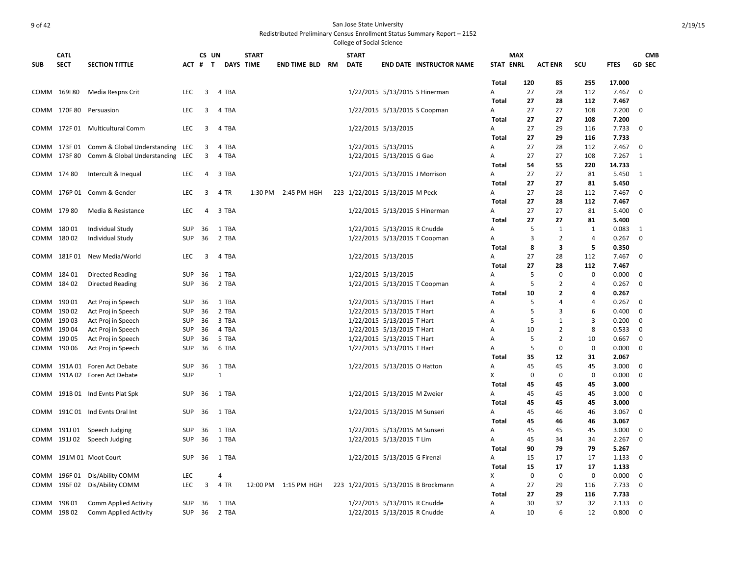San Jose State University

Redistributed Preliminary Census Enrollment Status Summary Report – 2152

College of Social Science

| SUB | CATL SECT | SECTION TITTLE | ACT | CS # | UN T | DAYS | START TIME | END TIME | BLD | RM | START DATE | END DATE | INSTRUCTOR NAME | STAT | MAX ENRL | ACT ENR | SCU | FTES | CMB GD SEC |
|---|---|---|---|---|---|---|---|---|---|---|---|---|---|---|---|---|---|---|---|
| | | | | | | | | | | | | | | Total | 120 | 85 | 255 | 17.000 | |
| COMM | 169I 80 | Media Respns Crit | LEC | 3 | 4 | TBA | | | | | 1/22/2015 | 5/13/2015 | S Hinerman | A | 27 | 28 | 112 | 7.467 | 0 |
| | | | | | | | | | | | | | | Total | 27 | 28 | 112 | 7.467 | |
| COMM | 170F 80 | Persuasion | LEC | 3 | 4 | TBA | | | | | 1/22/2015 | 5/13/2015 | S Coopman | A | 27 | 27 | 108 | 7.200 | 0 |
| | | | | | | | | | | | | | | Total | 27 | 27 | 108 | 7.200 | |
| COMM | 172F 01 | Multicultural Comm | LEC | 3 | 4 | TBA | | | | | 1/22/2015 | 5/13/2015 | | A | 27 | 29 | 116 | 7.733 | 0 |
| | | | | | | | | | | | | | | Total | 27 | 29 | 116 | 7.733 | |
| COMM | 173F 01 | Comm & Global Understanding | LEC | 3 | 4 | TBA | | | | | 1/22/2015 | 5/13/2015 | | A | 27 | 28 | 112 | 7.467 | 0 |
| COMM | 173F 80 | Comm & Global Understanding | LEC | 3 | 4 | TBA | | | | | 1/22/2015 | 5/13/2015 | G Gao | A | 27 | 27 | 108 | 7.267 | 1 |
| | | | | | | | | | | | | | | Total | 54 | 55 | 220 | 14.733 | |
| COMM | 174 80 | Intercult & Inequal | LEC | 4 | 3 | TBA | | | | | 1/22/2015 | 5/13/2015 | J Morrison | A | 27 | 27 | 81 | 5.450 | 1 |
| | | | | | | | | | | | | | | Total | 27 | 27 | 81 | 5.450 | |
| COMM | 176P 01 | Comm & Gender | LEC | 3 | 4 | TR | 1:30 PM | 2:45 PM | HGH | 223 | 1/22/2015 | 5/13/2015 | M Peck | A | 27 | 28 | 112 | 7.467 | 0 |
| | | | | | | | | | | | | | | Total | 27 | 28 | 112 | 7.467 | |
| COMM | 179 80 | Media & Resistance | LEC | 4 | 3 | TBA | | | | | 1/22/2015 | 5/13/2015 | S Hinerman | A | 27 | 27 | 81 | 5.400 | 0 |
| | | | | | | | | | | | | | | Total | 27 | 27 | 81 | 5.400 | |
| COMM | 180 01 | Individual Study | SUP | 36 | 1 | TBA | | | | | 1/22/2015 | 5/13/2015 | R Cnudde | A | 5 | 1 | 1 | 0.083 | 1 |
| COMM | 180 02 | Individual Study | SUP | 36 | 2 | TBA | | | | | 1/22/2015 | 5/13/2015 | T Coopman | A | 3 | 2 | 4 | 0.267 | 0 |
| | | | | | | | | | | | | | | Total | 8 | 3 | 5 | 0.350 | |
| COMM | 181F 01 | New Media/World | LEC | 3 | 4 | TBA | | | | | 1/22/2015 | 5/13/2015 | | A | 27 | 28 | 112 | 7.467 | 0 |
| | | | | | | | | | | | | | | Total | 27 | 28 | 112 | 7.467 | |
| COMM | 184 01 | Directed Reading | SUP | 36 | 1 | TBA | | | | | 1/22/2015 | 5/13/2015 | | A | 5 | 0 | 0 | 0.000 | 0 |
| COMM | 184 02 | Directed Reading | SUP | 36 | 2 | TBA | | | | | 1/22/2015 | 5/13/2015 | T Coopman | A | 5 | 2 | 4 | 0.267 | 0 |
| | | | | | | | | | | | | | | Total | 10 | 2 | 4 | 0.267 | |
| COMM | 190 01 | Act Proj in Speech | SUP | 36 | 1 | TBA | | | | | 1/22/2015 | 5/13/2015 | T Hart | A | 5 | 4 | 4 | 0.267 | 0 |
| COMM | 190 02 | Act Proj in Speech | SUP | 36 | 2 | TBA | | | | | 1/22/2015 | 5/13/2015 | T Hart | A | 5 | 3 | 6 | 0.400 | 0 |
| COMM | 190 03 | Act Proj in Speech | SUP | 36 | 3 | TBA | | | | | 1/22/2015 | 5/13/2015 | T Hart | A | 5 | 1 | 3 | 0.200 | 0 |
| COMM | 190 04 | Act Proj in Speech | SUP | 36 | 4 | TBA | | | | | 1/22/2015 | 5/13/2015 | T Hart | A | 10 | 2 | 8 | 0.533 | 0 |
| COMM | 190 05 | Act Proj in Speech | SUP | 36 | 5 | TBA | | | | | 1/22/2015 | 5/13/2015 | T Hart | A | 5 | 2 | 10 | 0.667 | 0 |
| COMM | 190 06 | Act Proj in Speech | SUP | 36 | 6 | TBA | | | | | 1/22/2015 | 5/13/2015 | T Hart | A | 5 | 0 | 0 | 0.000 | 0 |
| | | | | | | | | | | | | | | Total | 35 | 12 | 31 | 2.067 | |
| COMM | 191A 01 | Foren Act Debate | SUP | 36 | 1 | TBA | | | | | 1/22/2015 | 5/13/2015 | O Hatton | A | 45 | 45 | 45 | 3.000 | 0 |
| COMM | 191A 02 | Foren Act Debate | SUP | | 1 | | | | | | | | | X | 0 | 0 | 0 | 0.000 | 0 |
| | | | | | | | | | | | | | | Total | 45 | 45 | 45 | 3.000 | |
| COMM | 191B 01 | Ind Evnts Plat Spk | SUP | 36 | 1 | TBA | | | | | 1/22/2015 | 5/13/2015 | M Zweier | A | 45 | 45 | 45 | 3.000 | 0 |
| | | | | | | | | | | | | | | Total | 45 | 45 | 45 | 3.000 | |
| COMM | 191C 01 | Ind Evnts Oral Int | SUP | 36 | 1 | TBA | | | | | 1/22/2015 | 5/13/2015 | M Sunseri | A | 45 | 46 | 46 | 3.067 | 0 |
| | | | | | | | | | | | | | | Total | 45 | 46 | 46 | 3.067 | |
| COMM | 191J 01 | Speech Judging | SUP | 36 | 1 | TBA | | | | | 1/22/2015 | 5/13/2015 | M Sunseri | A | 45 | 45 | 45 | 3.000 | 0 |
| COMM | 191J 02 | Speech Judging | SUP | 36 | 1 | TBA | | | | | 1/22/2015 | 5/13/2015 | T Lim | A | 45 | 34 | 34 | 2.267 | 0 |
| | | | | | | | | | | | | | | Total | 90 | 79 | 79 | 5.267 | |
| COMM | 191M 01 | Moot Court | SUP | 36 | 1 | TBA | | | | | 1/22/2015 | 5/13/2015 | G Firenzi | A | 15 | 17 | 17 | 1.133 | 0 |
| | | | | | | | | | | | | | | Total | 15 | 17 | 17 | 1.133 | |
| COMM | 196F 01 | Dis/Ability COMM | LEC | | 4 | | | | | | | | | X | 0 | 0 | 0 | 0.000 | 0 |
| COMM | 196F 02 | Dis/Ability COMM | LEC | 3 | 4 | TR | 12:00 PM | 1:15 PM | HGH | 223 | 1/22/2015 | 5/13/2015 | B Brockmann | A | 27 | 29 | 116 | 7.733 | 0 |
| | | | | | | | | | | | | | | Total | 27 | 29 | 116 | 7.733 | |
| COMM | 198 01 | Comm Applied Activity | SUP | 36 | 1 | TBA | | | | | 1/22/2015 | 5/13/2015 | R Cnudde | A | 30 | 32 | 32 | 2.133 | 0 |
| COMM | 198 02 | Comm Applied Activity | SUP | 36 | 2 | TBA | | | | | 1/22/2015 | 5/13/2015 | R Cnudde | A | 10 | 6 | 12 | 0.800 | 0 |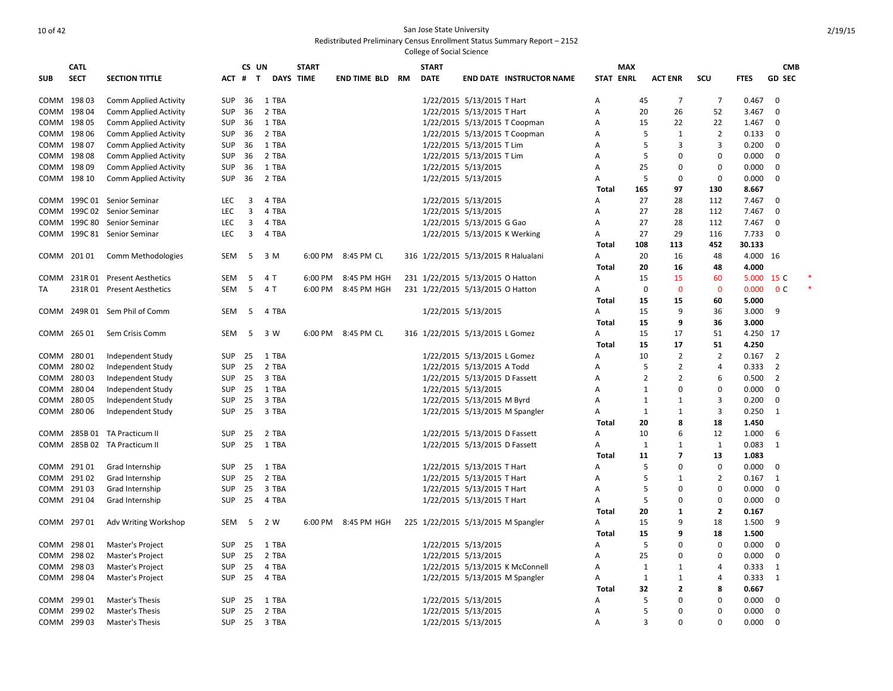San Jose State University

Redistributed Preliminary Census Enrollment Status Summary Report – 2152

College of Social Science

| SUB | CATL SECT | SECTION TITTLE | ACT | CS # | UN T | DAYS | START TIME | END TIME | BLD | RM | START DATE | END DATE | INSTRUCTOR NAME | STAT | MAX ENRL | ACT ENR | SCU | FTES | GD | CMB SEC | |
|---|---|---|---|---|---|---|---|---|---|---|---|---|---|---|---|---|---|---|---|---|---|
| COMM | 198 03 | Comm Applied Activity | SUP | 36 | 1 | TBA | | | | | 1/22/2015 | 5/13/2015 | T Hart | A | 45 | 7 | 7 | 0.467 | 0 | | |
| COMM | 198 04 | Comm Applied Activity | SUP | 36 | 2 | TBA | | | | | 1/22/2015 | 5/13/2015 | T Hart | A | 20 | 26 | 52 | 3.467 | 0 | | |
| COMM | 198 05 | Comm Applied Activity | SUP | 36 | 1 | TBA | | | | | 1/22/2015 | 5/13/2015 | T Coopman | A | 15 | 22 | 22 | 1.467 | 0 | | |
| COMM | 198 06 | Comm Applied Activity | SUP | 36 | 2 | TBA | | | | | 1/22/2015 | 5/13/2015 | T Coopman | A | 5 | 1 | 2 | 0.133 | 0 | | |
| COMM | 198 07 | Comm Applied Activity | SUP | 36 | 1 | TBA | | | | | 1/22/2015 | 5/13/2015 | T Lim | A | 5 | 3 | 3 | 0.200 | 0 | | |
| COMM | 198 08 | Comm Applied Activity | SUP | 36 | 2 | TBA | | | | | 1/22/2015 | 5/13/2015 | T Lim | A | 5 | 0 | 0 | 0.000 | 0 | | |
| COMM | 198 09 | Comm Applied Activity | SUP | 36 | 1 | TBA | | | | | 1/22/2015 | 5/13/2015 | | A | 25 | 0 | 0 | 0.000 | 0 | | |
| COMM | 198 10 | Comm Applied Activity | SUP | 36 | 2 | TBA | | | | | 1/22/2015 | 5/13/2015 | | A | 5 | 0 | 0 | 0.000 | 0 | | |
| | | | | | | | | | | | | | | **Total** | **165** | **97** | **130** | **8.667** | | | |
| COMM | 199C 01 | Senior Seminar | LEC | 3 | 4 | TBA | | | | | 1/22/2015 | 5/13/2015 | | A | 27 | 28 | 112 | 7.467 | 0 | | |
| COMM | 199C 02 | Senior Seminar | LEC | 3 | 4 | TBA | | | | | 1/22/2015 | 5/13/2015 | | A | 27 | 28 | 112 | 7.467 | 0 | | |
| COMM | 199C 80 | Senior Seminar | LEC | 3 | 4 | TBA | | | | | 1/22/2015 | 5/13/2015 | G Gao | A | 27 | 28 | 112 | 7.467 | 0 | | |
| COMM | 199C 81 | Senior Seminar | LEC | 3 | 4 | TBA | | | | | 1/22/2015 | 5/13/2015 | K Werking | A | 27 | 29 | 116 | 7.733 | 0 | | |
| | | | | | | | | | | | | | | **Total** | **108** | **113** | **452** | **30.133** | | | |
| COMM | 201 01 | Comm Methodologies | SEM | 5 | 3 | M | 6:00 PM | 8:45 PM | CL | 316 | 1/22/2015 | 5/13/2015 | R Halualani | A | 20 | 16 | 48 | 4.000 | 16 | | |
| | | | | | | | | | | | | | | **Total** | **20** | **16** | **48** | **4.000** | | | |
| COMM | 231R 01 | Present Aesthetics | SEM | 5 | 4 | T | 6:00 PM | 8:45 PM | HGH | 231 | 1/22/2015 | 5/13/2015 | O Hatton | A | 15 | 15 | 60 | 5.000 | 15 | C | * |
| TA | 231R 01 | Present Aesthetics | SEM | 5 | 4 | T | 6:00 PM | 8:45 PM | HGH | 231 | 1/22/2015 | 5/13/2015 | O Hatton | A | 0 | 0 | 0 | 0.000 | 0 | C | * |
| | | | | | | | | | | | | | | **Total** | **15** | **15** | **60** | **5.000** | | | |
| COMM | 249R 01 | Sem Phil of Comm | SEM | 5 | 4 | TBA | | | | | 1/22/2015 | 5/13/2015 | | A | 15 | 9 | 36 | 3.000 | 9 | | |
| | | | | | | | | | | | | | | **Total** | **15** | **9** | **36** | **3.000** | | | |
| COMM | 265 01 | Sem Crisis Comm | SEM | 5 | 3 | W | 6:00 PM | 8:45 PM | CL | 316 | 1/22/2015 | 5/13/2015 | L Gomez | A | 15 | 17 | 51 | 4.250 | 17 | | |
| | | | | | | | | | | | | | | **Total** | **15** | **17** | **51** | **4.250** | | | |
| COMM | 280 01 | Independent Study | SUP | 25 | 1 | TBA | | | | | 1/22/2015 | 5/13/2015 | L Gomez | A | 10 | 2 | 2 | 0.167 | 2 | | |
| COMM | 280 02 | Independent Study | SUP | 25 | 2 | TBA | | | | | 1/22/2015 | 5/13/2015 | A Todd | A | 5 | 2 | 4 | 0.333 | 2 | | |
| COMM | 280 03 | Independent Study | SUP | 25 | 3 | TBA | | | | | 1/22/2015 | 5/13/2015 | D Fassett | A | 2 | 2 | 6 | 0.500 | 2 | | |
| COMM | 280 04 | Independent Study | SUP | 25 | 1 | TBA | | | | | 1/22/2015 | 5/13/2015 | | A | 1 | 0 | 0 | 0.000 | 0 | | |
| COMM | 280 05 | Independent Study | SUP | 25 | 3 | TBA | | | | | 1/22/2015 | 5/13/2015 | M Byrd | A | 1 | 1 | 3 | 0.200 | 0 | | |
| COMM | 280 06 | Independent Study | SUP | 25 | 3 | TBA | | | | | 1/22/2015 | 5/13/2015 | M Spangler | A | 1 | 1 | 3 | 0.250 | 1 | | |
| | | | | | | | | | | | | | | **Total** | **20** | **8** | **18** | **1.450** | | | |
| COMM | 285B 01 | TA Practicum II | SUP | 25 | 2 | TBA | | | | | 1/22/2015 | 5/13/2015 | D Fassett | A | 10 | 6 | 12 | 1.000 | 6 | | |
| COMM | 285B 02 | TA Practicum II | SUP | 25 | 1 | TBA | | | | | 1/22/2015 | 5/13/2015 | D Fassett | A | 1 | 1 | 1 | 0.083 | 1 | | |
| | | | | | | | | | | | | | | **Total** | **11** | **7** | **13** | **1.083** | | | |
| COMM | 291 01 | Grad Internship | SUP | 25 | 1 | TBA | | | | | 1/22/2015 | 5/13/2015 | T Hart | A | 5 | 0 | 0 | 0.000 | 0 | | |
| COMM | 291 02 | Grad Internship | SUP | 25 | 2 | TBA | | | | | 1/22/2015 | 5/13/2015 | T Hart | A | 5 | 1 | 2 | 0.167 | 1 | | |
| COMM | 291 03 | Grad Internship | SUP | 25 | 3 | TBA | | | | | 1/22/2015 | 5/13/2015 | T Hart | A | 5 | 0 | 0 | 0.000 | 0 | | |
| COMM | 291 04 | Grad Internship | SUP | 25 | 4 | TBA | | | | | 1/22/2015 | 5/13/2015 | T Hart | A | 5 | 0 | 0 | 0.000 | 0 | | |
| | | | | | | | | | | | | | | **Total** | **20** | **1** | **2** | **0.167** | | | |
| COMM | 297 01 | Adv Writing Workshop | SEM | 5 | 2 | W | 6:00 PM | 8:45 PM | HGH | 225 | 1/22/2015 | 5/13/2015 | M Spangler | A | 15 | 9 | 18 | 1.500 | 9 | | |
| | | | | | | | | | | | | | | **Total** | **15** | **9** | **18** | **1.500** | | | |
| COMM | 298 01 | Master's Project | SUP | 25 | 1 | TBA | | | | | 1/22/2015 | 5/13/2015 | | A | 5 | 0 | 0 | 0.000 | 0 | | |
| COMM | 298 02 | Master's Project | SUP | 25 | 2 | TBA | | | | | 1/22/2015 | 5/13/2015 | | A | 25 | 0 | 0 | 0.000 | 0 | | |
| COMM | 298 03 | Master's Project | SUP | 25 | 4 | TBA | | | | | 1/22/2015 | 5/13/2015 | K McConnell | A | 1 | 1 | 4 | 0.333 | 1 | | |
| COMM | 298 04 | Master's Project | SUP | 25 | 4 | TBA | | | | | 1/22/2015 | 5/13/2015 | M Spangler | A | 1 | 1 | 4 | 0.333 | 1 | | |
| | | | | | | | | | | | | | | **Total** | **32** | **2** | **8** | **0.667** | | | |
| COMM | 299 01 | Master's Thesis | SUP | 25 | 1 | TBA | | | | | 1/22/2015 | 5/13/2015 | | A | 5 | 0 | 0 | 0.000 | 0 | | |
| COMM | 299 02 | Master's Thesis | SUP | 25 | 2 | TBA | | | | | 1/22/2015 | 5/13/2015 | | A | 5 | 0 | 0 | 0.000 | 0 | | |
| COMM | 299 03 | Master's Thesis | SUP | 25 | 3 | TBA | | | | | 1/22/2015 | 5/13/2015 | | A | 3 | 0 | 0 | 0.000 | 0 | | |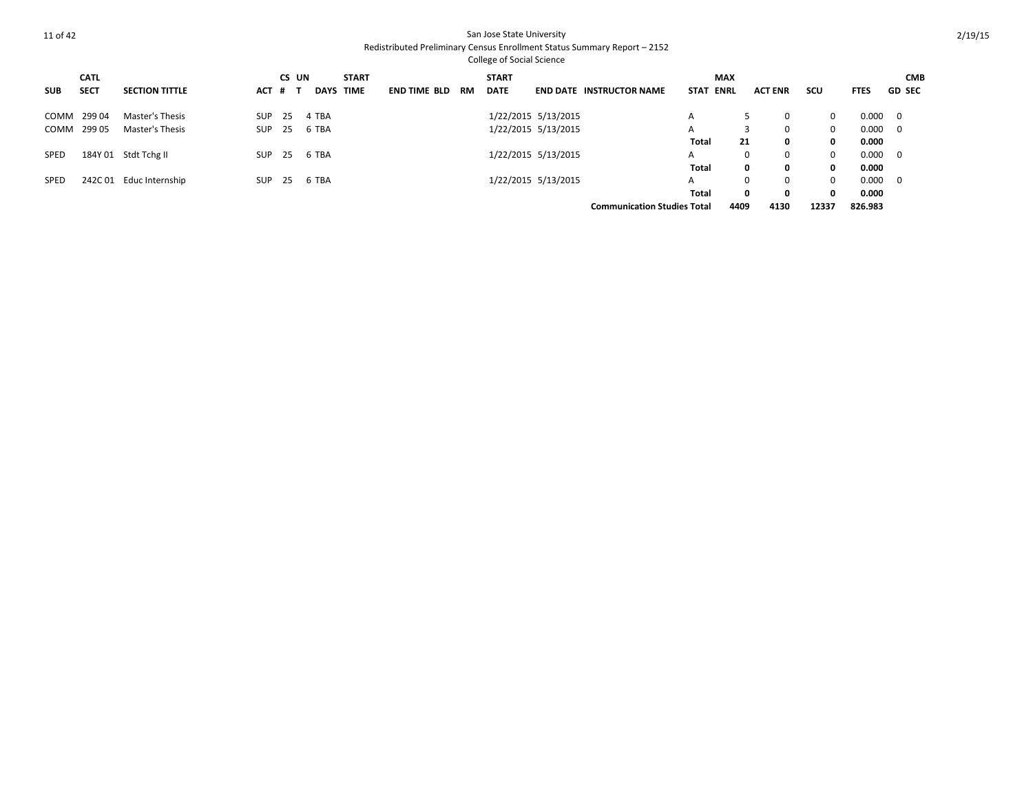San Jose State University

Redistributed Preliminary Census Enrollment Status Summary Report – 2152

College of Social Science

| SUB | CATL SECT | SECTION TITTLE | ACT | CS # | UN T | DAYS | START TIME | END TIME | BLD | RM | START DATE | END DATE | INSTRUCTOR NAME | STAT | MAX ENRL | ACT ENR | SCU | FTES | GD | CMB SEC |
|---|---|---|---|---|---|---|---|---|---|---|---|---|---|---|---|---|---|---|---|---|
| COMM | 299 04 | Master's Thesis | SUP | 25 | 4 | TBA | | | | | 1/22/2015 | 5/13/2015 | | A | 5 | 0 | 0 | 0.000 | 0 | |
| COMM | 299 05 | Master's Thesis | SUP | 25 | 6 | TBA | | | | | 1/22/2015 | 5/13/2015 | | A | 3 | 0 | 0 | 0.000 | 0 | |
| | | | | | | | | | | | | | | **Total** | **21** | **0** | **0** | **0.000** | | |
| SPED | 184Y 01 | Stdt Tchg II | SUP | 25 | 6 | TBA | | | | | 1/22/2015 | 5/13/2015 | | A | 0 | 0 | 0 | 0.000 | 0 | |
| | | | | | | | | | | | | | | **Total** | **0** | **0** | **0** | **0.000** | | |
| SPED | 242C 01 | Educ Internship | SUP | 25 | 6 | TBA | | | | | 1/22/2015 | 5/13/2015 | | A | 0 | 0 | 0 | 0.000 | 0 | |
| | | | | | | | | | | | | | | **Total** | **0** | **0** | **0** | **0.000** | | |
| | | | | | | | | | | | | | **Communication Studies Total** | | **4409** | **4130** | **12337** | **826.983** | | |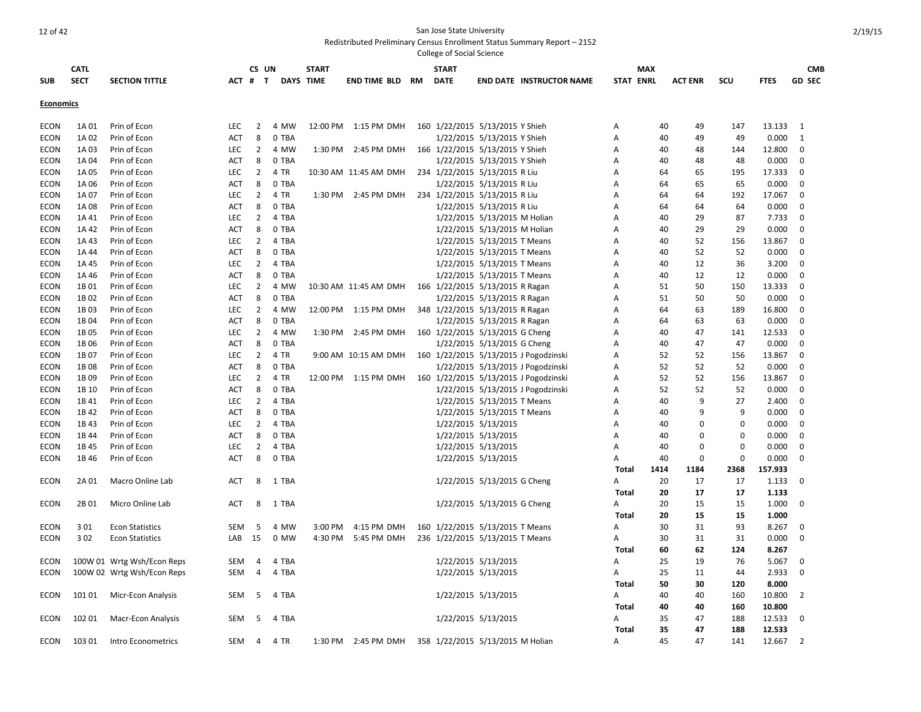San Jose State University

Redistributed Preliminary Census Enrollment Status Summary Report – 2152

College of Social Science

| SUB | CATL SECT | SECTION TITTLE | ACT | CS # | UN T | DAYS | START TIME | END TIME | BLD | RM | START DATE | END DATE | INSTRUCTOR NAME | STAT | MAX ENRL | ACT ENR | SCU | FTES | GD | CMB SEC |
|---|---|---|---|---|---|---|---|---|---|---|---|---|---|---|---|---|---|---|---|---|
| **Economics** | | | | | | | | | | | | | | | | | | | | |
| ECON | 1A 01 | Prin of Econ | LEC | 2 | 4 | MW | 12:00 PM | 1:15 PM | DMH | 160 | 1/22/2015 | 5/13/2015 | Y Shieh | A | 40 | 49 | 147 | 13.133 | 1 | |
| ECON | 1A 02 | Prin of Econ | ACT | 8 | 0 | TBA | | | | | 1/22/2015 | 5/13/2015 | Y Shieh | A | 40 | 49 | 49 | 0.000 | 1 | |
| ECON | 1A 03 | Prin of Econ | LEC | 2 | 4 | MW | 1:30 PM | 2:45 PM | DMH | 166 | 1/22/2015 | 5/13/2015 | Y Shieh | A | 40 | 48 | 144 | 12.800 | 0 | |
| ECON | 1A 04 | Prin of Econ | ACT | 8 | 0 | TBA | | | | | 1/22/2015 | 5/13/2015 | Y Shieh | A | 40 | 48 | 48 | 0.000 | 0 | |
| ECON | 1A 05 | Prin of Econ | LEC | 2 | 4 | TR | 10:30 AM | 11:45 AM | DMH | 234 | 1/22/2015 | 5/13/2015 | R Liu | A | 64 | 65 | 195 | 17.333 | 0 | |
| ECON | 1A 06 | Prin of Econ | ACT | 8 | 0 | TBA | | | | | 1/22/2015 | 5/13/2015 | R Liu | A | 64 | 65 | 65 | 0.000 | 0 | |
| ECON | 1A 07 | Prin of Econ | LEC | 2 | 4 | TR | 1:30 PM | 2:45 PM | DMH | 234 | 1/22/2015 | 5/13/2015 | R Liu | A | 64 | 64 | 192 | 17.067 | 0 | |
| ECON | 1A 08 | Prin of Econ | ACT | 8 | 0 | TBA | | | | | 1/22/2015 | 5/13/2015 | R Liu | A | 64 | 64 | 64 | 0.000 | 0 | |
| ECON | 1A 41 | Prin of Econ | LEC | 2 | 4 | TBA | | | | | 1/22/2015 | 5/13/2015 | M Holian | A | 40 | 29 | 87 | 7.733 | 0 | |
| ECON | 1A 42 | Prin of Econ | ACT | 8 | 0 | TBA | | | | | 1/22/2015 | 5/13/2015 | M Holian | A | 40 | 29 | 29 | 0.000 | 0 | |
| ECON | 1A 43 | Prin of Econ | LEC | 2 | 4 | TBA | | | | | 1/22/2015 | 5/13/2015 | T Means | A | 40 | 52 | 156 | 13.867 | 0 | |
| ECON | 1A 44 | Prin of Econ | ACT | 8 | 0 | TBA | | | | | 1/22/2015 | 5/13/2015 | T Means | A | 40 | 52 | 52 | 0.000 | 0 | |
| ECON | 1A 45 | Prin of Econ | LEC | 2 | 4 | TBA | | | | | 1/22/2015 | 5/13/2015 | T Means | A | 40 | 12 | 36 | 3.200 | 0 | |
| ECON | 1A 46 | Prin of Econ | ACT | 8 | 0 | TBA | | | | | 1/22/2015 | 5/13/2015 | T Means | A | 40 | 12 | 12 | 0.000 | 0 | |
| ECON | 1B 01 | Prin of Econ | LEC | 2 | 4 | MW | 10:30 AM | 11:45 AM | DMH | 166 | 1/22/2015 | 5/13/2015 | R Ragan | A | 51 | 50 | 150 | 13.333 | 0 | |
| ECON | 1B 02 | Prin of Econ | ACT | 8 | 0 | TBA | | | | | 1/22/2015 | 5/13/2015 | R Ragan | A | 51 | 50 | 50 | 0.000 | 0 | |
| ECON | 1B 03 | Prin of Econ | LEC | 2 | 4 | MW | 12:00 PM | 1:15 PM | DMH | 348 | 1/22/2015 | 5/13/2015 | R Ragan | A | 64 | 63 | 189 | 16.800 | 0 | |
| ECON | 1B 04 | Prin of Econ | ACT | 8 | 0 | TBA | | | | | 1/22/2015 | 5/13/2015 | R Ragan | A | 64 | 63 | 63 | 0.000 | 0 | |
| ECON | 1B 05 | Prin of Econ | LEC | 2 | 4 | MW | 1:30 PM | 2:45 PM | DMH | 160 | 1/22/2015 | 5/13/2015 | G Cheng | A | 40 | 47 | 141 | 12.533 | 0 | |
| ECON | 1B 06 | Prin of Econ | ACT | 8 | 0 | TBA | | | | | 1/22/2015 | 5/13/2015 | G Cheng | A | 40 | 47 | 47 | 0.000 | 0 | |
| ECON | 1B 07 | Prin of Econ | LEC | 2 | 4 | TR | 9:00 AM | 10:15 AM | DMH | 160 | 1/22/2015 | 5/13/2015 | J Pogodzinski | A | 52 | 52 | 156 | 13.867 | 0 | |
| ECON | 1B 08 | Prin of Econ | ACT | 8 | 0 | TBA | | | | | 1/22/2015 | 5/13/2015 | J Pogodzinski | A | 52 | 52 | 52 | 0.000 | 0 | |
| ECON | 1B 09 | Prin of Econ | LEC | 2 | 4 | TR | 12:00 PM | 1:15 PM | DMH | 160 | 1/22/2015 | 5/13/2015 | J Pogodzinski | A | 52 | 52 | 156 | 13.867 | 0 | |
| ECON | 1B 10 | Prin of Econ | ACT | 8 | 0 | TBA | | | | | 1/22/2015 | 5/13/2015 | J Pogodzinski | A | 52 | 52 | 52 | 0.000 | 0 | |
| ECON | 1B 41 | Prin of Econ | LEC | 2 | 4 | TBA | | | | | 1/22/2015 | 5/13/2015 | T Means | A | 40 | 9 | 27 | 2.400 | 0 | |
| ECON | 1B 42 | Prin of Econ | ACT | 8 | 0 | TBA | | | | | 1/22/2015 | 5/13/2015 | T Means | A | 40 | 9 | 9 | 0.000 | 0 | |
| ECON | 1B 43 | Prin of Econ | LEC | 2 | 4 | TBA | | | | | 1/22/2015 | 5/13/2015 | | A | 40 | 0 | 0 | 0.000 | 0 | |
| ECON | 1B 44 | Prin of Econ | ACT | 8 | 0 | TBA | | | | | 1/22/2015 | 5/13/2015 | | A | 40 | 0 | 0 | 0.000 | 0 | |
| ECON | 1B 45 | Prin of Econ | LEC | 2 | 4 | TBA | | | | | 1/22/2015 | 5/13/2015 | | A | 40 | 0 | 0 | 0.000 | 0 | |
| ECON | 1B 46 | Prin of Econ | ACT | 8 | 0 | TBA | | | | | 1/22/2015 | 5/13/2015 | | A | 40 | 0 | 0 | 0.000 | 0 | |
| | | | | | | | | | | | | | | **Total** | **1414** | **1184** | **2368** | **157.933** | | |
| ECON | 2A 01 | Macro Online Lab | ACT | 8 | 1 | TBA | | | | | 1/22/2015 | 5/13/2015 | G Cheng | A | 20 | 17 | 17 | 1.133 | 0 | |
| | | | | | | | | | | | | | | **Total** | **20** | **17** | **17** | **1.133** | | |
| ECON | 2B 01 | Micro Online Lab | ACT | 8 | 1 | TBA | | | | | 1/22/2015 | 5/13/2015 | G Cheng | A | 20 | 15 | 15 | 1.000 | 0 | |
| | | | | | | | | | | | | | | **Total** | **20** | **15** | **15** | **1.000** | | |
| ECON | 3 01 | Econ Statistics | SEM | 5 | 4 | MW | 3:00 PM | 4:15 PM | DMH | 160 | 1/22/2015 | 5/13/2015 | T Means | A | 30 | 31 | 93 | 8.267 | 0 | |
| ECON | 3 02 | Econ Statistics | LAB | 15 | 0 | MW | 4:30 PM | 5:45 PM | DMH | 236 | 1/22/2015 | 5/13/2015 | T Means | A | 30 | 31 | 31 | 0.000 | 0 | |
| | | | | | | | | | | | | | | **Total** | **60** | **62** | **124** | **8.267** | | |
| ECON | 100W 01 | Wrtg Wsh/Econ Reps | SEM | 4 | 4 | TBA | | | | | 1/22/2015 | 5/13/2015 | | A | 25 | 19 | 76 | 5.067 | 0 | |
| ECON | 100W 02 | Wrtg Wsh/Econ Reps | SEM | 4 | 4 | TBA | | | | | 1/22/2015 | 5/13/2015 | | A | 25 | 11 | 44 | 2.933 | 0 | |
| | | | | | | | | | | | | | | **Total** | **50** | **30** | **120** | **8.000** | | |
| ECON | 101 01 | Micr-Econ Analysis | SEM | 5 | 4 | TBA | | | | | 1/22/2015 | 5/13/2015 | | A | 40 | 40 | 160 | 10.800 | 2 | |
| | | | | | | | | | | | | | | **Total** | **40** | **40** | **160** | **10.800** | | |
| ECON | 102 01 | Macr-Econ Analysis | SEM | 5 | 4 | TBA | | | | | 1/22/2015 | 5/13/2015 | | A | 35 | 47 | 188 | 12.533 | 0 | |
| | | | | | | | | | | | | | | **Total** | **35** | **47** | **188** | **12.533** | | |
| ECON | 103 01 | Intro Econometrics | SEM | 4 | 4 | TR | 1:30 PM | 2:45 PM | DMH | 358 | 1/22/2015 | 5/13/2015 | M Holian | A | 45 | 47 | 141 | 12.667 | 2 | |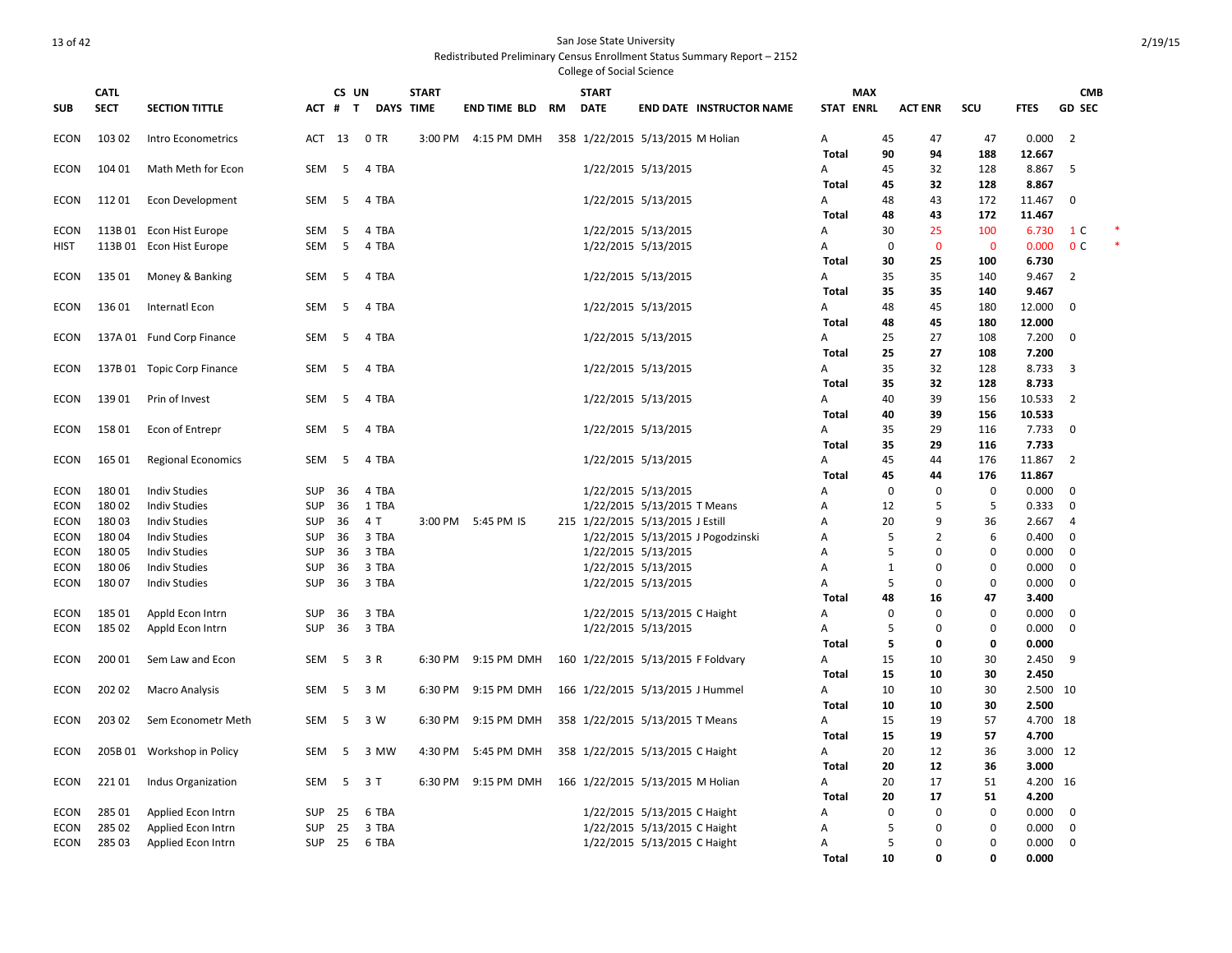San Jose State University
Redistributed Preliminary Census Enrollment Status Summary Report – 2152
College of Social Science

2/19/15

| SUB | CATL SECT | SECTION TITTLE | ACT | CS # | UN T | DAYS | START TIME | END TIME | BLD | RM | START DATE | END DATE | INSTRUCTOR NAME | STAT | MAX ENRL | ACT ENR | SCU | FTES | GD | CMB SEC | |
|---|---|---|---|---|---|---|---|---|---|---|---|---|---|---|---|---|---|---|---|---|---|
| ECON | 103 02 | Intro Econometrics | ACT | 13 | 0 | TR | 3:00 PM | 4:15 PM | DMH | 358 | 1/22/2015 | 5/13/2015 | M Holian | A | 45 | 47 | 47 | 0.000 | 2 | | |
| | | | | | | | | | | | | | | **Total** | **90** | **94** | **188** | **12.667** | | | |
| ECON | 104 01 | Math Meth for Econ | SEM | 5 | 4 | TBA | | | | | 1/22/2015 | 5/13/2015 | | A | 45 | 32 | 128 | 8.867 | 5 | | |
| | | | | | | | | | | | | | | **Total** | **45** | **32** | **128** | **8.867** | | | |
| ECON | 112 01 | Econ Development | SEM | 5 | 4 | TBA | | | | | 1/22/2015 | 5/13/2015 | | A | 48 | 43 | 172 | 11.467 | 0 | | |
| | | | | | | | | | | | | | | **Total** | **48** | **43** | **172** | **11.467** | | | |
| ECON | 113B 01 | Econ Hist Europe | SEM | 5 | 4 | TBA | | | | | 1/22/2015 | 5/13/2015 | | A | 30 | 25 | 100 | 6.730 | 1 | C | * |
| HIST | 113B 01 | Econ Hist Europe | SEM | 5 | 4 | TBA | | | | | 1/22/2015 | 5/13/2015 | | A | 0 | 0 | 0 | 0.000 | 0 | C | * |
| | | | | | | | | | | | | | | **Total** | **30** | **25** | **100** | **6.730** | | | |
| ECON | 135 01 | Money & Banking | SEM | 5 | 4 | TBA | | | | | 1/22/2015 | 5/13/2015 | | A | 35 | 35 | 140 | 9.467 | 2 | | |
| | | | | | | | | | | | | | | **Total** | **35** | **35** | **140** | **9.467** | | | |
| ECON | 136 01 | Internatl Econ | SEM | 5 | 4 | TBA | | | | | 1/22/2015 | 5/13/2015 | | A | 48 | 45 | 180 | 12.000 | 0 | | |
| | | | | | | | | | | | | | | **Total** | **48** | **45** | **180** | **12.000** | | | |
| ECON | 137A 01 | Fund Corp Finance | SEM | 5 | 4 | TBA | | | | | 1/22/2015 | 5/13/2015 | | A | 25 | 27 | 108 | 7.200 | 0 | | |
| | | | | | | | | | | | | | | **Total** | **25** | **27** | **108** | **7.200** | | | |
| ECON | 137B 01 | Topic Corp Finance | SEM | 5 | 4 | TBA | | | | | 1/22/2015 | 5/13/2015 | | A | 35 | 32 | 128 | 8.733 | 3 | | |
| | | | | | | | | | | | | | | **Total** | **35** | **32** | **128** | **8.733** | | | |
| ECON | 139 01 | Prin of Invest | SEM | 5 | 4 | TBA | | | | | 1/22/2015 | 5/13/2015 | | A | 40 | 39 | 156 | 10.533 | 2 | | |
| | | | | | | | | | | | | | | **Total** | **40** | **39** | **156** | **10.533** | | | |
| ECON | 158 01 | Econ of Entrepr | SEM | 5 | 4 | TBA | | | | | 1/22/2015 | 5/13/2015 | | A | 35 | 29 | 116 | 7.733 | 0 | | |
| | | | | | | | | | | | | | | **Total** | **35** | **29** | **116** | **7.733** | | | |
| ECON | 165 01 | Regional Economics | SEM | 5 | 4 | TBA | | | | | 1/22/2015 | 5/13/2015 | | A | 45 | 44 | 176 | 11.867 | 2 | | |
| | | | | | | | | | | | | | | **Total** | **45** | **44** | **176** | **11.867** | | | |
| ECON | 180 01 | Indiv Studies | SUP | 36 | 4 | TBA | | | | | 1/22/2015 | 5/13/2015 | | A | 0 | 0 | 0 | 0.000 | 0 | | |
| ECON | 180 02 | Indiv Studies | SUP | 36 | 1 | TBA | | | | | 1/22/2015 | 5/13/2015 | T Means | A | 12 | 5 | 5 | 0.333 | 0 | | |
| ECON | 180 03 | Indiv Studies | SUP | 36 | 4 | T | 3:00 PM | 5:45 PM | IS | 215 | 1/22/2015 | 5/13/2015 | J Estill | A | 20 | 9 | 36 | 2.667 | 4 | | |
| ECON | 180 04 | Indiv Studies | SUP | 36 | 3 | TBA | | | | | 1/22/2015 | 5/13/2015 | J Pogodzinski | A | 5 | 2 | 6 | 0.400 | 0 | | |
| ECON | 180 05 | Indiv Studies | SUP | 36 | 3 | TBA | | | | | 1/22/2015 | 5/13/2015 | | A | 5 | 0 | 0 | 0.000 | 0 | | |
| ECON | 180 06 | Indiv Studies | SUP | 36 | 3 | TBA | | | | | 1/22/2015 | 5/13/2015 | | A | 1 | 0 | 0 | 0.000 | 0 | | |
| ECON | 180 07 | Indiv Studies | SUP | 36 | 3 | TBA | | | | | 1/22/2015 | 5/13/2015 | | A | 5 | 0 | 0 | 0.000 | 0 | | |
| | | | | | | | | | | | | | | **Total** | **48** | **16** | **47** | **3.400** | | | |
| ECON | 185 01 | Appld Econ Intrn | SUP | 36 | 3 | TBA | | | | | 1/22/2015 | 5/13/2015 | C Haight | A | 0 | 0 | 0 | 0.000 | 0 | | |
| ECON | 185 02 | Appld Econ Intrn | SUP | 36 | 3 | TBA | | | | | 1/22/2015 | 5/13/2015 | | A | 5 | 0 | 0 | 0.000 | 0 | | |
| | | | | | | | | | | | | | | **Total** | **5** | **0** | **0** | **0.000** | | | |
| ECON | 200 01 | Sem Law and Econ | SEM | 5 | 3 | R | 6:30 PM | 9:15 PM | DMH | 160 | 1/22/2015 | 5/13/2015 | F Foldvary | A | 15 | 10 | 30 | 2.450 | 9 | | |
| | | | | | | | | | | | | | | **Total** | **15** | **10** | **30** | **2.450** | | | |
| ECON | 202 02 | Macro Analysis | SEM | 5 | 3 | M | 6:30 PM | 9:15 PM | DMH | 166 | 1/22/2015 | 5/13/2015 | J Hummel | A | 10 | 10 | 30 | 2.500 | 10 | | |
| | | | | | | | | | | | | | | **Total** | **10** | **10** | **30** | **2.500** | | | |
| ECON | 203 02 | Sem Econometr Meth | SEM | 5 | 3 | W | 6:30 PM | 9:15 PM | DMH | 358 | 1/22/2015 | 5/13/2015 | T Means | A | 15 | 19 | 57 | 4.700 | 18 | | |
| | | | | | | | | | | | | | | **Total** | **15** | **19** | **57** | **4.700** | | | |
| ECON | 205B 01 | Workshop in Policy | SEM | 5 | 3 | MW | 4:30 PM | 5:45 PM | DMH | 358 | 1/22/2015 | 5/13/2015 | C Haight | A | 20 | 12 | 36 | 3.000 | 12 | | |
| | | | | | | | | | | | | | | **Total** | **20** | **12** | **36** | **3.000** | | | |
| ECON | 221 01 | Indus Organization | SEM | 5 | 3 | T | 6:30 PM | 9:15 PM | DMH | 166 | 1/22/2015 | 5/13/2015 | M Holian | A | 20 | 17 | 51 | 4.200 | 16 | | |
| | | | | | | | | | | | | | | **Total** | **20** | **17** | **51** | **4.200** | | | |
| ECON | 285 01 | Applied Econ Intrn | SUP | 25 | 6 | TBA | | | | | 1/22/2015 | 5/13/2015 | C Haight | A | 0 | 0 | 0 | 0.000 | 0 | | |
| ECON | 285 02 | Applied Econ Intrn | SUP | 25 | 3 | TBA | | | | | 1/22/2015 | 5/13/2015 | C Haight | A | 5 | 0 | 0 | 0.000 | 0 | | |
| ECON | 285 03 | Applied Econ Intrn | SUP | 25 | 6 | TBA | | | | | 1/22/2015 | 5/13/2015 | C Haight | A | 5 | 0 | 0 | 0.000 | 0 | | |
| | | | | | | | | | | | | | | **Total** | **10** | **0** | **0** | **0.000** | | | |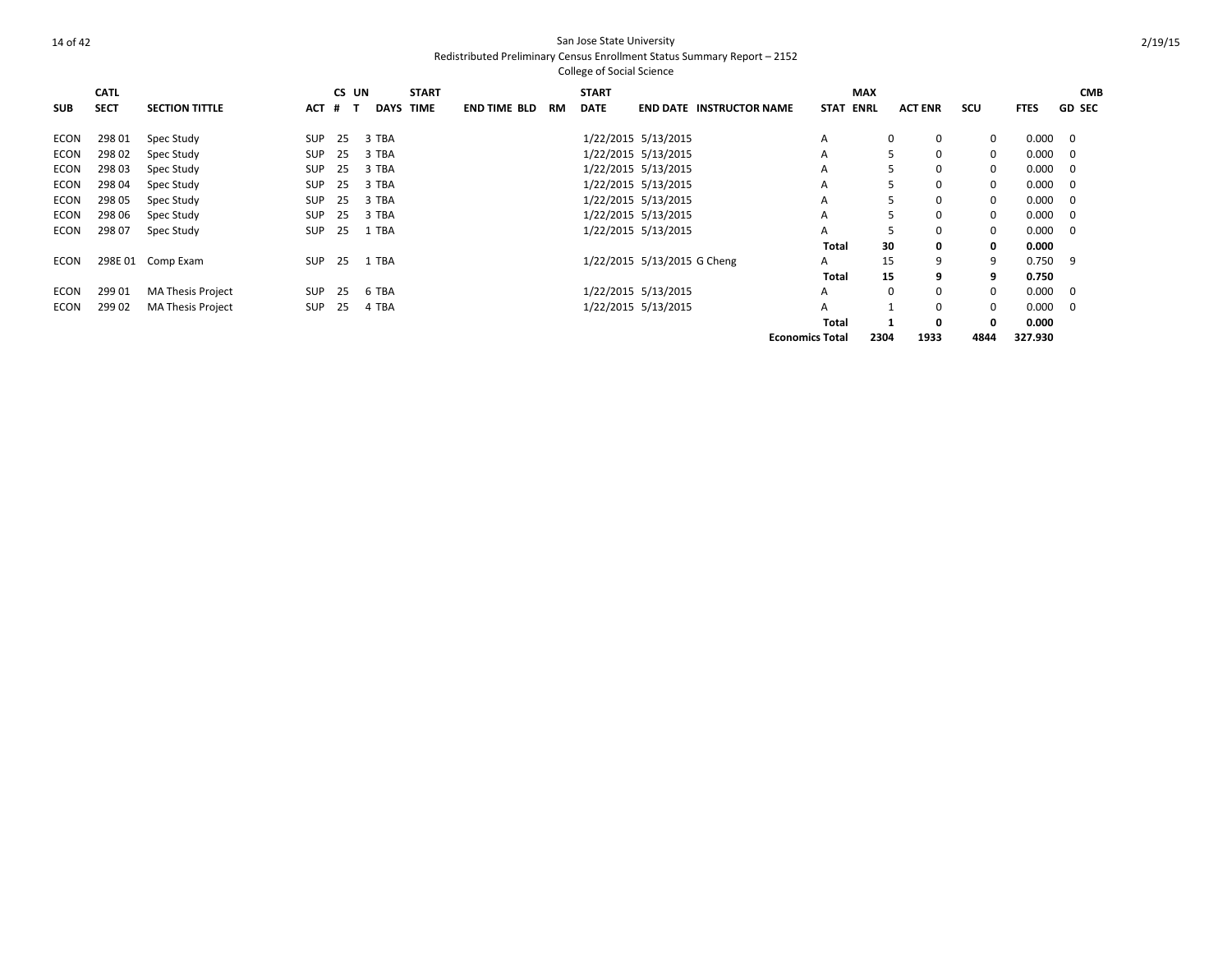San Jose State University
Redistributed Preliminary Census Enrollment Status Summary Report – 2152
College of Social Science

2/19/15

| SUB | CATL SECT | SECTION TITTLE | ACT | CS # | UN T | DAYS | START TIME | END TIME | BLD | RM | START DATE | END DATE | INSTRUCTOR NAME | STAT | MAX ENRL | ACT ENR | SCU | FTES | GD | CMB SEC |
|---|---|---|---|---|---|---|---|---|---|---|---|---|---|---|---|---|---|---|---|---|
| ECON | 298 01 | Spec Study | SUP | 25 | 3 | TBA | | | | | 1/22/2015 | 5/13/2015 | | A | 0 | 0 | 0 | 0.000 | 0 | |
| ECON | 298 02 | Spec Study | SUP | 25 | 3 | TBA | | | | | 1/22/2015 | 5/13/2015 | | A | 5 | 0 | 0 | 0.000 | 0 | |
| ECON | 298 03 | Spec Study | SUP | 25 | 3 | TBA | | | | | 1/22/2015 | 5/13/2015 | | A | 5 | 0 | 0 | 0.000 | 0 | |
| ECON | 298 04 | Spec Study | SUP | 25 | 3 | TBA | | | | | 1/22/2015 | 5/13/2015 | | A | 5 | 0 | 0 | 0.000 | 0 | |
| ECON | 298 05 | Spec Study | SUP | 25 | 3 | TBA | | | | | 1/22/2015 | 5/13/2015 | | A | 5 | 0 | 0 | 0.000 | 0 | |
| ECON | 298 06 | Spec Study | SUP | 25 | 3 | TBA | | | | | 1/22/2015 | 5/13/2015 | | A | 5 | 0 | 0 | 0.000 | 0 | |
| ECON | 298 07 | Spec Study | SUP | 25 | 1 | TBA | | | | | 1/22/2015 | 5/13/2015 | | A | 5 | 0 | 0 | 0.000 | 0 | |
| | | | | | | | | | | | | | | **Total** | **30** | **0** | **0** | **0.000** | | |
| ECON | 298E 01 | Comp Exam | SUP | 25 | 1 | TBA | | | | | 1/22/2015 | 5/13/2015 | G Cheng | A | 15 | 9 | 9 | 0.750 | 9 | |
| | | | | | | | | | | | | | | **Total** | **15** | **9** | **9** | **0.750** | | |
| ECON | 299 01 | MA Thesis Project | SUP | 25 | 6 | TBA | | | | | 1/22/2015 | 5/13/2015 | | A | 0 | 0 | 0 | 0.000 | 0 | |
| ECON | 299 02 | MA Thesis Project | SUP | 25 | 4 | TBA | | | | | 1/22/2015 | 5/13/2015 | | A | 1 | 0 | 0 | 0.000 | 0 | |
| | | | | | | | | | | | | | | **Total** | **1** | **0** | **0** | **0.000** | | |
| | | | | | | | | | | | | | | **Economics Total** | **2304** | **1933** | **4844** | **327.930** | | |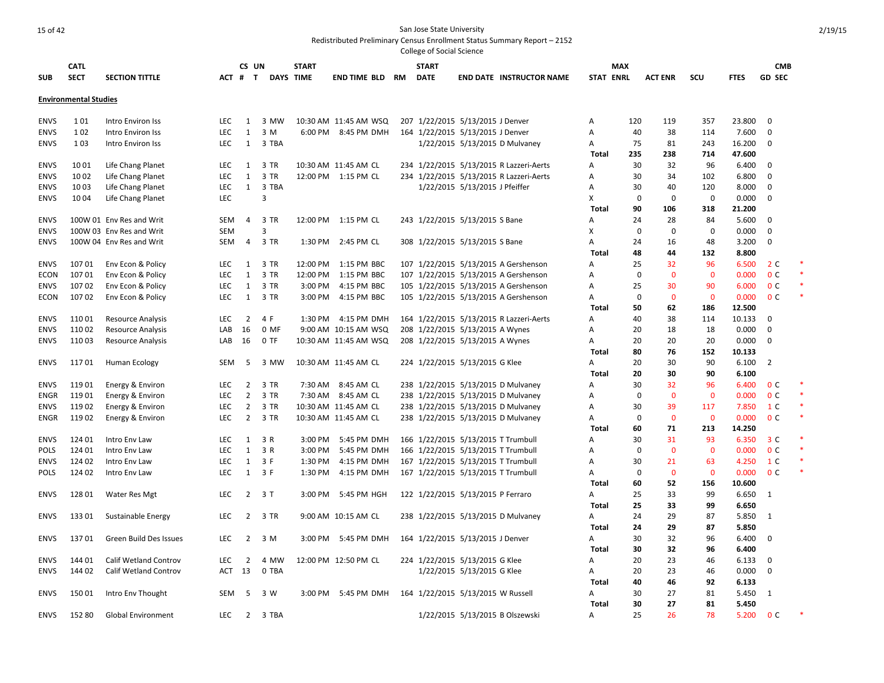San Jose State University
Redistributed Preliminary Census Enrollment Status Summary Report – 2152
College of Social Science

| SUB | CATL SECT | SECTION TITTLE | ACT | CS # | UN T | DAYS | START TIME | END TIME | BLD | RM | START DATE | END DATE | INSTRUCTOR NAME | STAT | MAX ENRL | ACT ENR | SCU | FTES | GD | CMB SEC | |
|---|---|---|---|---|---|---|---|---|---|---|---|---|---|---|---|---|---|---|---|---|---|
| **Environmental Studies** | | | | | | | | | | | | | | | | | | | | | |
| ENVS | 1 01 | Intro Environ Iss | LEC | 1 | 3 | MW | 10:30 AM | 11:45 AM | WSQ | 207 | 1/22/2015 | 5/13/2015 | J Denver | A | 120 | 119 | 357 | 23.800 | 0 | | |
| ENVS | 1 02 | Intro Environ Iss | LEC | 1 | 3 | M | 6:00 PM | 8:45 PM | DMH | 164 | 1/22/2015 | 5/13/2015 | J Denver | A | 40 | 38 | 114 | 7.600 | 0 | | |
| ENVS | 1 03 | Intro Environ Iss | LEC | 1 | 3 | TBA | | | | | 1/22/2015 | 5/13/2015 | D Mulvaney | A | 75 | 81 | 243 | 16.200 | 0 | | |
| | | | | | | | | | | | | | | **Total** | **235** | **238** | **714** | **47.600** | | | |
| ENVS | 10 01 | Life Chang Planet | LEC | 1 | 3 | TR | 10:30 AM | 11:45 AM | CL | 234 | 1/22/2015 | 5/13/2015 | R Lazzeri-Aerts | A | 30 | 32 | 96 | 6.400 | 0 | | |
| ENVS | 10 02 | Life Chang Planet | LEC | 1 | 3 | TR | 12:00 PM | 1:15 PM | CL | 234 | 1/22/2015 | 5/13/2015 | R Lazzeri-Aerts | A | 30 | 34 | 102 | 6.800 | 0 | | |
| ENVS | 10 03 | Life Chang Planet | LEC | 1 | 3 | TBA | | | | | 1/22/2015 | 5/13/2015 | J Pfeiffer | A | 30 | 40 | 120 | 8.000 | 0 | | |
| ENVS | 10 04 | Life Chang Planet | LEC | | 3 | | | | | | | | | X | 0 | 0 | 0 | 0.000 | 0 | | |
| | | | | | | | | | | | | | | **Total** | **90** | **106** | **318** | **21.200** | | | |
| ENVS | 100W 01 | Env Res and Writ | SEM | 4 | 3 | TR | 12:00 PM | 1:15 PM | CL | 243 | 1/22/2015 | 5/13/2015 | S Bane | A | 24 | 28 | 84 | 5.600 | 0 | | |
| ENVS | 100W 03 | Env Res and Writ | SEM | | 3 | | | | | | | | | X | 0 | 0 | 0 | 0.000 | 0 | | |
| ENVS | 100W 04 | Env Res and Writ | SEM | 4 | 3 | TR | 1:30 PM | 2:45 PM | CL | 308 | 1/22/2015 | 5/13/2015 | S Bane | A | 24 | 16 | 48 | 3.200 | 0 | | |
| | | | | | | | | | | | | | | **Total** | **48** | **44** | **132** | **8.800** | | | |
| ENVS | 107 01 | Env Econ & Policy | LEC | 1 | 3 | TR | 12:00 PM | 1:15 PM | BBC | 107 | 1/22/2015 | 5/13/2015 | A Gershenson | A | 25 | 32 | 96 | 6.500 | 2 | C | * |
| ECON | 107 01 | Env Econ & Policy | LEC | 1 | 3 | TR | 12:00 PM | 1:15 PM | BBC | 107 | 1/22/2015 | 5/13/2015 | A Gershenson | A | 0 | 0 | 0 | 0.000 | 0 | C | * |
| ENVS | 107 02 | Env Econ & Policy | LEC | 1 | 3 | TR | 3:00 PM | 4:15 PM | BBC | 105 | 1/22/2015 | 5/13/2015 | A Gershenson | A | 25 | 30 | 90 | 6.000 | 0 | C | * |
| ECON | 107 02 | Env Econ & Policy | LEC | 1 | 3 | TR | 3:00 PM | 4:15 PM | BBC | 105 | 1/22/2015 | 5/13/2015 | A Gershenson | A | 0 | 0 | 0 | 0.000 | 0 | C | * |
| | | | | | | | | | | | | | | **Total** | **50** | **62** | **186** | **12.500** | | | |
| ENVS | 110 01 | Resource Analysis | LEC | 2 | 4 | F | 1:30 PM | 4:15 PM | DMH | 164 | 1/22/2015 | 5/13/2015 | R Lazzeri-Aerts | A | 40 | 38 | 114 | 10.133 | 0 | | |
| ENVS | 110 02 | Resource Analysis | LAB | 16 | 0 | MF | 9:00 AM | 10:15 AM | WSQ | 208 | 1/22/2015 | 5/13/2015 | A Wynes | A | 20 | 18 | 18 | 0.000 | 0 | | |
| ENVS | 110 03 | Resource Analysis | LAB | 16 | 0 | TF | 10:30 AM | 11:45 AM | WSQ | 208 | 1/22/2015 | 5/13/2015 | A Wynes | A | 20 | 20 | 20 | 0.000 | 0 | | |
| | | | | | | | | | | | | | | **Total** | **80** | **76** | **152** | **10.133** | | | |
| ENVS | 117 01 | Human Ecology | SEM | 5 | 3 | MW | 10:30 AM | 11:45 AM | CL | 224 | 1/22/2015 | 5/13/2015 | G Klee | A | 20 | 30 | 90 | 6.100 | 2 | | |
| | | | | | | | | | | | | | | **Total** | **20** | **30** | **90** | **6.100** | | | |
| ENVS | 119 01 | Energy & Environ | LEC | 2 | 3 | TR | 7:30 AM | 8:45 AM | CL | 238 | 1/22/2015 | 5/13/2015 | D Mulvaney | A | 30 | 32 | 96 | 6.400 | 0 | C | * |
| ENGR | 119 01 | Energy & Environ | LEC | 2 | 3 | TR | 7:30 AM | 8:45 AM | CL | 238 | 1/22/2015 | 5/13/2015 | D Mulvaney | A | 0 | 0 | 0 | 0.000 | 0 | C | * |
| ENVS | 119 02 | Energy & Environ | LEC | 2 | 3 | TR | 10:30 AM | 11:45 AM | CL | 238 | 1/22/2015 | 5/13/2015 | D Mulvaney | A | 30 | 39 | 117 | 7.850 | 1 | C | * |
| ENGR | 119 02 | Energy & Environ | LEC | 2 | 3 | TR | 10:30 AM | 11:45 AM | CL | 238 | 1/22/2015 | 5/13/2015 | D Mulvaney | A | 0 | 0 | 0 | 0.000 | 0 | C | * |
| | | | | | | | | | | | | | | **Total** | **60** | **71** | **213** | **14.250** | | | |
| ENVS | 124 01 | Intro Env Law | LEC | 1 | 3 | R | 3:00 PM | 5:45 PM | DMH | 166 | 1/22/2015 | 5/13/2015 | T Trumbull | A | 30 | 31 | 93 | 6.350 | 3 | C | * |
| POLS | 124 01 | Intro Env Law | LEC | 1 | 3 | R | 3:00 PM | 5:45 PM | DMH | 166 | 1/22/2015 | 5/13/2015 | T Trumbull | A | 0 | 0 | 0 | 0.000 | 0 | C | * |
| ENVS | 124 02 | Intro Env Law | LEC | 1 | 3 | F | 1:30 PM | 4:15 PM | DMH | 167 | 1/22/2015 | 5/13/2015 | T Trumbull | A | 30 | 21 | 63 | 4.250 | 1 | C | * |
| POLS | 124 02 | Intro Env Law | LEC | 1 | 3 | F | 1:30 PM | 4:15 PM | DMH | 167 | 1/22/2015 | 5/13/2015 | T Trumbull | A | 0 | 0 | 0 | 0.000 | 0 | C | * |
| | | | | | | | | | | | | | | **Total** | **60** | **52** | **156** | **10.600** | | | |
| ENVS | 128 01 | Water Res Mgt | LEC | 2 | 3 | T | 3:00 PM | 5:45 PM | HGH | 122 | 1/22/2015 | 5/13/2015 | P Ferraro | A | 25 | 33 | 99 | 6.650 | 1 | | |
| | | | | | | | | | | | | | | **Total** | **25** | **33** | **99** | **6.650** | | | |
| ENVS | 133 01 | Sustainable Energy | LEC | 2 | 3 | TR | 9:00 AM | 10:15 AM | CL | 238 | 1/22/2015 | 5/13/2015 | D Mulvaney | A | 24 | 29 | 87 | 5.850 | 1 | | |
| | | | | | | | | | | | | | | **Total** | **24** | **29** | **87** | **5.850** | | | |
| ENVS | 137 01 | Green Build Des Issues | LEC | 2 | 3 | M | 3:00 PM | 5:45 PM | DMH | 164 | 1/22/2015 | 5/13/2015 | J Denver | A | 30 | 32 | 96 | 6.400 | 0 | | |
| | | | | | | | | | | | | | | **Total** | **30** | **32** | **96** | **6.400** | | | |
| ENVS | 144 01 | Calif Wetland Controv | LEC | 2 | 4 | MW | 12:00 PM | 12:50 PM | CL | 224 | 1/22/2015 | 5/13/2015 | G Klee | A | 20 | 23 | 46 | 6.133 | 0 | | |
| ENVS | 144 02 | Calif Wetland Controv | ACT | 13 | 0 | TBA | | | | | 1/22/2015 | 5/13/2015 | G Klee | A | 20 | 23 | 46 | 0.000 | 0 | | |
| | | | | | | | | | | | | | | **Total** | **40** | **46** | **92** | **6.133** | | | |
| ENVS | 150 01 | Intro Env Thought | SEM | 5 | 3 | W | 3:00 PM | 5:45 PM | DMH | 164 | 1/22/2015 | 5/13/2015 | W Russell | A | 30 | 27 | 81 | 5.450 | 1 | | |
| | | | | | | | | | | | | | | **Total** | **30** | **27** | **81** | **5.450** | | | |
| ENVS | 152 80 | Global Environment | LEC | 2 | 3 | TBA | | | | | 1/22/2015 | 5/13/2015 | B Olszewski | A | 25 | 26 | 78 | 5.200 | 0 | C | * |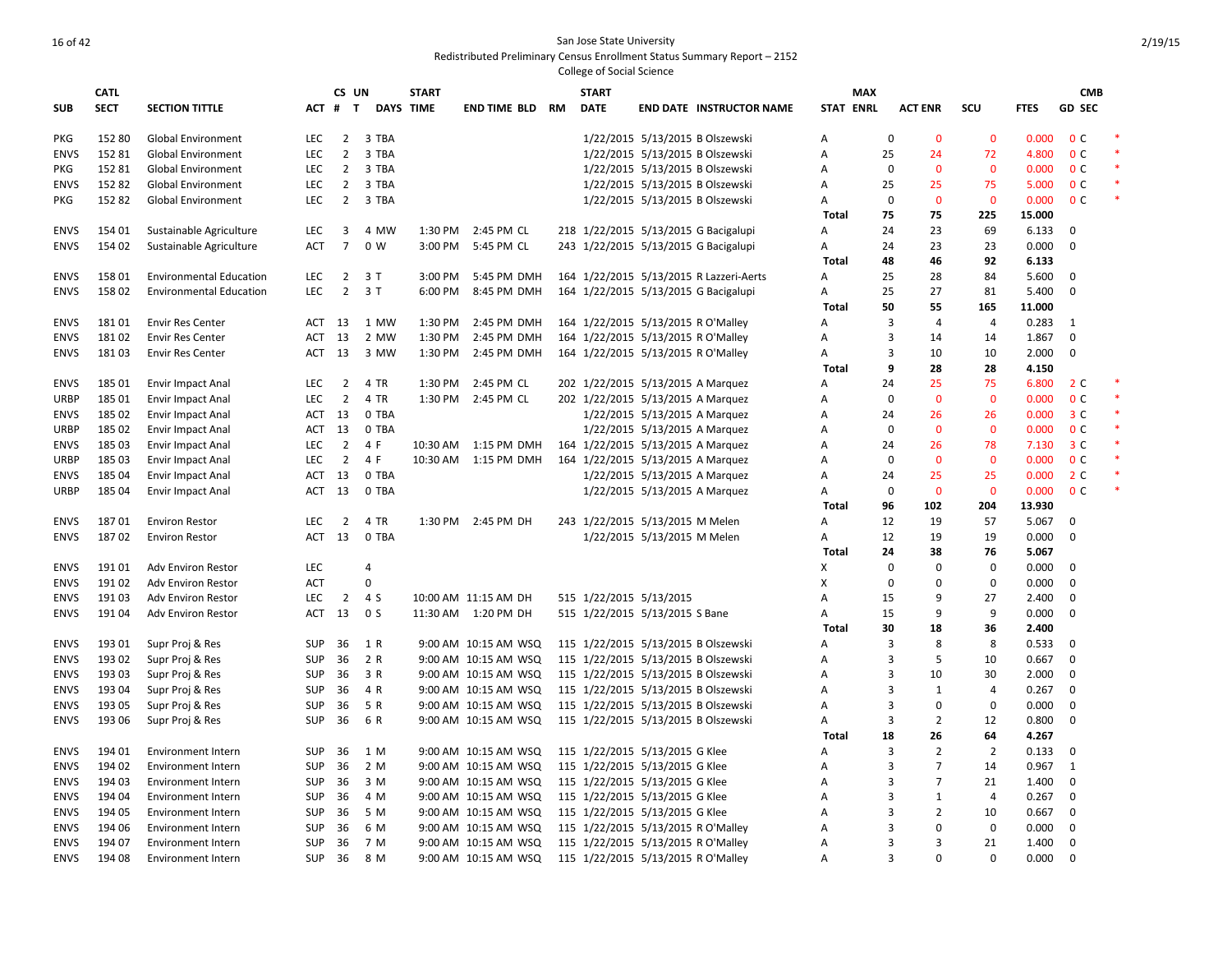San Jose State University

Redistributed Preliminary Census Enrollment Status Summary Report – 2152

College of Social Science

| SUB | CATL SECT | SECTION TITTLE | ACT | CS # | UN T | DAYS | START TIME | END TIME | BLD | RM | START DATE | END DATE | INSTRUCTOR NAME | STAT | MAX ENRL | ACT ENR | SCU | FTES | GD | CMB SEC | |
|---|---|---|---|---|---|---|---|---|---|---|---|---|---|---|---|---|---|---|---|---|---|
| PKG | 152 80 | Global Environment | LEC | 2 | 3 | TBA | | | | | 1/22/2015 | 5/13/2015 | B Olszewski | A | 0 | 0 | 0 | 0.000 | 0 | C | * |
| ENVS | 152 81 | Global Environment | LEC | 2 | 3 | TBA | | | | | 1/22/2015 | 5/13/2015 | B Olszewski | A | 25 | 24 | 72 | 4.800 | 0 | C | * |
| PKG | 152 81 | Global Environment | LEC | 2 | 3 | TBA | | | | | 1/22/2015 | 5/13/2015 | B Olszewski | A | 0 | 0 | 0 | 0.000 | 0 | C | * |
| ENVS | 152 82 | Global Environment | LEC | 2 | 3 | TBA | | | | | 1/22/2015 | 5/13/2015 | B Olszewski | A | 25 | 25 | 75 | 5.000 | 0 | C | * |
| PKG | 152 82 | Global Environment | LEC | 2 | 3 | TBA | | | | | 1/22/2015 | 5/13/2015 | B Olszewski | A | 0 | 0 | 0 | 0.000 | 0 | C | * |
| | | | | | | | | | | | | | | Total | 75 | 75 | 225 | 15.000 | | | |
| ENVS | 154 01 | Sustainable Agriculture | LEC | 3 | 4 | MW | 1:30 PM | 2:45 PM | CL | 218 | 1/22/2015 | 5/13/2015 | G Bacigalupi | A | 24 | 23 | 69 | 6.133 | 0 | | |
| ENVS | 154 02 | Sustainable Agriculture | ACT | 7 | 0 | W | 3:00 PM | 5:45 PM | CL | 243 | 1/22/2015 | 5/13/2015 | G Bacigalupi | A | 24 | 23 | 23 | 0.000 | 0 | | |
| | | | | | | | | | | | | | | Total | 48 | 46 | 92 | 6.133 | | | |
| ENVS | 158 01 | Environmental Education | LEC | 2 | 3 | T | 3:00 PM | 5:45 PM | DMH | 164 | 1/22/2015 | 5/13/2015 | R Lazzeri-Aerts | A | 25 | 28 | 84 | 5.600 | 0 | | |
| ENVS | 158 02 | Environmental Education | LEC | 2 | 3 | T | 6:00 PM | 8:45 PM | DMH | 164 | 1/22/2015 | 5/13/2015 | G Bacigalupi | A | 25 | 27 | 81 | 5.400 | 0 | | |
| | | | | | | | | | | | | | | Total | 50 | 55 | 165 | 11.000 | | | |
| ENVS | 181 01 | Envir Res Center | ACT | 13 | 1 | MW | 1:30 PM | 2:45 PM | DMH | 164 | 1/22/2015 | 5/13/2015 | R O'Malley | A | 3 | 4 | 4 | 0.283 | 1 | | |
| ENVS | 181 02 | Envir Res Center | ACT | 13 | 2 | MW | 1:30 PM | 2:45 PM | DMH | 164 | 1/22/2015 | 5/13/2015 | R O'Malley | A | 3 | 14 | 14 | 1.867 | 0 | | |
| ENVS | 181 03 | Envir Res Center | ACT | 13 | 3 | MW | 1:30 PM | 2:45 PM | DMH | 164 | 1/22/2015 | 5/13/2015 | R O'Malley | A | 3 | 10 | 10 | 2.000 | 0 | | |
| | | | | | | | | | | | | | | Total | 9 | 28 | 28 | 4.150 | | | |
| ENVS | 185 01 | Envir Impact Anal | LEC | 2 | 4 | TR | 1:30 PM | 2:45 PM | CL | 202 | 1/22/2015 | 5/13/2015 | A Marquez | A | 24 | 25 | 75 | 6.800 | 2 | C | * |
| URBP | 185 01 | Envir Impact Anal | LEC | 2 | 4 | TR | 1:30 PM | 2:45 PM | CL | 202 | 1/22/2015 | 5/13/2015 | A Marquez | A | 0 | 0 | 0 | 0.000 | 0 | C | * |
| ENVS | 185 02 | Envir Impact Anal | ACT | 13 | 0 | TBA | | | | | 1/22/2015 | 5/13/2015 | A Marquez | A | 24 | 26 | 26 | 0.000 | 3 | C | * |
| URBP | 185 02 | Envir Impact Anal | ACT | 13 | 0 | TBA | | | | | 1/22/2015 | 5/13/2015 | A Marquez | A | 0 | 0 | 0 | 0.000 | 0 | C | * |
| ENVS | 185 03 | Envir Impact Anal | LEC | 2 | 4 | F | 10:30 AM | 1:15 PM | DMH | 164 | 1/22/2015 | 5/13/2015 | A Marquez | A | 24 | 26 | 78 | 7.130 | 3 | C | * |
| URBP | 185 03 | Envir Impact Anal | LEC | 2 | 4 | F | 10:30 AM | 1:15 PM | DMH | 164 | 1/22/2015 | 5/13/2015 | A Marquez | A | 0 | 0 | 0 | 0.000 | 0 | C | * |
| ENVS | 185 04 | Envir Impact Anal | ACT | 13 | 0 | TBA | | | | | 1/22/2015 | 5/13/2015 | A Marquez | A | 24 | 25 | 25 | 0.000 | 2 | C | * |
| URBP | 185 04 | Envir Impact Anal | ACT | 13 | 0 | TBA | | | | | 1/22/2015 | 5/13/2015 | A Marquez | A | 0 | 0 | 0 | 0.000 | 0 | C | * |
| | | | | | | | | | | | | | | Total | 96 | 102 | 204 | 13.930 | | | |
| ENVS | 187 01 | Environ Restor | LEC | 2 | 4 | TR | 1:30 PM | 2:45 PM | DH | 243 | 1/22/2015 | 5/13/2015 | M Melen | A | 12 | 19 | 57 | 5.067 | 0 | | |
| ENVS | 187 02 | Environ Restor | ACT | 13 | 0 | TBA | | | | | 1/22/2015 | 5/13/2015 | M Melen | A | 12 | 19 | 19 | 0.000 | 0 | | |
| | | | | | | | | | | | | | | Total | 24 | 38 | 76 | 5.067 | | | |
| ENVS | 191 01 | Adv Environ Restor | LEC | | 4 | | | | | | | | | X | 0 | 0 | 0 | 0.000 | 0 | | |
| ENVS | 191 02 | Adv Environ Restor | ACT | | 0 | | | | | | | | | X | 0 | 0 | 0 | 0.000 | 0 | | |
| ENVS | 191 03 | Adv Environ Restor | LEC | 2 | 4 | S | 10:00 AM | 11:15 AM | DH | 515 | 1/22/2015 | 5/13/2015 | | A | 15 | 9 | 27 | 2.400 | 0 | | |
| ENVS | 191 04 | Adv Environ Restor | ACT | 13 | 0 | S | 11:30 AM | 1:20 PM | DH | 515 | 1/22/2015 | 5/13/2015 | S Bane | A | 15 | 9 | 9 | 0.000 | 0 | | |
| | | | | | | | | | | | | | | Total | 30 | 18 | 36 | 2.400 | | | |
| ENVS | 193 01 | Supr Proj & Res | SUP | 36 | 1 | R | 9:00 AM | 10:15 AM | WSQ | 115 | 1/22/2015 | 5/13/2015 | B Olszewski | A | 3 | 8 | 8 | 0.533 | 0 | | |
| ENVS | 193 02 | Supr Proj & Res | SUP | 36 | 2 | R | 9:00 AM | 10:15 AM | WSQ | 115 | 1/22/2015 | 5/13/2015 | B Olszewski | A | 3 | 5 | 10 | 0.667 | 0 | | |
| ENVS | 193 03 | Supr Proj & Res | SUP | 36 | 3 | R | 9:00 AM | 10:15 AM | WSQ | 115 | 1/22/2015 | 5/13/2015 | B Olszewski | A | 3 | 10 | 30 | 2.000 | 0 | | |
| ENVS | 193 04 | Supr Proj & Res | SUP | 36 | 4 | R | 9:00 AM | 10:15 AM | WSQ | 115 | 1/22/2015 | 5/13/2015 | B Olszewski | A | 3 | 1 | 4 | 0.267 | 0 | | |
| ENVS | 193 05 | Supr Proj & Res | SUP | 36 | 5 | R | 9:00 AM | 10:15 AM | WSQ | 115 | 1/22/2015 | 5/13/2015 | B Olszewski | A | 3 | 0 | 0 | 0.000 | 0 | | |
| ENVS | 193 06 | Supr Proj & Res | SUP | 36 | 6 | R | 9:00 AM | 10:15 AM | WSQ | 115 | 1/22/2015 | 5/13/2015 | B Olszewski | A | 3 | 2 | 12 | 0.800 | 0 | | |
| | | | | | | | | | | | | | | Total | 18 | 26 | 64 | 4.267 | | | |
| ENVS | 194 01 | Environment Intern | SUP | 36 | 1 | M | 9:00 AM | 10:15 AM | WSQ | 115 | 1/22/2015 | 5/13/2015 | G Klee | A | 3 | 2 | 2 | 0.133 | 0 | | |
| ENVS | 194 02 | Environment Intern | SUP | 36 | 2 | M | 9:00 AM | 10:15 AM | WSQ | 115 | 1/22/2015 | 5/13/2015 | G Klee | A | 3 | 7 | 14 | 0.967 | 1 | | |
| ENVS | 194 03 | Environment Intern | SUP | 36 | 3 | M | 9:00 AM | 10:15 AM | WSQ | 115 | 1/22/2015 | 5/13/2015 | G Klee | A | 3 | 7 | 21 | 1.400 | 0 | | |
| ENVS | 194 04 | Environment Intern | SUP | 36 | 4 | M | 9:00 AM | 10:15 AM | WSQ | 115 | 1/22/2015 | 5/13/2015 | G Klee | A | 3 | 1 | 4 | 0.267 | 0 | | |
| ENVS | 194 05 | Environment Intern | SUP | 36 | 5 | M | 9:00 AM | 10:15 AM | WSQ | 115 | 1/22/2015 | 5/13/2015 | G Klee | A | 3 | 2 | 10 | 0.667 | 0 | | |
| ENVS | 194 06 | Environment Intern | SUP | 36 | 6 | M | 9:00 AM | 10:15 AM | WSQ | 115 | 1/22/2015 | 5/13/2015 | R O'Malley | A | 3 | 0 | 0 | 0.000 | 0 | | |
| ENVS | 194 07 | Environment Intern | SUP | 36 | 7 | M | 9:00 AM | 10:15 AM | WSQ | 115 | 1/22/2015 | 5/13/2015 | R O'Malley | A | 3 | 3 | 21 | 1.400 | 0 | | |
| ENVS | 194 08 | Environment Intern | SUP | 36 | 8 | M | 9:00 AM | 10:15 AM | WSQ | 115 | 1/22/2015 | 5/13/2015 | R O'Malley | A | 3 | 0 | 0 | 0.000 | 0 | | |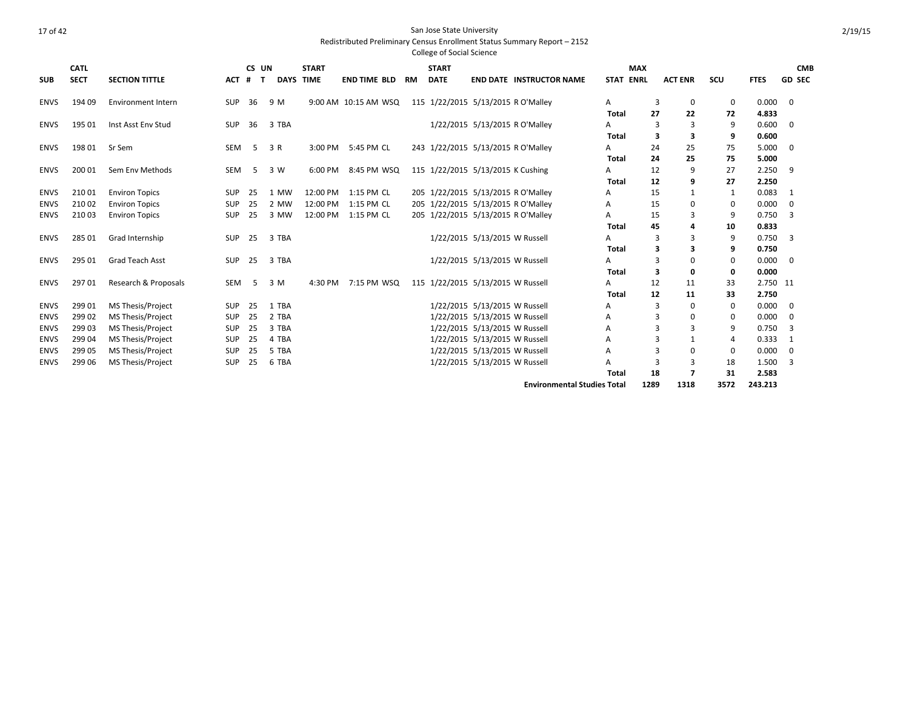San Jose State University
Redistributed Preliminary Census Enrollment Status Summary Report – 2152
College of Social Science

| SUB | CATL SECT | SECTION TITTLE | ACT | CS # | UN T | DAYS | START TIME | END TIME | BLD | RM | START DATE | END DATE | INSTRUCTOR NAME | STAT | MAX ENRL | ACT ENR | SCU | FTES | CMB GD SEC |
|---|---|---|---|---|---|---|---|---|---|---|---|---|---|---|---|---|---|---|---|
| ENVS | 194 09 | Environment Intern | SUP | 36 | 9 | M | 9:00 AM | 10:15 AM | WSQ | 115 | 1/22/2015 | 5/13/2015 | R O'Malley | A | 3 | 0 | 0 | 0.000 | 0 |
| | | | | | | | | | | | | | | **Total** | **27** | **22** | **72** | **4.833** | |
| ENVS | 195 01 | Inst Asst Env Stud | SUP | 36 | 3 | TBA | | | | | 1/22/2015 | 5/13/2015 | R O'Malley | A | 3 | 3 | 9 | 0.600 | 0 |
| | | | | | | | | | | | | | | **Total** | **3** | **3** | **9** | **0.600** | |
| ENVS | 198 01 | Sr Sem | SEM | 5 | 3 | R | 3:00 PM | 5:45 PM | CL | 243 | 1/22/2015 | 5/13/2015 | R O'Malley | A | 24 | 25 | 75 | 5.000 | 0 |
| | | | | | | | | | | | | | | **Total** | **24** | **25** | **75** | **5.000** | |
| ENVS | 200 01 | Sem Env Methods | SEM | 5 | 3 | W | 6:00 PM | 8:45 PM | WSQ | 115 | 1/22/2015 | 5/13/2015 | K Cushing | A | 12 | 9 | 27 | 2.250 | 9 |
| | | | | | | | | | | | | | | **Total** | **12** | **9** | **27** | **2.250** | |
| ENVS | 210 01 | Environ Topics | SUP | 25 | 1 | MW | 12:00 PM | 1:15 PM | CL | 205 | 1/22/2015 | 5/13/2015 | R O'Malley | A | 15 | 1 | 1 | 0.083 | 1 |
| ENVS | 210 02 | Environ Topics | SUP | 25 | 2 | MW | 12:00 PM | 1:15 PM | CL | 205 | 1/22/2015 | 5/13/2015 | R O'Malley | A | 15 | 0 | 0 | 0.000 | 0 |
| ENVS | 210 03 | Environ Topics | SUP | 25 | 3 | MW | 12:00 PM | 1:15 PM | CL | 205 | 1/22/2015 | 5/13/2015 | R O'Malley | A | 15 | 3 | 9 | 0.750 | 3 |
| | | | | | | | | | | | | | | **Total** | **45** | **4** | **10** | **0.833** | |
| ENVS | 285 01 | Grad Internship | SUP | 25 | 3 | TBA | | | | | 1/22/2015 | 5/13/2015 | W Russell | A | 3 | 3 | 9 | 0.750 | 3 |
| | | | | | | | | | | | | | | **Total** | **3** | **3** | **9** | **0.750** | |
| ENVS | 295 01 | Grad Teach Asst | SUP | 25 | 3 | TBA | | | | | 1/22/2015 | 5/13/2015 | W Russell | A | 3 | 0 | 0 | 0.000 | 0 |
| | | | | | | | | | | | | | | **Total** | **3** | **0** | **0** | **0.000** | |
| ENVS | 297 01 | Research & Proposals | SEM | 5 | 3 | M | 4:30 PM | 7:15 PM | WSQ | 115 | 1/22/2015 | 5/13/2015 | W Russell | A | 12 | 11 | 33 | 2.750 | 11 |
| | | | | | | | | | | | | | | **Total** | **12** | **11** | **33** | **2.750** | |
| ENVS | 299 01 | MS Thesis/Project | SUP | 25 | 1 | TBA | | | | | 1/22/2015 | 5/13/2015 | W Russell | A | 3 | 0 | 0 | 0.000 | 0 |
| ENVS | 299 02 | MS Thesis/Project | SUP | 25 | 2 | TBA | | | | | 1/22/2015 | 5/13/2015 | W Russell | A | 3 | 0 | 0 | 0.000 | 0 |
| ENVS | 299 03 | MS Thesis/Project | SUP | 25 | 3 | TBA | | | | | 1/22/2015 | 5/13/2015 | W Russell | A | 3 | 3 | 9 | 0.750 | 3 |
| ENVS | 299 04 | MS Thesis/Project | SUP | 25 | 4 | TBA | | | | | 1/22/2015 | 5/13/2015 | W Russell | A | 3 | 1 | 4 | 0.333 | 1 |
| ENVS | 299 05 | MS Thesis/Project | SUP | 25 | 5 | TBA | | | | | 1/22/2015 | 5/13/2015 | W Russell | A | 3 | 0 | 0 | 0.000 | 0 |
| ENVS | 299 06 | MS Thesis/Project | SUP | 25 | 6 | TBA | | | | | 1/22/2015 | 5/13/2015 | W Russell | A | 3 | 3 | 18 | 1.500 | 3 |
| | | | | | | | | | | | | | | **Total** | **18** | **7** | **31** | **2.583** | |
| | | | | | | | | | | | | | **Environmental Studies Total** | | **1289** | **1318** | **3572** | **243.213** | |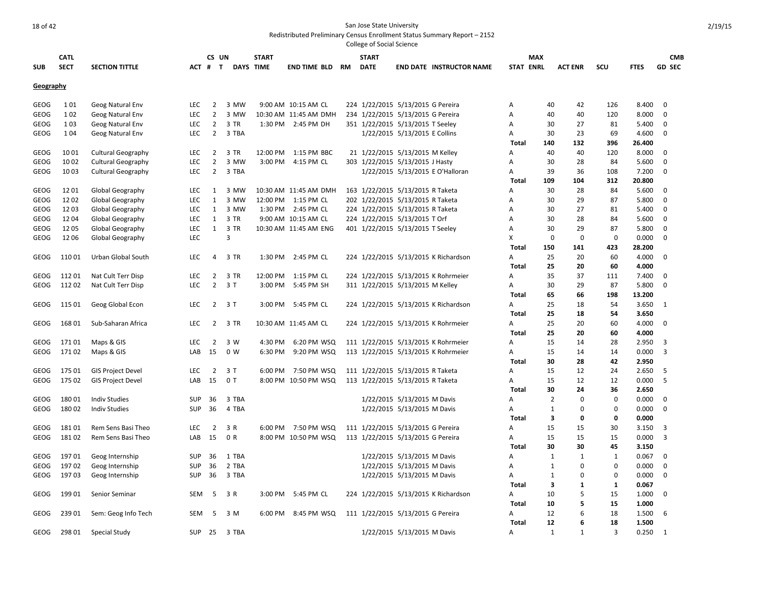San Jose State University

Redistributed Preliminary Census Enrollment Status Summary Report – 2152

College of Social Science

| SUB | CATL SECT | SECTION TITTLE | ACT | CS # | UN T | DAYS | START TIME | END TIME | BLD | RM | START DATE | END DATE | INSTRUCTOR NAME | STAT | MAX ENRL | ACT ENR | SCU | FTES | GD | CMB SEC |
|---|---|---|---|---|---|---|---|---|---|---|---|---|---|---|---|---|---|---|---|---|
| **Geography** | | | | | | | | | | | | | | | | | | | | |
| GEOG | 1 01 | Geog Natural Env | LEC | 2 | 3 | MW | 9:00 AM | 10:15 AM | CL | 224 | 1/22/2015 | 5/13/2015 | G Pereira | A | 40 | 42 | 126 | 8.400 | 0 | |
| GEOG | 1 02 | Geog Natural Env | LEC | 2 | 3 | MW | 10:30 AM | 11:45 AM | DMH | 234 | 1/22/2015 | 5/13/2015 | G Pereira | A | 40 | 40 | 120 | 8.000 | 0 | |
| GEOG | 1 03 | Geog Natural Env | LEC | 2 | 3 | TR | 1:30 PM | 2:45 PM | DH | 351 | 1/22/2015 | 5/13/2015 | T Seeley | A | 30 | 27 | 81 | 5.400 | 0 | |
| GEOG | 1 04 | Geog Natural Env | LEC | 2 | 3 | TBA | | | | | 1/22/2015 | 5/13/2015 | E Collins | A | 30 | 23 | 69 | 4.600 | 0 | |
| | | | | | | | | | | | | | | **Total** | **140** | **132** | **396** | **26.400** | | |
| GEOG | 10 01 | Cultural Geography | LEC | 2 | 3 | TR | 12:00 PM | 1:15 PM | BBC | 21 | 1/22/2015 | 5/13/2015 | M Kelley | A | 40 | 40 | 120 | 8.000 | 0 | |
| GEOG | 10 02 | Cultural Geography | LEC | 2 | 3 | MW | 3:00 PM | 4:15 PM | CL | 303 | 1/22/2015 | 5/13/2015 | J Hasty | A | 30 | 28 | 84 | 5.600 | 0 | |
| GEOG | 10 03 | Cultural Geography | LEC | 2 | 3 | TBA | | | | | 1/22/2015 | 5/13/2015 | E O'Halloran | A | 39 | 36 | 108 | 7.200 | 0 | |
| | | | | | | | | | | | | | | **Total** | **109** | **104** | **312** | **20.800** | | |
| GEOG | 12 01 | Global Geography | LEC | 1 | 3 | MW | 10:30 AM | 11:45 AM | DMH | 163 | 1/22/2015 | 5/13/2015 | R Taketa | A | 30 | 28 | 84 | 5.600 | 0 | |
| GEOG | 12 02 | Global Geography | LEC | 1 | 3 | MW | 12:00 PM | 1:15 PM | CL | 202 | 1/22/2015 | 5/13/2015 | R Taketa | A | 30 | 29 | 87 | 5.800 | 0 | |
| GEOG | 12 03 | Global Geography | LEC | 1 | 3 | MW | 1:30 PM | 2:45 PM | CL | 224 | 1/22/2015 | 5/13/2015 | R Taketa | A | 30 | 27 | 81 | 5.400 | 0 | |
| GEOG | 12 04 | Global Geography | LEC | 1 | 3 | TR | 9:00 AM | 10:15 AM | CL | 224 | 1/22/2015 | 5/13/2015 | T Orf | A | 30 | 28 | 84 | 5.600 | 0 | |
| GEOG | 12 05 | Global Geography | LEC | 1 | 3 | TR | 10:30 AM | 11:45 AM | ENG | 401 | 1/22/2015 | 5/13/2015 | T Seeley | A | 30 | 29 | 87 | 5.800 | 0 | |
| GEOG | 12 06 | Global Geography | LEC | | 3 | | | | | | | | | X | 0 | 0 | 0 | 0.000 | 0 | |
| | | | | | | | | | | | | | | **Total** | **150** | **141** | **423** | **28.200** | | |
| GEOG | 110 01 | Urban Global South | LEC | 4 | 3 | TR | 1:30 PM | 2:45 PM | CL | 224 | 1/22/2015 | 5/13/2015 | K Richardson | A | 25 | 20 | 60 | 4.000 | 0 | |
| | | | | | | | | | | | | | | **Total** | **25** | **20** | **60** | **4.000** | | |
| GEOG | 112 01 | Nat Cult Terr Disp | LEC | 2 | 3 | TR | 12:00 PM | 1:15 PM | CL | 224 | 1/22/2015 | 5/13/2015 | K Rohrmeier | A | 35 | 37 | 111 | 7.400 | 0 | |
| GEOG | 112 02 | Nat Cult Terr Disp | LEC | 2 | 3 | T | 3:00 PM | 5:45 PM | SH | 311 | 1/22/2015 | 5/13/2015 | M Kelley | A | 30 | 29 | 87 | 5.800 | 0 | |
| | | | | | | | | | | | | | | **Total** | **65** | **66** | **198** | **13.200** | | |
| GEOG | 115 01 | Geog Global Econ | LEC | 2 | 3 | T | 3:00 PM | 5:45 PM | CL | 224 | 1/22/2015 | 5/13/2015 | K Richardson | A | 25 | 18 | 54 | 3.650 | 1 | |
| | | | | | | | | | | | | | | **Total** | **25** | **18** | **54** | **3.650** | | |
| GEOG | 168 01 | Sub-Saharan Africa | LEC | 2 | 3 | TR | 10:30 AM | 11:45 AM | CL | 224 | 1/22/2015 | 5/13/2015 | K Rohrmeier | A | 25 | 20 | 60 | 4.000 | 0 | |
| | | | | | | | | | | | | | | **Total** | **25** | **20** | **60** | **4.000** | | |
| GEOG | 171 01 | Maps & GIS | LEC | 2 | 3 | W | 4:30 PM | 6:20 PM | WSQ | 111 | 1/22/2015 | 5/13/2015 | K Rohrmeier | A | 15 | 14 | 28 | 2.950 | 3 | |
| GEOG | 171 02 | Maps & GIS | LAB | 15 | 0 | W | 6:30 PM | 9:20 PM | WSQ | 113 | 1/22/2015 | 5/13/2015 | K Rohrmeier | A | 15 | 14 | 14 | 0.000 | 3 | |
| | | | | | | | | | | | | | | **Total** | **30** | **28** | **42** | **2.950** | | |
| GEOG | 175 01 | GIS Project Devel | LEC | 2 | 3 | T | 6:00 PM | 7:50 PM | WSQ | 111 | 1/22/2015 | 5/13/2015 | R Taketa | A | 15 | 12 | 24 | 2.650 | 5 | |
| GEOG | 175 02 | GIS Project Devel | LAB | 15 | 0 | T | 8:00 PM | 10:50 PM | WSQ | 113 | 1/22/2015 | 5/13/2015 | R Taketa | A | 15 | 12 | 12 | 0.000 | 5 | |
| | | | | | | | | | | | | | | **Total** | **30** | **24** | **36** | **2.650** | | |
| GEOG | 180 01 | Indiv Studies | SUP | 36 | 3 | TBA | | | | | 1/22/2015 | 5/13/2015 | M Davis | A | 2 | 0 | 0 | 0.000 | 0 | |
| GEOG | 180 02 | Indiv Studies | SUP | 36 | 4 | TBA | | | | | 1/22/2015 | 5/13/2015 | M Davis | A | 1 | 0 | 0 | 0.000 | 0 | |
| | | | | | | | | | | | | | | **Total** | **3** | **0** | **0** | **0.000** | | |
| GEOG | 181 01 | Rem Sens Basi Theo | LEC | 2 | 3 | R | 6:00 PM | 7:50 PM | WSQ | 111 | 1/22/2015 | 5/13/2015 | G Pereira | A | 15 | 15 | 30 | 3.150 | 3 | |
| GEOG | 181 02 | Rem Sens Basi Theo | LAB | 15 | 0 | R | 8:00 PM | 10:50 PM | WSQ | 113 | 1/22/2015 | 5/13/2015 | G Pereira | A | 15 | 15 | 15 | 0.000 | 3 | |
| | | | | | | | | | | | | | | **Total** | **30** | **30** | **45** | **3.150** | | |
| GEOG | 197 01 | Geog Internship | SUP | 36 | 1 | TBA | | | | | 1/22/2015 | 5/13/2015 | M Davis | A | 1 | 1 | 1 | 0.067 | 0 | |
| GEOG | 197 02 | Geog Internship | SUP | 36 | 2 | TBA | | | | | 1/22/2015 | 5/13/2015 | M Davis | A | 1 | 0 | 0 | 0.000 | 0 | |
| GEOG | 197 03 | Geog Internship | SUP | 36 | 3 | TBA | | | | | 1/22/2015 | 5/13/2015 | M Davis | A | 1 | 0 | 0 | 0.000 | 0 | |
| | | | | | | | | | | | | | | **Total** | **3** | **1** | **1** | **0.067** | | |
| GEOG | 199 01 | Senior Seminar | SEM | 5 | 3 | R | 3:00 PM | 5:45 PM | CL | 224 | 1/22/2015 | 5/13/2015 | K Richardson | A | 10 | 5 | 15 | 1.000 | 0 | |
| | | | | | | | | | | | | | | **Total** | **10** | **5** | **15** | **1.000** | | |
| GEOG | 239 01 | Sem: Geog Info Tech | SEM | 5 | 3 | M | 6:00 PM | 8:45 PM | WSQ | 111 | 1/22/2015 | 5/13/2015 | G Pereira | A | 12 | 6 | 18 | 1.500 | 6 | |
| | | | | | | | | | | | | | | **Total** | **12** | **6** | **18** | **1.500** | | |
| GEOG | 298 01 | Special Study | SUP | 25 | 3 | TBA | | | | | 1/22/2015 | 5/13/2015 | M Davis | A | 1 | 1 | 3 | 0.250 | 1 | |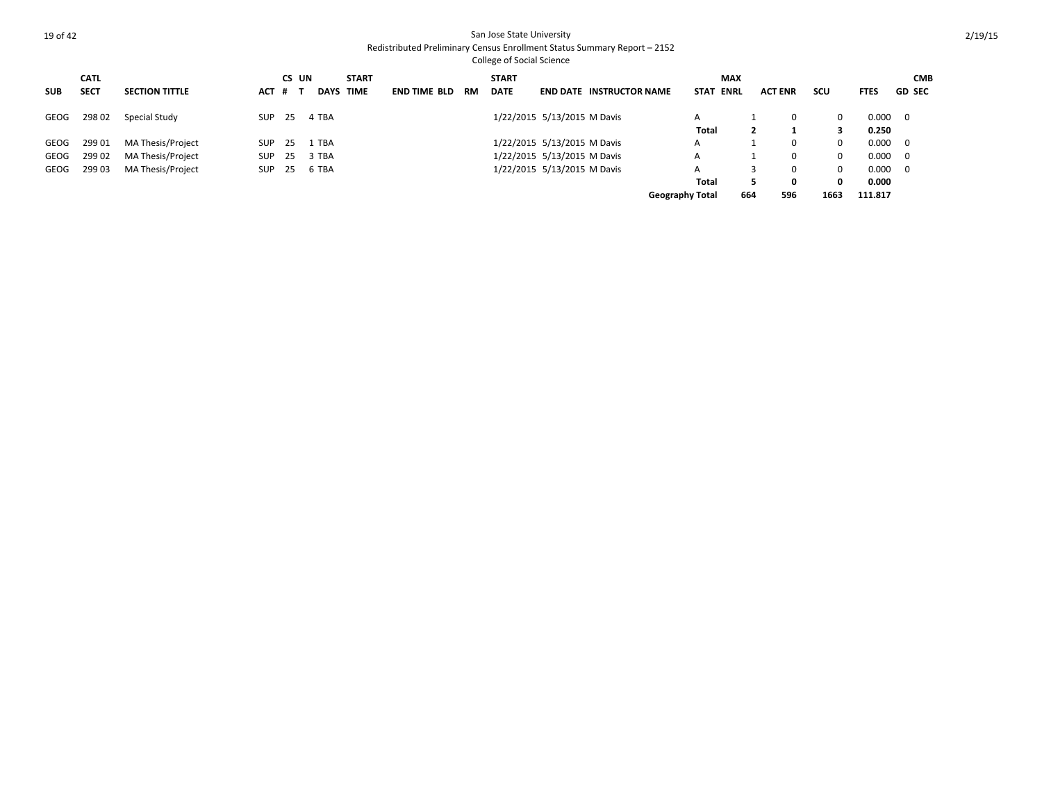San Jose State University
Redistributed Preliminary Census Enrollment Status Summary Report – 2152
College of Social Science

2/19/15

| SUB | CATL SECT | SECTION TITTLE | ACT | CS # | UN T | DAYS | START TIME | END TIME | BLD | RM | START DATE | END DATE | INSTRUCTOR NAME | STAT | MAX ENRL | ACT ENR | SCU | FTES | GD | CMB SEC |
|---|---|---|---|---|---|---|---|---|---|---|---|---|---|---|---|---|---|---|---|---|
| GEOG | 298 02 | Special Study | SUP | 25 | 4 | TBA | | | | | 1/22/2015 | 5/13/2015 | M Davis | A | 1 | 0 | 0 | 0.000 | 0 | |
| | | | | | | | | | | | | | | **Total** | **2** | **1** | **3** | **0.250** | | |
| GEOG | 299 01 | MA Thesis/Project | SUP | 25 | 1 | TBA | | | | | 1/22/2015 | 5/13/2015 | M Davis | A | 1 | 0 | 0 | 0.000 | 0 | |
| GEOG | 299 02 | MA Thesis/Project | SUP | 25 | 3 | TBA | | | | | 1/22/2015 | 5/13/2015 | M Davis | A | 1 | 0 | 0 | 0.000 | 0 | |
| GEOG | 299 03 | MA Thesis/Project | SUP | 25 | 6 | TBA | | | | | 1/22/2015 | 5/13/2015 | M Davis | A | 3 | 0 | 0 | 0.000 | 0 | |
| | | | | | | | | | | | | | | **Total** | **5** | **0** | **0** | **0.000** | | |
| | | | | | | | | | | | | | | **Geography Total** | **664** | **596** | **1663** | **111.817** | | |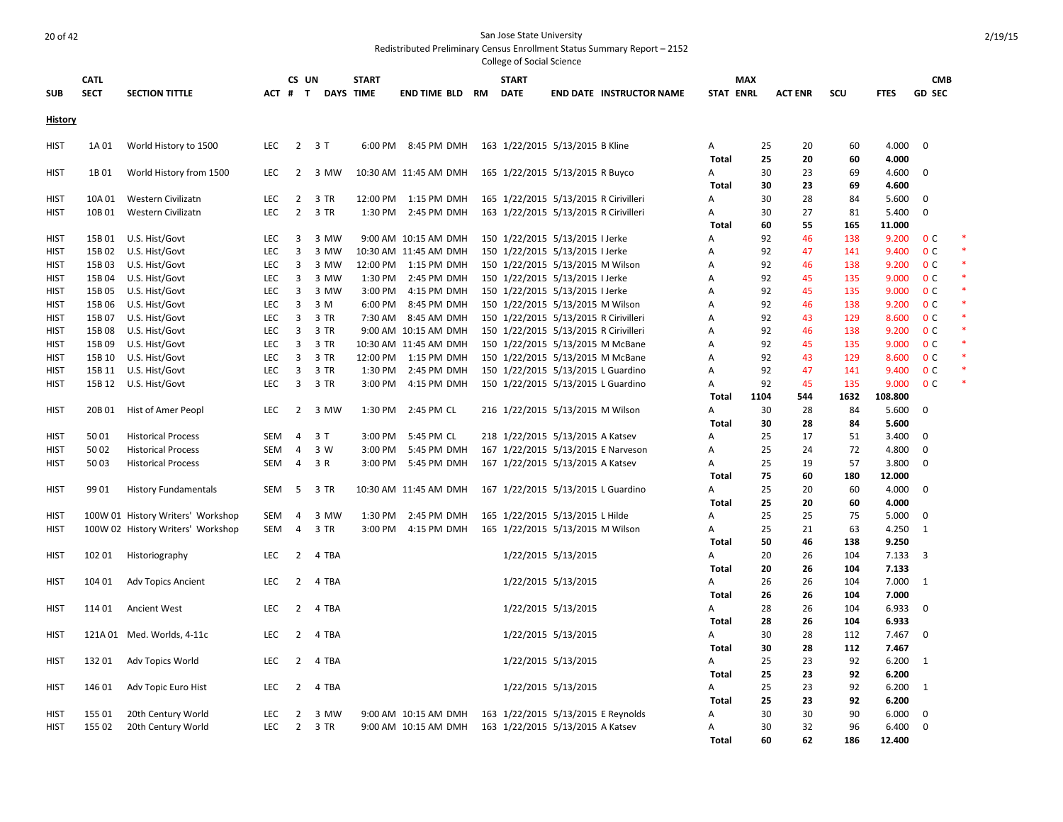San Jose State University
Redistributed Preliminary Census Enrollment Status Summary Report – 2152
College of Social Science

2/19/15

| SUB | CATL SECT | SECTION TITTLE | ACT | CS # | UN T | DAYS | START TIME | END TIME | BLD | RM | START DATE | END DATE | INSTRUCTOR NAME | STAT | MAX ENRL | ACT ENR | SCU | FTES | GD | CMB SEC | |
|---|---|---|---|---|---|---|---|---|---|---|---|---|---|---|---|---|---|---|---|---|---|
| **History** | | | | | | | | | | | | | | | | | | | | | |
| HIST | 1A 01 | World History to 1500 | LEC | 2 | 3 | T | 6:00 PM | 8:45 PM | DMH | 163 | 1/22/2015 | 5/13/2015 | B Kline | A | 25 | 20 | 60 | 4.000 | 0 | | |
| | | | | | | | | | | | | | | **Total** | **25** | **20** | **60** | **4.000** | | | |
| HIST | 1B 01 | World History from 1500 | LEC | 2 | 3 | MW | 10:30 AM | 11:45 AM | DMH | 165 | 1/22/2015 | 5/13/2015 | R Buyco | A | 30 | 23 | 69 | 4.600 | 0 | | |
| | | | | | | | | | | | | | | **Total** | **30** | **23** | **69** | **4.600** | | | |
| HIST | 10A 01 | Western Civilizatn | LEC | 2 | 3 | TR | 12:00 PM | 1:15 PM | DMH | 165 | 1/22/2015 | 5/13/2015 | R Cirivilleri | A | 30 | 28 | 84 | 5.600 | 0 | | |
| HIST | 10B 01 | Western Civilizatn | LEC | 2 | 3 | TR | 1:30 PM | 2:45 PM | DMH | 163 | 1/22/2015 | 5/13/2015 | R Cirivilleri | A | 30 | 27 | 81 | 5.400 | 0 | | |
| | | | | | | | | | | | | | | **Total** | **60** | **55** | **165** | **11.000** | | | |
| HIST | 15B 01 | U.S. Hist/Govt | LEC | 3 | 3 | MW | 9:00 AM | 10:15 AM | DMH | 150 | 1/22/2015 | 5/13/2015 | I Jerke | A | 92 | 46 | 138 | 9.200 | 0 | C | * |
| HIST | 15B 02 | U.S. Hist/Govt | LEC | 3 | 3 | MW | 10:30 AM | 11:45 AM | DMH | 150 | 1/22/2015 | 5/13/2015 | I Jerke | A | 92 | 47 | 141 | 9.400 | 0 | C | * |
| HIST | 15B 03 | U.S. Hist/Govt | LEC | 3 | 3 | MW | 12:00 PM | 1:15 PM | DMH | 150 | 1/22/2015 | 5/13/2015 | M Wilson | A | 92 | 46 | 138 | 9.200 | 0 | C | * |
| HIST | 15B 04 | U.S. Hist/Govt | LEC | 3 | 3 | MW | 1:30 PM | 2:45 PM | DMH | 150 | 1/22/2015 | 5/13/2015 | I Jerke | A | 92 | 45 | 135 | 9.000 | 0 | C | * |
| HIST | 15B 05 | U.S. Hist/Govt | LEC | 3 | 3 | MW | 3:00 PM | 4:15 PM | DMH | 150 | 1/22/2015 | 5/13/2015 | I Jerke | A | 92 | 45 | 135 | 9.000 | 0 | C | * |
| HIST | 15B 06 | U.S. Hist/Govt | LEC | 3 | 3 | M | 6:00 PM | 8:45 PM | DMH | 150 | 1/22/2015 | 5/13/2015 | M Wilson | A | 92 | 46 | 138 | 9.200 | 0 | C | * |
| HIST | 15B 07 | U.S. Hist/Govt | LEC | 3 | 3 | TR | 7:30 AM | 8:45 AM | DMH | 150 | 1/22/2015 | 5/13/2015 | R Cirivilleri | A | 92 | 43 | 129 | 8.600 | 0 | C | * |
| HIST | 15B 08 | U.S. Hist/Govt | LEC | 3 | 3 | TR | 9:00 AM | 10:15 AM | DMH | 150 | 1/22/2015 | 5/13/2015 | R Cirivilleri | A | 92 | 46 | 138 | 9.200 | 0 | C | * |
| HIST | 15B 09 | U.S. Hist/Govt | LEC | 3 | 3 | TR | 10:30 AM | 11:45 AM | DMH | 150 | 1/22/2015 | 5/13/2015 | M McBane | A | 92 | 45 | 135 | 9.000 | 0 | C | * |
| HIST | 15B 10 | U.S. Hist/Govt | LEC | 3 | 3 | TR | 12:00 PM | 1:15 PM | DMH | 150 | 1/22/2015 | 5/13/2015 | M McBane | A | 92 | 43 | 129 | 8.600 | 0 | C | * |
| HIST | 15B 11 | U.S. Hist/Govt | LEC | 3 | 3 | TR | 1:30 PM | 2:45 PM | DMH | 150 | 1/22/2015 | 5/13/2015 | L Guardino | A | 92 | 47 | 141 | 9.400 | 0 | C | * |
| HIST | 15B 12 | U.S. Hist/Govt | LEC | 3 | 3 | TR | 3:00 PM | 4:15 PM | DMH | 150 | 1/22/2015 | 5/13/2015 | L Guardino | A | 92 | 45 | 135 | 9.000 | 0 | C | * |
| | | | | | | | | | | | | | | **Total** | **1104** | **544** | **1632** | **108.800** | | | |
| HIST | 20B 01 | Hist of Amer Peopl | LEC | 2 | 3 | MW | 1:30 PM | 2:45 PM | CL | 216 | 1/22/2015 | 5/13/2015 | M Wilson | A | 30 | 28 | 84 | 5.600 | 0 | | |
| | | | | | | | | | | | | | | **Total** | **30** | **28** | **84** | **5.600** | | | |
| HIST | 50 01 | Historical Process | SEM | 4 | 3 | T | 3:00 PM | 5:45 PM | CL | 218 | 1/22/2015 | 5/13/2015 | A Katsev | A | 25 | 17 | 51 | 3.400 | 0 | | |
| HIST | 50 02 | Historical Process | SEM | 4 | 3 | W | 3:00 PM | 5:45 PM | DMH | 167 | 1/22/2015 | 5/13/2015 | E Narveson | A | 25 | 24 | 72 | 4.800 | 0 | | |
| HIST | 50 03 | Historical Process | SEM | 4 | 3 | R | 3:00 PM | 5:45 PM | DMH | 167 | 1/22/2015 | 5/13/2015 | A Katsev | A | 25 | 19 | 57 | 3.800 | 0 | | |
| | | | | | | | | | | | | | | **Total** | **75** | **60** | **180** | **12.000** | | | |
| HIST | 99 01 | History Fundamentals | SEM | 5 | 3 | TR | 10:30 AM | 11:45 AM | DMH | 167 | 1/22/2015 | 5/13/2015 | L Guardino | A | 25 | 20 | 60 | 4.000 | 0 | | |
| | | | | | | | | | | | | | | **Total** | **25** | **20** | **60** | **4.000** | | | |
| HIST | 100W 01 | History Writers' Workshop | SEM | 4 | 3 | MW | 1:30 PM | 2:45 PM | DMH | 165 | 1/22/2015 | 5/13/2015 | L Hilde | A | 25 | 25 | 75 | 5.000 | 0 | | |
| HIST | 100W 02 | History Writers' Workshop | SEM | 4 | 3 | TR | 3:00 PM | 4:15 PM | DMH | 165 | 1/22/2015 | 5/13/2015 | M Wilson | A | 25 | 21 | 63 | 4.250 | 1 | | |
| | | | | | | | | | | | | | | **Total** | **50** | **46** | **138** | **9.250** | | | |
| HIST | 102 01 | Historiography | LEC | 2 | 4 | TBA | | | | | 1/22/2015 | 5/13/2015 | | A | 20 | 26 | 104 | 7.133 | 3 | | |
| | | | | | | | | | | | | | | **Total** | **20** | **26** | **104** | **7.133** | | | |
| HIST | 104 01 | Adv Topics Ancient | LEC | 2 | 4 | TBA | | | | | 1/22/2015 | 5/13/2015 | | A | 26 | 26 | 104 | 7.000 | 1 | | |
| | | | | | | | | | | | | | | **Total** | **26** | **26** | **104** | **7.000** | | | |
| HIST | 114 01 | Ancient West | LEC | 2 | 4 | TBA | | | | | 1/22/2015 | 5/13/2015 | | A | 28 | 26 | 104 | 6.933 | 0 | | |
| | | | | | | | | | | | | | | **Total** | **28** | **26** | **104** | **6.933** | | | |
| HIST | 121A 01 | Med. Worlds, 4-11c | LEC | 2 | 4 | TBA | | | | | 1/22/2015 | 5/13/2015 | | A | 30 | 28 | 112 | 7.467 | 0 | | |
| | | | | | | | | | | | | | | **Total** | **30** | **28** | **112** | **7.467** | | | |
| HIST | 132 01 | Adv Topics World | LEC | 2 | 4 | TBA | | | | | 1/22/2015 | 5/13/2015 | | A | 25 | 23 | 92 | 6.200 | 1 | | |
| | | | | | | | | | | | | | | **Total** | **25** | **23** | **92** | **6.200** | | | |
| HIST | 146 01 | Adv Topic Euro Hist | LEC | 2 | 4 | TBA | | | | | 1/22/2015 | 5/13/2015 | | A | 25 | 23 | 92 | 6.200 | 1 | | |
| | | | | | | | | | | | | | | **Total** | **25** | **23** | **92** | **6.200** | | | |
| HIST | 155 01 | 20th Century World | LEC | 2 | 3 | MW | 9:00 AM | 10:15 AM | DMH | 163 | 1/22/2015 | 5/13/2015 | E Reynolds | A | 30 | 30 | 90 | 6.000 | 0 | | |
| HIST | 155 02 | 20th Century World | LEC | 2 | 3 | TR | 9:00 AM | 10:15 AM | DMH | 163 | 1/22/2015 | 5/13/2015 | A Katsev | A | 30 | 32 | 96 | 6.400 | 0 | | |
| | | | | | | | | | | | | | | **Total** | **60** | **62** | **186** | **12.400** | | | |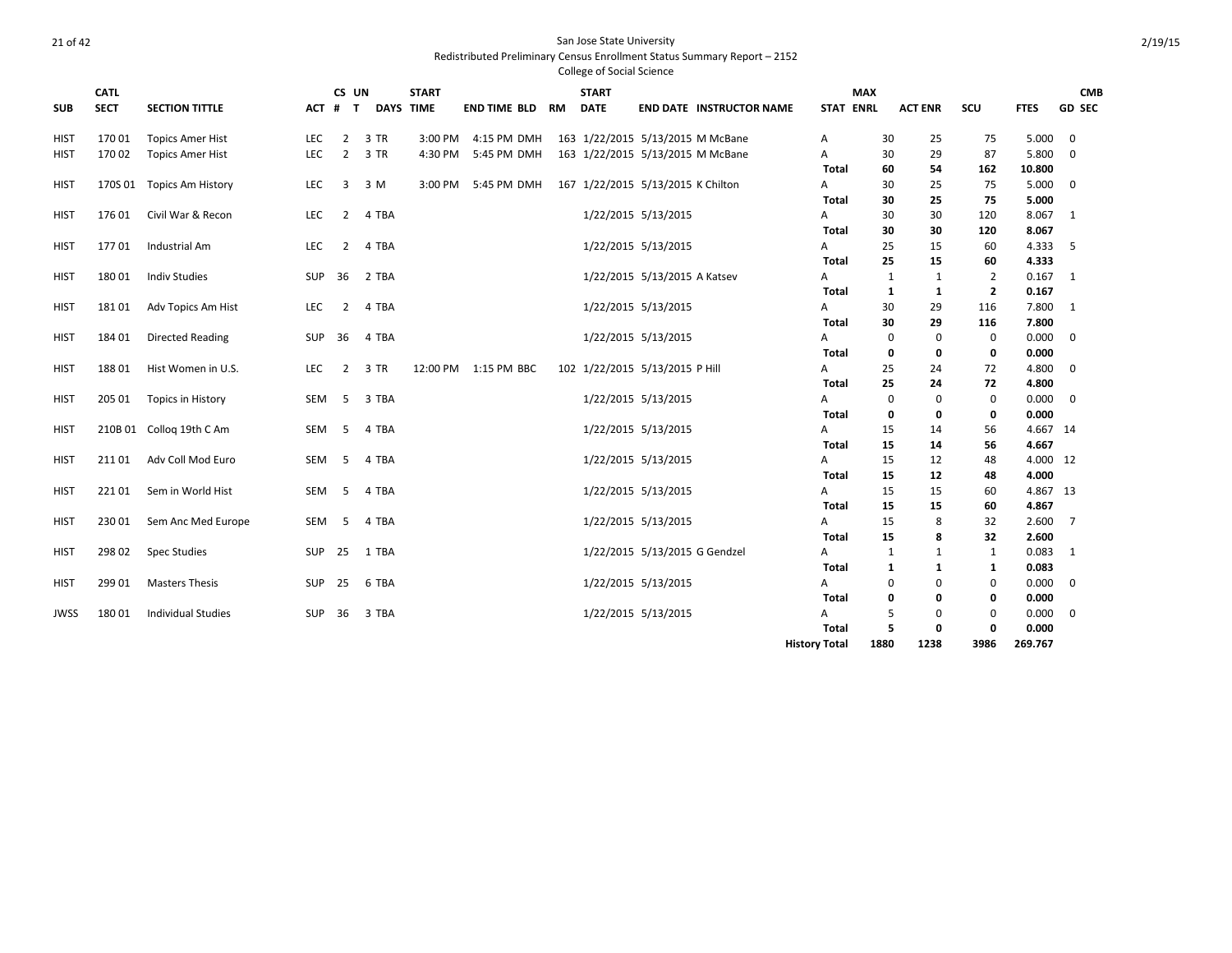San Jose State University

Redistributed Preliminary Census Enrollment Status Summary Report – 2152

College of Social Science

| SUB | CATL SECT | SECTION TITTLE | ACT | CS # | UN T | DAYS | START TIME | END TIME | BLD | RM | START DATE | END DATE | INSTRUCTOR NAME | STAT | MAX ENRL | ACT ENR | SCU | FTES | GD | CMB SEC |
|---|---|---|---|---|---|---|---|---|---|---|---|---|---|---|---|---|---|---|---|---|
| HIST | 170 01 | Topics Amer Hist | LEC | 2 | 3 | TR | 3:00 PM | 4:15 PM | DMH | 163 | 1/22/2015 | 5/13/2015 | M McBane | A | 30 | 25 | 75 | 5.000 | | 0 |
| HIST | 170 02 | Topics Amer Hist | LEC | 2 | 3 | TR | 4:30 PM | 5:45 PM | DMH | 163 | 1/22/2015 | 5/13/2015 | M McBane | A | 30 | 29 | 87 | 5.800 | | 0 |
| | | | | | | | | | | | | | | **Total** | **60** | **54** | **162** | **10.800** | | |
| HIST | 170S 01 | Topics Am History | LEC | 3 | 3 | M | 3:00 PM | 5:45 PM | DMH | 167 | 1/22/2015 | 5/13/2015 | K Chilton | A | 30 | 25 | 75 | 5.000 | | 0 |
| | | | | | | | | | | | | | | **Total** | **30** | **25** | **75** | **5.000** | | |
| HIST | 176 01 | Civil War & Recon | LEC | 2 | 4 | TBA | | | | | 1/22/2015 | 5/13/2015 | | A | 30 | 30 | 120 | 8.067 | | 1 |
| | | | | | | | | | | | | | | **Total** | **30** | **30** | **120** | **8.067** | | |
| HIST | 177 01 | Industrial Am | LEC | 2 | 4 | TBA | | | | | 1/22/2015 | 5/13/2015 | | A | 25 | 15 | 60 | 4.333 | | 5 |
| | | | | | | | | | | | | | | **Total** | **25** | **15** | **60** | **4.333** | | |
| HIST | 180 01 | Indiv Studies | SUP | 36 | 2 | TBA | | | | | 1/22/2015 | 5/13/2015 | A Katsev | A | 1 | 1 | 2 | 0.167 | | 1 |
| | | | | | | | | | | | | | | **Total** | **1** | **1** | **2** | **0.167** | | |
| HIST | 181 01 | Adv Topics Am Hist | LEC | 2 | 4 | TBA | | | | | 1/22/2015 | 5/13/2015 | | A | 30 | 29 | 116 | 7.800 | | 1 |
| | | | | | | | | | | | | | | **Total** | **30** | **29** | **116** | **7.800** | | |
| HIST | 184 01 | Directed Reading | SUP | 36 | 4 | TBA | | | | | 1/22/2015 | 5/13/2015 | | A | 0 | 0 | 0 | 0.000 | | 0 |
| | | | | | | | | | | | | | | **Total** | **0** | **0** | **0** | **0.000** | | |
| HIST | 188 01 | Hist Women in U.S. | LEC | 2 | 3 | TR | 12:00 PM | 1:15 PM | BBC | 102 | 1/22/2015 | 5/13/2015 | P Hill | A | 25 | 24 | 72 | 4.800 | | 0 |
| | | | | | | | | | | | | | | **Total** | **25** | **24** | **72** | **4.800** | | |
| HIST | 205 01 | Topics in History | SEM | 5 | 3 | TBA | | | | | 1/22/2015 | 5/13/2015 | | A | 0 | 0 | 0 | 0.000 | | 0 |
| | | | | | | | | | | | | | | **Total** | **0** | **0** | **0** | **0.000** | | |
| HIST | 210B 01 | Colloq 19th C Am | SEM | 5 | 4 | TBA | | | | | 1/22/2015 | 5/13/2015 | | A | 15 | 14 | 56 | 4.667 | | 14 |
| | | | | | | | | | | | | | | **Total** | **15** | **14** | **56** | **4.667** | | |
| HIST | 211 01 | Adv Coll Mod Euro | SEM | 5 | 4 | TBA | | | | | 1/22/2015 | 5/13/2015 | | A | 15 | 12 | 48 | 4.000 | | 12 |
| | | | | | | | | | | | | | | **Total** | **15** | **12** | **48** | **4.000** | | |
| HIST | 221 01 | Sem in World Hist | SEM | 5 | 4 | TBA | | | | | 1/22/2015 | 5/13/2015 | | A | 15 | 15 | 60 | 4.867 | | 13 |
| | | | | | | | | | | | | | | **Total** | **15** | **15** | **60** | **4.867** | | |
| HIST | 230 01 | Sem Anc Med Europe | SEM | 5 | 4 | TBA | | | | | 1/22/2015 | 5/13/2015 | | A | 15 | 8 | 32 | 2.600 | | 7 |
| | | | | | | | | | | | | | | **Total** | **15** | **8** | **32** | **2.600** | | |
| HIST | 298 02 | Spec Studies | SUP | 25 | 1 | TBA | | | | | 1/22/2015 | 5/13/2015 | G Gendzel | A | 1 | 1 | 1 | 0.083 | | 1 |
| | | | | | | | | | | | | | | **Total** | **1** | **1** | **1** | **0.083** | | |
| HIST | 299 01 | Masters Thesis | SUP | 25 | 6 | TBA | | | | | 1/22/2015 | 5/13/2015 | | A | 0 | 0 | 0 | 0.000 | | 0 |
| | | | | | | | | | | | | | | **Total** | **0** | **0** | **0** | **0.000** | | |
| JWSS | 180 01 | Individual Studies | SUP | 36 | 3 | TBA | | | | | 1/22/2015 | 5/13/2015 | | A | 5 | 0 | 0 | 0.000 | | 0 |
| | | | | | | | | | | | | | | **Total** | **5** | **0** | **0** | **0.000** | | |
| | | | | | | | | | | | | | | **History Total** | **1880** | **1238** | **3986** | **269.767** | | |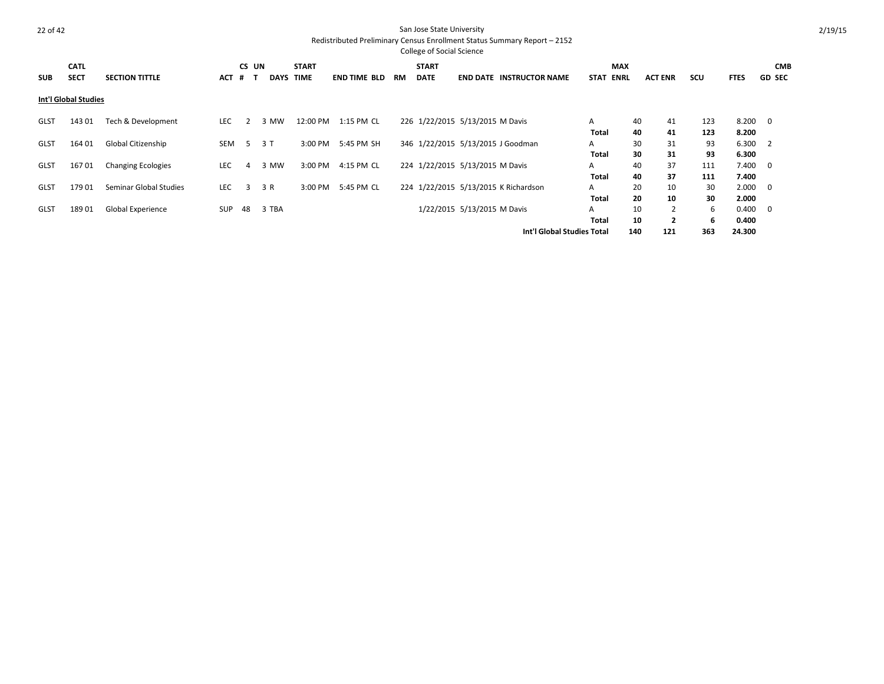San Jose State University

Redistributed Preliminary Census Enrollment Status Summary Report – 2152

College of Social Science

2/19/15

**Int'l Global Studies**

| SUB | CATL SECT | SECTION TITTLE | ACT | CS # | UN T | DAYS | START TIME | END TIME | BLD | RM | START DATE | END DATE | INSTRUCTOR NAME | STAT | MAX ENRL | ACT ENR | SCU | FTES | GD | CMB SEC |
|---|---|---|---|---|---|---|---|---|---|---|---|---|---|---|---|---|---|---|---|---|
| GLST | 143 01 | Tech & Development | LEC | 2 | 3 | MW | 12:00 PM | 1:15 PM | CL | 226 | 1/22/2015 | 5/13/2015 | M Davis | A | 40 | 41 | 123 | 8.200 | 0 | |
| | | | | | | | | | | | | | | **Total** | **40** | **41** | **123** | **8.200** | | |
| GLST | 164 01 | Global Citizenship | SEM | 5 | 3 | T | 3:00 PM | 5:45 PM | SH | 346 | 1/22/2015 | 5/13/2015 | J Goodman | A | 30 | 31 | 93 | 6.300 | 2 | |
| | | | | | | | | | | | | | | **Total** | **30** | **31** | **93** | **6.300** | | |
| GLST | 167 01 | Changing Ecologies | LEC | 4 | 3 | MW | 3:00 PM | 4:15 PM | CL | 224 | 1/22/2015 | 5/13/2015 | M Davis | A | 40 | 37 | 111 | 7.400 | 0 | |
| | | | | | | | | | | | | | | **Total** | **40** | **37** | **111** | **7.400** | | |
| GLST | 179 01 | Seminar Global Studies | LEC | 3 | 3 | R | 3:00 PM | 5:45 PM | CL | 224 | 1/22/2015 | 5/13/2015 | K Richardson | A | 20 | 10 | 30 | 2.000 | 0 | |
| | | | | | | | | | | | | | | **Total** | **20** | **10** | **30** | **2.000** | | |
| GLST | 189 01 | Global Experience | SUP | 48 | 3 | TBA | | | | | 1/22/2015 | 5/13/2015 | M Davis | A | 10 | 2 | 6 | 0.400 | 0 | |
| | | | | | | | | | | | | | | **Total** | **10** | **2** | **6** | **0.400** | | |
| | | | | | | | | | | | | | **Int'l Global Studies Total** | | **140** | **121** | **363** | **24.300** | | |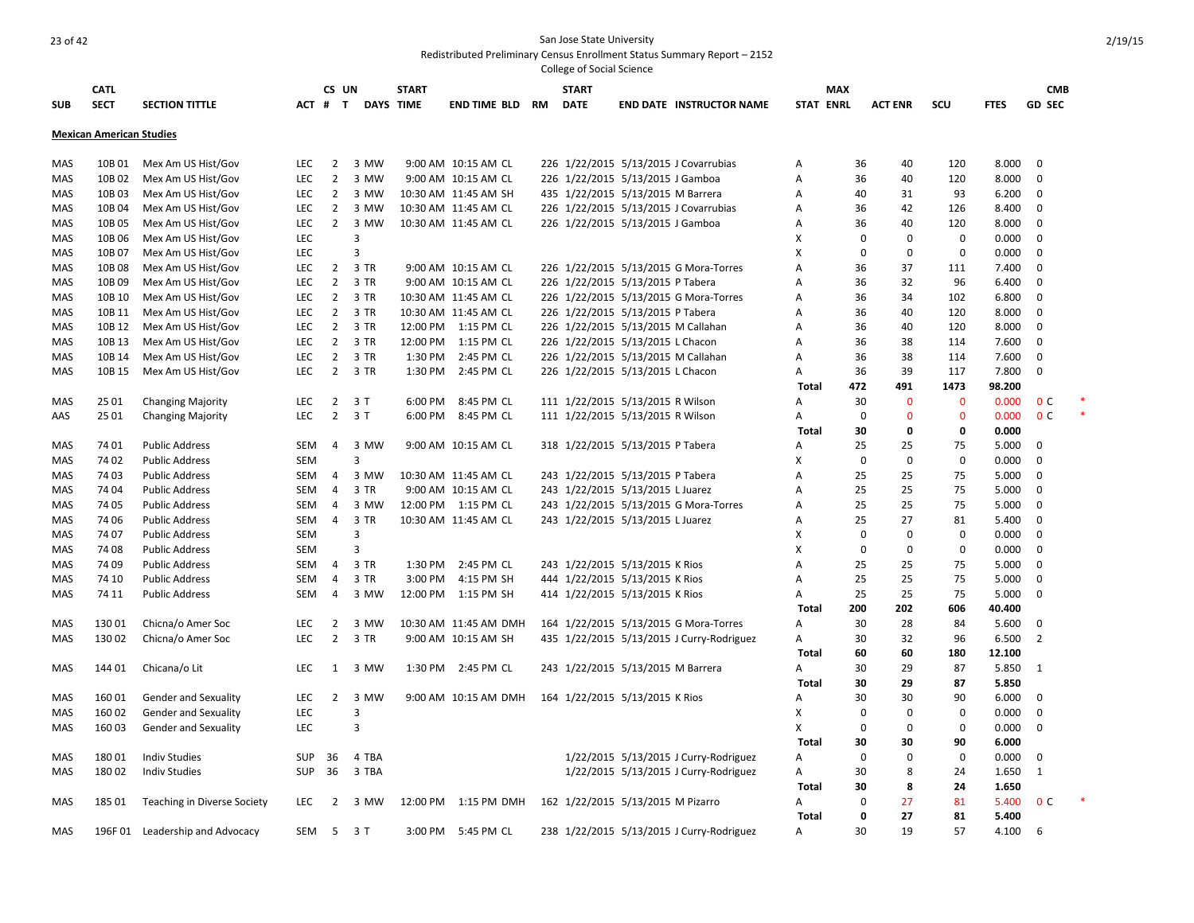San Jose State University
Redistributed Preliminary Census Enrollment Status Summary Report – 2152
College of Social Science

2/19/15

| SUB | CATL SECT | SECTION TITTLE | ACT | CS # | UN T | DAYS | START TIME | END TIME | BLD | RM | START DATE | END DATE | INSTRUCTOR NAME | STAT | MAX ENRL | ACT ENR | SCU | FTES | GD | CMB SEC | |
|---|---|---|---|---|---|---|---|---|---|---|---|---|---|---|---|---|---|---|---|---|---|
| **Mexican American Studies** | | | | | | | | | | | | | | | | | | | | | |
| MAS | 10B 01 | Mex Am US Hist/Gov | LEC | 2 | 3 | MW | 9:00 AM | 10:15 AM | CL | 226 | 1/22/2015 | 5/13/2015 | J Covarrubias | A | 36 | 40 | 120 | 8.000 | 0 | | |
| MAS | 10B 02 | Mex Am US Hist/Gov | LEC | 2 | 3 | MW | 9:00 AM | 10:15 AM | CL | 226 | 1/22/2015 | 5/13/2015 | J Gamboa | A | 36 | 40 | 120 | 8.000 | 0 | | |
| MAS | 10B 03 | Mex Am US Hist/Gov | LEC | 2 | 3 | MW | 10:30 AM | 11:45 AM | SH | 435 | 1/22/2015 | 5/13/2015 | M Barrera | A | 40 | 31 | 93 | 6.200 | 0 | | |
| MAS | 10B 04 | Mex Am US Hist/Gov | LEC | 2 | 3 | MW | 10:30 AM | 11:45 AM | CL | 226 | 1/22/2015 | 5/13/2015 | J Covarrubias | A | 36 | 42 | 126 | 8.400 | 0 | | |
| MAS | 10B 05 | Mex Am US Hist/Gov | LEC | 2 | 3 | MW | 10:30 AM | 11:45 AM | CL | 226 | 1/22/2015 | 5/13/2015 | J Gamboa | A | 36 | 40 | 120 | 8.000 | 0 | | |
| MAS | 10B 06 | Mex Am US Hist/Gov | LEC | | 3 | | | | | | | | | X | 0 | 0 | 0 | 0.000 | 0 | | |
| MAS | 10B 07 | Mex Am US Hist/Gov | LEC | | 3 | | | | | | | | | X | 0 | 0 | 0 | 0.000 | 0 | | |
| MAS | 10B 08 | Mex Am US Hist/Gov | LEC | 2 | 3 | TR | 9:00 AM | 10:15 AM | CL | 226 | 1/22/2015 | 5/13/2015 | G Mora-Torres | A | 36 | 37 | 111 | 7.400 | 0 | | |
| MAS | 10B 09 | Mex Am US Hist/Gov | LEC | 2 | 3 | TR | 9:00 AM | 10:15 AM | CL | 226 | 1/22/2015 | 5/13/2015 | P Tabera | A | 36 | 32 | 96 | 6.400 | 0 | | |
| MAS | 10B 10 | Mex Am US Hist/Gov | LEC | 2 | 3 | TR | 10:30 AM | 11:45 AM | CL | 226 | 1/22/2015 | 5/13/2015 | G Mora-Torres | A | 36 | 34 | 102 | 6.800 | 0 | | |
| MAS | 10B 11 | Mex Am US Hist/Gov | LEC | 2 | 3 | TR | 10:30 AM | 11:45 AM | CL | 226 | 1/22/2015 | 5/13/2015 | P Tabera | A | 36 | 40 | 120 | 8.000 | 0 | | |
| MAS | 10B 12 | Mex Am US Hist/Gov | LEC | 2 | 3 | TR | 12:00 PM | 1:15 PM | CL | 226 | 1/22/2015 | 5/13/2015 | M Callahan | A | 36 | 40 | 120 | 8.000 | 0 | | |
| MAS | 10B 13 | Mex Am US Hist/Gov | LEC | 2 | 3 | TR | 12:00 PM | 1:15 PM | CL | 226 | 1/22/2015 | 5/13/2015 | L Chacon | A | 36 | 38 | 114 | 7.600 | 0 | | |
| MAS | 10B 14 | Mex Am US Hist/Gov | LEC | 2 | 3 | TR | 1:30 PM | 2:45 PM | CL | 226 | 1/22/2015 | 5/13/2015 | M Callahan | A | 36 | 38 | 114 | 7.600 | 0 | | |
| MAS | 10B 15 | Mex Am US Hist/Gov | LEC | 2 | 3 | TR | 1:30 PM | 2:45 PM | CL | 226 | 1/22/2015 | 5/13/2015 | L Chacon | A | 36 | 39 | 117 | 7.800 | 0 | | |
| | | | | | | | | | | | | | | **Total** | **472** | **491** | **1473** | **98.200** | | | |
| MAS | 25 01 | Changing Majority | LEC | 2 | 3 | T | 6:00 PM | 8:45 PM | CL | 111 | 1/22/2015 | 5/13/2015 | R Wilson | A | 30 | 0 | 0 | 0.000 | 0 | C | * |
| AAS | 25 01 | Changing Majority | LEC | 2 | 3 | T | 6:00 PM | 8:45 PM | CL | 111 | 1/22/2015 | 5/13/2015 | R Wilson | A | 0 | 0 | 0 | 0.000 | 0 | C | * |
| | | | | | | | | | | | | | | **Total** | **30** | **0** | **0** | **0.000** | | | |
| MAS | 74 01 | Public Address | SEM | 4 | 3 | MW | 9:00 AM | 10:15 AM | CL | 318 | 1/22/2015 | 5/13/2015 | P Tabera | A | 25 | 25 | 75 | 5.000 | 0 | | |
| MAS | 74 02 | Public Address | SEM | | 3 | | | | | | | | | X | 0 | 0 | 0 | 0.000 | 0 | | |
| MAS | 74 03 | Public Address | SEM | 4 | 3 | MW | 10:30 AM | 11:45 AM | CL | 243 | 1/22/2015 | 5/13/2015 | P Tabera | A | 25 | 25 | 75 | 5.000 | 0 | | |
| MAS | 74 04 | Public Address | SEM | 4 | 3 | TR | 9:00 AM | 10:15 AM | CL | 243 | 1/22/2015 | 5/13/2015 | L Juarez | A | 25 | 25 | 75 | 5.000 | 0 | | |
| MAS | 74 05 | Public Address | SEM | 4 | 3 | MW | 12:00 PM | 1:15 PM | CL | 243 | 1/22/2015 | 5/13/2015 | G Mora-Torres | A | 25 | 25 | 75 | 5.000 | 0 | | |
| MAS | 74 06 | Public Address | SEM | 4 | 3 | TR | 10:30 AM | 11:45 AM | CL | 243 | 1/22/2015 | 5/13/2015 | L Juarez | A | 25 | 27 | 81 | 5.400 | 0 | | |
| MAS | 74 07 | Public Address | SEM | | 3 | | | | | | | | | X | 0 | 0 | 0 | 0.000 | 0 | | |
| MAS | 74 08 | Public Address | SEM | | 3 | | | | | | | | | X | 0 | 0 | 0 | 0.000 | 0 | | |
| MAS | 74 09 | Public Address | SEM | 4 | 3 | TR | 1:30 PM | 2:45 PM | CL | 243 | 1/22/2015 | 5/13/2015 | K Rios | A | 25 | 25 | 75 | 5.000 | 0 | | |
| MAS | 74 10 | Public Address | SEM | 4 | 3 | TR | 3:00 PM | 4:15 PM | SH | 444 | 1/22/2015 | 5/13/2015 | K Rios | A | 25 | 25 | 75 | 5.000 | 0 | | |
| MAS | 74 11 | Public Address | SEM | 4 | 3 | MW | 12:00 PM | 1:15 PM | SH | 414 | 1/22/2015 | 5/13/2015 | K Rios | A | 25 | 25 | 75 | 5.000 | 0 | | |
| | | | | | | | | | | | | | | **Total** | **200** | **202** | **606** | **40.400** | | | |
| MAS | 130 01 | Chicna/o Amer Soc | LEC | 2 | 3 | MW | 10:30 AM | 11:45 AM | DMH | 164 | 1/22/2015 | 5/13/2015 | G Mora-Torres | A | 30 | 28 | 84 | 5.600 | 0 | | |
| MAS | 130 02 | Chicna/o Amer Soc | LEC | 2 | 3 | TR | 9:00 AM | 10:15 AM | SH | 435 | 1/22/2015 | 5/13/2015 | J Curry-Rodriguez | A | 30 | 32 | 96 | 6.500 | 2 | | |
| | | | | | | | | | | | | | | **Total** | **60** | **60** | **180** | **12.100** | | | |
| MAS | 144 01 | Chicana/o Lit | LEC | 1 | 3 | MW | 1:30 PM | 2:45 PM | CL | 243 | 1/22/2015 | 5/13/2015 | M Barrera | A | 30 | 29 | 87 | 5.850 | 1 | | |
| | | | | | | | | | | | | | | **Total** | **30** | **29** | **87** | **5.850** | | | |
| MAS | 160 01 | Gender and Sexuality | LEC | 2 | 3 | MW | 9:00 AM | 10:15 AM | DMH | 164 | 1/22/2015 | 5/13/2015 | K Rios | A | 30 | 30 | 90 | 6.000 | 0 | | |
| MAS | 160 02 | Gender and Sexuality | LEC | | 3 | | | | | | | | | X | 0 | 0 | 0 | 0.000 | 0 | | |
| MAS | 160 03 | Gender and Sexuality | LEC | | 3 | | | | | | | | | X | 0 | 0 | 0 | 0.000 | 0 | | |
| | | | | | | | | | | | | | | **Total** | **30** | **30** | **90** | **6.000** | | | |
| MAS | 180 01 | Indiv Studies | SUP | 36 | 4 | TBA | | | | | 1/22/2015 | 5/13/2015 | J Curry-Rodriguez | A | 0 | 0 | 0 | 0.000 | 0 | | |
| MAS | 180 02 | Indiv Studies | SUP | 36 | 3 | TBA | | | | | 1/22/2015 | 5/13/2015 | J Curry-Rodriguez | A | 30 | 8 | 24 | 1.650 | 1 | | |
| | | | | | | | | | | | | | | **Total** | **30** | **8** | **24** | **1.650** | | | |
| MAS | 185 01 | Teaching in Diverse Society | LEC | 2 | 3 | MW | 12:00 PM | 1:15 PM | DMH | 162 | 1/22/2015 | 5/13/2015 | M Pizarro | A | 0 | 27 | 81 | 5.400 | 0 | C | * |
| | | | | | | | | | | | | | | **Total** | **0** | **27** | **81** | **5.400** | | | |
| MAS | 196F 01 | Leadership and Advocacy | SEM | 5 | 3 | T | 3:00 PM | 5:45 PM | CL | 238 | 1/22/2015 | 5/13/2015 | J Curry-Rodriguez | A | 30 | 19 | 57 | 4.100 | 6 | | |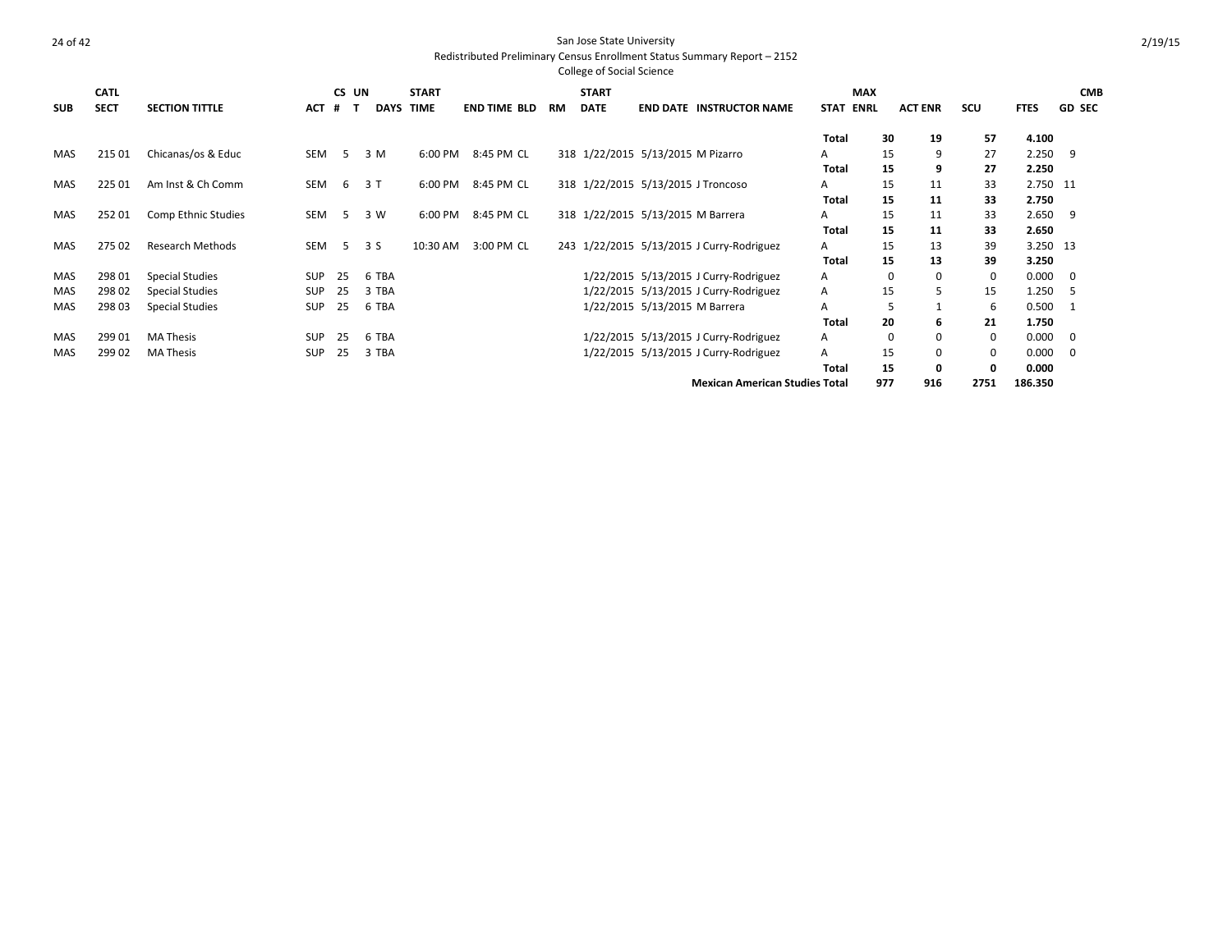| SUB | CATL SECT | SECTION TITTLE | ACT | CS # | UN T | DAYS | START TIME | END TIME | BLD | RM | START DATE | END DATE | INSTRUCTOR NAME | STAT | MAX ENRL | ACT ENR | SCU | FTES | GD | CMB SEC |
|---|---|---|---|---|---|---|---|---|---|---|---|---|---|---|---|---|---|---|---|---|
| | | | | | | | | | | | | | | **Total** | **30** | **19** | **57** | **4.100** | | |
| MAS | 215 01 | Chicanas/os & Educ | SEM | 5 | 3 | M | 6:00 PM | 8:45 PM | CL | 318 | 1/22/2015 | 5/13/2015 | M Pizarro | A | 15 | 9 | 27 | 2.250 | 9 | |
| | | | | | | | | | | | | | | **Total** | **15** | **9** | **27** | **2.250** | | |
| MAS | 225 01 | Am Inst & Ch Comm | SEM | 6 | 3 | T | 6:00 PM | 8:45 PM | CL | 318 | 1/22/2015 | 5/13/2015 | J Troncoso | A | 15 | 11 | 33 | 2.750 | 11 | |
| | | | | | | | | | | | | | | **Total** | **15** | **11** | **33** | **2.750** | | |
| MAS | 252 01 | Comp Ethnic Studies | SEM | 5 | 3 | W | 6:00 PM | 8:45 PM | CL | 318 | 1/22/2015 | 5/13/2015 | M Barrera | A | 15 | 11 | 33 | 2.650 | 9 | |
| | | | | | | | | | | | | | | **Total** | **15** | **11** | **33** | **2.650** | | |
| MAS | 275 02 | Research Methods | SEM | 5 | 3 | S | 10:30 AM | 3:00 PM | CL | 243 | 1/22/2015 | 5/13/2015 | J Curry-Rodriguez | A | 15 | 13 | 39 | 3.250 | 13 | |
| | | | | | | | | | | | | | | **Total** | **15** | **13** | **39** | **3.250** | | |
| MAS | 298 01 | Special Studies | SUP | 25 | 6 | TBA | | | | | 1/22/2015 | 5/13/2015 | J Curry-Rodriguez | A | 0 | 0 | 0 | 0.000 | 0 | |
| MAS | 298 02 | Special Studies | SUP | 25 | 3 | TBA | | | | | 1/22/2015 | 5/13/2015 | J Curry-Rodriguez | A | 15 | 5 | 15 | 1.250 | 5 | |
| MAS | 298 03 | Special Studies | SUP | 25 | 6 | TBA | | | | | 1/22/2015 | 5/13/2015 | M Barrera | A | 5 | 1 | 6 | 0.500 | 1 | |
| | | | | | | | | | | | | | | **Total** | **20** | **6** | **21** | **1.750** | | |
| MAS | 299 01 | MA Thesis | SUP | 25 | 6 | TBA | | | | | 1/22/2015 | 5/13/2015 | J Curry-Rodriguez | A | 0 | 0 | 0 | 0.000 | 0 | |
| MAS | 299 02 | MA Thesis | SUP | 25 | 3 | TBA | | | | | 1/22/2015 | 5/13/2015 | J Curry-Rodriguez | A | 15 | 0 | 0 | 0.000 | 0 | |
| | | | | | | | | | | | | | | **Total** | **15** | **0** | **0** | **0.000** | | |
| | | | | | | | | | | | | | **Mexican American Studies Total** | | **977** | **916** | **2751** | **186.350** | | |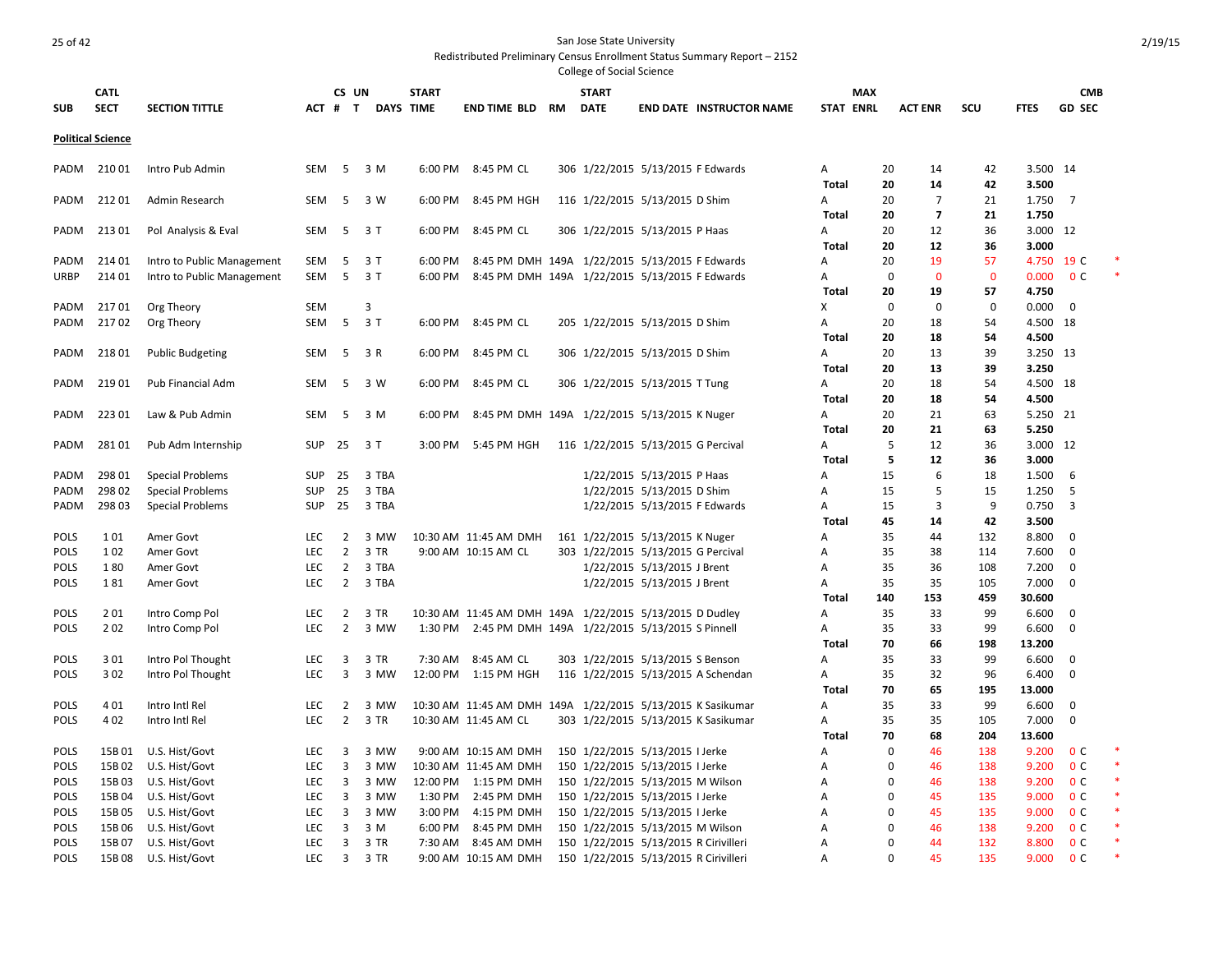San Jose State University
Redistributed Preliminary Census Enrollment Status Summary Report – 2152
College of Social Science

2/19/15

| SUB | CATL SECT | SECTION TITTLE | ACT | CS # | UN T | DAYS | START TIME | END TIME | BLD | RM | START DATE | END DATE | INSTRUCTOR NAME | STAT | MAX ENRL | ACT ENR | SCU | FTES | GD | CMB SEC | |
|---|---|---|---|---|---|---|---|---|---|---|---|---|---|---|---|---|---|---|---|---|---|
| **Political Science** | | | | | | | | | | | | | | | | | | | | | |
| PADM | 210 01 | Intro Pub Admin | SEM | 5 | 3 | M | 6:00 PM | 8:45 PM | CL | 306 | 1/22/2015 | 5/13/2015 | F Edwards | A | 20 | 14 | 42 | 3.500 | 14 | | |
| | | | | | | | | | | | | | | **Total** | **20** | **14** | **42** | **3.500** | | | |
| PADM | 212 01 | Admin Research | SEM | 5 | 3 | W | 6:00 PM | 8:45 PM | HGH | 116 | 1/22/2015 | 5/13/2015 | D Shim | A | 20 | 7 | 21 | 1.750 | 7 | | |
| | | | | | | | | | | | | | | **Total** | **20** | **7** | **21** | **1.750** | | | |
| PADM | 213 01 | Pol Analysis & Eval | SEM | 5 | 3 | T | 6:00 PM | 8:45 PM | CL | 306 | 1/22/2015 | 5/13/2015 | P Haas | A | 20 | 12 | 36 | 3.000 | 12 | | |
| | | | | | | | | | | | | | | **Total** | **20** | **12** | **36** | **3.000** | | | |
| PADM | 214 01 | Intro to Public Management | SEM | 5 | 3 | T | 6:00 PM | 8:45 PM | DMH | 149A | 1/22/2015 | 5/13/2015 | F Edwards | A | 20 | 19 | 57 | 4.750 | 19 | C | * |
| URBP | 214 01 | Intro to Public Management | SEM | 5 | 3 | T | 6:00 PM | 8:45 PM | DMH | 149A | 1/22/2015 | 5/13/2015 | F Edwards | A | 0 | 0 | 0 | 0.000 | 0 | C | * |
| | | | | | | | | | | | | | | **Total** | **20** | **19** | **57** | **4.750** | | | |
| PADM | 217 01 | Org Theory | SEM | | 3 | | | | | | | | | X | 0 | 0 | 0 | 0.000 | 0 | | |
| PADM | 217 02 | Org Theory | SEM | 5 | 3 | T | 6:00 PM | 8:45 PM | CL | 205 | 1/22/2015 | 5/13/2015 | D Shim | A | 20 | 18 | 54 | 4.500 | 18 | | |
| | | | | | | | | | | | | | | **Total** | **20** | **18** | **54** | **4.500** | | | |
| PADM | 218 01 | Public Budgeting | SEM | 5 | 3 | R | 6:00 PM | 8:45 PM | CL | 306 | 1/22/2015 | 5/13/2015 | D Shim | A | 20 | 13 | 39 | 3.250 | 13 | | |
| | | | | | | | | | | | | | | **Total** | **20** | **13** | **39** | **3.250** | | | |
| PADM | 219 01 | Pub Financial Adm | SEM | 5 | 3 | W | 6:00 PM | 8:45 PM | CL | 306 | 1/22/2015 | 5/13/2015 | T Tung | A | 20 | 18 | 54 | 4.500 | 18 | | |
| | | | | | | | | | | | | | | **Total** | **20** | **18** | **54** | **4.500** | | | |
| PADM | 223 01 | Law & Pub Admin | SEM | 5 | 3 | M | 6:00 PM | 8:45 PM | DMH | 149A | 1/22/2015 | 5/13/2015 | K Nuger | A | 20 | 21 | 63 | 5.250 | 21 | | |
| | | | | | | | | | | | | | | **Total** | **20** | **21** | **63** | **5.250** | | | |
| PADM | 281 01 | Pub Adm Internship | SUP | 25 | 3 | T | 3:00 PM | 5:45 PM | HGH | 116 | 1/22/2015 | 5/13/2015 | G Percival | A | 5 | 12 | 36 | 3.000 | 12 | | |
| | | | | | | | | | | | | | | **Total** | **5** | **12** | **36** | **3.000** | | | |
| PADM | 298 01 | Special Problems | SUP | 25 | 3 | TBA | | | | | 1/22/2015 | 5/13/2015 | P Haas | A | 15 | 6 | 18 | 1.500 | 6 | | |
| PADM | 298 02 | Special Problems | SUP | 25 | 3 | TBA | | | | | 1/22/2015 | 5/13/2015 | D Shim | A | 15 | 5 | 15 | 1.250 | 5 | | |
| PADM | 298 03 | Special Problems | SUP | 25 | 3 | TBA | | | | | 1/22/2015 | 5/13/2015 | F Edwards | A | 15 | 3 | 9 | 0.750 | 3 | | |
| | | | | | | | | | | | | | | **Total** | **45** | **14** | **42** | **3.500** | | | |
| POLS | 1 01 | Amer Govt | LEC | 2 | 3 | MW | 10:30 AM | 11:45 AM | DMH | 161 | 1/22/2015 | 5/13/2015 | K Nuger | A | 35 | 44 | 132 | 8.800 | 0 | | |
| POLS | 1 02 | Amer Govt | LEC | 2 | 3 | TR | 9:00 AM | 10:15 AM | CL | 303 | 1/22/2015 | 5/13/2015 | G Percival | A | 35 | 38 | 114 | 7.600 | 0 | | |
| POLS | 1 80 | Amer Govt | LEC | 2 | 3 | TBA | | | | | 1/22/2015 | 5/13/2015 | J Brent | A | 35 | 36 | 108 | 7.200 | 0 | | |
| POLS | 1 81 | Amer Govt | LEC | 2 | 3 | TBA | | | | | 1/22/2015 | 5/13/2015 | J Brent | A | 35 | 35 | 105 | 7.000 | 0 | | |
| | | | | | | | | | | | | | | **Total** | **140** | **153** | **459** | **30.600** | | | |
| POLS | 2 01 | Intro Comp Pol | LEC | 2 | 3 | TR | 10:30 AM | 11:45 AM | DMH | 149A | 1/22/2015 | 5/13/2015 | D Dudley | A | 35 | 33 | 99 | 6.600 | 0 | | |
| POLS | 2 02 | Intro Comp Pol | LEC | 2 | 3 | MW | 1:30 PM | 2:45 PM | DMH | 149A | 1/22/2015 | 5/13/2015 | S Pinnell | A | 35 | 33 | 99 | 6.600 | 0 | | |
| | | | | | | | | | | | | | | **Total** | **70** | **66** | **198** | **13.200** | | | |
| POLS | 3 01 | Intro Pol Thought | LEC | 3 | 3 | TR | 7:30 AM | 8:45 AM | CL | 303 | 1/22/2015 | 5/13/2015 | S Benson | A | 35 | 33 | 99 | 6.600 | 0 | | |
| POLS | 3 02 | Intro Pol Thought | LEC | 3 | 3 | MW | 12:00 PM | 1:15 PM | HGH | 116 | 1/22/2015 | 5/13/2015 | A Schendan | A | 35 | 32 | 96 | 6.400 | 0 | | |
| | | | | | | | | | | | | | | **Total** | **70** | **65** | **195** | **13.000** | | | |
| POLS | 4 01 | Intro Intl Rel | LEC | 2 | 3 | MW | 10:30 AM | 11:45 AM | DMH | 149A | 1/22/2015 | 5/13/2015 | K Sasikumar | A | 35 | 33 | 99 | 6.600 | 0 | | |
| POLS | 4 02 | Intro Intl Rel | LEC | 2 | 3 | TR | 10:30 AM | 11:45 AM | CL | 303 | 1/22/2015 | 5/13/2015 | K Sasikumar | A | 35 | 35 | 105 | 7.000 | 0 | | |
| | | | | | | | | | | | | | | **Total** | **70** | **68** | **204** | **13.600** | | | |
| POLS | 15B 01 | U.S. Hist/Govt | LEC | 3 | 3 | MW | 9:00 AM | 10:15 AM | DMH | 150 | 1/22/2015 | 5/13/2015 | I Jerke | A | 0 | 46 | 138 | 9.200 | 0 | C | * |
| POLS | 15B 02 | U.S. Hist/Govt | LEC | 3 | 3 | MW | 10:30 AM | 11:45 AM | DMH | 150 | 1/22/2015 | 5/13/2015 | I Jerke | A | 0 | 46 | 138 | 9.200 | 0 | C | * |
| POLS | 15B 03 | U.S. Hist/Govt | LEC | 3 | 3 | MW | 12:00 PM | 1:15 PM | DMH | 150 | 1/22/2015 | 5/13/2015 | M Wilson | A | 0 | 46 | 138 | 9.200 | 0 | C | * |
| POLS | 15B 04 | U.S. Hist/Govt | LEC | 3 | 3 | MW | 1:30 PM | 2:45 PM | DMH | 150 | 1/22/2015 | 5/13/2015 | I Jerke | A | 0 | 45 | 135 | 9.000 | 0 | C | * |
| POLS | 15B 05 | U.S. Hist/Govt | LEC | 3 | 3 | MW | 3:00 PM | 4:15 PM | DMH | 150 | 1/22/2015 | 5/13/2015 | I Jerke | A | 0 | 45 | 135 | 9.000 | 0 | C | * |
| POLS | 15B 06 | U.S. Hist/Govt | LEC | 3 | 3 | M | 6:00 PM | 8:45 PM | DMH | 150 | 1/22/2015 | 5/13/2015 | M Wilson | A | 0 | 46 | 138 | 9.200 | 0 | C | * |
| POLS | 15B 07 | U.S. Hist/Govt | LEC | 3 | 3 | TR | 7:30 AM | 8:45 AM | DMH | 150 | 1/22/2015 | 5/13/2015 | R Cirivilleri | A | 0 | 44 | 132 | 8.800 | 0 | C | * |
| POLS | 15B 08 | U.S. Hist/Govt | LEC | 3 | 3 | TR | 9:00 AM | 10:15 AM | DMH | 150 | 1/22/2015 | 5/13/2015 | R Cirivilleri | A | 0 | 45 | 135 | 9.000 | 0 | C | * |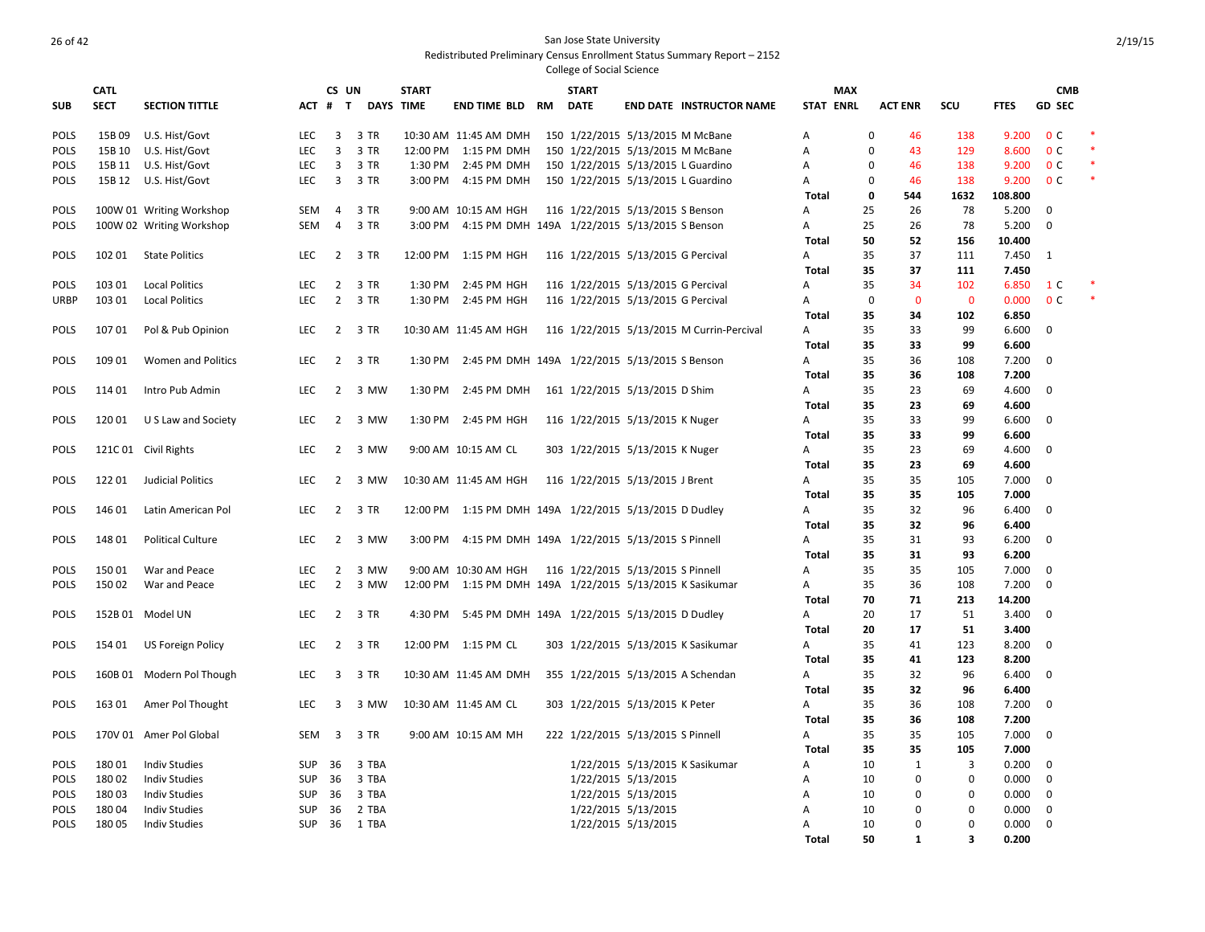San Jose State University
Redistributed Preliminary Census Enrollment Status Summary Report – 2152
College of Social Science

| SUB | CATL SECT | SECTION TITTLE | ACT | CS # | UN T | DAYS | START TIME | END TIME | BLD | RM | START DATE | END DATE | INSTRUCTOR NAME | STAT | MAX ENRL | ACT ENR | SCU | FTES | GD | CMB SEC | |
|---|---|---|---|---|---|---|---|---|---|---|---|---|---|---|---|---|---|---|---|---|---|
| POLS | 15B 09 | U.S. Hist/Govt | LEC | 3 | 3 | TR | 10:30 AM | 11:45 AM | DMH | 150 | 1/22/2015 | 5/13/2015 | M McBane | A | 0 | 46 | 138 | 9.200 | 0 | C | * |
| POLS | 15B 10 | U.S. Hist/Govt | LEC | 3 | 3 | TR | 12:00 PM | 1:15 PM | DMH | 150 | 1/22/2015 | 5/13/2015 | M McBane | A | 0 | 43 | 129 | 8.600 | 0 | C | * |
| POLS | 15B 11 | U.S. Hist/Govt | LEC | 3 | 3 | TR | 1:30 PM | 2:45 PM | DMH | 150 | 1/22/2015 | 5/13/2015 | L Guardino | A | 0 | 46 | 138 | 9.200 | 0 | C | * |
| POLS | 15B 12 | U.S. Hist/Govt | LEC | 3 | 3 | TR | 3:00 PM | 4:15 PM | DMH | 150 | 1/22/2015 | 5/13/2015 | L Guardino | A | 0 | 46 | 138 | 9.200 | 0 | C | * |
| | | | | | | | | | | | | | | **Total** | **0** | **544** | **1632** | **108.800** | | | |
| POLS | 100W 01 | Writing Workshop | SEM | 4 | 3 | TR | 9:00 AM | 10:15 AM | HGH | 116 | 1/22/2015 | 5/13/2015 | S Benson | A | 25 | 26 | 78 | 5.200 | 0 | | |
| POLS | 100W 02 | Writing Workshop | SEM | 4 | 3 | TR | 3:00 PM | 4:15 PM | DMH | 149A | 1/22/2015 | 5/13/2015 | S Benson | A | 25 | 26 | 78 | 5.200 | 0 | | |
| | | | | | | | | | | | | | | **Total** | **50** | **52** | **156** | **10.400** | | | |
| POLS | 102 01 | State Politics | LEC | 2 | 3 | TR | 12:00 PM | 1:15 PM | HGH | 116 | 1/22/2015 | 5/13/2015 | G Percival | A | 35 | 37 | 111 | 7.450 | 1 | | |
| | | | | | | | | | | | | | | **Total** | **35** | **37** | **111** | **7.450** | | | |
| POLS | 103 01 | Local Politics | LEC | 2 | 3 | TR | 1:30 PM | 2:45 PM | HGH | 116 | 1/22/2015 | 5/13/2015 | G Percival | A | 35 | 34 | 102 | 6.850 | 1 | C | * |
| URBP | 103 01 | Local Politics | LEC | 2 | 3 | TR | 1:30 PM | 2:45 PM | HGH | 116 | 1/22/2015 | 5/13/2015 | G Percival | A | 0 | 0 | 0 | 0.000 | 0 | C | * |
| | | | | | | | | | | | | | | **Total** | **35** | **34** | **102** | **6.850** | | | |
| POLS | 107 01 | Pol & Pub Opinion | LEC | 2 | 3 | TR | 10:30 AM | 11:45 AM | HGH | 116 | 1/22/2015 | 5/13/2015 | M Currin-Percival | A | 35 | 33 | 99 | 6.600 | 0 | | |
| | | | | | | | | | | | | | | **Total** | **35** | **33** | **99** | **6.600** | | | |
| POLS | 109 01 | Women and Politics | LEC | 2 | 3 | TR | 1:30 PM | 2:45 PM | DMH | 149A | 1/22/2015 | 5/13/2015 | S Benson | A | 35 | 36 | 108 | 7.200 | 0 | | |
| | | | | | | | | | | | | | | **Total** | **35** | **36** | **108** | **7.200** | | | |
| POLS | 114 01 | Intro Pub Admin | LEC | 2 | 3 | MW | 1:30 PM | 2:45 PM | DMH | 161 | 1/22/2015 | 5/13/2015 | D Shim | A | 35 | 23 | 69 | 4.600 | 0 | | |
| | | | | | | | | | | | | | | **Total** | **35** | **23** | **69** | **4.600** | | | |
| POLS | 120 01 | U S Law and Society | LEC | 2 | 3 | MW | 1:30 PM | 2:45 PM | HGH | 116 | 1/22/2015 | 5/13/2015 | K Nuger | A | 35 | 33 | 99 | 6.600 | 0 | | |
| | | | | | | | | | | | | | | **Total** | **35** | **33** | **99** | **6.600** | | | |
| POLS | 121C 01 | Civil Rights | LEC | 2 | 3 | MW | 9:00 AM | 10:15 AM | CL | 303 | 1/22/2015 | 5/13/2015 | K Nuger | A | 35 | 23 | 69 | 4.600 | 0 | | |
| | | | | | | | | | | | | | | **Total** | **35** | **23** | **69** | **4.600** | | | |
| POLS | 122 01 | Judicial Politics | LEC | 2 | 3 | MW | 10:30 AM | 11:45 AM | HGH | 116 | 1/22/2015 | 5/13/2015 | J Brent | A | 35 | 35 | 105 | 7.000 | 0 | | |
| | | | | | | | | | | | | | | **Total** | **35** | **35** | **105** | **7.000** | | | |
| POLS | 146 01 | Latin American Pol | LEC | 2 | 3 | TR | 12:00 PM | 1:15 PM | DMH | 149A | 1/22/2015 | 5/13/2015 | D Dudley | A | 35 | 32 | 96 | 6.400 | 0 | | |
| | | | | | | | | | | | | | | **Total** | **35** | **32** | **96** | **6.400** | | | |
| POLS | 148 01 | Political Culture | LEC | 2 | 3 | MW | 3:00 PM | 4:15 PM | DMH | 149A | 1/22/2015 | 5/13/2015 | S Pinnell | A | 35 | 31 | 93 | 6.200 | 0 | | |
| | | | | | | | | | | | | | | **Total** | **35** | **31** | **93** | **6.200** | | | |
| POLS | 150 01 | War and Peace | LEC | 2 | 3 | MW | 9:00 AM | 10:30 AM | HGH | 116 | 1/22/2015 | 5/13/2015 | S Pinnell | A | 35 | 35 | 105 | 7.000 | 0 | | |
| POLS | 150 02 | War and Peace | LEC | 2 | 3 | MW | 12:00 PM | 1:15 PM | DMH | 149A | 1/22/2015 | 5/13/2015 | K Sasikumar | A | 35 | 36 | 108 | 7.200 | 0 | | |
| | | | | | | | | | | | | | | **Total** | **70** | **71** | **213** | **14.200** | | | |
| POLS | 152B 01 | Model UN | LEC | 2 | 3 | TR | 4:30 PM | 5:45 PM | DMH | 149A | 1/22/2015 | 5/13/2015 | D Dudley | A | 20 | 17 | 51 | 3.400 | 0 | | |
| | | | | | | | | | | | | | | **Total** | **20** | **17** | **51** | **3.400** | | | |
| POLS | 154 01 | US Foreign Policy | LEC | 2 | 3 | TR | 12:00 PM | 1:15 PM | CL | 303 | 1/22/2015 | 5/13/2015 | K Sasikumar | A | 35 | 41 | 123 | 8.200 | 0 | | |
| | | | | | | | | | | | | | | **Total** | **35** | **41** | **123** | **8.200** | | | |
| POLS | 160B 01 | Modern Pol Though | LEC | 3 | 3 | TR | 10:30 AM | 11:45 AM | DMH | 355 | 1/22/2015 | 5/13/2015 | A Schendan | A | 35 | 32 | 96 | 6.400 | 0 | | |
| | | | | | | | | | | | | | | **Total** | **35** | **32** | **96** | **6.400** | | | |
| POLS | 163 01 | Amer Pol Thought | LEC | 3 | 3 | MW | 10:30 AM | 11:45 AM | CL | 303 | 1/22/2015 | 5/13/2015 | K Peter | A | 35 | 36 | 108 | 7.200 | 0 | | |
| | | | | | | | | | | | | | | **Total** | **35** | **36** | **108** | **7.200** | | | |
| POLS | 170V 01 | Amer Pol Global | SEM | 3 | 3 | TR | 9:00 AM | 10:15 AM | MH | 222 | 1/22/2015 | 5/13/2015 | S Pinnell | A | 35 | 35 | 105 | 7.000 | 0 | | |
| | | | | | | | | | | | | | | **Total** | **35** | **35** | **105** | **7.000** | | | |
| POLS | 180 01 | Indiv Studies | SUP | 36 | 3 | TBA | | | | | 1/22/2015 | 5/13/2015 | K Sasikumar | A | 10 | 1 | 3 | 0.200 | 0 | | |
| POLS | 180 02 | Indiv Studies | SUP | 36 | 3 | TBA | | | | | 1/22/2015 | 5/13/2015 | | A | 10 | 0 | 0 | 0.000 | 0 | | |
| POLS | 180 03 | Indiv Studies | SUP | 36 | 3 | TBA | | | | | 1/22/2015 | 5/13/2015 | | A | 10 | 0 | 0 | 0.000 | 0 | | |
| POLS | 180 04 | Indiv Studies | SUP | 36 | 2 | TBA | | | | | 1/22/2015 | 5/13/2015 | | A | 10 | 0 | 0 | 0.000 | 0 | | |
| POLS | 180 05 | Indiv Studies | SUP | 36 | 1 | TBA | | | | | 1/22/2015 | 5/13/2015 | | A | 10 | 0 | 0 | 0.000 | 0 | | |
| | | | | | | | | | | | | | | **Total** | **50** | **1** | **3** | **0.200** | | | |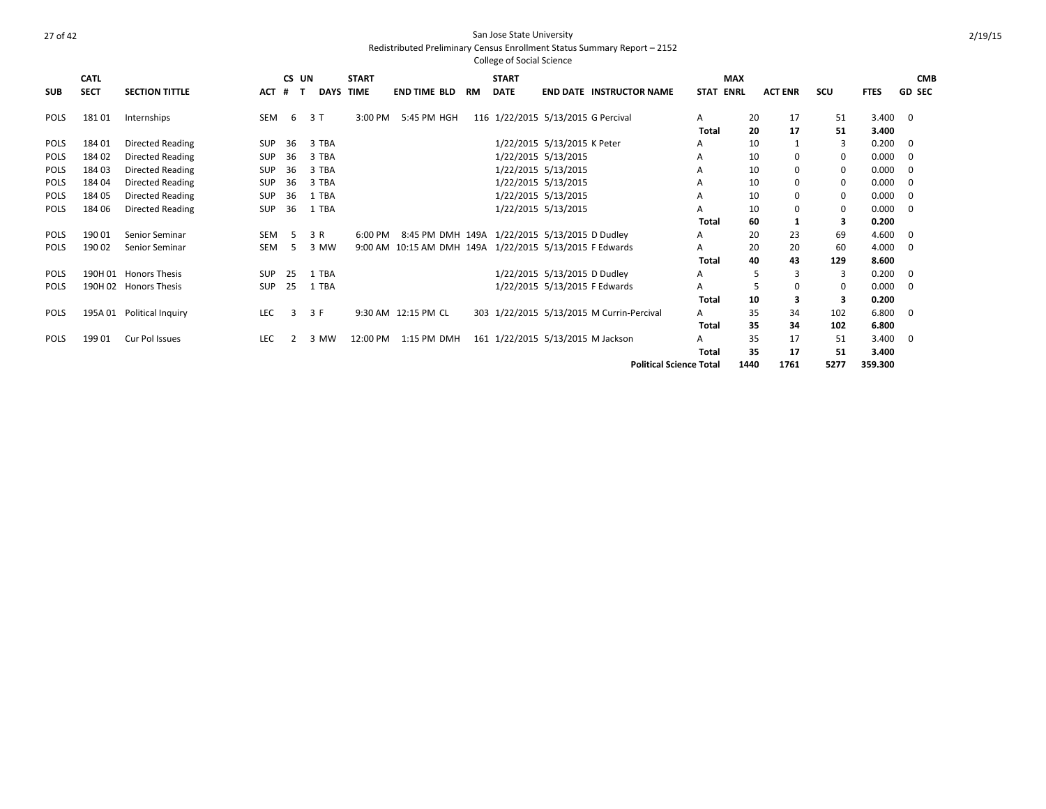San Jose State University
Redistributed Preliminary Census Enrollment Status Summary Report – 2152
College of Social Science

2/19/15

| SUB | CATL SECT | SECTION TITTLE | ACT | CS # | UN T | DAYS | START TIME | END TIME | BLD | RM | START DATE | END DATE | INSTRUCTOR NAME | STAT | MAX ENRL | ACT ENR | SCU | FTES | GD | CMB SEC |
|---|---|---|---|---|---|---|---|---|---|---|---|---|---|---|---|---|---|---|---|---|
| POLS | 181 01 | Internships | SEM | 6 | 3 | T | 3:00 PM | 5:45 PM | HGH | 116 | 1/22/2015 | 5/13/2015 | G Percival | A | 20 | 17 | 51 | 3.400 | 0 | |
| | | | | | | | | | | | | | | **Total** | **20** | **17** | **51** | **3.400** | | |
| POLS | 184 01 | Directed Reading | SUP | 36 | 3 | TBA | | | | | 1/22/2015 | 5/13/2015 | K Peter | A | 10 | 1 | 3 | 0.200 | 0 | |
| POLS | 184 02 | Directed Reading | SUP | 36 | 3 | TBA | | | | | 1/22/2015 | 5/13/2015 | | A | 10 | 0 | 0 | 0.000 | 0 | |
| POLS | 184 03 | Directed Reading | SUP | 36 | 3 | TBA | | | | | 1/22/2015 | 5/13/2015 | | A | 10 | 0 | 0 | 0.000 | 0 | |
| POLS | 184 04 | Directed Reading | SUP | 36 | 3 | TBA | | | | | 1/22/2015 | 5/13/2015 | | A | 10 | 0 | 0 | 0.000 | 0 | |
| POLS | 184 05 | Directed Reading | SUP | 36 | 1 | TBA | | | | | 1/22/2015 | 5/13/2015 | | A | 10 | 0 | 0 | 0.000 | 0 | |
| POLS | 184 06 | Directed Reading | SUP | 36 | 1 | TBA | | | | | 1/22/2015 | 5/13/2015 | | A | 10 | 0 | 0 | 0.000 | 0 | |
| | | | | | | | | | | | | | | **Total** | **60** | **1** | **3** | **0.200** | | |
| POLS | 190 01 | Senior Seminar | SEM | 5 | 3 | R | 6:00 PM | 8:45 PM | DMH | 149A | 1/22/2015 | 5/13/2015 | D Dudley | A | 20 | 23 | 69 | 4.600 | 0 | |
| POLS | 190 02 | Senior Seminar | SEM | 5 | 3 | MW | 9:00 AM | 10:15 AM | DMH | 149A | 1/22/2015 | 5/13/2015 | F Edwards | A | 20 | 20 | 60 | 4.000 | 0 | |
| | | | | | | | | | | | | | | **Total** | **40** | **43** | **129** | **8.600** | | |
| POLS | 190H 01 | Honors Thesis | SUP | 25 | 1 | TBA | | | | | 1/22/2015 | 5/13/2015 | D Dudley | A | 5 | 3 | 3 | 0.200 | 0 | |
| POLS | 190H 02 | Honors Thesis | SUP | 25 | 1 | TBA | | | | | 1/22/2015 | 5/13/2015 | F Edwards | A | 5 | 0 | 0 | 0.000 | 0 | |
| | | | | | | | | | | | | | | **Total** | **10** | **3** | **3** | **0.200** | | |
| POLS | 195A 01 | Political Inquiry | LEC | 3 | 3 | F | 9:30 AM | 12:15 PM | CL | 303 | 1/22/2015 | 5/13/2015 | M Currin-Percival | A | 35 | 34 | 102 | 6.800 | 0 | |
| | | | | | | | | | | | | | | **Total** | **35** | **34** | **102** | **6.800** | | |
| POLS | 199 01 | Cur Pol Issues | LEC | 2 | 3 | MW | 12:00 PM | 1:15 PM | DMH | 161 | 1/22/2015 | 5/13/2015 | M Jackson | A | 35 | 17 | 51 | 3.400 | 0 | |
| | | | | | | | | | | | | | | **Total** | **35** | **17** | **51** | **3.400** | | |
| | | | | | | | | | | | | | **Political Science Total** | | **1440** | **1761** | **5277** | **359.300** | | |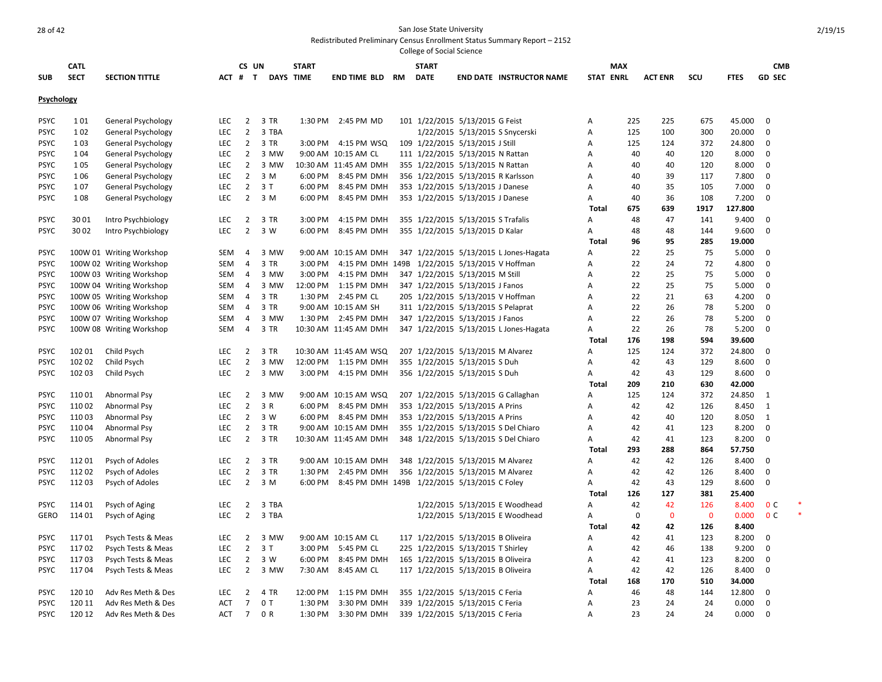San Jose State University

Redistributed Preliminary Census Enrollment Status Summary Report – 2152

College of Social Science

| SUB | CATL SECT | SECTION TITTLE | ACT | CS # | UN T | DAYS | START TIME | END TIME | BLD | RM | START DATE | END DATE | INSTRUCTOR NAME | STAT | MAX ENRL | ACT ENR | SCU | FTES | GD | CMB SEC |
|---|---|---|---|---|---|---|---|---|---|---|---|---|---|---|---|---|---|---|---|---|
| **Psychology** | | | | | | | | | | | | | | | | | | | | |
| PSYC | 1 01 | General Psychology | LEC | 2 | 3 | TR | 1:30 PM | 2:45 PM | MD | 101 | 1/22/2015 | 5/13/2015 | G Feist | A | 225 | 225 | 675 | 45.000 | 0 | |
| PSYC | 1 02 | General Psychology | LEC | 2 | 3 | TBA | | | | | 1/22/2015 | 5/13/2015 | S Snycerski | A | 125 | 100 | 300 | 20.000 | 0 | |
| PSYC | 1 03 | General Psychology | LEC | 2 | 3 | TR | 3:00 PM | 4:15 PM | WSQ | 109 | 1/22/2015 | 5/13/2015 | J Still | A | 125 | 124 | 372 | 24.800 | 0 | |
| PSYC | 1 04 | General Psychology | LEC | 2 | 3 | MW | 9:00 AM | 10:15 AM | CL | 111 | 1/22/2015 | 5/13/2015 | N Rattan | A | 40 | 40 | 120 | 8.000 | 0 | |
| PSYC | 1 05 | General Psychology | LEC | 2 | 3 | MW | 10:30 AM | 11:45 AM | DMH | 355 | 1/22/2015 | 5/13/2015 | N Rattan | A | 40 | 40 | 120 | 8.000 | 0 | |
| PSYC | 1 06 | General Psychology | LEC | 2 | 3 | M | 6:00 PM | 8:45 PM | DMH | 356 | 1/22/2015 | 5/13/2015 | R Karlsson | A | 40 | 39 | 117 | 7.800 | 0 | |
| PSYC | 1 07 | General Psychology | LEC | 2 | 3 | T | 6:00 PM | 8:45 PM | DMH | 353 | 1/22/2015 | 5/13/2015 | J Danese | A | 40 | 35 | 105 | 7.000 | 0 | |
| PSYC | 1 08 | General Psychology | LEC | 2 | 3 | M | 6:00 PM | 8:45 PM | DMH | 353 | 1/22/2015 | 5/13/2015 | J Danese | A | 40 | 36 | 108 | 7.200 | 0 | |
| | | | | | | | | | | | | | | **Total** | **675** | **639** | **1917** | **127.800** | | |
| PSYC | 30 01 | Intro Psychbiology | LEC | 2 | 3 | TR | 3:00 PM | 4:15 PM | DMH | 355 | 1/22/2015 | 5/13/2015 | S Trafalis | A | 48 | 47 | 141 | 9.400 | 0 | |
| PSYC | 30 02 | Intro Psychbiology | LEC | 2 | 3 | W | 6:00 PM | 8:45 PM | DMH | 355 | 1/22/2015 | 5/13/2015 | D Kalar | A | 48 | 48 | 144 | 9.600 | 0 | |
| | | | | | | | | | | | | | | **Total** | **96** | **95** | **285** | **19.000** | | |
| PSYC | 100W 01 | Writing Workshop | SEM | 4 | 3 | MW | 9:00 AM | 10:15 AM | DMH | 347 | 1/22/2015 | 5/13/2015 | L Jones-Hagata | A | 22 | 25 | 75 | 5.000 | 0 | |
| PSYC | 100W 02 | Writing Workshop | SEM | 4 | 3 | TR | 3:00 PM | 4:15 PM | DMH | 149B | 1/22/2015 | 5/13/2015 | V Hoffman | A | 22 | 24 | 72 | 4.800 | 0 | |
| PSYC | 100W 03 | Writing Workshop | SEM | 4 | 3 | MW | 3:00 PM | 4:15 PM | DMH | 347 | 1/22/2015 | 5/13/2015 | M Still | A | 22 | 25 | 75 | 5.000 | 0 | |
| PSYC | 100W 04 | Writing Workshop | SEM | 4 | 3 | MW | 12:00 PM | 1:15 PM | DMH | 347 | 1/22/2015 | 5/13/2015 | J Fanos | A | 22 | 25 | 75 | 5.000 | 0 | |
| PSYC | 100W 05 | Writing Workshop | SEM | 4 | 3 | TR | 1:30 PM | 2:45 PM | CL | 205 | 1/22/2015 | 5/13/2015 | V Hoffman | A | 22 | 21 | 63 | 4.200 | 0 | |
| PSYC | 100W 06 | Writing Workshop | SEM | 4 | 3 | TR | 9:00 AM | 10:15 AM | SH | 311 | 1/22/2015 | 5/13/2015 | S Pelaprat | A | 22 | 26 | 78 | 5.200 | 0 | |
| PSYC | 100W 07 | Writing Workshop | SEM | 4 | 3 | MW | 1:30 PM | 2:45 PM | DMH | 347 | 1/22/2015 | 5/13/2015 | J Fanos | A | 22 | 26 | 78 | 5.200 | 0 | |
| PSYC | 100W 08 | Writing Workshop | SEM | 4 | 3 | TR | 10:30 AM | 11:45 AM | DMH | 347 | 1/22/2015 | 5/13/2015 | L Jones-Hagata | A | 22 | 26 | 78 | 5.200 | 0 | |
| | | | | | | | | | | | | | | **Total** | **176** | **198** | **594** | **39.600** | | |
| PSYC | 102 01 | Child Psych | LEC | 2 | 3 | TR | 10:30 AM | 11:45 AM | WSQ | 207 | 1/22/2015 | 5/13/2015 | M Alvarez | A | 125 | 124 | 372 | 24.800 | 0 | |
| PSYC | 102 02 | Child Psych | LEC | 2 | 3 | MW | 12:00 PM | 1:15 PM | DMH | 355 | 1/22/2015 | 5/13/2015 | S Duh | A | 42 | 43 | 129 | 8.600 | 0 | |
| PSYC | 102 03 | Child Psych | LEC | 2 | 3 | MW | 3:00 PM | 4:15 PM | DMH | 356 | 1/22/2015 | 5/13/2015 | S Duh | A | 42 | 43 | 129 | 8.600 | 0 | |
| | | | | | | | | | | | | | | **Total** | **209** | **210** | **630** | **42.000** | | |
| PSYC | 110 01 | Abnormal Psy | LEC | 2 | 3 | MW | 9:00 AM | 10:15 AM | WSQ | 207 | 1/22/2015 | 5/13/2015 | G Callaghan | A | 125 | 124 | 372 | 24.850 | 1 | |
| PSYC | 110 02 | Abnormal Psy | LEC | 2 | 3 | R | 6:00 PM | 8:45 PM | DMH | 353 | 1/22/2015 | 5/13/2015 | A Prins | A | 42 | 42 | 126 | 8.450 | 1 | |
| PSYC | 110 03 | Abnormal Psy | LEC | 2 | 3 | W | 6:00 PM | 8:45 PM | DMH | 353 | 1/22/2015 | 5/13/2015 | A Prins | A | 42 | 40 | 120 | 8.050 | 1 | |
| PSYC | 110 04 | Abnormal Psy | LEC | 2 | 3 | TR | 9:00 AM | 10:15 AM | DMH | 355 | 1/22/2015 | 5/13/2015 | S Del Chiaro | A | 42 | 41 | 123 | 8.200 | 0 | |
| PSYC | 110 05 | Abnormal Psy | LEC | 2 | 3 | TR | 10:30 AM | 11:45 AM | DMH | 348 | 1/22/2015 | 5/13/2015 | S Del Chiaro | A | 42 | 41 | 123 | 8.200 | 0 | |
| | | | | | | | | | | | | | | **Total** | **293** | **288** | **864** | **57.750** | | |
| PSYC | 112 01 | Psych of Adoles | LEC | 2 | 3 | TR | 9:00 AM | 10:15 AM | DMH | 348 | 1/22/2015 | 5/13/2015 | M Alvarez | A | 42 | 42 | 126 | 8.400 | 0 | |
| PSYC | 112 02 | Psych of Adoles | LEC | 2 | 3 | TR | 1:30 PM | 2:45 PM | DMH | 356 | 1/22/2015 | 5/13/2015 | M Alvarez | A | 42 | 42 | 126 | 8.400 | 0 | |
| PSYC | 112 03 | Psych of Adoles | LEC | 2 | 3 | M | 6:00 PM | 8:45 PM | DMH | 149B | 1/22/2015 | 5/13/2015 | C Foley | A | 42 | 43 | 129 | 8.600 | 0 | |
| | | | | | | | | | | | | | | **Total** | **126** | **127** | **381** | **25.400** | | |
| PSYC | 114 01 | Psych of Aging | LEC | 2 | 3 | TBA | | | | | 1/22/2015 | 5/13/2015 | E Woodhead | A | 42 | 42 | 126 | 8.400 | 0 | C * |
| GERO | 114 01 | Psych of Aging | LEC | 2 | 3 | TBA | | | | | 1/22/2015 | 5/13/2015 | E Woodhead | A | 0 | 0 | 0 | 0.000 | 0 | C * |
| | | | | | | | | | | | | | | **Total** | **42** | **42** | **126** | **8.400** | | |
| PSYC | 117 01 | Psych Tests & Meas | LEC | 2 | 3 | MW | 9:00 AM | 10:15 AM | CL | 117 | 1/22/2015 | 5/13/2015 | B Oliveira | A | 42 | 41 | 123 | 8.200 | 0 | |
| PSYC | 117 02 | Psych Tests & Meas | LEC | 2 | 3 | T | 3:00 PM | 5:45 PM | CL | 225 | 1/22/2015 | 5/13/2015 | T Shirley | A | 42 | 46 | 138 | 9.200 | 0 | |
| PSYC | 117 03 | Psych Tests & Meas | LEC | 2 | 3 | W | 6:00 PM | 8:45 PM | DMH | 165 | 1/22/2015 | 5/13/2015 | B Oliveira | A | 42 | 41 | 123 | 8.200 | 0 | |
| PSYC | 117 04 | Psych Tests & Meas | LEC | 2 | 3 | MW | 7:30 AM | 8:45 AM | CL | 117 | 1/22/2015 | 5/13/2015 | B Oliveira | A | 42 | 42 | 126 | 8.400 | 0 | |
| | | | | | | | | | | | | | | **Total** | **168** | **170** | **510** | **34.000** | | |
| PSYC | 120 10 | Adv Res Meth & Des | LEC | 2 | 4 | TR | 12:00 PM | 1:15 PM | DMH | 355 | 1/22/2015 | 5/13/2015 | C Feria | A | 46 | 48 | 144 | 12.800 | 0 | |
| PSYC | 120 11 | Adv Res Meth & Des | ACT | 7 | 0 | T | 1:30 PM | 3:30 PM | DMH | 339 | 1/22/2015 | 5/13/2015 | C Feria | A | 23 | 24 | 24 | 0.000 | 0 | |
| PSYC | 120 12 | Adv Res Meth & Des | ACT | 7 | 0 | R | 1:30 PM | 3:30 PM | DMH | 339 | 1/22/2015 | 5/13/2015 | C Feria | A | 23 | 24 | 24 | 0.000 | 0 | |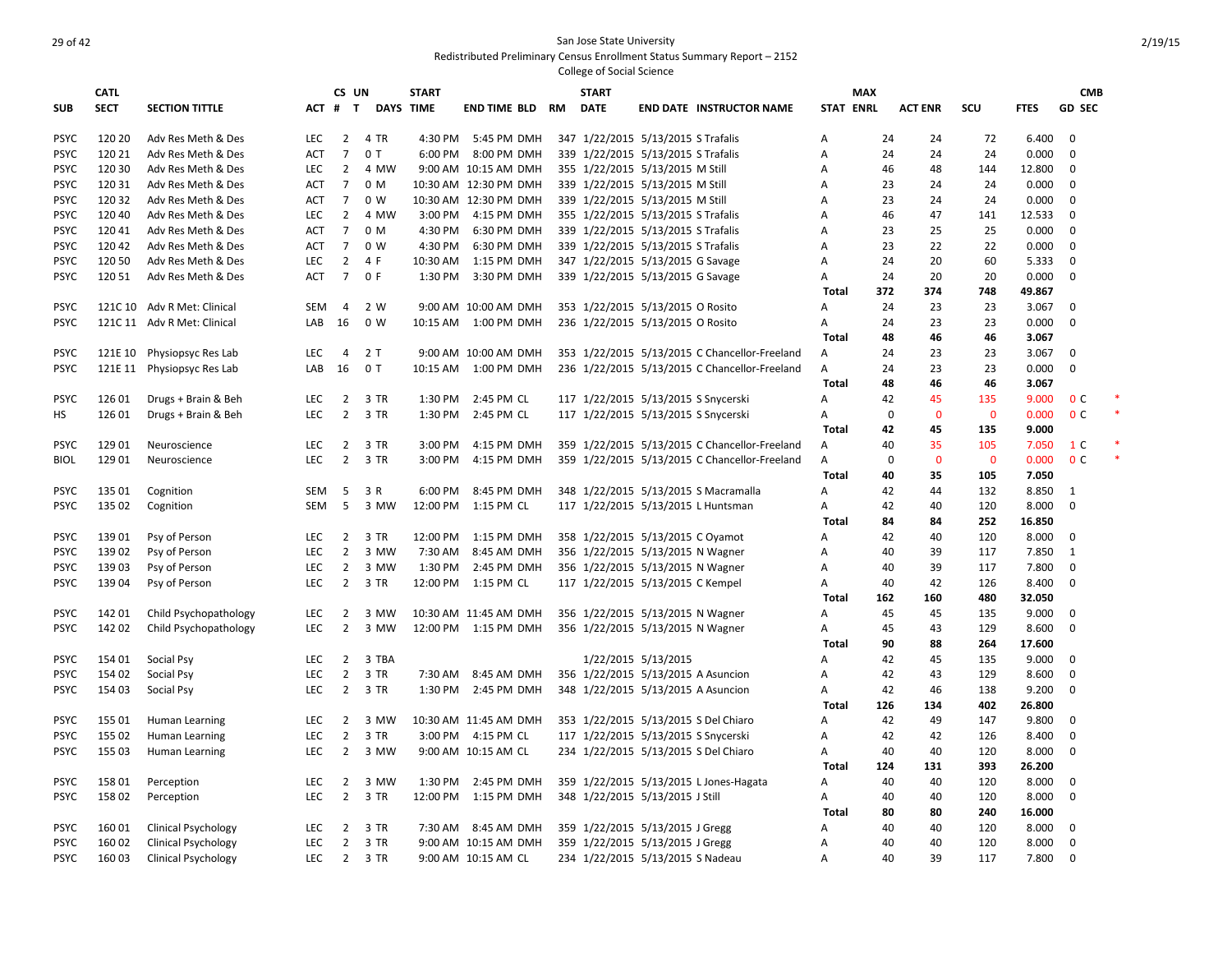San Jose State University
Redistributed Preliminary Census Enrollment Status Summary Report – 2152
College of Social Science

| SUB | CATL SECT | SECTION TITTLE | ACT | CS # | UN T | DAYS | START TIME | END TIME | BLD | RM | START DATE | END DATE | INSTRUCTOR NAME | STAT | MAX ENRL | ACT ENR | SCU | FTES | GD | CMB SEC | |
|---|---|---|---|---|---|---|---|---|---|---|---|---|---|---|---|---|---|---|---|---|---|
| PSYC | 120 20 | Adv Res Meth & Des | LEC | 2 | 4 | TR | 4:30 PM | 5:45 PM | DMH | 347 | 1/22/2015 | 5/13/2015 | S Trafalis | A | 24 | 24 | 72 | 6.400 | 0 | | |
| PSYC | 120 21 | Adv Res Meth & Des | ACT | 7 | 0 | T | 6:00 PM | 8:00 PM | DMH | 339 | 1/22/2015 | 5/13/2015 | S Trafalis | A | 24 | 24 | 24 | 0.000 | 0 | | |
| PSYC | 120 30 | Adv Res Meth & Des | LEC | 2 | 4 | MW | 9:00 AM | 10:15 AM | DMH | 355 | 1/22/2015 | 5/13/2015 | M Still | A | 46 | 48 | 144 | 12.800 | 0 | | |
| PSYC | 120 31 | Adv Res Meth & Des | ACT | 7 | 0 | M | 10:30 AM | 12:30 PM | DMH | 339 | 1/22/2015 | 5/13/2015 | M Still | A | 23 | 24 | 24 | 0.000 | 0 | | |
| PSYC | 120 32 | Adv Res Meth & Des | ACT | 7 | 0 | W | 10:30 AM | 12:30 PM | DMH | 339 | 1/22/2015 | 5/13/2015 | M Still | A | 23 | 24 | 24 | 0.000 | 0 | | |
| PSYC | 120 40 | Adv Res Meth & Des | LEC | 2 | 4 | MW | 3:00 PM | 4:15 PM | DMH | 355 | 1/22/2015 | 5/13/2015 | S Trafalis | A | 46 | 47 | 141 | 12.533 | 0 | | |
| PSYC | 120 41 | Adv Res Meth & Des | ACT | 7 | 0 | M | 4:30 PM | 6:30 PM | DMH | 339 | 1/22/2015 | 5/13/2015 | S Trafalis | A | 23 | 25 | 25 | 0.000 | 0 | | |
| PSYC | 120 42 | Adv Res Meth & Des | ACT | 7 | 0 | W | 4:30 PM | 6:30 PM | DMH | 339 | 1/22/2015 | 5/13/2015 | S Trafalis | A | 23 | 22 | 22 | 0.000 | 0 | | |
| PSYC | 120 50 | Adv Res Meth & Des | LEC | 2 | 4 | F | 10:30 AM | 1:15 PM | DMH | 347 | 1/22/2015 | 5/13/2015 | G Savage | A | 24 | 20 | 60 | 5.333 | 0 | | |
| PSYC | 120 51 | Adv Res Meth & Des | ACT | 7 | 0 | F | 1:30 PM | 3:30 PM | DMH | 339 | 1/22/2015 | 5/13/2015 | G Savage | A | 24 | 20 | 20 | 0.000 | 0 | | |
| | | | | | | | | | | | | | | **Total** | **372** | **374** | **748** | **49.867** | | | |
| PSYC | 121C 10 | Adv R Met: Clinical | SEM | 4 | 2 | W | 9:00 AM | 10:00 AM | DMH | 353 | 1/22/2015 | 5/13/2015 | O Rosito | A | 24 | 23 | 23 | 3.067 | 0 | | |
| PSYC | 121C 11 | Adv R Met: Clinical | LAB | 16 | 0 | W | 10:15 AM | 1:00 PM | DMH | 236 | 1/22/2015 | 5/13/2015 | O Rosito | A | 24 | 23 | 23 | 0.000 | 0 | | |
| | | | | | | | | | | | | | | **Total** | **48** | **46** | **46** | **3.067** | | | |
| PSYC | 121E 10 | Physiopsyc Res Lab | LEC | 4 | 2 | T | 9:00 AM | 10:00 AM | DMH | 353 | 1/22/2015 | 5/13/2015 | C Chancellor-Freeland | A | 24 | 23 | 23 | 3.067 | 0 | | |
| PSYC | 121E 11 | Physiopsyc Res Lab | LAB | 16 | 0 | T | 10:15 AM | 1:00 PM | DMH | 236 | 1/22/2015 | 5/13/2015 | C Chancellor-Freeland | A | 24 | 23 | 23 | 0.000 | 0 | | |
| | | | | | | | | | | | | | | **Total** | **48** | **46** | **46** | **3.067** | | | |
| PSYC | 126 01 | Drugs + Brain & Beh | LEC | 2 | 3 | TR | 1:30 PM | 2:45 PM | CL | 117 | 1/22/2015 | 5/13/2015 | S Snycerski | A | 42 | 45 | 135 | 9.000 | 0 | C | * |
| HS | 126 01 | Drugs + Brain & Beh | LEC | 2 | 3 | TR | 1:30 PM | 2:45 PM | CL | 117 | 1/22/2015 | 5/13/2015 | S Snycerski | A | 0 | 0 | 0 | 0.000 | 0 | C | * |
| | | | | | | | | | | | | | | **Total** | **42** | **45** | **135** | **9.000** | | | |
| PSYC | 129 01 | Neuroscience | LEC | 2 | 3 | TR | 3:00 PM | 4:15 PM | DMH | 359 | 1/22/2015 | 5/13/2015 | C Chancellor-Freeland | A | 40 | 35 | 105 | 7.050 | 1 | C | * |
| BIOL | 129 01 | Neuroscience | LEC | 2 | 3 | TR | 3:00 PM | 4:15 PM | DMH | 359 | 1/22/2015 | 5/13/2015 | C Chancellor-Freeland | A | 0 | 0 | 0 | 0.000 | 0 | C | * |
| | | | | | | | | | | | | | | **Total** | **40** | **35** | **105** | **7.050** | | | |
| PSYC | 135 01 | Cognition | SEM | 5 | 3 | R | 6:00 PM | 8:45 PM | DMH | 348 | 1/22/2015 | 5/13/2015 | S Macramalla | A | 42 | 44 | 132 | 8.850 | 1 | | |
| PSYC | 135 02 | Cognition | SEM | 5 | 3 | MW | 12:00 PM | 1:15 PM | CL | 117 | 1/22/2015 | 5/13/2015 | L Huntsman | A | 42 | 40 | 120 | 8.000 | 0 | | |
| | | | | | | | | | | | | | | **Total** | **84** | **84** | **252** | **16.850** | | | |
| PSYC | 139 01 | Psy of Person | LEC | 2 | 3 | TR | 12:00 PM | 1:15 PM | DMH | 358 | 1/22/2015 | 5/13/2015 | C Oyamot | A | 42 | 40 | 120 | 8.000 | 0 | | |
| PSYC | 139 02 | Psy of Person | LEC | 2 | 3 | MW | 7:30 AM | 8:45 AM | DMH | 356 | 1/22/2015 | 5/13/2015 | N Wagner | A | 40 | 39 | 117 | 7.850 | 1 | | |
| PSYC | 139 03 | Psy of Person | LEC | 2 | 3 | MW | 1:30 PM | 2:45 PM | DMH | 356 | 1/22/2015 | 5/13/2015 | N Wagner | A | 40 | 39 | 117 | 7.800 | 0 | | |
| PSYC | 139 04 | Psy of Person | LEC | 2 | 3 | TR | 12:00 PM | 1:15 PM | CL | 117 | 1/22/2015 | 5/13/2015 | C Kempel | A | 40 | 42 | 126 | 8.400 | 0 | | |
| | | | | | | | | | | | | | | **Total** | **162** | **160** | **480** | **32.050** | | | |
| PSYC | 142 01 | Child Psychopathology | LEC | 2 | 3 | MW | 10:30 AM | 11:45 AM | DMH | 356 | 1/22/2015 | 5/13/2015 | N Wagner | A | 45 | 45 | 135 | 9.000 | 0 | | |
| PSYC | 142 02 | Child Psychopathology | LEC | 2 | 3 | MW | 12:00 PM | 1:15 PM | DMH | 356 | 1/22/2015 | 5/13/2015 | N Wagner | A | 45 | 43 | 129 | 8.600 | 0 | | |
| | | | | | | | | | | | | | | **Total** | **90** | **88** | **264** | **17.600** | | | |
| PSYC | 154 01 | Social Psy | LEC | 2 | 3 | TBA | | | | | 1/22/2015 | 5/13/2015 | | A | 42 | 45 | 135 | 9.000 | 0 | | |
| PSYC | 154 02 | Social Psy | LEC | 2 | 3 | TR | 7:30 AM | 8:45 AM | DMH | 356 | 1/22/2015 | 5/13/2015 | A Asuncion | A | 42 | 43 | 129 | 8.600 | 0 | | |
| PSYC | 154 03 | Social Psy | LEC | 2 | 3 | TR | 1:30 PM | 2:45 PM | DMH | 348 | 1/22/2015 | 5/13/2015 | A Asuncion | A | 42 | 46 | 138 | 9.200 | 0 | | |
| | | | | | | | | | | | | | | **Total** | **126** | **134** | **402** | **26.800** | | | |
| PSYC | 155 01 | Human Learning | LEC | 2 | 3 | MW | 10:30 AM | 11:45 AM | DMH | 353 | 1/22/2015 | 5/13/2015 | S Del Chiaro | A | 42 | 49 | 147 | 9.800 | 0 | | |
| PSYC | 155 02 | Human Learning | LEC | 2 | 3 | TR | 3:00 PM | 4:15 PM | CL | 117 | 1/22/2015 | 5/13/2015 | S Snycerski | A | 42 | 42 | 126 | 8.400 | 0 | | |
| PSYC | 155 03 | Human Learning | LEC | 2 | 3 | MW | 9:00 AM | 10:15 AM | CL | 234 | 1/22/2015 | 5/13/2015 | S Del Chiaro | A | 40 | 40 | 120 | 8.000 | 0 | | |
| | | | | | | | | | | | | | | **Total** | **124** | **131** | **393** | **26.200** | | | |
| PSYC | 158 01 | Perception | LEC | 2 | 3 | MW | 1:30 PM | 2:45 PM | DMH | 359 | 1/22/2015 | 5/13/2015 | L Jones-Hagata | A | 40 | 40 | 120 | 8.000 | 0 | | |
| PSYC | 158 02 | Perception | LEC | 2 | 3 | TR | 12:00 PM | 1:15 PM | DMH | 348 | 1/22/2015 | 5/13/2015 | J Still | A | 40 | 40 | 120 | 8.000 | 0 | | |
| | | | | | | | | | | | | | | **Total** | **80** | **80** | **240** | **16.000** | | | |
| PSYC | 160 01 | Clinical Psychology | LEC | 2 | 3 | TR | 7:30 AM | 8:45 AM | DMH | 359 | 1/22/2015 | 5/13/2015 | J Gregg | A | 40 | 40 | 120 | 8.000 | 0 | | |
| PSYC | 160 02 | Clinical Psychology | LEC | 2 | 3 | TR | 9:00 AM | 10:15 AM | DMH | 359 | 1/22/2015 | 5/13/2015 | J Gregg | A | 40 | 40 | 120 | 8.000 | 0 | | |
| PSYC | 160 03 | Clinical Psychology | LEC | 2 | 3 | TR | 9:00 AM | 10:15 AM | CL | 234 | 1/22/2015 | 5/13/2015 | S Nadeau | A | 40 | 39 | 117 | 7.800 | 0 | | |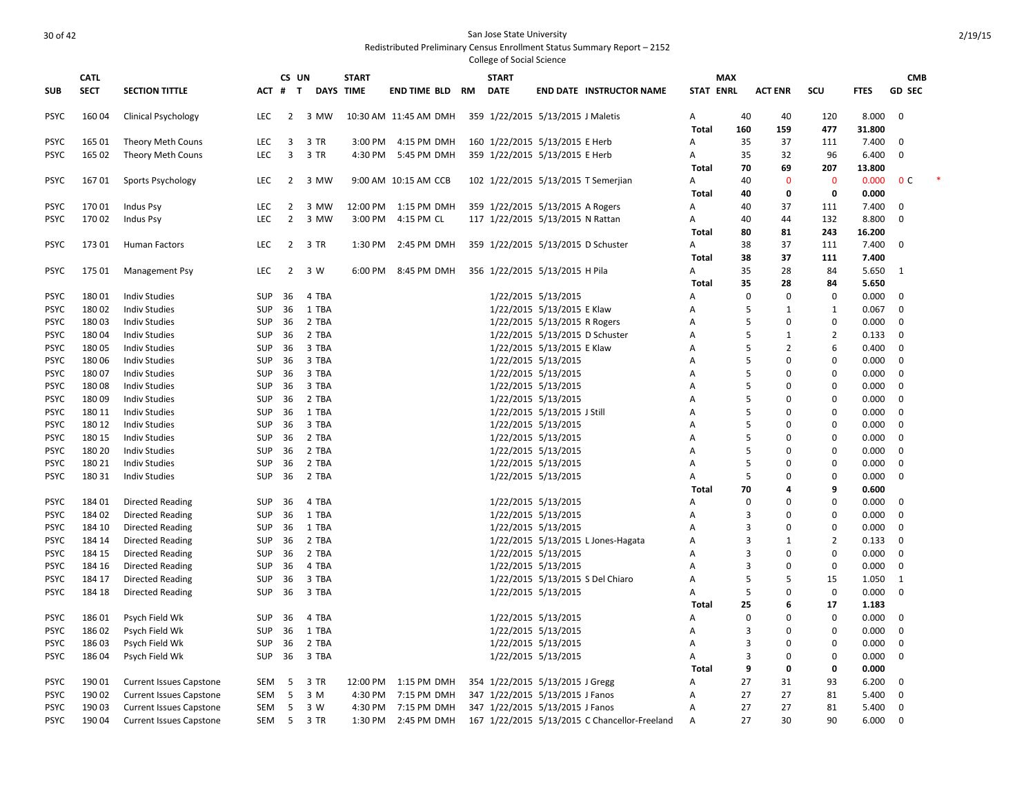San Jose State University

Redistributed Preliminary Census Enrollment Status Summary Report – 2152

College of Social Science

2/19/15

| SUB | CATL SECT | SECTION TITTLE | ACT | CS # | UN T | DAYS | START TIME | END TIME | BLD | RM | START DATE | END DATE | INSTRUCTOR NAME | STAT | MAX ENRL | ACT ENR | SCU | FTES | GD | CMB SEC |
|---|---|---|---|---|---|---|---|---|---|---|---|---|---|---|---|---|---|---|---|---|
| PSYC | 160 04 | Clinical Psychology | LEC | 2 | 3 | MW | 10:30 AM | 11:45 AM | DMH | 359 | 1/22/2015 | 5/13/2015 | J Maletis | A | 40 | 40 | 120 | 8.000 | 0 | |
| | | | | | | | | | | | | | | **Total** | **160** | **159** | **477** | **31.800** | | |
| PSYC | 165 01 | Theory Meth Couns | LEC | 3 | 3 | TR | 3:00 PM | 4:15 PM | DMH | 160 | 1/22/2015 | 5/13/2015 | E Herb | A | 35 | 37 | 111 | 7.400 | 0 | |
| PSYC | 165 02 | Theory Meth Couns | LEC | 3 | 3 | TR | 4:30 PM | 5:45 PM | DMH | 359 | 1/22/2015 | 5/13/2015 | E Herb | A | 35 | 32 | 96 | 6.400 | 0 | |
| | | | | | | | | | | | | | | **Total** | **70** | **69** | **207** | **13.800** | | |
| PSYC | 167 01 | Sports Psychology | LEC | 2 | 3 | MW | 9:00 AM | 10:15 AM | CCB | 102 | 1/22/2015 | 5/13/2015 | T Semerjian | A | 40 | 0 | 0 | 0.000 | 0 | C * |
| | | | | | | | | | | | | | | **Total** | **40** | **0** | **0** | **0.000** | | |
| PSYC | 170 01 | Indus Psy | LEC | 2 | 3 | MW | 12:00 PM | 1:15 PM | DMH | 359 | 1/22/2015 | 5/13/2015 | A Rogers | A | 40 | 37 | 111 | 7.400 | 0 | |
| PSYC | 170 02 | Indus Psy | LEC | 2 | 3 | MW | 3:00 PM | 4:15 PM | CL | 117 | 1/22/2015 | 5/13/2015 | N Rattan | A | 40 | 44 | 132 | 8.800 | 0 | |
| | | | | | | | | | | | | | | **Total** | **80** | **81** | **243** | **16.200** | | |
| PSYC | 173 01 | Human Factors | LEC | 2 | 3 | TR | 1:30 PM | 2:45 PM | DMH | 359 | 1/22/2015 | 5/13/2015 | D Schuster | A | 38 | 37 | 111 | 7.400 | 0 | |
| | | | | | | | | | | | | | | **Total** | **38** | **37** | **111** | **7.400** | | |
| PSYC | 175 01 | Management Psy | LEC | 2 | 3 | W | 6:00 PM | 8:45 PM | DMH | 356 | 1/22/2015 | 5/13/2015 | H Pila | A | 35 | 28 | 84 | 5.650 | 1 | |
| | | | | | | | | | | | | | | **Total** | **35** | **28** | **84** | **5.650** | | |
| PSYC | 180 01 | Indiv Studies | SUP | 36 | 4 | TBA | | | | | 1/22/2015 | 5/13/2015 | | A | 0 | 0 | 0 | 0.000 | 0 | |
| PSYC | 180 02 | Indiv Studies | SUP | 36 | 1 | TBA | | | | | 1/22/2015 | 5/13/2015 | E Klaw | A | 5 | 1 | 1 | 0.067 | 0 | |
| PSYC | 180 03 | Indiv Studies | SUP | 36 | 2 | TBA | | | | | 1/22/2015 | 5/13/2015 | R Rogers | A | 5 | 0 | 0 | 0.000 | 0 | |
| PSYC | 180 04 | Indiv Studies | SUP | 36 | 2 | TBA | | | | | 1/22/2015 | 5/13/2015 | D Schuster | A | 5 | 1 | 2 | 0.133 | 0 | |
| PSYC | 180 05 | Indiv Studies | SUP | 36 | 3 | TBA | | | | | 1/22/2015 | 5/13/2015 | E Klaw | A | 5 | 2 | 6 | 0.400 | 0 | |
| PSYC | 180 06 | Indiv Studies | SUP | 36 | 3 | TBA | | | | | 1/22/2015 | 5/13/2015 | | A | 5 | 0 | 0 | 0.000 | 0 | |
| PSYC | 180 07 | Indiv Studies | SUP | 36 | 3 | TBA | | | | | 1/22/2015 | 5/13/2015 | | A | 5 | 0 | 0 | 0.000 | 0 | |
| PSYC | 180 08 | Indiv Studies | SUP | 36 | 3 | TBA | | | | | 1/22/2015 | 5/13/2015 | | A | 5 | 0 | 0 | 0.000 | 0 | |
| PSYC | 180 09 | Indiv Studies | SUP | 36 | 2 | TBA | | | | | 1/22/2015 | 5/13/2015 | | A | 5 | 0 | 0 | 0.000 | 0 | |
| PSYC | 180 11 | Indiv Studies | SUP | 36 | 1 | TBA | | | | | 1/22/2015 | 5/13/2015 | J Still | A | 5 | 0 | 0 | 0.000 | 0 | |
| PSYC | 180 12 | Indiv Studies | SUP | 36 | 3 | TBA | | | | | 1/22/2015 | 5/13/2015 | | A | 5 | 0 | 0 | 0.000 | 0 | |
| PSYC | 180 15 | Indiv Studies | SUP | 36 | 2 | TBA | | | | | 1/22/2015 | 5/13/2015 | | A | 5 | 0 | 0 | 0.000 | 0 | |
| PSYC | 180 20 | Indiv Studies | SUP | 36 | 2 | TBA | | | | | 1/22/2015 | 5/13/2015 | | A | 5 | 0 | 0 | 0.000 | 0 | |
| PSYC | 180 21 | Indiv Studies | SUP | 36 | 2 | TBA | | | | | 1/22/2015 | 5/13/2015 | | A | 5 | 0 | 0 | 0.000 | 0 | |
| PSYC | 180 31 | Indiv Studies | SUP | 36 | 2 | TBA | | | | | 1/22/2015 | 5/13/2015 | | A | 5 | 0 | 0 | 0.000 | 0 | |
| | | | | | | | | | | | | | | **Total** | **70** | **4** | **9** | **0.600** | | |
| PSYC | 184 01 | Directed Reading | SUP | 36 | 4 | TBA | | | | | 1/22/2015 | 5/13/2015 | | A | 0 | 0 | 0 | 0.000 | 0 | |
| PSYC | 184 02 | Directed Reading | SUP | 36 | 1 | TBA | | | | | 1/22/2015 | 5/13/2015 | | A | 3 | 0 | 0 | 0.000 | 0 | |
| PSYC | 184 10 | Directed Reading | SUP | 36 | 1 | TBA | | | | | 1/22/2015 | 5/13/2015 | | A | 3 | 0 | 0 | 0.000 | 0 | |
| PSYC | 184 14 | Directed Reading | SUP | 36 | 2 | TBA | | | | | 1/22/2015 | 5/13/2015 | L Jones-Hagata | A | 3 | 1 | 2 | 0.133 | 0 | |
| PSYC | 184 15 | Directed Reading | SUP | 36 | 2 | TBA | | | | | 1/22/2015 | 5/13/2015 | | A | 3 | 0 | 0 | 0.000 | 0 | |
| PSYC | 184 16 | Directed Reading | SUP | 36 | 4 | TBA | | | | | 1/22/2015 | 5/13/2015 | | A | 3 | 0 | 0 | 0.000 | 0 | |
| PSYC | 184 17 | Directed Reading | SUP | 36 | 3 | TBA | | | | | 1/22/2015 | 5/13/2015 | S Del Chiaro | A | 5 | 5 | 15 | 1.050 | 1 | |
| PSYC | 184 18 | Directed Reading | SUP | 36 | 3 | TBA | | | | | 1/22/2015 | 5/13/2015 | | A | 5 | 0 | 0 | 0.000 | 0 | |
| | | | | | | | | | | | | | | **Total** | **25** | **6** | **17** | **1.183** | | |
| PSYC | 186 01 | Psych Field Wk | SUP | 36 | 4 | TBA | | | | | 1/22/2015 | 5/13/2015 | | A | 0 | 0 | 0 | 0.000 | 0 | |
| PSYC | 186 02 | Psych Field Wk | SUP | 36 | 1 | TBA | | | | | 1/22/2015 | 5/13/2015 | | A | 3 | 0 | 0 | 0.000 | 0 | |
| PSYC | 186 03 | Psych Field Wk | SUP | 36 | 2 | TBA | | | | | 1/22/2015 | 5/13/2015 | | A | 3 | 0 | 0 | 0.000 | 0 | |
| PSYC | 186 04 | Psych Field Wk | SUP | 36 | 3 | TBA | | | | | 1/22/2015 | 5/13/2015 | | A | 3 | 0 | 0 | 0.000 | 0 | |
| | | | | | | | | | | | | | | **Total** | **9** | **0** | **0** | **0.000** | | |
| PSYC | 190 01 | Current Issues Capstone | SEM | 5 | 3 | TR | 12:00 PM | 1:15 PM | DMH | 354 | 1/22/2015 | 5/13/2015 | J Gregg | A | 27 | 31 | 93 | 6.200 | 0 | |
| PSYC | 190 02 | Current Issues Capstone | SEM | 5 | 3 | M | 4:30 PM | 7:15 PM | DMH | 347 | 1/22/2015 | 5/13/2015 | J Fanos | A | 27 | 27 | 81 | 5.400 | 0 | |
| PSYC | 190 03 | Current Issues Capstone | SEM | 5 | 3 | W | 4:30 PM | 7:15 PM | DMH | 347 | 1/22/2015 | 5/13/2015 | J Fanos | A | 27 | 27 | 81 | 5.400 | 0 | |
| PSYC | 190 04 | Current Issues Capstone | SEM | 5 | 3 | TR | 1:30 PM | 2:45 PM | DMH | 167 | 1/22/2015 | 5/13/2015 | C Chancellor-Freeland | A | 27 | 30 | 90 | 6.000 | 0 | |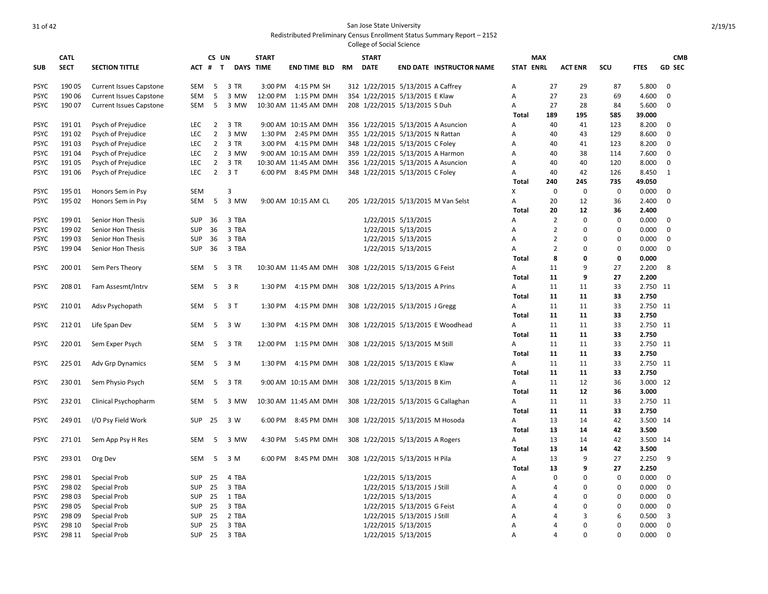San Jose State University

Redistributed Preliminary Census Enrollment Status Summary Report – 2152

College of Social Science

| SUB | CATL SECT | SECTION TITTLE | ACT | CS # | UN T | DAYS | START TIME | END TIME | BLD | RM | START DATE | END DATE | INSTRUCTOR NAME | STAT | MAX ENRL | ACT ENR | SCU | FTES | CMB GD SEC |
|---|---|---|---|---|---|---|---|---|---|---|---|---|---|---|---|---|---|---|---|
| PSYC | 190 05 | Current Issues Capstone | SEM | 5 | 3 | TR | 3:00 PM | 4:15 PM | SH | 312 | 1/22/2015 | 5/13/2015 | A Caffrey | A | 27 | 29 | 87 | 5.800 | 0 |
| PSYC | 190 06 | Current Issues Capstone | SEM | 5 | 3 | MW | 12:00 PM | 1:15 PM | DMH | 354 | 1/22/2015 | 5/13/2015 | E Klaw | A | 27 | 23 | 69 | 4.600 | 0 |
| PSYC | 190 07 | Current Issues Capstone | SEM | 5 | 3 | MW | 10:30 AM | 11:45 AM | DMH | 208 | 1/22/2015 | 5/13/2015 | S Duh | A | 27 | 28 | 84 | 5.600 | 0 |
| | | | | | | | | | | | | | | **Total** | **189** | **195** | **585** | **39.000** | |
| PSYC | 191 01 | Psych of Prejudice | LEC | 2 | 3 | TR | 9:00 AM | 10:15 AM | DMH | 356 | 1/22/2015 | 5/13/2015 | A Asuncion | A | 40 | 41 | 123 | 8.200 | 0 |
| PSYC | 191 02 | Psych of Prejudice | LEC | 2 | 3 | MW | 1:30 PM | 2:45 PM | DMH | 355 | 1/22/2015 | 5/13/2015 | N Rattan | A | 40 | 43 | 129 | 8.600 | 0 |
| PSYC | 191 03 | Psych of Prejudice | LEC | 2 | 3 | TR | 3:00 PM | 4:15 PM | DMH | 348 | 1/22/2015 | 5/13/2015 | C Foley | A | 40 | 41 | 123 | 8.200 | 0 |
| PSYC | 191 04 | Psych of Prejudice | LEC | 2 | 3 | MW | 9:00 AM | 10:15 AM | DMH | 359 | 1/22/2015 | 5/13/2015 | A Harmon | A | 40 | 38 | 114 | 7.600 | 0 |
| PSYC | 191 05 | Psych of Prejudice | LEC | 2 | 3 | TR | 10:30 AM | 11:45 AM | DMH | 356 | 1/22/2015 | 5/13/2015 | A Asuncion | A | 40 | 40 | 120 | 8.000 | 0 |
| PSYC | 191 06 | Psych of Prejudice | LEC | 2 | 3 | T | 6:00 PM | 8:45 PM | DMH | 348 | 1/22/2015 | 5/13/2015 | C Foley | A | 40 | 42 | 126 | 8.450 | 1 |
| | | | | | | | | | | | | | | **Total** | **240** | **245** | **735** | **49.050** | |
| PSYC | 195 01 | Honors Sem in Psy | SEM | | 3 | | | | | | | | | X | 0 | 0 | 0 | 0.000 | 0 |
| PSYC | 195 02 | Honors Sem in Psy | SEM | 5 | 3 | MW | 9:00 AM | 10:15 AM | CL | 205 | 1/22/2015 | 5/13/2015 | M Van Selst | A | 20 | 12 | 36 | 2.400 | 0 |
| | | | | | | | | | | | | | | **Total** | **20** | **12** | **36** | **2.400** | |
| PSYC | 199 01 | Senior Hon Thesis | SUP | 36 | 3 | TBA | | | | | 1/22/2015 | 5/13/2015 | | A | 2 | 0 | 0 | 0.000 | 0 |
| PSYC | 199 02 | Senior Hon Thesis | SUP | 36 | 3 | TBA | | | | | 1/22/2015 | 5/13/2015 | | A | 2 | 0 | 0 | 0.000 | 0 |
| PSYC | 199 03 | Senior Hon Thesis | SUP | 36 | 3 | TBA | | | | | 1/22/2015 | 5/13/2015 | | A | 2 | 0 | 0 | 0.000 | 0 |
| PSYC | 199 04 | Senior Hon Thesis | SUP | 36 | 3 | TBA | | | | | 1/22/2015 | 5/13/2015 | | A | 2 | 0 | 0 | 0.000 | 0 |
| | | | | | | | | | | | | | | **Total** | **8** | **0** | **0** | **0.000** | |
| PSYC | 200 01 | Sem Pers Theory | SEM | 5 | 3 | TR | 10:30 AM | 11:45 AM | DMH | 308 | 1/22/2015 | 5/13/2015 | G Feist | A | 11 | 9 | 27 | 2.200 | 8 |
| | | | | | | | | | | | | | | **Total** | **11** | **9** | **27** | **2.200** | |
| PSYC | 208 01 | Fam Assesmt/Intrv | SEM | 5 | 3 | R | 1:30 PM | 4:15 PM | DMH | 308 | 1/22/2015 | 5/13/2015 | A Prins | A | 11 | 11 | 33 | 2.750 | 11 |
| | | | | | | | | | | | | | | **Total** | **11** | **11** | **33** | **2.750** | |
| PSYC | 210 01 | Adsv Psychopath | SEM | 5 | 3 | T | 1:30 PM | 4:15 PM | DMH | 308 | 1/22/2015 | 5/13/2015 | J Gregg | A | 11 | 11 | 33 | 2.750 | 11 |
| | | | | | | | | | | | | | | **Total** | **11** | **11** | **33** | **2.750** | |
| PSYC | 212 01 | Life Span Dev | SEM | 5 | 3 | W | 1:30 PM | 4:15 PM | DMH | 308 | 1/22/2015 | 5/13/2015 | E Woodhead | A | 11 | 11 | 33 | 2.750 | 11 |
| | | | | | | | | | | | | | | **Total** | **11** | **11** | **33** | **2.750** | |
| PSYC | 220 01 | Sem Exper Psych | SEM | 5 | 3 | TR | 12:00 PM | 1:15 PM | DMH | 308 | 1/22/2015 | 5/13/2015 | M Still | A | 11 | 11 | 33 | 2.750 | 11 |
| | | | | | | | | | | | | | | **Total** | **11** | **11** | **33** | **2.750** | |
| PSYC | 225 01 | Adv Grp Dynamics | SEM | 5 | 3 | M | 1:30 PM | 4:15 PM | DMH | 308 | 1/22/2015 | 5/13/2015 | E Klaw | A | 11 | 11 | 33 | 2.750 | 11 |
| | | | | | | | | | | | | | | **Total** | **11** | **11** | **33** | **2.750** | |
| PSYC | 230 01 | Sem Physio Psych | SEM | 5 | 3 | TR | 9:00 AM | 10:15 AM | DMH | 308 | 1/22/2015 | 5/13/2015 | B Kim | A | 11 | 12 | 36 | 3.000 | 12 |
| | | | | | | | | | | | | | | **Total** | **11** | **12** | **36** | **3.000** | |
| PSYC | 232 01 | Clinical Psychopharm | SEM | 5 | 3 | MW | 10:30 AM | 11:45 AM | DMH | 308 | 1/22/2015 | 5/13/2015 | G Callaghan | A | 11 | 11 | 33 | 2.750 | 11 |
| | | | | | | | | | | | | | | **Total** | **11** | **11** | **33** | **2.750** | |
| PSYC | 249 01 | I/O Psy Field Work | SUP | 25 | 3 | W | 6:00 PM | 8:45 PM | DMH | 308 | 1/22/2015 | 5/13/2015 | M Hosoda | A | 13 | 14 | 42 | 3.500 | 14 |
| | | | | | | | | | | | | | | **Total** | **13** | **14** | **42** | **3.500** | |
| PSYC | 271 01 | Sem App Psy H Res | SEM | 5 | 3 | MW | 4:30 PM | 5:45 PM | DMH | 308 | 1/22/2015 | 5/13/2015 | A Rogers | A | 13 | 14 | 42 | 3.500 | 14 |
| | | | | | | | | | | | | | | **Total** | **13** | **14** | **42** | **3.500** | |
| PSYC | 293 01 | Org Dev | SEM | 5 | 3 | M | 6:00 PM | 8:45 PM | DMH | 308 | 1/22/2015 | 5/13/2015 | H Pila | A | 13 | 9 | 27 | 2.250 | 9 |
| | | | | | | | | | | | | | | **Total** | **13** | **9** | **27** | **2.250** | |
| PSYC | 298 01 | Special Prob | SUP | 25 | 4 | TBA | | | | | 1/22/2015 | 5/13/2015 | | A | 0 | 0 | 0 | 0.000 | 0 |
| PSYC | 298 02 | Special Prob | SUP | 25 | 3 | TBA | | | | | 1/22/2015 | 5/13/2015 | J Still | A | 4 | 0 | 0 | 0.000 | 0 |
| PSYC | 298 03 | Special Prob | SUP | 25 | 1 | TBA | | | | | 1/22/2015 | 5/13/2015 | | A | 4 | 0 | 0 | 0.000 | 0 |
| PSYC | 298 05 | Special Prob | SUP | 25 | 3 | TBA | | | | | 1/22/2015 | 5/13/2015 | G Feist | A | 4 | 0 | 0 | 0.000 | 0 |
| PSYC | 298 09 | Special Prob | SUP | 25 | 2 | TBA | | | | | 1/22/2015 | 5/13/2015 | J Still | A | 4 | 3 | 6 | 0.500 | 3 |
| PSYC | 298 10 | Special Prob | SUP | 25 | 3 | TBA | | | | | 1/22/2015 | 5/13/2015 | | A | 4 | 0 | 0 | 0.000 | 0 |
| PSYC | 298 11 | Special Prob | SUP | 25 | 3 | TBA | | | | | 1/22/2015 | 5/13/2015 | | A | 4 | 0 | 0 | 0.000 | 0 |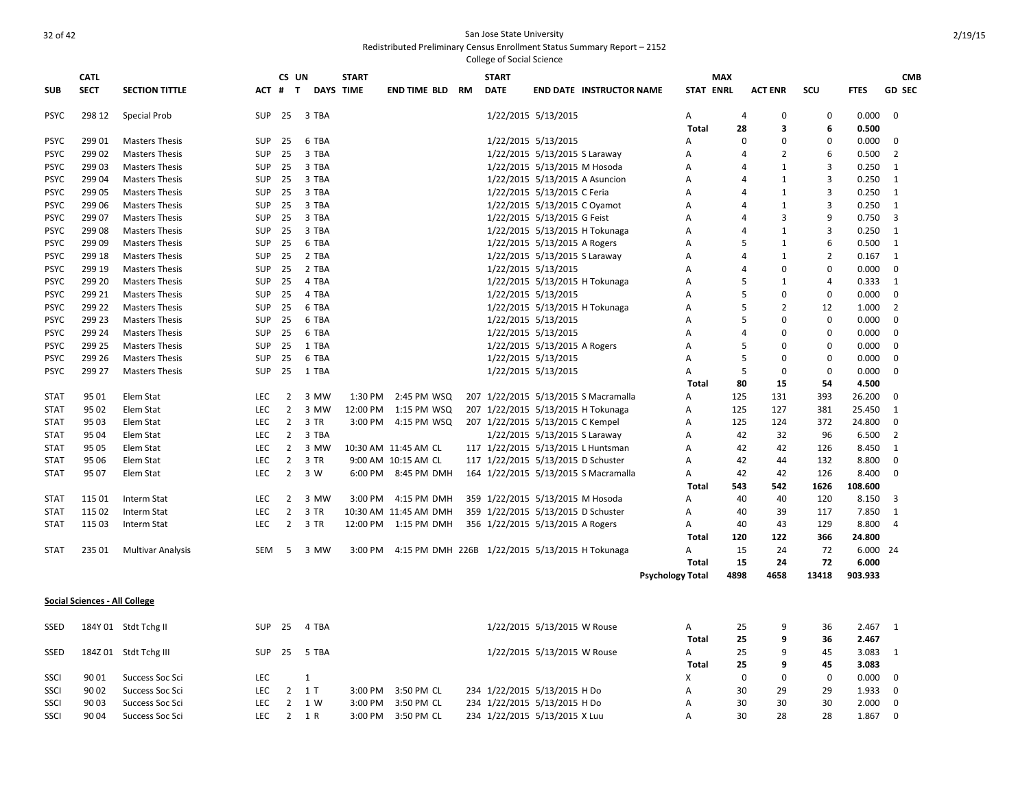San Jose State University

Redistributed Preliminary Census Enrollment Status Summary Report – 2152

College of Social Science

| SUB | CATL SECT | SECTION TITTLE | ACT | CS # | UN T | DAYS | START TIME | END TIME | BLD | RM | START DATE | END DATE | INSTRUCTOR NAME | STAT | MAX ENRL | ACT ENR | SCU | FTES | GD | CMB SEC |
|---|---|---|---|---|---|---|---|---|---|---|---|---|---|---|---|---|---|---|---|---|
| PSYC | 298 12 | Special Prob | SUP | 25 | 3 | TBA | | | | | 1/22/2015 | 5/13/2015 | | A | 4 | 0 | 0 | 0.000 | 0 | |
| | | | | | | | | | | | | | | Total | 28 | 3 | 6 | 0.500 | | |
| PSYC | 299 01 | Masters Thesis | SUP | 25 | 6 | TBA | | | | | 1/22/2015 | 5/13/2015 | | A | 0 | 0 | 0 | 0.000 | 0 | |
| PSYC | 299 02 | Masters Thesis | SUP | 25 | 3 | TBA | | | | | 1/22/2015 | 5/13/2015 | S Laraway | A | 4 | 2 | 6 | 0.500 | 2 | |
| PSYC | 299 03 | Masters Thesis | SUP | 25 | 3 | TBA | | | | | 1/22/2015 | 5/13/2015 | M Hosoda | A | 4 | 1 | 3 | 0.250 | 1 | |
| PSYC | 299 04 | Masters Thesis | SUP | 25 | 3 | TBA | | | | | 1/22/2015 | 5/13/2015 | A Asuncion | A | 4 | 1 | 3 | 0.250 | 1 | |
| PSYC | 299 05 | Masters Thesis | SUP | 25 | 3 | TBA | | | | | 1/22/2015 | 5/13/2015 | C Feria | A | 4 | 1 | 3 | 0.250 | 1 | |
| PSYC | 299 06 | Masters Thesis | SUP | 25 | 3 | TBA | | | | | 1/22/2015 | 5/13/2015 | C Oyamot | A | 4 | 1 | 3 | 0.250 | 1 | |
| PSYC | 299 07 | Masters Thesis | SUP | 25 | 3 | TBA | | | | | 1/22/2015 | 5/13/2015 | G Feist | A | 4 | 3 | 9 | 0.750 | 3 | |
| PSYC | 299 08 | Masters Thesis | SUP | 25 | 3 | TBA | | | | | 1/22/2015 | 5/13/2015 | H Tokunaga | A | 4 | 1 | 3 | 0.250 | 1 | |
| PSYC | 299 09 | Masters Thesis | SUP | 25 | 6 | TBA | | | | | 1/22/2015 | 5/13/2015 | A Rogers | A | 5 | 1 | 6 | 0.500 | 1 | |
| PSYC | 299 18 | Masters Thesis | SUP | 25 | 2 | TBA | | | | | 1/22/2015 | 5/13/2015 | S Laraway | A | 4 | 1 | 2 | 0.167 | 1 | |
| PSYC | 299 19 | Masters Thesis | SUP | 25 | 2 | TBA | | | | | 1/22/2015 | 5/13/2015 | | A | 4 | 0 | 0 | 0.000 | 0 | |
| PSYC | 299 20 | Masters Thesis | SUP | 25 | 4 | TBA | | | | | 1/22/2015 | 5/13/2015 | H Tokunaga | A | 5 | 1 | 4 | 0.333 | 1 | |
| PSYC | 299 21 | Masters Thesis | SUP | 25 | 4 | TBA | | | | | 1/22/2015 | 5/13/2015 | | A | 5 | 0 | 0 | 0.000 | 0 | |
| PSYC | 299 22 | Masters Thesis | SUP | 25 | 6 | TBA | | | | | 1/22/2015 | 5/13/2015 | H Tokunaga | A | 5 | 2 | 12 | 1.000 | 2 | |
| PSYC | 299 23 | Masters Thesis | SUP | 25 | 6 | TBA | | | | | 1/22/2015 | 5/13/2015 | | A | 5 | 0 | 0 | 0.000 | 0 | |
| PSYC | 299 24 | Masters Thesis | SUP | 25 | 6 | TBA | | | | | 1/22/2015 | 5/13/2015 | | A | 4 | 0 | 0 | 0.000 | 0 | |
| PSYC | 299 25 | Masters Thesis | SUP | 25 | 1 | TBA | | | | | 1/22/2015 | 5/13/2015 | A Rogers | A | 5 | 0 | 0 | 0.000 | 0 | |
| PSYC | 299 26 | Masters Thesis | SUP | 25 | 6 | TBA | | | | | 1/22/2015 | 5/13/2015 | | A | 5 | 0 | 0 | 0.000 | 0 | |
| PSYC | 299 27 | Masters Thesis | SUP | 25 | 1 | TBA | | | | | 1/22/2015 | 5/13/2015 | | A | 5 | 0 | 0 | 0.000 | 0 | |
| | | | | | | | | | | | | | | Total | 80 | 15 | 54 | 4.500 | | |
| STAT | 95 01 | Elem Stat | LEC | 2 | 3 | MW | 1:30 PM | 2:45 PM | WSQ | 207 | 1/22/2015 | 5/13/2015 | S Macramalla | A | 125 | 131 | 393 | 26.200 | 0 | |
| STAT | 95 02 | Elem Stat | LEC | 2 | 3 | MW | 12:00 PM | 1:15 PM | WSQ | 207 | 1/22/2015 | 5/13/2015 | H Tokunaga | A | 125 | 127 | 381 | 25.450 | 1 | |
| STAT | 95 03 | Elem Stat | LEC | 2 | 3 | TR | 3:00 PM | 4:15 PM | WSQ | 207 | 1/22/2015 | 5/13/2015 | C Kempel | A | 125 | 124 | 372 | 24.800 | 0 | |
| STAT | 95 04 | Elem Stat | LEC | 2 | 3 | TBA | | | | | 1/22/2015 | 5/13/2015 | S Laraway | A | 42 | 32 | 96 | 6.500 | 2 | |
| STAT | 95 05 | Elem Stat | LEC | 2 | 3 | MW | 10:30 AM | 11:45 AM | CL | 117 | 1/22/2015 | 5/13/2015 | L Huntsman | A | 42 | 42 | 126 | 8.450 | 1 | |
| STAT | 95 06 | Elem Stat | LEC | 2 | 3 | TR | 9:00 AM | 10:15 AM | CL | 117 | 1/22/2015 | 5/13/2015 | D Schuster | A | 42 | 44 | 132 | 8.800 | 0 | |
| STAT | 95 07 | Elem Stat | LEC | 2 | 3 | W | 6:00 PM | 8:45 PM | DMH | 164 | 1/22/2015 | 5/13/2015 | S Macramalla | A | 42 | 42 | 126 | 8.400 | 0 | |
| | | | | | | | | | | | | | | Total | 543 | 542 | 1626 | 108.600 | | |
| STAT | 115 01 | Interm Stat | LEC | 2 | 3 | MW | 3:00 PM | 4:15 PM | DMH | 359 | 1/22/2015 | 5/13/2015 | M Hosoda | A | 40 | 40 | 120 | 8.150 | 3 | |
| STAT | 115 02 | Interm Stat | LEC | 2 | 3 | TR | 10:30 AM | 11:45 AM | DMH | 359 | 1/22/2015 | 5/13/2015 | D Schuster | A | 40 | 39 | 117 | 7.850 | 1 | |
| STAT | 115 03 | Interm Stat | LEC | 2 | 3 | TR | 12:00 PM | 1:15 PM | DMH | 356 | 1/22/2015 | 5/13/2015 | A Rogers | A | 40 | 43 | 129 | 8.800 | 4 | |
| | | | | | | | | | | | | | | Total | 120 | 122 | 366 | 24.800 | | |
| STAT | 235 01 | Multivar Analysis | SEM | 5 | 3 | MW | 3:00 PM | 4:15 PM | DMH | 226B | 1/22/2015 | 5/13/2015 | H Tokunaga | A | 15 | 24 | 72 | 6.000 | 24 | |
| | | | | | | | | | | | | | | Total | 15 | 24 | 72 | 6.000 | | |
| | | | | | | | | | | | | | Psychology Total | | 4898 | 4658 | 13418 | 903.933 | | |

**Social Sciences - All College**

| SUB | CATL SECT | SECTION TITTLE | ACT | CS # | UN T | DAYS | START TIME | END TIME | BLD | RM | START DATE | END DATE | INSTRUCTOR NAME | STAT | MAX ENRL | ACT ENR | SCU | FTES | GD | CMB SEC |
|---|---|---|---|---|---|---|---|---|---|---|---|---|---|---|---|---|---|---|---|---|
| SSED | 184Y 01 | Stdt Tchg II | SUP | 25 | 4 | TBA | | | | | 1/22/2015 | 5/13/2015 | W Rouse | A | 25 | 9 | 36 | 2.467 | 1 | |
| | | | | | | | | | | | | | | Total | 25 | 9 | 36 | 2.467 | | |
| SSED | 184Z 01 | Stdt Tchg III | SUP | 25 | 5 | TBA | | | | | 1/22/2015 | 5/13/2015 | W Rouse | A | 25 | 9 | 45 | 3.083 | 1 | |
| | | | | | | | | | | | | | | Total | 25 | 9 | 45 | 3.083 | | |
| SSCI | 90 01 | Success Soc Sci | LEC | | 1 | | | | | | | | | X | 0 | 0 | 0 | 0.000 | 0 | |
| SSCI | 90 02 | Success Soc Sci | LEC | 2 | 1 | T | 3:00 PM | 3:50 PM | CL | 234 | 1/22/2015 | 5/13/2015 | H Do | A | 30 | 29 | 29 | 1.933 | 0 | |
| SSCI | 90 03 | Success Soc Sci | LEC | 2 | 1 | W | 3:00 PM | 3:50 PM | CL | 234 | 1/22/2015 | 5/13/2015 | H Do | A | 30 | 30 | 30 | 2.000 | 0 | |
| SSCI | 90 04 | Success Soc Sci | LEC | 2 | 1 | R | 3:00 PM | 3:50 PM | CL | 234 | 1/22/2015 | 5/13/2015 | X Luu | A | 30 | 28 | 28 | 1.867 | 0 | |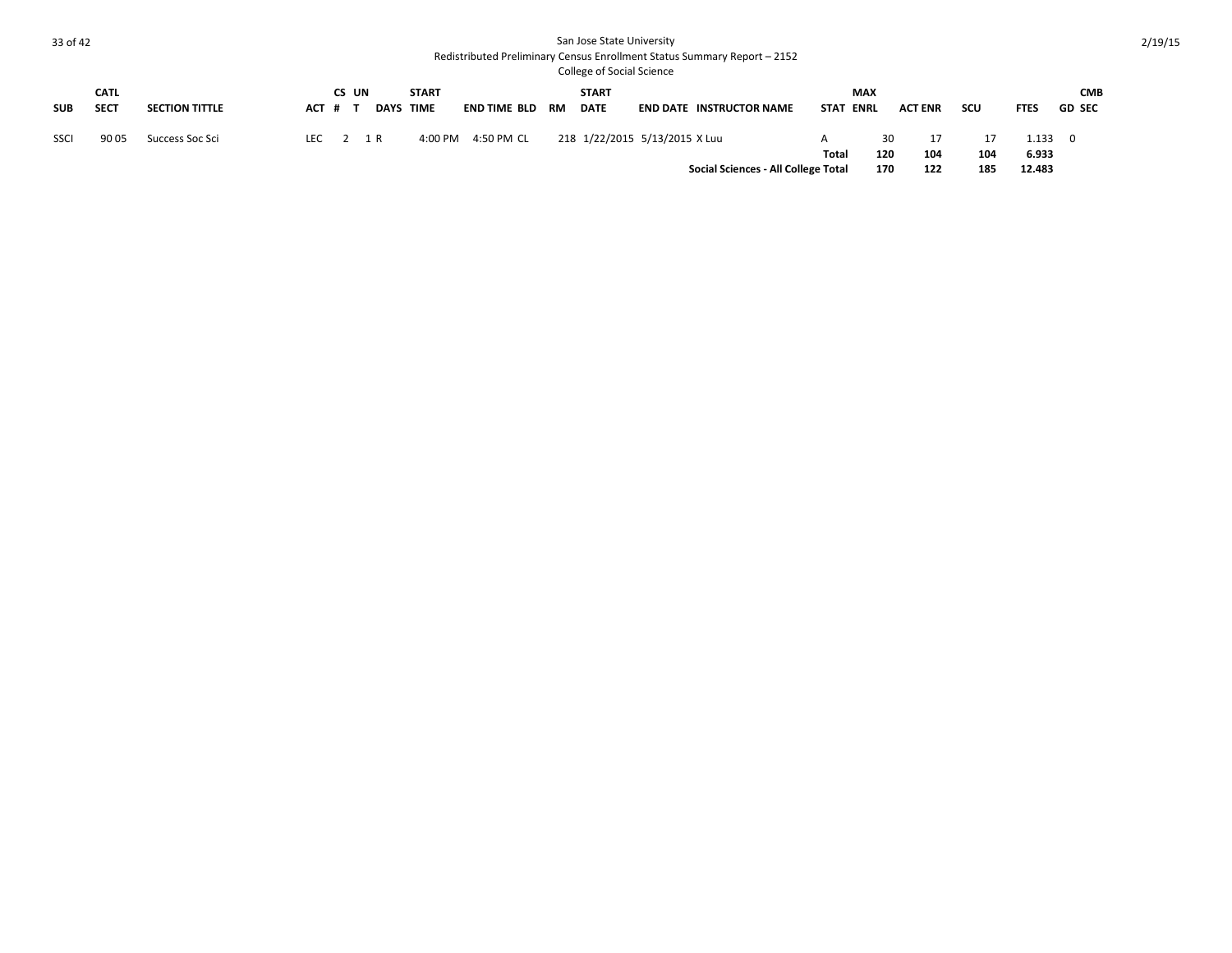San Jose State University

Redistributed Preliminary Census Enrollment Status Summary Report – 2152

College of Social Science

| SUB | CATL SECT | SECTION TITTLE | ACT | CS # | UN T | DAYS | START TIME | END TIME | BLD | RM | START DATE | END DATE | INSTRUCTOR NAME | STAT | MAX ENRL | ACT ENR | SCU | FTES | GD | CMB SEC |
|---|---|---|---|---|---|---|---|---|---|---|---|---|---|---|---|---|---|---|---|---|
| SSCI | 90 05 | Success Soc Sci | LEC | 2 | 1 | R | 4:00 PM | 4:50 PM | CL | 218 | 1/22/2015 | 5/13/2015 | X Luu | A | 30 | 17 | 17 | 1.133 | 0 | |
| | | | | | | | | | | | | | | **Total** | **120** | **104** | **104** | **6.933** | | |
| | | | | | | | | | | | | | **Social Sciences - All College Total** | | **170** | **122** | **185** | **12.483** | | |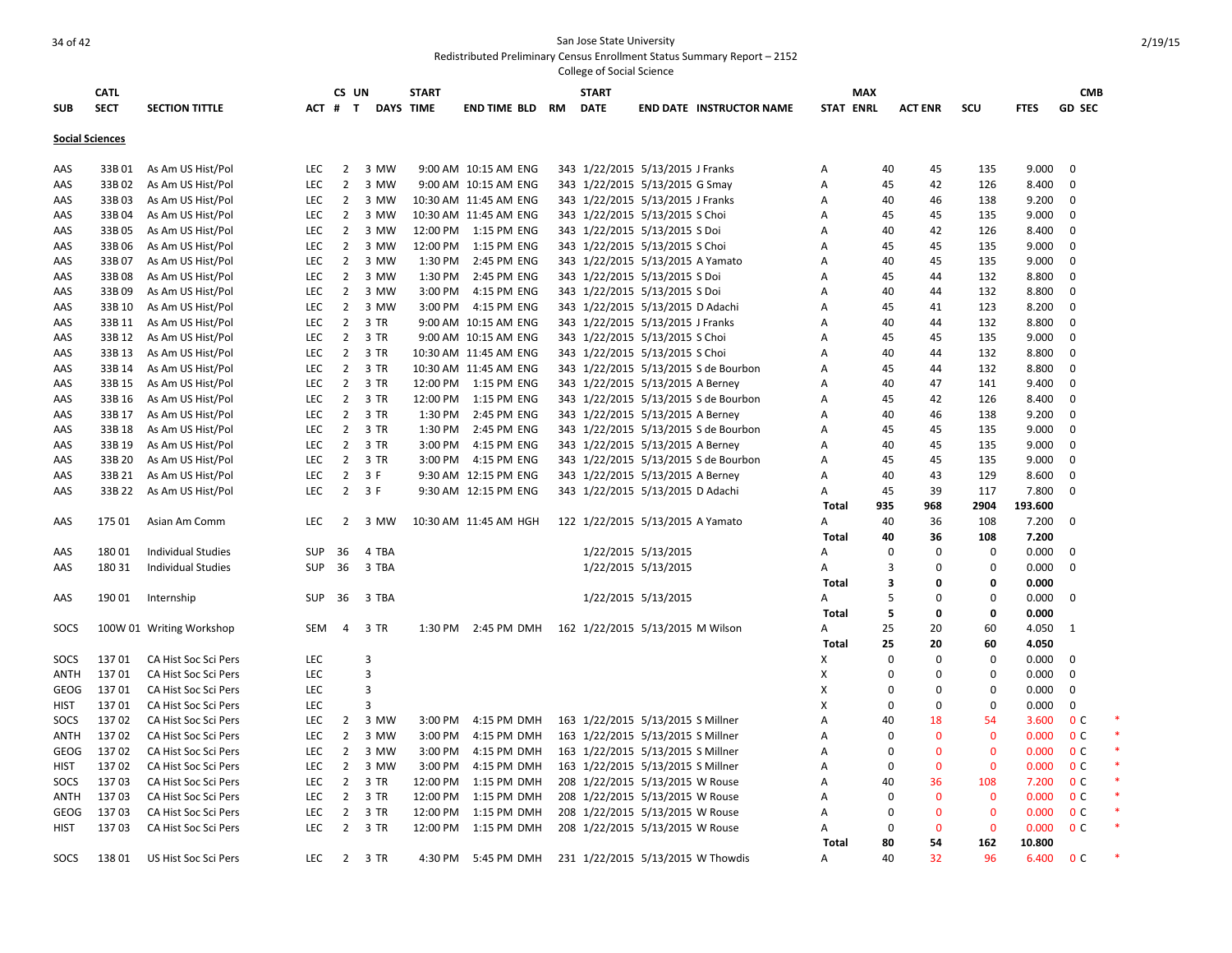San Jose State University
Redistributed Preliminary Census Enrollment Status Summary Report – 2152
College of Social Science

2/19/15

| SUB | CATL SECT | SECTION TITTLE | ACT | CS # | UN T | DAYS | START TIME | END TIME | BLD | RM | START DATE | END DATE | INSTRUCTOR NAME | STAT | MAX ENRL | ACT ENR | SCU | FTES | GD | CMB SEC | |
|---|---|---|---|---|---|---|---|---|---|---|---|---|---|---|---|---|---|---|---|---|---|
| **Social Sciences** | | | | | | | | | | | | | | | | | | | | | |
| AAS | 33B 01 | As Am US Hist/Pol | LEC | 2 | 3 | MW | 9:00 AM | 10:15 AM | ENG | 343 | 1/22/2015 | 5/13/2015 | J Franks | A | 40 | 45 | 135 | 9.000 | 0 | | |
| AAS | 33B 02 | As Am US Hist/Pol | LEC | 2 | 3 | MW | 9:00 AM | 10:15 AM | ENG | 343 | 1/22/2015 | 5/13/2015 | G Smay | A | 45 | 42 | 126 | 8.400 | 0 | | |
| AAS | 33B 03 | As Am US Hist/Pol | LEC | 2 | 3 | MW | 10:30 AM | 11:45 AM | ENG | 343 | 1/22/2015 | 5/13/2015 | J Franks | A | 40 | 46 | 138 | 9.200 | 0 | | |
| AAS | 33B 04 | As Am US Hist/Pol | LEC | 2 | 3 | MW | 10:30 AM | 11:45 AM | ENG | 343 | 1/22/2015 | 5/13/2015 | S Choi | A | 45 | 45 | 135 | 9.000 | 0 | | |
| AAS | 33B 05 | As Am US Hist/Pol | LEC | 2 | 3 | MW | 12:00 PM | 1:15 PM | ENG | 343 | 1/22/2015 | 5/13/2015 | S Doi | A | 40 | 42 | 126 | 8.400 | 0 | | |
| AAS | 33B 06 | As Am US Hist/Pol | LEC | 2 | 3 | MW | 12:00 PM | 1:15 PM | ENG | 343 | 1/22/2015 | 5/13/2015 | S Choi | A | 45 | 45 | 135 | 9.000 | 0 | | |
| AAS | 33B 07 | As Am US Hist/Pol | LEC | 2 | 3 | MW | 1:30 PM | 2:45 PM | ENG | 343 | 1/22/2015 | 5/13/2015 | A Yamato | A | 40 | 45 | 135 | 9.000 | 0 | | |
| AAS | 33B 08 | As Am US Hist/Pol | LEC | 2 | 3 | MW | 1:30 PM | 2:45 PM | ENG | 343 | 1/22/2015 | 5/13/2015 | S Doi | A | 45 | 44 | 132 | 8.800 | 0 | | |
| AAS | 33B 09 | As Am US Hist/Pol | LEC | 2 | 3 | MW | 3:00 PM | 4:15 PM | ENG | 343 | 1/22/2015 | 5/13/2015 | S Doi | A | 40 | 44 | 132 | 8.800 | 0 | | |
| AAS | 33B 10 | As Am US Hist/Pol | LEC | 2 | 3 | MW | 3:00 PM | 4:15 PM | ENG | 343 | 1/22/2015 | 5/13/2015 | D Adachi | A | 45 | 41 | 123 | 8.200 | 0 | | |
| AAS | 33B 11 | As Am US Hist/Pol | LEC | 2 | 3 | TR | 9:00 AM | 10:15 AM | ENG | 343 | 1/22/2015 | 5/13/2015 | J Franks | A | 40 | 44 | 132 | 8.800 | 0 | | |
| AAS | 33B 12 | As Am US Hist/Pol | LEC | 2 | 3 | TR | 9:00 AM | 10:15 AM | ENG | 343 | 1/22/2015 | 5/13/2015 | S Choi | A | 45 | 45 | 135 | 9.000 | 0 | | |
| AAS | 33B 13 | As Am US Hist/Pol | LEC | 2 | 3 | TR | 10:30 AM | 11:45 AM | ENG | 343 | 1/22/2015 | 5/13/2015 | S Choi | A | 40 | 44 | 132 | 8.800 | 0 | | |
| AAS | 33B 14 | As Am US Hist/Pol | LEC | 2 | 3 | TR | 10:30 AM | 11:45 AM | ENG | 343 | 1/22/2015 | 5/13/2015 | S de Bourbon | A | 45 | 44 | 132 | 8.800 | 0 | | |
| AAS | 33B 15 | As Am US Hist/Pol | LEC | 2 | 3 | TR | 12:00 PM | 1:15 PM | ENG | 343 | 1/22/2015 | 5/13/2015 | A Berney | A | 40 | 47 | 141 | 9.400 | 0 | | |
| AAS | 33B 16 | As Am US Hist/Pol | LEC | 2 | 3 | TR | 12:00 PM | 1:15 PM | ENG | 343 | 1/22/2015 | 5/13/2015 | S de Bourbon | A | 45 | 42 | 126 | 8.400 | 0 | | |
| AAS | 33B 17 | As Am US Hist/Pol | LEC | 2 | 3 | TR | 1:30 PM | 2:45 PM | ENG | 343 | 1/22/2015 | 5/13/2015 | A Berney | A | 40 | 46 | 138 | 9.200 | 0 | | |
| AAS | 33B 18 | As Am US Hist/Pol | LEC | 2 | 3 | TR | 1:30 PM | 2:45 PM | ENG | 343 | 1/22/2015 | 5/13/2015 | S de Bourbon | A | 45 | 45 | 135 | 9.000 | 0 | | |
| AAS | 33B 19 | As Am US Hist/Pol | LEC | 2 | 3 | TR | 3:00 PM | 4:15 PM | ENG | 343 | 1/22/2015 | 5/13/2015 | A Berney | A | 40 | 45 | 135 | 9.000 | 0 | | |
| AAS | 33B 20 | As Am US Hist/Pol | LEC | 2 | 3 | TR | 3:00 PM | 4:15 PM | ENG | 343 | 1/22/2015 | 5/13/2015 | S de Bourbon | A | 45 | 45 | 135 | 9.000 | 0 | | |
| AAS | 33B 21 | As Am US Hist/Pol | LEC | 2 | 3 | F | 9:30 AM | 12:15 PM | ENG | 343 | 1/22/2015 | 5/13/2015 | A Berney | A | 40 | 43 | 129 | 8.600 | 0 | | |
| AAS | 33B 22 | As Am US Hist/Pol | LEC | 2 | 3 | F | 9:30 AM | 12:15 PM | ENG | 343 | 1/22/2015 | 5/13/2015 | D Adachi | A | 45 | 39 | 117 | 7.800 | 0 | | |
| | | | | | | | | | | | | | | **Total** | **935** | **968** | **2904** | **193.600** | | | |
| AAS | 175 01 | Asian Am Comm | LEC | 2 | 3 | MW | 10:30 AM | 11:45 AM | HGH | 122 | 1/22/2015 | 5/13/2015 | A Yamato | A | 40 | 36 | 108 | 7.200 | 0 | | |
| | | | | | | | | | | | | | | **Total** | **40** | **36** | **108** | **7.200** | | | |
| AAS | 180 01 | Individual Studies | SUP | 36 | 4 | TBA | | | | | 1/22/2015 | 5/13/2015 | | A | 0 | 0 | 0 | 0.000 | 0 | | |
| AAS | 180 31 | Individual Studies | SUP | 36 | 3 | TBA | | | | | 1/22/2015 | 5/13/2015 | | A | 3 | 0 | 0 | 0.000 | 0 | | |
| | | | | | | | | | | | | | | **Total** | **3** | **0** | **0** | **0.000** | | | |
| AAS | 190 01 | Internship | SUP | 36 | 3 | TBA | | | | | 1/22/2015 | 5/13/2015 | | A | 5 | 0 | 0 | 0.000 | 0 | | |
| | | | | | | | | | | | | | | **Total** | **5** | **0** | **0** | **0.000** | | | |
| SOCS | 100W 01 | Writing Workshop | SEM | 4 | 3 | TR | 1:30 PM | 2:45 PM | DMH | 162 | 1/22/2015 | 5/13/2015 | M Wilson | A | 25 | 20 | 60 | 4.050 | 1 | | |
| | | | | | | | | | | | | | | **Total** | **25** | **20** | **60** | **4.050** | | | |
| SOCS | 137 01 | CA Hist Soc Sci Pers | LEC | | 3 | | | | | | | | | X | 0 | 0 | 0 | 0.000 | 0 | | |
| ANTH | 137 01 | CA Hist Soc Sci Pers | LEC | | 3 | | | | | | | | | X | 0 | 0 | 0 | 0.000 | 0 | | |
| GEOG | 137 01 | CA Hist Soc Sci Pers | LEC | | 3 | | | | | | | | | X | 0 | 0 | 0 | 0.000 | 0 | | |
| HIST | 137 01 | CA Hist Soc Sci Pers | LEC | | 3 | | | | | | | | | X | 0 | 0 | 0 | 0.000 | 0 | | |
| SOCS | 137 02 | CA Hist Soc Sci Pers | LEC | 2 | 3 | MW | 3:00 PM | 4:15 PM | DMH | 163 | 1/22/2015 | 5/13/2015 | S Millner | A | 40 | 18 | 54 | 3.600 | 0 | C | * |
| ANTH | 137 02 | CA Hist Soc Sci Pers | LEC | 2 | 3 | MW | 3:00 PM | 4:15 PM | DMH | 163 | 1/22/2015 | 5/13/2015 | S Millner | A | 0 | 0 | 0 | 0.000 | 0 | C | * |
| GEOG | 137 02 | CA Hist Soc Sci Pers | LEC | 2 | 3 | MW | 3:00 PM | 4:15 PM | DMH | 163 | 1/22/2015 | 5/13/2015 | S Millner | A | 0 | 0 | 0 | 0.000 | 0 | C | * |
| HIST | 137 02 | CA Hist Soc Sci Pers | LEC | 2 | 3 | MW | 3:00 PM | 4:15 PM | DMH | 163 | 1/22/2015 | 5/13/2015 | S Millner | A | 0 | 0 | 0 | 0.000 | 0 | C | * |
| SOCS | 137 03 | CA Hist Soc Sci Pers | LEC | 2 | 3 | TR | 12:00 PM | 1:15 PM | DMH | 208 | 1/22/2015 | 5/13/2015 | W Rouse | A | 40 | 36 | 108 | 7.200 | 0 | C | * |
| ANTH | 137 03 | CA Hist Soc Sci Pers | LEC | 2 | 3 | TR | 12:00 PM | 1:15 PM | DMH | 208 | 1/22/2015 | 5/13/2015 | W Rouse | A | 0 | 0 | 0 | 0.000 | 0 | C | * |
| GEOG | 137 03 | CA Hist Soc Sci Pers | LEC | 2 | 3 | TR | 12:00 PM | 1:15 PM | DMH | 208 | 1/22/2015 | 5/13/2015 | W Rouse | A | 0 | 0 | 0 | 0.000 | 0 | C | * |
| HIST | 137 03 | CA Hist Soc Sci Pers | LEC | 2 | 3 | TR | 12:00 PM | 1:15 PM | DMH | 208 | 1/22/2015 | 5/13/2015 | W Rouse | A | 0 | 0 | 0 | 0.000 | 0 | C | * |
| | | | | | | | | | | | | | | **Total** | **80** | **54** | **162** | **10.800** | | | |
| SOCS | 138 01 | US Hist Soc Sci Pers | LEC | 2 | 3 | TR | 4:30 PM | 5:45 PM | DMH | 231 | 1/22/2015 | 5/13/2015 | W Thowdis | A | 40 | 32 | 96 | 6.400 | 0 | C | * |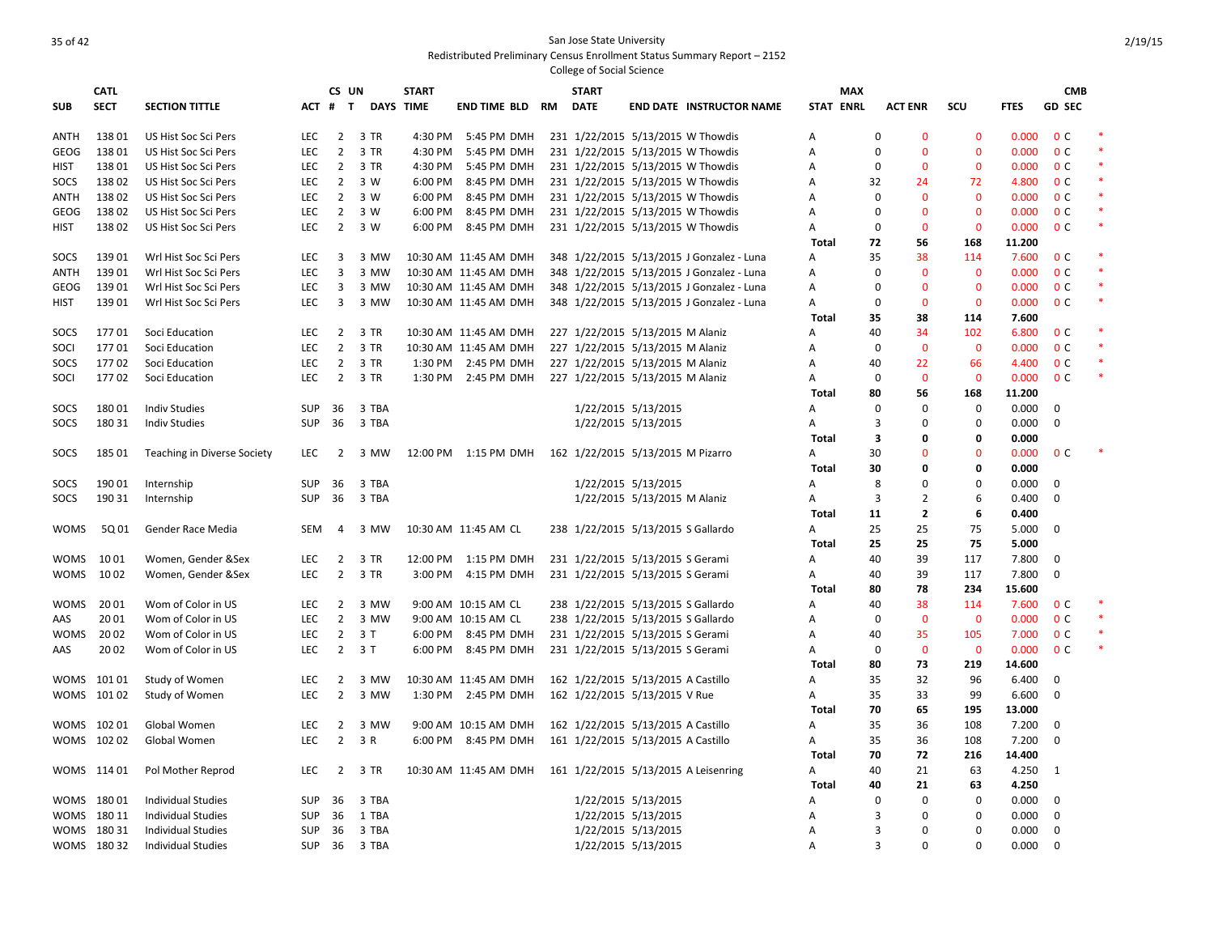San Jose State University
Redistributed Preliminary Census Enrollment Status Summary Report – 2152
College of Social Science

2/19/15

| SUB | CATL SECT | SECTION TITTLE | ACT | CS # | UN T | DAYS | START TIME | END TIME | BLD | RM | START DATE | END DATE | INSTRUCTOR NAME | STAT | MAX ENRL | ACT ENR | SCU | FTES | GD | CMB SEC | |
|---|---|---|---|---|---|---|---|---|---|---|---|---|---|---|---|---|---|---|---|---|---|
| ANTH | 138 01 | US Hist Soc Sci Pers | LEC | 2 | 3 | TR | 4:30 PM | 5:45 PM | DMH | 231 | 1/22/2015 | 5/13/2015 | W Thowdis | A | 0 | 0 | 0 | 0.000 | 0 | C | * |
| GEOG | 138 01 | US Hist Soc Sci Pers | LEC | 2 | 3 | TR | 4:30 PM | 5:45 PM | DMH | 231 | 1/22/2015 | 5/13/2015 | W Thowdis | A | 0 | 0 | 0 | 0.000 | 0 | C | * |
| HIST | 138 01 | US Hist Soc Sci Pers | LEC | 2 | 3 | TR | 4:30 PM | 5:45 PM | DMH | 231 | 1/22/2015 | 5/13/2015 | W Thowdis | A | 0 | 0 | 0 | 0.000 | 0 | C | * |
| SOCS | 138 02 | US Hist Soc Sci Pers | LEC | 2 | 3 | W | 6:00 PM | 8:45 PM | DMH | 231 | 1/22/2015 | 5/13/2015 | W Thowdis | A | 32 | 24 | 72 | 4.800 | 0 | C | * |
| ANTH | 138 02 | US Hist Soc Sci Pers | LEC | 2 | 3 | W | 6:00 PM | 8:45 PM | DMH | 231 | 1/22/2015 | 5/13/2015 | W Thowdis | A | 0 | 0 | 0 | 0.000 | 0 | C | * |
| GEOG | 138 02 | US Hist Soc Sci Pers | LEC | 2 | 3 | W | 6:00 PM | 8:45 PM | DMH | 231 | 1/22/2015 | 5/13/2015 | W Thowdis | A | 0 | 0 | 0 | 0.000 | 0 | C | * |
| HIST | 138 02 | US Hist Soc Sci Pers | LEC | 2 | 3 | W | 6:00 PM | 8:45 PM | DMH | 231 | 1/22/2015 | 5/13/2015 | W Thowdis | A | 0 | 0 | 0 | 0.000 | 0 | C | * |
| | | | | | | | | | | | | | | **Total** | **72** | **56** | **168** | **11.200** | | | |
| SOCS | 139 01 | Wrl Hist Soc Sci Pers | LEC | 3 | 3 | MW | 10:30 AM | 11:45 AM | DMH | 348 | 1/22/2015 | 5/13/2015 | J Gonzalez - Luna | A | 35 | 38 | 114 | 7.600 | 0 | C | * |
| ANTH | 139 01 | Wrl Hist Soc Sci Pers | LEC | 3 | 3 | MW | 10:30 AM | 11:45 AM | DMH | 348 | 1/22/2015 | 5/13/2015 | J Gonzalez - Luna | A | 0 | 0 | 0 | 0.000 | 0 | C | * |
| GEOG | 139 01 | Wrl Hist Soc Sci Pers | LEC | 3 | 3 | MW | 10:30 AM | 11:45 AM | DMH | 348 | 1/22/2015 | 5/13/2015 | J Gonzalez - Luna | A | 0 | 0 | 0 | 0.000 | 0 | C | * |
| HIST | 139 01 | Wrl Hist Soc Sci Pers | LEC | 3 | 3 | MW | 10:30 AM | 11:45 AM | DMH | 348 | 1/22/2015 | 5/13/2015 | J Gonzalez - Luna | A | 0 | 0 | 0 | 0.000 | 0 | C | * |
| | | | | | | | | | | | | | | **Total** | **35** | **38** | **114** | **7.600** | | | |
| SOCS | 177 01 | Soci Education | LEC | 2 | 3 | TR | 10:30 AM | 11:45 AM | DMH | 227 | 1/22/2015 | 5/13/2015 | M Alaniz | A | 40 | 34 | 102 | 6.800 | 0 | C | * |
| SOCI | 177 01 | Soci Education | LEC | 2 | 3 | TR | 10:30 AM | 11:45 AM | DMH | 227 | 1/22/2015 | 5/13/2015 | M Alaniz | A | 0 | 0 | 0 | 0.000 | 0 | C | * |
| SOCS | 177 02 | Soci Education | LEC | 2 | 3 | TR | 1:30 PM | 2:45 PM | DMH | 227 | 1/22/2015 | 5/13/2015 | M Alaniz | A | 40 | 22 | 66 | 4.400 | 0 | C | * |
| SOCI | 177 02 | Soci Education | LEC | 2 | 3 | TR | 1:30 PM | 2:45 PM | DMH | 227 | 1/22/2015 | 5/13/2015 | M Alaniz | A | 0 | 0 | 0 | 0.000 | 0 | C | * |
| | | | | | | | | | | | | | | **Total** | **80** | **56** | **168** | **11.200** | | | |
| SOCS | 180 01 | Indiv Studies | SUP | 36 | 3 | TBA | | | | | 1/22/2015 | 5/13/2015 | | A | 0 | 0 | 0 | 0.000 | 0 | | |
| SOCS | 180 31 | Indiv Studies | SUP | 36 | 3 | TBA | | | | | 1/22/2015 | 5/13/2015 | | A | 3 | 0 | 0 | 0.000 | 0 | | |
| | | | | | | | | | | | | | | **Total** | **3** | **0** | **0** | **0.000** | | | |
| SOCS | 185 01 | Teaching in Diverse Society | LEC | 2 | 3 | MW | 12:00 PM | 1:15 PM | DMH | 162 | 1/22/2015 | 5/13/2015 | M Pizarro | A | 30 | 0 | 0 | 0.000 | 0 | C | * |
| | | | | | | | | | | | | | | **Total** | **30** | **0** | **0** | **0.000** | | | |
| SOCS | 190 01 | Internship | SUP | 36 | 3 | TBA | | | | | 1/22/2015 | 5/13/2015 | | A | 8 | 0 | 0 | 0.000 | 0 | | |
| SOCS | 190 31 | Internship | SUP | 36 | 3 | TBA | | | | | 1/22/2015 | 5/13/2015 | M Alaniz | A | 3 | 2 | 6 | 0.400 | 0 | | |
| | | | | | | | | | | | | | | **Total** | **11** | **2** | **6** | **0.400** | | | |
| WOMS | 5Q 01 | Gender Race Media | SEM | 4 | 3 | MW | 10:30 AM | 11:45 AM | CL | 238 | 1/22/2015 | 5/13/2015 | S Gallardo | A | 25 | 25 | 75 | 5.000 | 0 | | |
| | | | | | | | | | | | | | | **Total** | **25** | **25** | **75** | **5.000** | | | |
| WOMS | 10 01 | Women, Gender &Sex | LEC | 2 | 3 | TR | 12:00 PM | 1:15 PM | DMH | 231 | 1/22/2015 | 5/13/2015 | S Gerami | A | 40 | 39 | 117 | 7.800 | 0 | | |
| WOMS | 10 02 | Women, Gender &Sex | LEC | 2 | 3 | TR | 3:00 PM | 4:15 PM | DMH | 231 | 1/22/2015 | 5/13/2015 | S Gerami | A | 40 | 39 | 117 | 7.800 | 0 | | |
| | | | | | | | | | | | | | | **Total** | **80** | **78** | **234** | **15.600** | | | |
| WOMS | 20 01 | Wom of Color in US | LEC | 2 | 3 | MW | 9:00 AM | 10:15 AM | CL | 238 | 1/22/2015 | 5/13/2015 | S Gallardo | A | 40 | 38 | 114 | 7.600 | 0 | C | * |
| AAS | 20 01 | Wom of Color in US | LEC | 2 | 3 | MW | 9:00 AM | 10:15 AM | CL | 238 | 1/22/2015 | 5/13/2015 | S Gallardo | A | 0 | 0 | 0 | 0.000 | 0 | C | * |
| WOMS | 20 02 | Wom of Color in US | LEC | 2 | 3 | T | 6:00 PM | 8:45 PM | DMH | 231 | 1/22/2015 | 5/13/2015 | S Gerami | A | 40 | 35 | 105 | 7.000 | 0 | C | * |
| AAS | 20 02 | Wom of Color in US | LEC | 2 | 3 | T | 6:00 PM | 8:45 PM | DMH | 231 | 1/22/2015 | 5/13/2015 | S Gerami | A | 0 | 0 | 0 | 0.000 | 0 | C | * |
| | | | | | | | | | | | | | | **Total** | **80** | **73** | **219** | **14.600** | | | |
| WOMS | 101 01 | Study of Women | LEC | 2 | 3 | MW | 10:30 AM | 11:45 AM | DMH | 162 | 1/22/2015 | 5/13/2015 | A Castillo | A | 35 | 32 | 96 | 6.400 | 0 | | |
| WOMS | 101 02 | Study of Women | LEC | 2 | 3 | MW | 1:30 PM | 2:45 PM | DMH | 162 | 1/22/2015 | 5/13/2015 | V Rue | A | 35 | 33 | 99 | 6.600 | 0 | | |
| | | | | | | | | | | | | | | **Total** | **70** | **65** | **195** | **13.000** | | | |
| WOMS | 102 01 | Global Women | LEC | 2 | 3 | MW | 9:00 AM | 10:15 AM | DMH | 162 | 1/22/2015 | 5/13/2015 | A Castillo | A | 35 | 36 | 108 | 7.200 | 0 | | |
| WOMS | 102 02 | Global Women | LEC | 2 | 3 | R | 6:00 PM | 8:45 PM | DMH | 161 | 1/22/2015 | 5/13/2015 | A Castillo | A | 35 | 36 | 108 | 7.200 | 0 | | |
| | | | | | | | | | | | | | | **Total** | **70** | **72** | **216** | **14.400** | | | |
| WOMS | 114 01 | Pol Mother Reprod | LEC | 2 | 3 | TR | 10:30 AM | 11:45 AM | DMH | 161 | 1/22/2015 | 5/13/2015 | A Leisenring | A | 40 | 21 | 63 | 4.250 | 1 | | |
| | | | | | | | | | | | | | | **Total** | **40** | **21** | **63** | **4.250** | | | |
| WOMS | 180 01 | Individual Studies | SUP | 36 | 3 | TBA | | | | | 1/22/2015 | 5/13/2015 | | A | 0 | 0 | 0 | 0.000 | 0 | | |
| WOMS | 180 11 | Individual Studies | SUP | 36 | 1 | TBA | | | | | 1/22/2015 | 5/13/2015 | | A | 3 | 0 | 0 | 0.000 | 0 | | |
| WOMS | 180 31 | Individual Studies | SUP | 36 | 3 | TBA | | | | | 1/22/2015 | 5/13/2015 | | A | 3 | 0 | 0 | 0.000 | 0 | | |
| WOMS | 180 32 | Individual Studies | SUP | 36 | 3 | TBA | | | | | 1/22/2015 | 5/13/2015 | | A | 3 | 0 | 0 | 0.000 | 0 | | |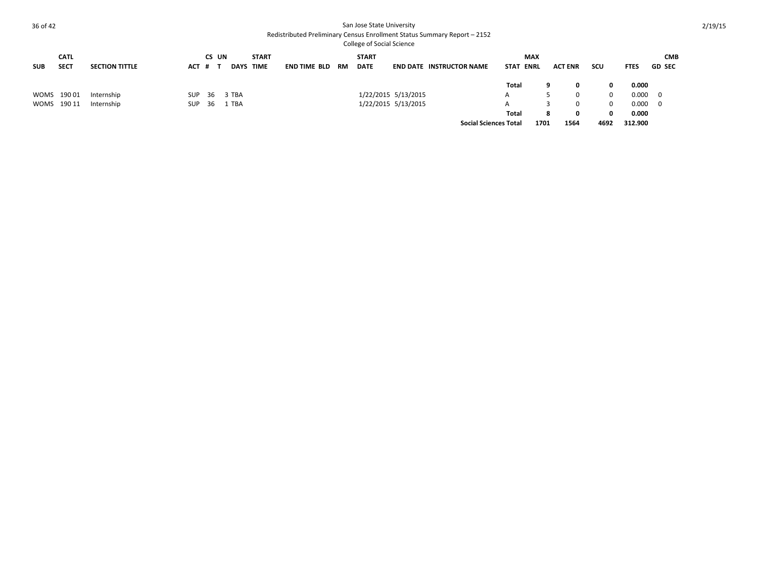San Jose State University
Redistributed Preliminary Census Enrollment Status Summary Report – 2152
College of Social Science

| SUB | CATL SECT | SECTION TITTLE | ACT | CS # | UN T | DAYS | START TIME | END TIME | BLD | RM | START DATE | END DATE | INSTRUCTOR NAME | STAT | MAX ENRL | ACT ENR | SCU | FTES | GD | CMB SEC |
|---|---|---|---|---|---|---|---|---|---|---|---|---|---|---|---|---|---|---|---|---|
| | | | | | | | | | | | | | | **Total** | **9** | **0** | **0** | **0.000** | | |
| WOMS | 190 01 | Internship | SUP | 36 | 3 | TBA | | | | | 1/22/2015 | 5/13/2015 | | A | 5 | 0 | 0 | 0.000 | 0 | |
| WOMS | 190 11 | Internship | SUP | 36 | 1 | TBA | | | | | 1/22/2015 | 5/13/2015 | | A | 3 | 0 | 0 | 0.000 | 0 | |
| | | | | | | | | | | | | | | **Total** | **8** | **0** | **0** | **0.000** | | |
| | | | | | | | | | | | | | | **Social Sciences Total** | **1701** | **1564** | **4692** | **312.900** | | |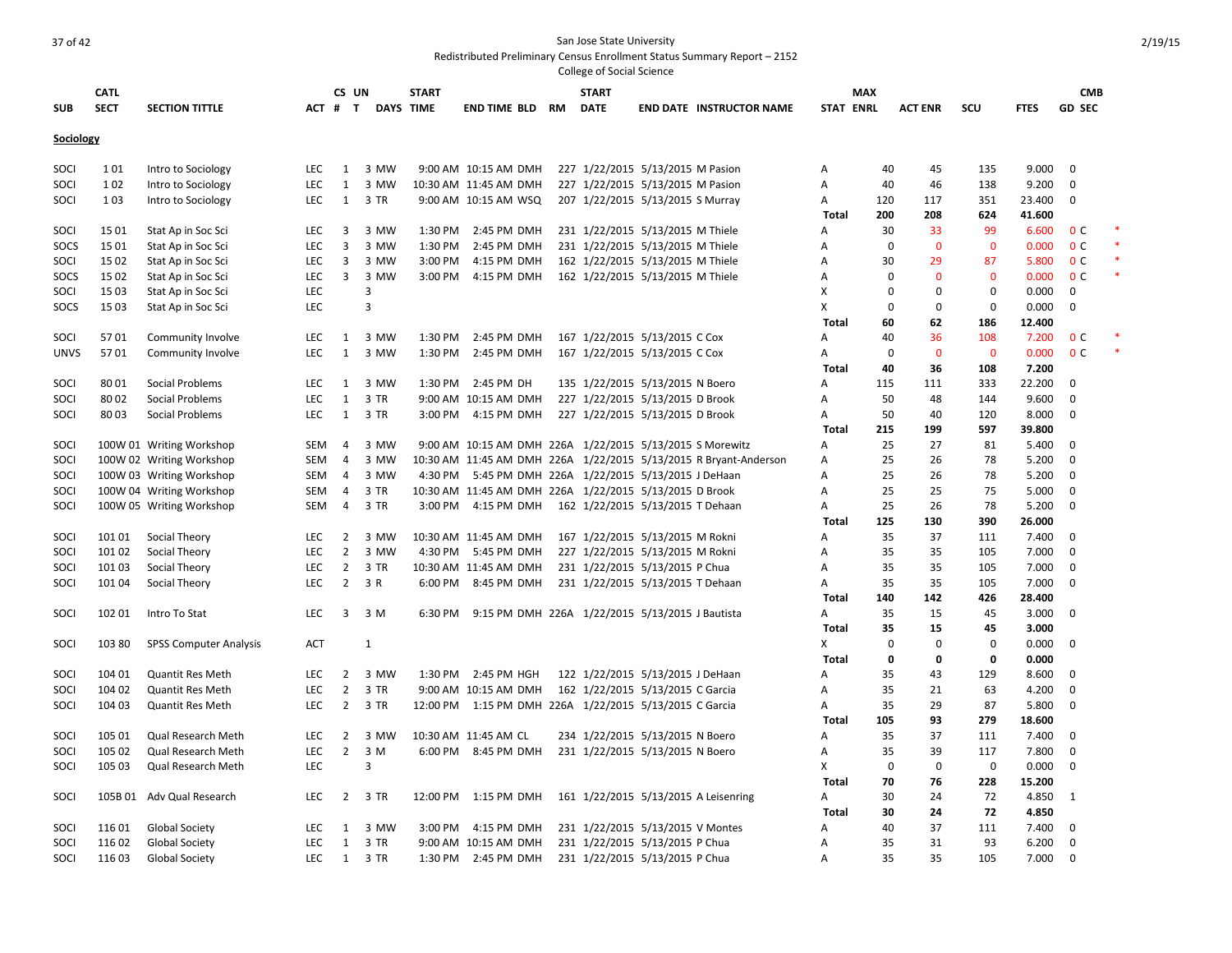San Jose State University

Redistributed Preliminary Census Enrollment Status Summary Report – 2152

College of Social Science

2/19/15

| SUB | CATL SECT | SECTION TITTLE | ACT | CS # | UN T | DAYS | START TIME | END TIME | BLD | RM | START DATE | END DATE | INSTRUCTOR NAME | STAT | MAX ENRL | ACT ENR | SCU | FTES | GD | CMB SEC | |
|---|---|---|---|---|---|---|---|---|---|---|---|---|---|---|---|---|---|---|---|---|---|
| **Sociology** | | | | | | | | | | | | | | | | | | | | | |
| SOCI | 1 01 | Intro to Sociology | LEC | 1 | 3 | MW | 9:00 AM | 10:15 AM | DMH | 227 | 1/22/2015 | 5/13/2015 | M Pasion | A | 40 | 45 | 135 | 9.000 | 0 | | |
| SOCI | 1 02 | Intro to Sociology | LEC | 1 | 3 | MW | 10:30 AM | 11:45 AM | DMH | 227 | 1/22/2015 | 5/13/2015 | M Pasion | A | 40 | 46 | 138 | 9.200 | 0 | | |
| SOCI | 1 03 | Intro to Sociology | LEC | 1 | 3 | TR | 9:00 AM | 10:15 AM | WSQ | 207 | 1/22/2015 | 5/13/2015 | S Murray | A | 120 | 117 | 351 | 23.400 | 0 | | |
| | | | | | | | | | | | | | | **Total** | **200** | **208** | **624** | **41.600** | | | |
| SOCI | 15 01 | Stat Ap in Soc Sci | LEC | 3 | 3 | MW | 1:30 PM | 2:45 PM | DMH | 231 | 1/22/2015 | 5/13/2015 | M Thiele | A | 30 | 33 | 99 | 6.600 | 0 | C | * |
| SOCS | 15 01 | Stat Ap in Soc Sci | LEC | 3 | 3 | MW | 1:30 PM | 2:45 PM | DMH | 231 | 1/22/2015 | 5/13/2015 | M Thiele | A | 0 | 0 | 0 | 0.000 | 0 | C | * |
| SOCI | 15 02 | Stat Ap in Soc Sci | LEC | 3 | 3 | MW | 3:00 PM | 4:15 PM | DMH | 162 | 1/22/2015 | 5/13/2015 | M Thiele | A | 30 | 29 | 87 | 5.800 | 0 | C | * |
| SOCS | 15 02 | Stat Ap in Soc Sci | LEC | 3 | 3 | MW | 3:00 PM | 4:15 PM | DMH | 162 | 1/22/2015 | 5/13/2015 | M Thiele | A | 0 | 0 | 0 | 0.000 | 0 | C | * |
| SOCI | 15 03 | Stat Ap in Soc Sci | LEC | | 3 | | | | | | | | | X | 0 | 0 | 0 | 0.000 | 0 | | |
| SOCS | 15 03 | Stat Ap in Soc Sci | LEC | | 3 | | | | | | | | | X | 0 | 0 | 0 | 0.000 | 0 | | |
| | | | | | | | | | | | | | | **Total** | **60** | **62** | **186** | **12.400** | | | |
| SOCI | 57 01 | Community Involve | LEC | 1 | 3 | MW | 1:30 PM | 2:45 PM | DMH | 167 | 1/22/2015 | 5/13/2015 | C Cox | A | 40 | 36 | 108 | 7.200 | 0 | C | * |
| UNVS | 57 01 | Community Involve | LEC | 1 | 3 | MW | 1:30 PM | 2:45 PM | DMH | 167 | 1/22/2015 | 5/13/2015 | C Cox | A | 0 | 0 | 0 | 0.000 | 0 | C | * |
| | | | | | | | | | | | | | | **Total** | **40** | **36** | **108** | **7.200** | | | |
| SOCI | 80 01 | Social Problems | LEC | 1 | 3 | MW | 1:30 PM | 2:45 PM | DH | 135 | 1/22/2015 | 5/13/2015 | N Boero | A | 115 | 111 | 333 | 22.200 | 0 | | |
| SOCI | 80 02 | Social Problems | LEC | 1 | 3 | TR | 9:00 AM | 10:15 AM | DMH | 227 | 1/22/2015 | 5/13/2015 | D Brook | A | 50 | 48 | 144 | 9.600 | 0 | | |
| SOCI | 80 03 | Social Problems | LEC | 1 | 3 | TR | 3:00 PM | 4:15 PM | DMH | 227 | 1/22/2015 | 5/13/2015 | D Brook | A | 50 | 40 | 120 | 8.000 | 0 | | |
| | | | | | | | | | | | | | | **Total** | **215** | **199** | **597** | **39.800** | | | |
| SOCI | 100W 01 | Writing Workshop | SEM | 4 | 3 | MW | 9:00 AM | 10:15 AM | DMH | 226A | 1/22/2015 | 5/13/2015 | S Morewitz | A | 25 | 27 | 81 | 5.400 | 0 | | |
| SOCI | 100W 02 | Writing Workshop | SEM | 4 | 3 | MW | 10:30 AM | 11:45 AM | DMH | 226A | 1/22/2015 | 5/13/2015 | R Bryant-Anderson | A | 25 | 26 | 78 | 5.200 | 0 | | |
| SOCI | 100W 03 | Writing Workshop | SEM | 4 | 3 | MW | 4:30 PM | 5:45 PM | DMH | 226A | 1/22/2015 | 5/13/2015 | J DeHaan | A | 25 | 26 | 78 | 5.200 | 0 | | |
| SOCI | 100W 04 | Writing Workshop | SEM | 4 | 3 | TR | 10:30 AM | 11:45 AM | DMH | 226A | 1/22/2015 | 5/13/2015 | D Brook | A | 25 | 25 | 75 | 5.000 | 0 | | |
| SOCI | 100W 05 | Writing Workshop | SEM | 4 | 3 | TR | 3:00 PM | 4:15 PM | DMH | 162 | 1/22/2015 | 5/13/2015 | T Dehaan | A | 25 | 26 | 78 | 5.200 | 0 | | |
| | | | | | | | | | | | | | | **Total** | **125** | **130** | **390** | **26.000** | | | |
| SOCI | 101 01 | Social Theory | LEC | 2 | 3 | MW | 10:30 AM | 11:45 AM | DMH | 167 | 1/22/2015 | 5/13/2015 | M Rokni | A | 35 | 37 | 111 | 7.400 | 0 | | |
| SOCI | 101 02 | Social Theory | LEC | 2 | 3 | MW | 4:30 PM | 5:45 PM | DMH | 227 | 1/22/2015 | 5/13/2015 | M Rokni | A | 35 | 35 | 105 | 7.000 | 0 | | |
| SOCI | 101 03 | Social Theory | LEC | 2 | 3 | TR | 10:30 AM | 11:45 AM | DMH | 231 | 1/22/2015 | 5/13/2015 | P Chua | A | 35 | 35 | 105 | 7.000 | 0 | | |
| SOCI | 101 04 | Social Theory | LEC | 2 | 3 | R | 6:00 PM | 8:45 PM | DMH | 231 | 1/22/2015 | 5/13/2015 | T Dehaan | A | 35 | 35 | 105 | 7.000 | 0 | | |
| | | | | | | | | | | | | | | **Total** | **140** | **142** | **426** | **28.400** | | | |
| SOCI | 102 01 | Intro To Stat | LEC | 3 | 3 | M | 6:30 PM | 9:15 PM | DMH | 226A | 1/22/2015 | 5/13/2015 | J Bautista | A | 35 | 15 | 45 | 3.000 | 0 | | |
| | | | | | | | | | | | | | | **Total** | **35** | **15** | **45** | **3.000** | | | |
| SOCI | 103 80 | SPSS Computer Analysis | ACT | | 1 | | | | | | | | | X | 0 | 0 | 0 | 0.000 | 0 | | |
| | | | | | | | | | | | | | | **Total** | **0** | **0** | **0** | **0.000** | | | |
| SOCI | 104 01 | Quantit Res Meth | LEC | 2 | 3 | MW | 1:30 PM | 2:45 PM | HGH | 122 | 1/22/2015 | 5/13/2015 | J DeHaan | A | 35 | 43 | 129 | 8.600 | 0 | | |
| SOCI | 104 02 | Quantit Res Meth | LEC | 2 | 3 | TR | 9:00 AM | 10:15 AM | DMH | 162 | 1/22/2015 | 5/13/2015 | C Garcia | A | 35 | 21 | 63 | 4.200 | 0 | | |
| SOCI | 104 03 | Quantit Res Meth | LEC | 2 | 3 | TR | 12:00 PM | 1:15 PM | DMH | 226A | 1/22/2015 | 5/13/2015 | C Garcia | A | 35 | 29 | 87 | 5.800 | 0 | | |
| | | | | | | | | | | | | | | **Total** | **105** | **93** | **279** | **18.600** | | | |
| SOCI | 105 01 | Qual Research Meth | LEC | 2 | 3 | MW | 10:30 AM | 11:45 AM | CL | 234 | 1/22/2015 | 5/13/2015 | N Boero | A | 35 | 37 | 111 | 7.400 | 0 | | |
| SOCI | 105 02 | Qual Research Meth | LEC | 2 | 3 | M | 6:00 PM | 8:45 PM | DMH | 231 | 1/22/2015 | 5/13/2015 | N Boero | A | 35 | 39 | 117 | 7.800 | 0 | | |
| SOCI | 105 03 | Qual Research Meth | LEC | | 3 | | | | | | | | | X | 0 | 0 | 0 | 0.000 | 0 | | |
| | | | | | | | | | | | | | | **Total** | **70** | **76** | **228** | **15.200** | | | |
| SOCI | 105B 01 | Adv Qual Research | LEC | 2 | 3 | TR | 12:00 PM | 1:15 PM | DMH | 161 | 1/22/2015 | 5/13/2015 | A Leisenring | A | 30 | 24 | 72 | 4.850 | 1 | | |
| | | | | | | | | | | | | | | **Total** | **30** | **24** | **72** | **4.850** | | | |
| SOCI | 116 01 | Global Society | LEC | 1 | 3 | MW | 3:00 PM | 4:15 PM | DMH | 231 | 1/22/2015 | 5/13/2015 | V Montes | A | 40 | 37 | 111 | 7.400 | 0 | | |
| SOCI | 116 02 | Global Society | LEC | 1 | 3 | TR | 9:00 AM | 10:15 AM | DMH | 231 | 1/22/2015 | 5/13/2015 | P Chua | A | 35 | 31 | 93 | 6.200 | 0 | | |
| SOCI | 116 03 | Global Society | LEC | 1 | 3 | TR | 1:30 PM | 2:45 PM | DMH | 231 | 1/22/2015 | 5/13/2015 | P Chua | A | 35 | 35 | 105 | 7.000 | 0 | | |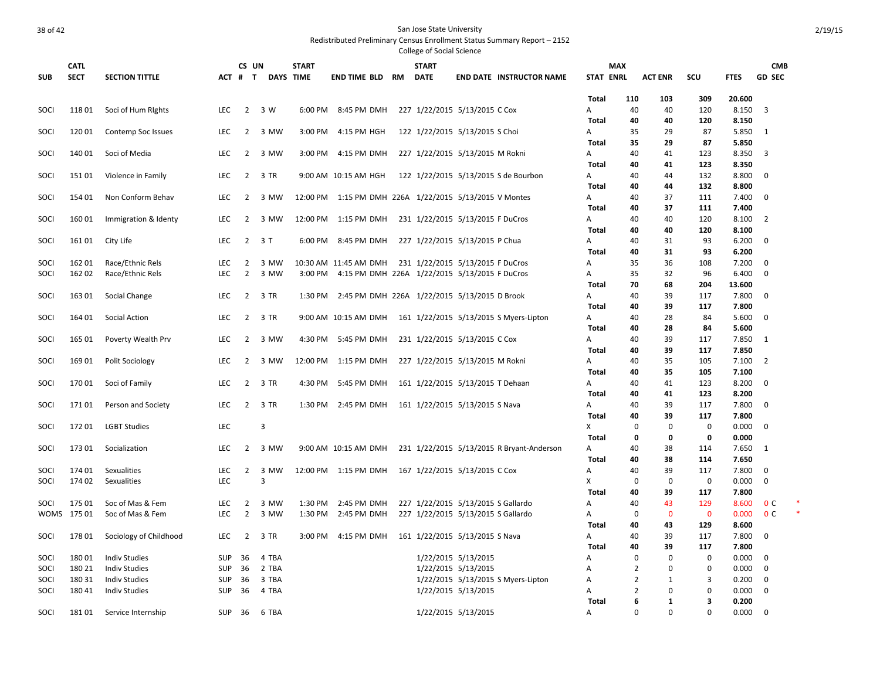San Jose State University

Redistributed Preliminary Census Enrollment Status Summary Report – 2152

College of Social Science

2/19/15

| SUB | CATL SECT | SECTION TITTLE | ACT | CS # | UN T | DAYS | START TIME | END TIME | BLD | RM | START DATE | END DATE | INSTRUCTOR NAME | STAT | MAX ENRL | ACT ENR | SCU | FTES | GD | CMB SEC | |
|---|---|---|---|---|---|---|---|---|---|---|---|---|---|---|---|---|---|---|---|---|---|
| | | | | | | | | | | | | | | Total | 110 | 103 | 309 | 20.600 | | | |
| SOCI | 118 01 | Soci of Hum RIghts | LEC | 2 | 3 | W | 6:00 PM | 8:45 PM | DMH | 227 | 1/22/2015 | 5/13/2015 | C Cox | A | 40 | 40 | 120 | 8.150 | 3 | | |
| | | | | | | | | | | | | | | Total | 40 | 40 | 120 | 8.150 | | | |
| SOCI | 120 01 | Contemp Soc Issues | LEC | 2 | 3 | MW | 3:00 PM | 4:15 PM | HGH | 122 | 1/22/2015 | 5/13/2015 | S Choi | A | 35 | 29 | 87 | 5.850 | 1 | | |
| | | | | | | | | | | | | | | Total | 35 | 29 | 87 | 5.850 | | | |
| SOCI | 140 01 | Soci of Media | LEC | 2 | 3 | MW | 3:00 PM | 4:15 PM | DMH | 227 | 1/22/2015 | 5/13/2015 | M Rokni | A | 40 | 41 | 123 | 8.350 | 3 | | |
| | | | | | | | | | | | | | | Total | 40 | 41 | 123 | 8.350 | | | |
| SOCI | 151 01 | Violence in Family | LEC | 2 | 3 | TR | 9:00 AM | 10:15 AM | HGH | 122 | 1/22/2015 | 5/13/2015 | S de Bourbon | A | 40 | 44 | 132 | 8.800 | 0 | | |
| | | | | | | | | | | | | | | Total | 40 | 44 | 132 | 8.800 | | | |
| SOCI | 154 01 | Non Conform Behav | LEC | 2 | 3 | MW | 12:00 PM | 1:15 PM | DMH | 226A | 1/22/2015 | 5/13/2015 | V Montes | A | 40 | 37 | 111 | 7.400 | 0 | | |
| | | | | | | | | | | | | | | Total | 40 | 37 | 111 | 7.400 | | | |
| SOCI | 160 01 | Immigration & Identy | LEC | 2 | 3 | MW | 12:00 PM | 1:15 PM | DMH | 231 | 1/22/2015 | 5/13/2015 | F DuCros | A | 40 | 40 | 120 | 8.100 | 2 | | |
| | | | | | | | | | | | | | | Total | 40 | 40 | 120 | 8.100 | | | |
| SOCI | 161 01 | City Life | LEC | 2 | 3 | T | 6:00 PM | 8:45 PM | DMH | 227 | 1/22/2015 | 5/13/2015 | P Chua | A | 40 | 31 | 93 | 6.200 | 0 | | |
| | | | | | | | | | | | | | | Total | 40 | 31 | 93 | 6.200 | | | |
| SOCI | 162 01 | Race/Ethnic Rels | LEC | 2 | 3 | MW | 10:30 AM | 11:45 AM | DMH | 231 | 1/22/2015 | 5/13/2015 | F DuCros | A | 35 | 36 | 108 | 7.200 | 0 | | |
| SOCI | 162 02 | Race/Ethnic Rels | LEC | 2 | 3 | MW | 3:00 PM | 4:15 PM | DMH | 226A | 1/22/2015 | 5/13/2015 | F DuCros | A | 35 | 32 | 96 | 6.400 | 0 | | |
| | | | | | | | | | | | | | | Total | 70 | 68 | 204 | 13.600 | | | |
| SOCI | 163 01 | Social Change | LEC | 2 | 3 | TR | 1:30 PM | 2:45 PM | DMH | 226A | 1/22/2015 | 5/13/2015 | D Brook | A | 40 | 39 | 117 | 7.800 | 0 | | |
| | | | | | | | | | | | | | | Total | 40 | 39 | 117 | 7.800 | | | |
| SOCI | 164 01 | Social Action | LEC | 2 | 3 | TR | 9:00 AM | 10:15 AM | DMH | 161 | 1/22/2015 | 5/13/2015 | S Myers-Lipton | A | 40 | 28 | 84 | 5.600 | 0 | | |
| | | | | | | | | | | | | | | Total | 40 | 28 | 84 | 5.600 | | | |
| SOCI | 165 01 | Poverty Wealth Prv | LEC | 2 | 3 | MW | 4:30 PM | 5:45 PM | DMH | 231 | 1/22/2015 | 5/13/2015 | C Cox | A | 40 | 39 | 117 | 7.850 | 1 | | |
| | | | | | | | | | | | | | | Total | 40 | 39 | 117 | 7.850 | | | |
| SOCI | 169 01 | Polit Sociology | LEC | 2 | 3 | MW | 12:00 PM | 1:15 PM | DMH | 227 | 1/22/2015 | 5/13/2015 | M Rokni | A | 40 | 35 | 105 | 7.100 | 2 | | |
| | | | | | | | | | | | | | | Total | 40 | 35 | 105 | 7.100 | | | |
| SOCI | 170 01 | Soci of Family | LEC | 2 | 3 | TR | 4:30 PM | 5:45 PM | DMH | 161 | 1/22/2015 | 5/13/2015 | T Dehaan | A | 40 | 41 | 123 | 8.200 | 0 | | |
| | | | | | | | | | | | | | | Total | 40 | 41 | 123 | 8.200 | | | |
| SOCI | 171 01 | Person and Society | LEC | 2 | 3 | TR | 1:30 PM | 2:45 PM | DMH | 161 | 1/22/2015 | 5/13/2015 | S Nava | A | 40 | 39 | 117 | 7.800 | 0 | | |
| | | | | | | | | | | | | | | Total | 40 | 39 | 117 | 7.800 | | | |
| SOCI | 172 01 | LGBT Studies | LEC | | 3 | | | | | | | | | X | 0 | 0 | 0 | 0.000 | 0 | | |
| | | | | | | | | | | | | | | Total | 0 | 0 | 0 | 0.000 | | | |
| SOCI | 173 01 | Socialization | LEC | 2 | 3 | MW | 9:00 AM | 10:15 AM | DMH | 231 | 1/22/2015 | 5/13/2015 | R Bryant-Anderson | A | 40 | 38 | 114 | 7.650 | 1 | | |
| | | | | | | | | | | | | | | Total | 40 | 38 | 114 | 7.650 | | | |
| SOCI | 174 01 | Sexualities | LEC | 2 | 3 | MW | 12:00 PM | 1:15 PM | DMH | 167 | 1/22/2015 | 5/13/2015 | C Cox | A | 40 | 39 | 117 | 7.800 | 0 | | |
| SOCI | 174 02 | Sexualities | LEC | | 3 | | | | | | | | | X | 0 | 0 | 0 | 0.000 | 0 | | |
| | | | | | | | | | | | | | | Total | 40 | 39 | 117 | 7.800 | | | |
| SOCI | 175 01 | Soc of Mas & Fem | LEC | 2 | 3 | MW | 1:30 PM | 2:45 PM | DMH | 227 | 1/22/2015 | 5/13/2015 | S Gallardo | A | 40 | 43 | 129 | 8.600 | 0 | C | * |
| WOMS | 175 01 | Soc of Mas & Fem | LEC | 2 | 3 | MW | 1:30 PM | 2:45 PM | DMH | 227 | 1/22/2015 | 5/13/2015 | S Gallardo | A | 0 | 0 | 0 | 0.000 | 0 | C | * |
| | | | | | | | | | | | | | | Total | 40 | 43 | 129 | 8.600 | | | |
| SOCI | 178 01 | Sociology of Childhood | LEC | 2 | 3 | TR | 3:00 PM | 4:15 PM | DMH | 161 | 1/22/2015 | 5/13/2015 | S Nava | A | 40 | 39 | 117 | 7.800 | 0 | | |
| | | | | | | | | | | | | | | Total | 40 | 39 | 117 | 7.800 | | | |
| SOCI | 180 01 | Indiv Studies | SUP | 36 | 4 | TBA | | | | | 1/22/2015 | 5/13/2015 | | A | 0 | 0 | 0 | 0.000 | 0 | | |
| SOCI | 180 21 | Indiv Studies | SUP | 36 | 2 | TBA | | | | | 1/22/2015 | 5/13/2015 | | A | 2 | 0 | 0 | 0.000 | 0 | | |
| SOCI | 180 31 | Indiv Studies | SUP | 36 | 3 | TBA | | | | | 1/22/2015 | 5/13/2015 | S Myers-Lipton | A | 2 | 1 | 3 | 0.200 | 0 | | |
| SOCI | 180 41 | Indiv Studies | SUP | 36 | 4 | TBA | | | | | 1/22/2015 | 5/13/2015 | | A | 2 | 0 | 0 | 0.000 | 0 | | |
| | | | | | | | | | | | | | | Total | 6 | 1 | 3 | 0.200 | | | |
| SOCI | 181 01 | Service Internship | SUP | 36 | 6 | TBA | | | | | 1/22/2015 | 5/13/2015 | | A | 0 | 0 | 0 | 0.000 | 0 | | |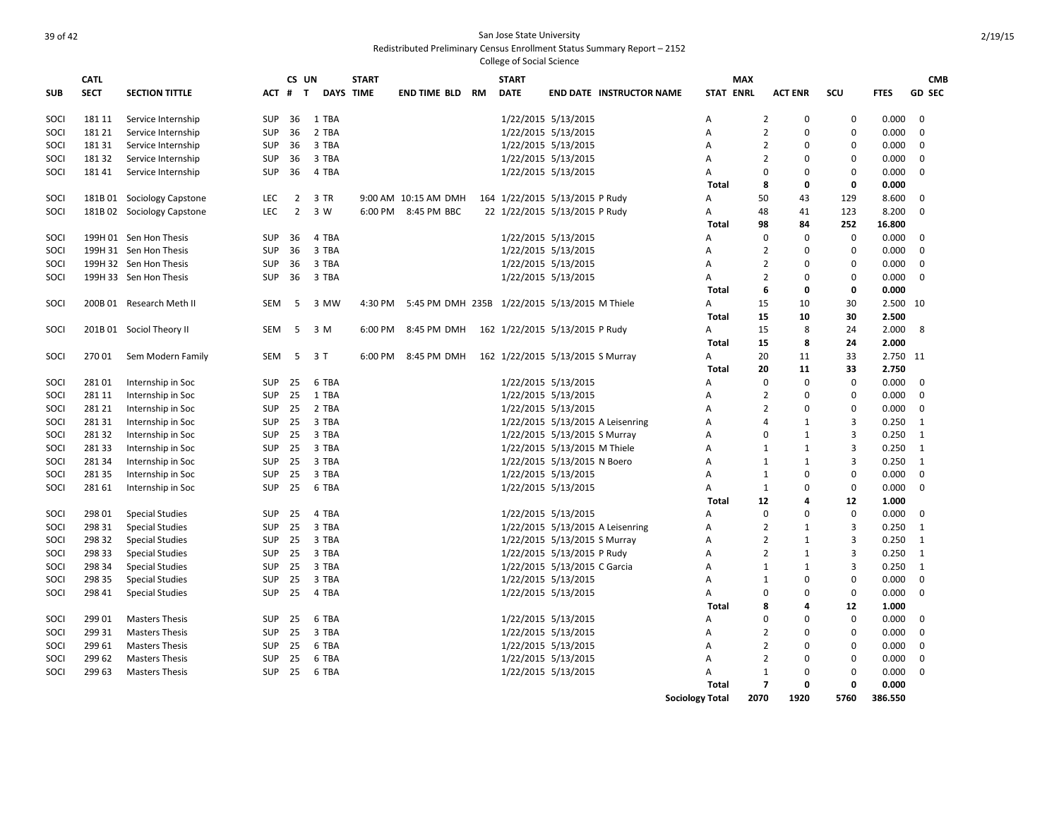San Jose State University

Redistributed Preliminary Census Enrollment Status Summary Report – 2152

College of Social Science

| SUB | CATL SECT | SECTION TITTLE | ACT | CS # | UN T | DAYS | START TIME | END TIME | BLD | RM | START DATE | END DATE | INSTRUCTOR NAME | STAT | MAX ENRL | ACT ENR | SCU | FTES | GD | CMB SEC |
|---|---|---|---|---|---|---|---|---|---|---|---|---|---|---|---|---|---|---|---|---|
| SOCI | 181 11 | Service Internship | SUP | 36 | 1 | TBA | | | | | 1/22/2015 | 5/13/2015 | | A | 2 | 0 | 0 | 0.000 | 0 | |
| SOCI | 181 21 | Service Internship | SUP | 36 | 2 | TBA | | | | | 1/22/2015 | 5/13/2015 | | A | 2 | 0 | 0 | 0.000 | 0 | |
| SOCI | 181 31 | Service Internship | SUP | 36 | 3 | TBA | | | | | 1/22/2015 | 5/13/2015 | | A | 2 | 0 | 0 | 0.000 | 0 | |
| SOCI | 181 32 | Service Internship | SUP | 36 | 3 | TBA | | | | | 1/22/2015 | 5/13/2015 | | A | 2 | 0 | 0 | 0.000 | 0 | |
| SOCI | 181 41 | Service Internship | SUP | 36 | 4 | TBA | | | | | 1/22/2015 | 5/13/2015 | | A | 0 | 0 | 0 | 0.000 | 0 | |
| | | | | | | | | | | | | | | **Total** | **8** | **0** | **0** | **0.000** | | |
| SOCI | 181B 01 | Sociology Capstone | LEC | 2 | 3 | TR | 9:00 AM | 10:15 AM | DMH | 164 | 1/22/2015 | 5/13/2015 | P Rudy | A | 50 | 43 | 129 | 8.600 | 0 | |
| SOCI | 181B 02 | Sociology Capstone | LEC | 2 | 3 | W | 6:00 PM | 8:45 PM | BBC | 22 | 1/22/2015 | 5/13/2015 | P Rudy | A | 48 | 41 | 123 | 8.200 | 0 | |
| | | | | | | | | | | | | | | **Total** | **98** | **84** | **252** | **16.800** | | |
| SOCI | 199H 01 | Sen Hon Thesis | SUP | 36 | 4 | TBA | | | | | 1/22/2015 | 5/13/2015 | | A | 0 | 0 | 0 | 0.000 | 0 | |
| SOCI | 199H 31 | Sen Hon Thesis | SUP | 36 | 3 | TBA | | | | | 1/22/2015 | 5/13/2015 | | A | 2 | 0 | 0 | 0.000 | 0 | |
| SOCI | 199H 32 | Sen Hon Thesis | SUP | 36 | 3 | TBA | | | | | 1/22/2015 | 5/13/2015 | | A | 2 | 0 | 0 | 0.000 | 0 | |
| SOCI | 199H 33 | Sen Hon Thesis | SUP | 36 | 3 | TBA | | | | | 1/22/2015 | 5/13/2015 | | A | 2 | 0 | 0 | 0.000 | 0 | |
| | | | | | | | | | | | | | | **Total** | **6** | **0** | **0** | **0.000** | | |
| SOCI | 200B 01 | Research Meth II | SEM | 5 | 3 | MW | 4:30 PM | 5:45 PM | DMH | 235B | 1/22/2015 | 5/13/2015 | M Thiele | A | 15 | 10 | 30 | 2.500 | 10 | |
| | | | | | | | | | | | | | | **Total** | **15** | **10** | **30** | **2.500** | | |
| SOCI | 201B 01 | Sociol Theory II | SEM | 5 | 3 | M | 6:00 PM | 8:45 PM | DMH | 162 | 1/22/2015 | 5/13/2015 | P Rudy | A | 15 | 8 | 24 | 2.000 | 8 | |
| | | | | | | | | | | | | | | **Total** | **15** | **8** | **24** | **2.000** | | |
| SOCI | 270 01 | Sem Modern Family | SEM | 5 | 3 | T | 6:00 PM | 8:45 PM | DMH | 162 | 1/22/2015 | 5/13/2015 | S Murray | A | 20 | 11 | 33 | 2.750 | 11 | |
| | | | | | | | | | | | | | | **Total** | **20** | **11** | **33** | **2.750** | | |
| SOCI | 281 01 | Internship in Soc | SUP | 25 | 6 | TBA | | | | | 1/22/2015 | 5/13/2015 | | A | 0 | 0 | 0 | 0.000 | 0 | |
| SOCI | 281 11 | Internship in Soc | SUP | 25 | 1 | TBA | | | | | 1/22/2015 | 5/13/2015 | | A | 2 | 0 | 0 | 0.000 | 0 | |
| SOCI | 281 21 | Internship in Soc | SUP | 25 | 2 | TBA | | | | | 1/22/2015 | 5/13/2015 | | A | 2 | 0 | 0 | 0.000 | 0 | |
| SOCI | 281 31 | Internship in Soc | SUP | 25 | 3 | TBA | | | | | 1/22/2015 | 5/13/2015 | A Leisenring | A | 4 | 1 | 3 | 0.250 | 1 | |
| SOCI | 281 32 | Internship in Soc | SUP | 25 | 3 | TBA | | | | | 1/22/2015 | 5/13/2015 | S Murray | A | 0 | 1 | 3 | 0.250 | 1 | |
| SOCI | 281 33 | Internship in Soc | SUP | 25 | 3 | TBA | | | | | 1/22/2015 | 5/13/2015 | M Thiele | A | 1 | 1 | 3 | 0.250 | 1 | |
| SOCI | 281 34 | Internship in Soc | SUP | 25 | 3 | TBA | | | | | 1/22/2015 | 5/13/2015 | N Boero | A | 1 | 1 | 3 | 0.250 | 1 | |
| SOCI | 281 35 | Internship in Soc | SUP | 25 | 3 | TBA | | | | | 1/22/2015 | 5/13/2015 | | A | 1 | 0 | 0 | 0.000 | 0 | |
| SOCI | 281 61 | Internship in Soc | SUP | 25 | 6 | TBA | | | | | 1/22/2015 | 5/13/2015 | | A | 1 | 0 | 0 | 0.000 | 0 | |
| | | | | | | | | | | | | | | **Total** | **12** | **4** | **12** | **1.000** | | |
| SOCI | 298 01 | Special Studies | SUP | 25 | 4 | TBA | | | | | 1/22/2015 | 5/13/2015 | | A | 0 | 0 | 0 | 0.000 | 0 | |
| SOCI | 298 31 | Special Studies | SUP | 25 | 3 | TBA | | | | | 1/22/2015 | 5/13/2015 | A Leisenring | A | 2 | 1 | 3 | 0.250 | 1 | |
| SOCI | 298 32 | Special Studies | SUP | 25 | 3 | TBA | | | | | 1/22/2015 | 5/13/2015 | S Murray | A | 2 | 1 | 3 | 0.250 | 1 | |
| SOCI | 298 33 | Special Studies | SUP | 25 | 3 | TBA | | | | | 1/22/2015 | 5/13/2015 | P Rudy | A | 2 | 1 | 3 | 0.250 | 1 | |
| SOCI | 298 34 | Special Studies | SUP | 25 | 3 | TBA | | | | | 1/22/2015 | 5/13/2015 | C Garcia | A | 1 | 1 | 3 | 0.250 | 1 | |
| SOCI | 298 35 | Special Studies | SUP | 25 | 3 | TBA | | | | | 1/22/2015 | 5/13/2015 | | A | 1 | 0 | 0 | 0.000 | 0 | |
| SOCI | 298 41 | Special Studies | SUP | 25 | 4 | TBA | | | | | 1/22/2015 | 5/13/2015 | | A | 0 | 0 | 0 | 0.000 | 0 | |
| | | | | | | | | | | | | | | **Total** | **8** | **4** | **12** | **1.000** | | |
| SOCI | 299 01 | Masters Thesis | SUP | 25 | 6 | TBA | | | | | 1/22/2015 | 5/13/2015 | | A | 0 | 0 | 0 | 0.000 | 0 | |
| SOCI | 299 31 | Masters Thesis | SUP | 25 | 3 | TBA | | | | | 1/22/2015 | 5/13/2015 | | A | 2 | 0 | 0 | 0.000 | 0 | |
| SOCI | 299 61 | Masters Thesis | SUP | 25 | 6 | TBA | | | | | 1/22/2015 | 5/13/2015 | | A | 2 | 0 | 0 | 0.000 | 0 | |
| SOCI | 299 62 | Masters Thesis | SUP | 25 | 6 | TBA | | | | | 1/22/2015 | 5/13/2015 | | A | 2 | 0 | 0 | 0.000 | 0 | |
| SOCI | 299 63 | Masters Thesis | SUP | 25 | 6 | TBA | | | | | 1/22/2015 | 5/13/2015 | | A | 1 | 0 | 0 | 0.000 | 0 | |
| | | | | | | | | | | | | | | **Total** | **7** | **0** | **0** | **0.000** | | |
| | | | | | | | | | | | | | | **Sociology Total** | **2070** | **1920** | **5760** | **386.550** | | |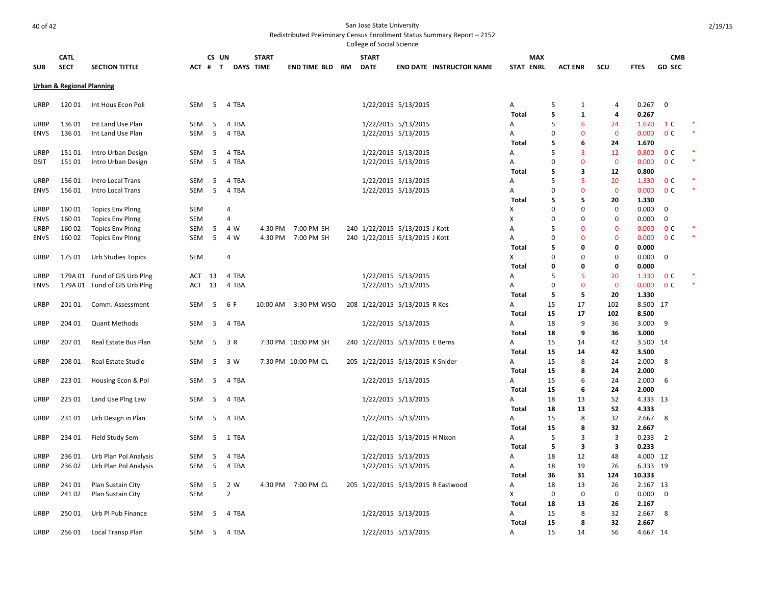San Jose State University
Redistributed Preliminary Census Enrollment Status Summary Report – 2152
College of Social Science

2/19/15

| SUB | CATL SECT | SECTION TITTLE | ACT | CS # | UN T | DAYS | START TIME | END TIME | BLD | RM | START DATE | END DATE | INSTRUCTOR NAME | STAT | MAX ENRL | ACT ENR | SCU | FTES | GD | CMB SEC | |
|---|---|---|---|---|---|---|---|---|---|---|---|---|---|---|---|---|---|---|---|---|---|
| **Urban & Regional Planning** | | | | | | | | | | | | | | | | | | | | | |
| URBP | 120 01 | Int Hous Econ Poli | SEM | 5 | 4 | TBA | | | | | 1/22/2015 | 5/13/2015 | | A | 5 | 1 | 4 | 0.267 | 0 | | |
| | | | | | | | | | | | | | | **Total** | **5** | **1** | **4** | **0.267** | | | |
| URBP | 136 01 | Int Land Use Plan | SEM | 5 | 4 | TBA | | | | | 1/22/2015 | 5/13/2015 | | A | 5 | 6 | 24 | 1.670 | 1 | C | * |
| ENVS | 136 01 | Int Land Use Plan | SEM | 5 | 4 | TBA | | | | | 1/22/2015 | 5/13/2015 | | A | 0 | 0 | 0 | 0.000 | 0 | C | * |
| | | | | | | | | | | | | | | **Total** | **5** | **6** | **24** | **1.670** | | | |
| URBP | 151 01 | Intro Urban Design | SEM | 5 | 4 | TBA | | | | | 1/22/2015 | 5/13/2015 | | A | 5 | 3 | 12 | 0.800 | 0 | C | * |
| DSIT | 151 01 | Intro Urban Design | SEM | 5 | 4 | TBA | | | | | 1/22/2015 | 5/13/2015 | | A | 0 | 0 | 0 | 0.000 | 0 | C | * |
| | | | | | | | | | | | | | | **Total** | **5** | **3** | **12** | **0.800** | | | |
| URBP | 156 01 | Intro Local Trans | SEM | 5 | 4 | TBA | | | | | 1/22/2015 | 5/13/2015 | | A | 5 | 5 | 20 | 1.330 | 0 | C | * |
| ENVS | 156 01 | Intro Local Trans | SEM | 5 | 4 | TBA | | | | | 1/22/2015 | 5/13/2015 | | A | 0 | 0 | 0 | 0.000 | 0 | C | * |
| | | | | | | | | | | | | | | **Total** | **5** | **5** | **20** | **1.330** | | | |
| URBP | 160 01 | Topics Env Plnng | SEM | | 4 | | | | | | | | | X | 0 | 0 | 0 | 0.000 | 0 | | |
| ENVS | 160 01 | Topics Env Plnng | SEM | | 4 | | | | | | | | | X | 0 | 0 | 0 | 0.000 | 0 | | |
| URBP | 160 02 | Topics Env Plnng | SEM | 5 | 4 | W | 4:30 PM | 7:00 PM | SH | 240 | 1/22/2015 | 5/13/2015 | J Kott | A | 5 | 0 | 0 | 0.000 | 0 | C | * |
| ENVS | 160 02 | Topics Env Plnng | SEM | 5 | 4 | W | 4:30 PM | 7:00 PM | SH | 240 | 1/22/2015 | 5/13/2015 | J Kott | A | 0 | 0 | 0 | 0.000 | 0 | C | * |
| | | | | | | | | | | | | | | **Total** | **5** | **0** | **0** | **0.000** | | | |
| URBP | 175 01 | Urb Studies Topics | SEM | | 4 | | | | | | | | | X | 0 | 0 | 0 | 0.000 | 0 | | |
| | | | | | | | | | | | | | | **Total** | **0** | **0** | **0** | **0.000** | | | |
| URBP | 179A 01 | Fund of GIS Urb Plng | ACT | 13 | 4 | TBA | | | | | 1/22/2015 | 5/13/2015 | | A | 5 | 5 | 20 | 1.330 | 0 | C | * |
| ENVS | 179A 01 | Fund of GIS Urb Plng | ACT | 13 | 4 | TBA | | | | | 1/22/2015 | 5/13/2015 | | A | 0 | 0 | 0 | 0.000 | 0 | C | * |
| | | | | | | | | | | | | | | **Total** | **5** | **5** | **20** | **1.330** | | | |
| URBP | 201 01 | Comm. Assessment | SEM | 5 | 6 | F | 10:00 AM | 3:30 PM | WSQ | 208 | 1/22/2015 | 5/13/2015 | R Kos | A | 15 | 17 | 102 | 8.500 | 17 | | |
| | | | | | | | | | | | | | | **Total** | **15** | **17** | **102** | **8.500** | | | |
| URBP | 204 01 | Quant Methods | SEM | 5 | 4 | TBA | | | | | 1/22/2015 | 5/13/2015 | | A | 18 | 9 | 36 | 3.000 | 9 | | |
| | | | | | | | | | | | | | | **Total** | **18** | **9** | **36** | **3.000** | | | |
| URBP | 207 01 | Real Estate Bus Plan | SEM | 5 | 3 | R | 7:30 PM | 10:00 PM | SH | 240 | 1/22/2015 | 5/13/2015 | E Berns | A | 15 | 14 | 42 | 3.500 | 14 | | |
| | | | | | | | | | | | | | | **Total** | **15** | **14** | **42** | **3.500** | | | |
| URBP | 208 01 | Real Estate Studio | SEM | 5 | 3 | W | 7:30 PM | 10:00 PM | CL | 205 | 1/22/2015 | 5/13/2015 | K Snider | A | 15 | 8 | 24 | 2.000 | 8 | | |
| | | | | | | | | | | | | | | **Total** | **15** | **8** | **24** | **2.000** | | | |
| URBP | 223 01 | Housing Econ & Pol | SEM | 5 | 4 | TBA | | | | | 1/22/2015 | 5/13/2015 | | A | 15 | 6 | 24 | 2.000 | 6 | | |
| | | | | | | | | | | | | | | **Total** | **15** | **6** | **24** | **2.000** | | | |
| URBP | 225 01 | Land Use Plng Law | SEM | 5 | 4 | TBA | | | | | 1/22/2015 | 5/13/2015 | | A | 18 | 13 | 52 | 4.333 | 13 | | |
| | | | | | | | | | | | | | | **Total** | **18** | **13** | **52** | **4.333** | | | |
| URBP | 231 01 | Urb Design in Plan | SEM | 5 | 4 | TBA | | | | | 1/22/2015 | 5/13/2015 | | A | 15 | 8 | 32 | 2.667 | 8 | | |
| | | | | | | | | | | | | | | **Total** | **15** | **8** | **32** | **2.667** | | | |
| URBP | 234 01 | Field Study Sem | SEM | 5 | 1 | TBA | | | | | 1/22/2015 | 5/13/2015 | H Nixon | A | 5 | 3 | 3 | 0.233 | 2 | | |
| | | | | | | | | | | | | | | **Total** | **5** | **3** | **3** | **0.233** | | | |
| URBP | 236 01 | Urb Plan Pol Analysis | SEM | 5 | 4 | TBA | | | | | 1/22/2015 | 5/13/2015 | | A | 18 | 12 | 48 | 4.000 | 12 | | |
| URBP | 236 02 | Urb Plan Pol Analysis | SEM | 5 | 4 | TBA | | | | | 1/22/2015 | 5/13/2015 | | A | 18 | 19 | 76 | 6.333 | 19 | | |
| | | | | | | | | | | | | | | **Total** | **36** | **31** | **124** | **10.333** | | | |
| URBP | 241 01 | Plan Sustain City | SEM | 5 | 2 | W | 4:30 PM | 7:00 PM | CL | 205 | 1/22/2015 | 5/13/2015 | R Eastwood | A | 18 | 13 | 26 | 2.167 | 13 | | |
| URBP | 241 02 | Plan Sustain City | SEM | | 2 | | | | | | | | | X | 0 | 0 | 0 | 0.000 | 0 | | |
| | | | | | | | | | | | | | | **Total** | **18** | **13** | **26** | **2.167** | | | |
| URBP | 250 01 | Urb Pl Pub Finance | SEM | 5 | 4 | TBA | | | | | 1/22/2015 | 5/13/2015 | | A | 15 | 8 | 32 | 2.667 | 8 | | |
| | | | | | | | | | | | | | | **Total** | **15** | **8** | **32** | **2.667** | | | |
| URBP | 256 01 | Local Transp Plan | SEM | 5 | 4 | TBA | | | | | 1/22/2015 | 5/13/2015 | | A | 15 | 14 | 56 | 4.667 | 14 | | |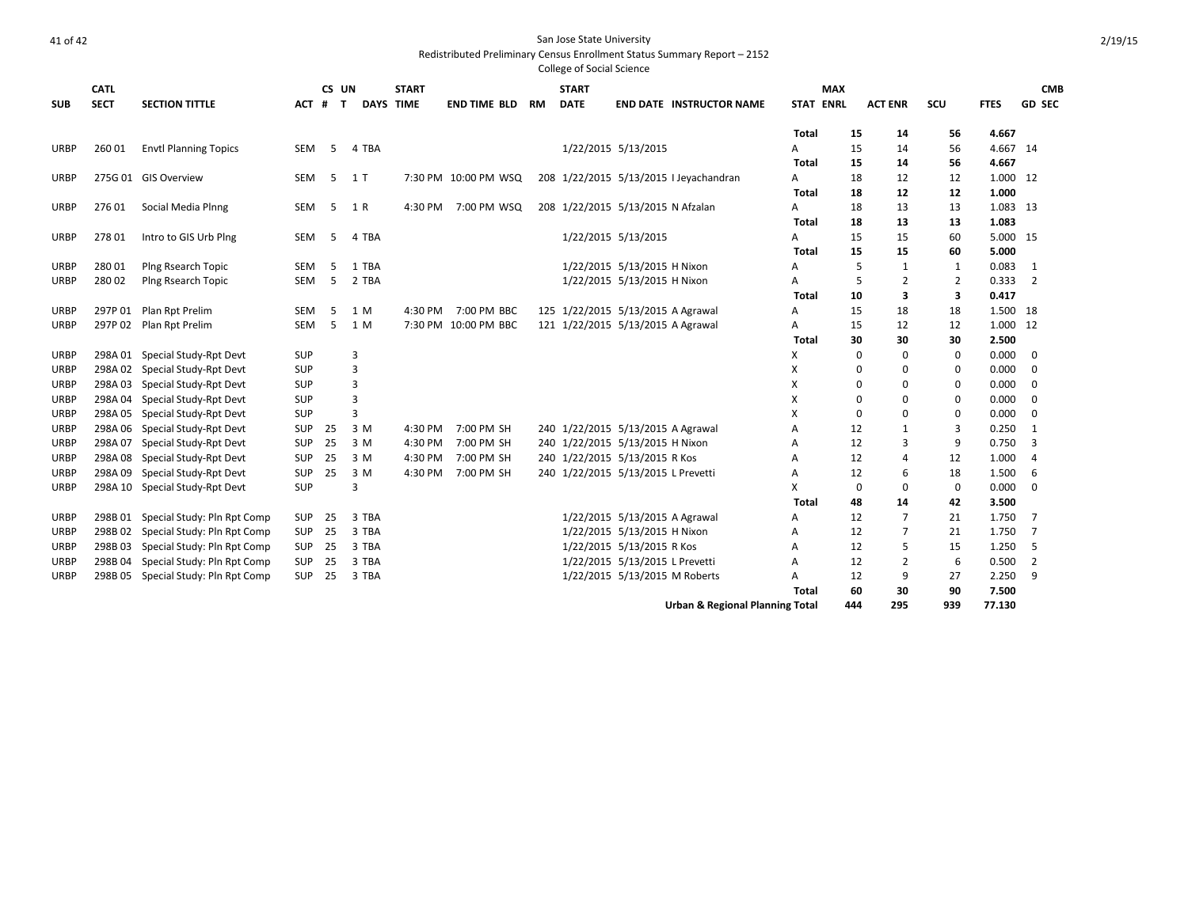San Jose State University

Redistributed Preliminary Census Enrollment Status Summary Report – 2152

College of Social Science

| SUB | CATL SECT | SECTION TITTLE | ACT | CS # | UN T | DAYS | START TIME | END TIME | BLD | RM | START DATE | END DATE | INSTRUCTOR NAME | STAT | MAX ENRL | ACT ENR | SCU | FTES | GD | CMB SEC |
|---|---|---|---|---|---|---|---|---|---|---|---|---|---|---|---|---|---|---|---|---|
| | | | | | | | | | | | | | | **Total** | **15** | **14** | **56** | **4.667** | | |
| URBP | 260 01 | Envtl Planning Topics | SEM | 5 | 4 | TBA | | | | | 1/22/2015 | 5/13/2015 | | A | 15 | 14 | 56 | 4.667 | 14 | |
| | | | | | | | | | | | | | | **Total** | **15** | **14** | **56** | **4.667** | | |
| URBP | 275G 01 | GIS Overview | SEM | 5 | 1 | T | 7:30 PM | 10:00 PM | WSQ | 208 | 1/22/2015 | 5/13/2015 | I Jeyachandran | A | 18 | 12 | 12 | 1.000 | 12 | |
| | | | | | | | | | | | | | | **Total** | **18** | **12** | **12** | **1.000** | | |
| URBP | 276 01 | Social Media Plnng | SEM | 5 | 1 | R | 4:30 PM | 7:00 PM | WSQ | 208 | 1/22/2015 | 5/13/2015 | N Afzalan | A | 18 | 13 | 13 | 1.083 | 13 | |
| | | | | | | | | | | | | | | **Total** | **18** | **13** | **13** | **1.083** | | |
| URBP | 278 01 | Intro to GIS Urb Plng | SEM | 5 | 4 | TBA | | | | | 1/22/2015 | 5/13/2015 | | A | 15 | 15 | 60 | 5.000 | 15 | |
| | | | | | | | | | | | | | | **Total** | **15** | **15** | **60** | **5.000** | | |
| URBP | 280 01 | Plng Rsearch Topic | SEM | 5 | 1 | TBA | | | | | 1/22/2015 | 5/13/2015 | H Nixon | A | 5 | 1 | 1 | 0.083 | 1 | |
| URBP | 280 02 | Plng Rsearch Topic | SEM | 5 | 2 | TBA | | | | | 1/22/2015 | 5/13/2015 | H Nixon | A | 5 | 2 | 2 | 0.333 | 2 | |
| | | | | | | | | | | | | | | **Total** | **10** | **3** | **3** | **0.417** | | |
| URBP | 297P 01 | Plan Rpt Prelim | SEM | 5 | 1 | M | 4:30 PM | 7:00 PM | BBC | 125 | 1/22/2015 | 5/13/2015 | A Agrawal | A | 15 | 18 | 18 | 1.500 | 18 | |
| URBP | 297P 02 | Plan Rpt Prelim | SEM | 5 | 1 | M | 7:30 PM | 10:00 PM | BBC | 121 | 1/22/2015 | 5/13/2015 | A Agrawal | A | 15 | 12 | 12 | 1.000 | 12 | |
| | | | | | | | | | | | | | | **Total** | **30** | **30** | **30** | **2.500** | | |
| URBP | 298A 01 | Special Study-Rpt Devt | SUP | | 3 | | | | | | | | | X | 0 | 0 | 0 | 0.000 | 0 | |
| URBP | 298A 02 | Special Study-Rpt Devt | SUP | | 3 | | | | | | | | | X | 0 | 0 | 0 | 0.000 | 0 | |
| URBP | 298A 03 | Special Study-Rpt Devt | SUP | | 3 | | | | | | | | | X | 0 | 0 | 0 | 0.000 | 0 | |
| URBP | 298A 04 | Special Study-Rpt Devt | SUP | | 3 | | | | | | | | | X | 0 | 0 | 0 | 0.000 | 0 | |
| URBP | 298A 05 | Special Study-Rpt Devt | SUP | | 3 | | | | | | | | | X | 0 | 0 | 0 | 0.000 | 0 | |
| URBP | 298A 06 | Special Study-Rpt Devt | SUP | 25 | 3 | M | 4:30 PM | 7:00 PM | SH | 240 | 1/22/2015 | 5/13/2015 | A Agrawal | A | 12 | 1 | 3 | 0.250 | 1 | |
| URBP | 298A 07 | Special Study-Rpt Devt | SUP | 25 | 3 | M | 4:30 PM | 7:00 PM | SH | 240 | 1/22/2015 | 5/13/2015 | H Nixon | A | 12 | 3 | 9 | 0.750 | 3 | |
| URBP | 298A 08 | Special Study-Rpt Devt | SUP | 25 | 3 | M | 4:30 PM | 7:00 PM | SH | 240 | 1/22/2015 | 5/13/2015 | R Kos | A | 12 | 4 | 12 | 1.000 | 4 | |
| URBP | 298A 09 | Special Study-Rpt Devt | SUP | 25 | 3 | M | 4:30 PM | 7:00 PM | SH | 240 | 1/22/2015 | 5/13/2015 | L Prevetti | A | 12 | 6 | 18 | 1.500 | 6 | |
| URBP | 298A 10 | Special Study-Rpt Devt | SUP | | 3 | | | | | | | | | X | 0 | 0 | 0 | 0.000 | 0 | |
| | | | | | | | | | | | | | | **Total** | **48** | **14** | **42** | **3.500** | | |
| URBP | 298B 01 | Special Study: Pln Rpt Comp | SUP | 25 | 3 | TBA | | | | | 1/22/2015 | 5/13/2015 | A Agrawal | A | 12 | 7 | 21 | 1.750 | 7 | |
| URBP | 298B 02 | Special Study: Pln Rpt Comp | SUP | 25 | 3 | TBA | | | | | 1/22/2015 | 5/13/2015 | H Nixon | A | 12 | 7 | 21 | 1.750 | 7 | |
| URBP | 298B 03 | Special Study: Pln Rpt Comp | SUP | 25 | 3 | TBA | | | | | 1/22/2015 | 5/13/2015 | R Kos | A | 12 | 5 | 15 | 1.250 | 5 | |
| URBP | 298B 04 | Special Study: Pln Rpt Comp | SUP | 25 | 3 | TBA | | | | | 1/22/2015 | 5/13/2015 | L Prevetti | A | 12 | 2 | 6 | 0.500 | 2 | |
| URBP | 298B 05 | Special Study: Pln Rpt Comp | SUP | 25 | 3 | TBA | | | | | 1/22/2015 | 5/13/2015 | M Roberts | A | 12 | 9 | 27 | 2.250 | 9 | |
| | | | | | | | | | | | | | | **Total** | **60** | **30** | **90** | **7.500** | | |
| | | | | | | | | | | | | | **Urban & Regional Planning Total** | | **444** | **295** | **939** | **77.130** | | |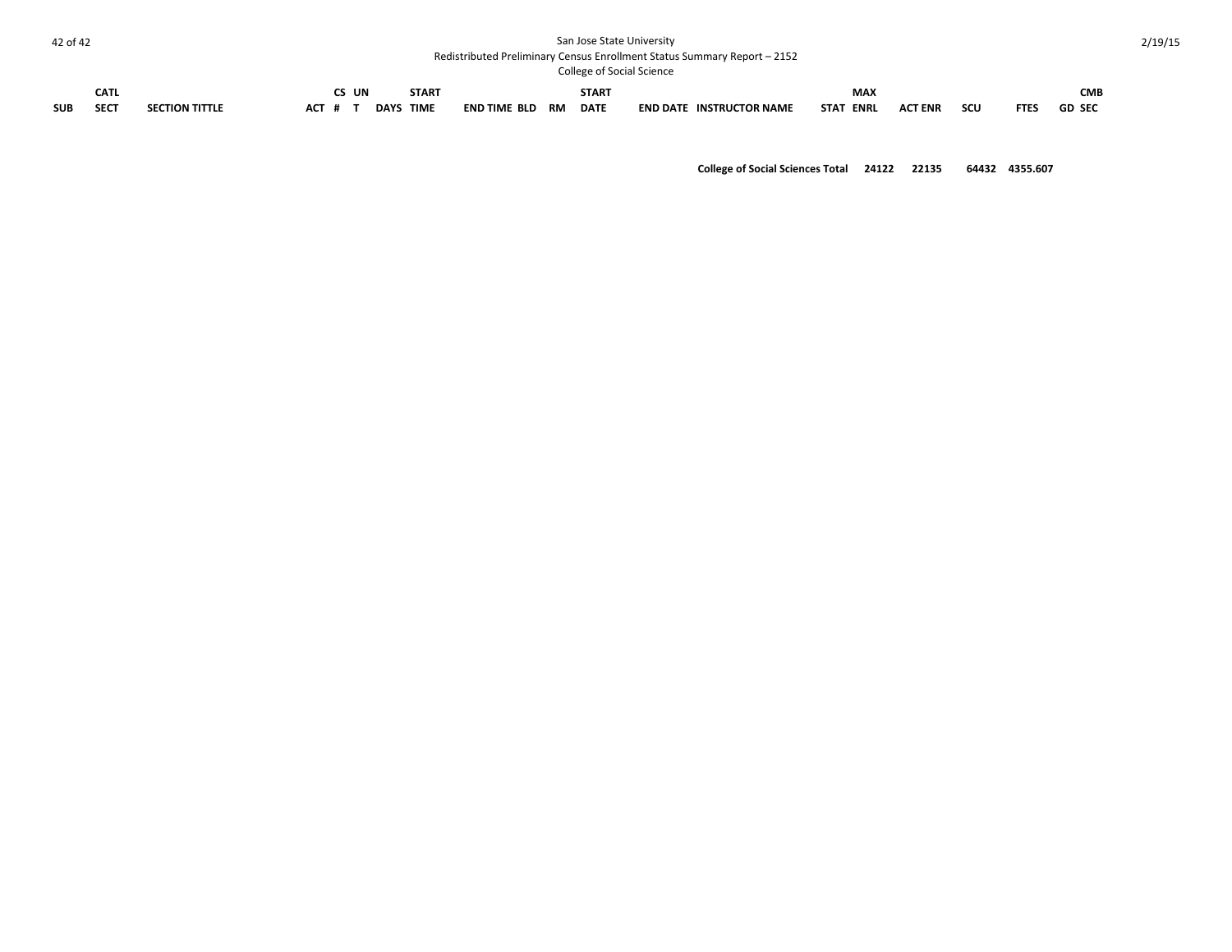| SUB | CATL SECT | SECTION TITTLE | ACT | CS # | UN T | DAYS | START TIME | END TIME | BLD | RM | START DATE | END DATE | INSTRUCTOR NAME | STAT | MAX ENRL | ACT ENR | SCU | FTES | GD | CMB SEC |
|---|---|---|---|---|---|---|---|---|---|---|---|---|---|---|---|---|---|---|---|---|
| | | | | | | | | | | | | | **College of Social Sciences Total** | | **24122** | **22135** | **64432** | **4355.607** | | |